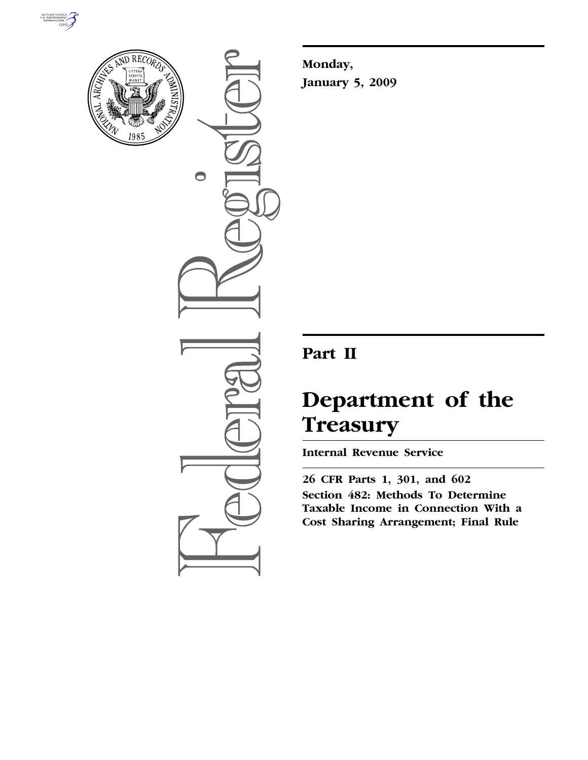Monday,

January 5, 2009

# Part II

# Department of the Treasury

## Internal Revenue Service

**26 CFR Parts 1, 301, and 602**

**Section 482: Methods To Determine Taxable Income in Connection With a Cost Sharing Arrangement; Final Rule**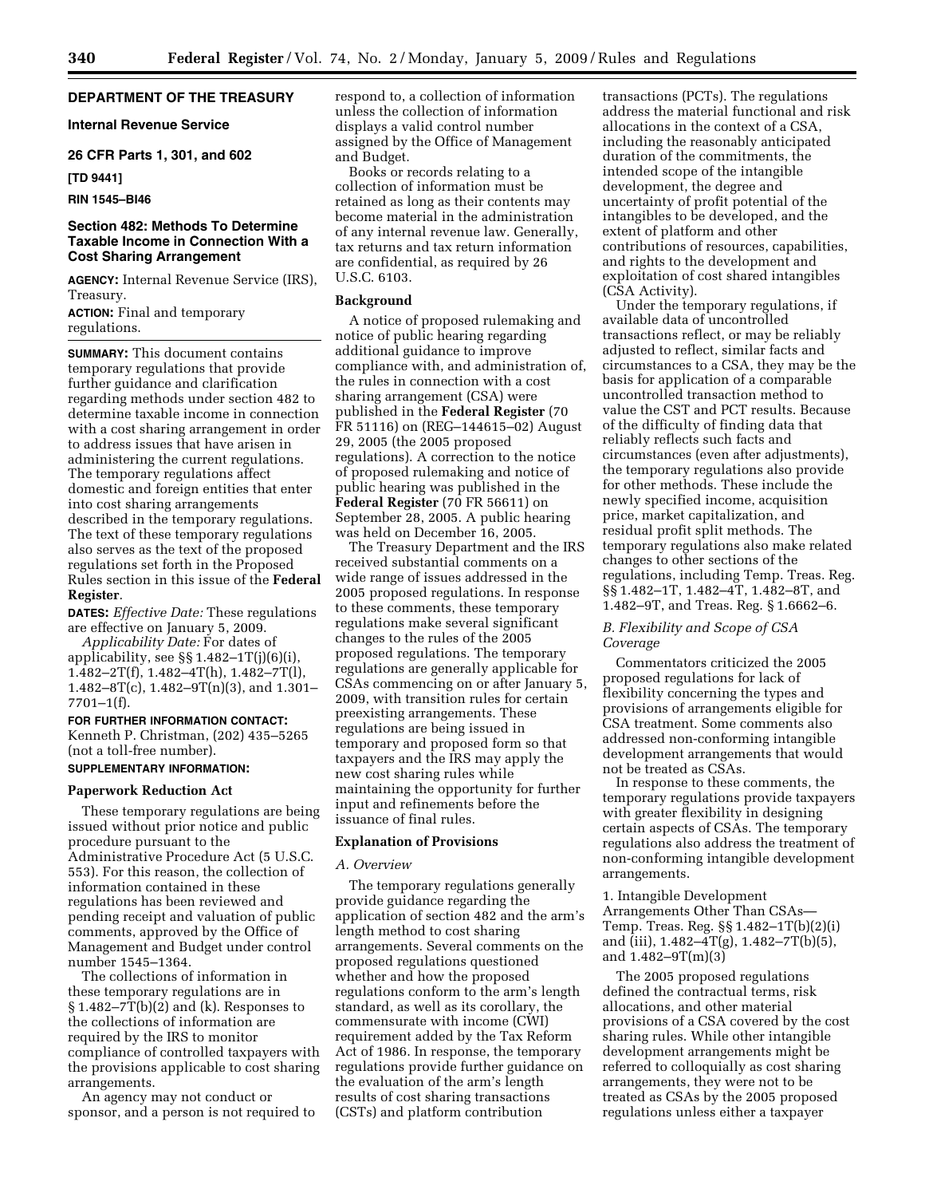## DEPARTMENT OF THE TREASURY

### Internal Revenue Service

### 26 CFR Parts 1, 301, and 602

**[TD 9441]**

**RIN 1545–BI46**

### Section 482: Methods To Determine Taxable Income in Connection With a Cost Sharing Arrangement

**AGENCY:** Internal Revenue Service (IRS), Treasury.

**ACTION:** Final and temporary regulations.

**SUMMARY:** This document contains temporary regulations that provide further guidance and clarification regarding methods under section 482 to determine taxable income in connection with a cost sharing arrangement in order to address issues that have arisen in administering the current regulations. The temporary regulations affect domestic and foreign entities that enter into cost sharing arrangements described in the temporary regulations. The text of these temporary regulations also serves as the text of the proposed regulations set forth in the Proposed Rules section in this issue of the **Federal Register**.

**DATES:** *Effective Date:* These regulations are effective on January 5, 2009.

*Applicability Date:* For dates of applicability, see §§ 1.482–1T(j)(6)(i), 1.482–2T(f), 1.482–4T(h), 1.482–7T(l), 1.482–8T(c), 1.482–9T(n)(3), and 1.301–7701–1(f).

**FOR FURTHER INFORMATION CONTACT:** Kenneth P. Christman, (202) 435–5265 (not a toll-free number).

**SUPPLEMENTARY INFORMATION:**

#### Paperwork Reduction Act

These temporary regulations are being issued without prior notice and public procedure pursuant to the Administrative Procedure Act (5 U.S.C. 553). For this reason, the collection of information contained in these regulations has been reviewed and pending receipt and valuation of public comments, approved by the Office of Management and Budget under control number 1545–1364.

The collections of information in these temporary regulations are in § 1.482–7T(b)(2) and (k). Responses to the collections of information are required by the IRS to monitor compliance of controlled taxpayers with the provisions applicable to cost sharing arrangements.

An agency may not conduct or sponsor, and a person is not required to respond to, a collection of information unless the collection of information displays a valid control number assigned by the Office of Management and Budget.

Books or records relating to a collection of information must be retained as long as their contents may become material in the administration of any internal revenue law. Generally, tax returns and tax return information are confidential, as required by 26 U.S.C. 6103.

#### Background

A notice of proposed rulemaking and notice of public hearing regarding additional guidance to improve compliance with, and administration of, the rules in connection with a cost sharing arrangement (CSA) were published in the **Federal Register** (70 FR 51116) on (REG–144615–02) August 29, 2005 (the 2005 proposed regulations). A correction to the notice of proposed rulemaking and notice of public hearing was published in the **Federal Register** (70 FR 56611) on September 28, 2005. A public hearing was held on December 16, 2005.

The Treasury Department and the IRS received substantial comments on a wide range of issues addressed in the 2005 proposed regulations. In response to these comments, these temporary regulations make several significant changes to the rules of the 2005 proposed regulations. The temporary regulations are generally applicable for CSAs commencing on or after January 5, 2009, with transition rules for certain preexisting arrangements. These regulations are being issued in temporary and proposed form so that taxpayers and the IRS may apply the new cost sharing rules while maintaining the opportunity for further input and refinements before the issuance of final rules.

#### Explanation of Provisions

*A. Overview*

The temporary regulations generally provide guidance regarding the application of section 482 and the arm's length method to cost sharing arrangements. Several comments on the proposed regulations questioned whether and how the proposed regulations conform to the arm's length standard, as well as its corollary, the commensurate with income (CWI) requirement added by the Tax Reform Act of 1986. In response, the temporary regulations provide further guidance on the evaluation of the arm's length results of cost sharing transactions (CSTs) and platform contribution transactions (PCTs). The regulations address the material functional and risk allocations in the context of a CSA, including the reasonably anticipated duration of the commitments, the intended scope of the intangible development, the degree and uncertainty of profit potential of the intangibles to be developed, and the extent of platform and other contributions of resources, capabilities, and rights to the development and exploitation of cost shared intangibles (CSA Activity).

Under the temporary regulations, if available data of uncontrolled transactions reflect, or may be reliably adjusted to reflect, similar facts and circumstances to a CSA, they may be the basis for application of a comparable uncontrolled transaction method to value the CST and PCT results. Because of the difficulty of finding data that reliably reflects such facts and circumstances (even after adjustments), the temporary regulations also provide for other methods. These include the newly specified income, acquisition price, market capitalization, and residual profit split methods. The temporary regulations also make related changes to other sections of the regulations, including Temp. Treas. Reg. §§ 1.482–1T, 1.482–4T, 1.482–8T, and 1.482–9T, and Treas. Reg. § 1.6662–6.

*B. Flexibility and Scope of CSA Coverage*

Commentators criticized the 2005 proposed regulations for lack of flexibility concerning the types and provisions of arrangements eligible for CSA treatment. Some comments also addressed non-conforming intangible development arrangements that would not be treated as CSAs.

In response to these comments, the temporary regulations provide taxpayers with greater flexibility in designing certain aspects of CSAs. The temporary regulations also address the treatment of non-conforming intangible development arrangements.

1. Intangible Development Arrangements Other Than CSAs—Temp. Treas. Reg. §§ 1.482–1T(b)(2)(i) and (iii), 1.482–4T(g), 1.482–7T(b)(5), and 1.482–9T(m)(3)

The 2005 proposed regulations defined the contractual terms, risk allocations, and other material provisions of a CSA covered by the cost sharing rules. While other intangible development arrangements might be referred to colloquially as cost sharing arrangements, they were not to be treated as CSAs by the 2005 proposed regulations unless either a taxpayer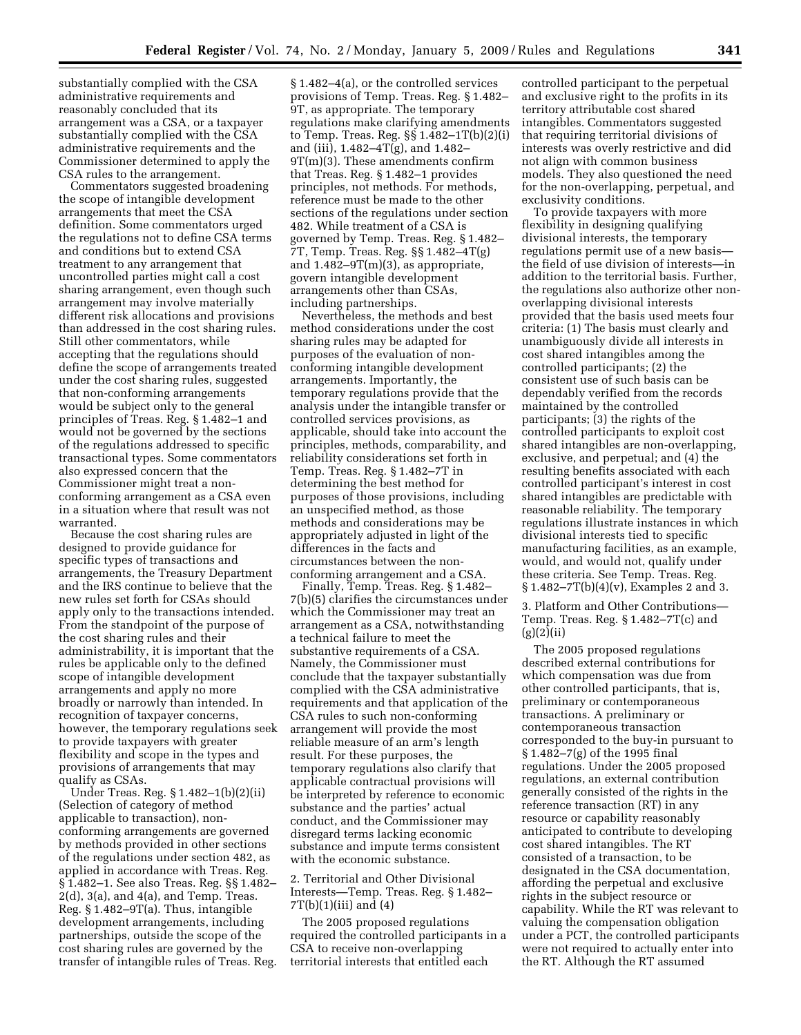substantially complied with the CSA administrative requirements and reasonably concluded that its arrangement was a CSA, or a taxpayer substantially complied with the CSA administrative requirements and the Commissioner determined to apply the CSA rules to the arrangement.

Commentators suggested broadening the scope of intangible development arrangements that meet the CSA definition. Some commentators urged the regulations not to define CSA terms and conditions but to extend CSA treatment to any arrangement that uncontrolled parties might call a cost sharing arrangement, even though such arrangement may involve materially different risk allocations and provisions than addressed in the cost sharing rules. Still other commentators, while accepting that the regulations should define the scope of arrangements treated under the cost sharing rules, suggested that non-conforming arrangements would be subject only to the general principles of Treas. Reg. § 1.482–1 and would not be governed by the sections of the regulations addressed to specific transactional types. Some commentators also expressed concern that the Commissioner might treat a non-conforming arrangement as a CSA even in a situation where that result was not warranted.

Because the cost sharing rules are designed to provide guidance for specific types of transactions and arrangements, the Treasury Department and the IRS continue to believe that the new rules set forth for CSAs should apply only to the transactions intended. From the standpoint of the purpose of the cost sharing rules and their administrability, it is important that the rules be applicable only to the defined scope of intangible development arrangements and apply no more broadly or narrowly than intended. In recognition of taxpayer concerns, however, the temporary regulations seek to provide taxpayers with greater flexibility and scope in the types and provisions of arrangements that may qualify as CSAs.

Under Treas. Reg. § 1.482–1(b)(2)(ii) (Selection of category of method applicable to transaction), non-conforming arrangements are governed by methods provided in other sections of the regulations under section 482, as applied in accordance with Treas. Reg. § 1.482–1. See also Treas. Reg. §§ 1.482–2(d), 3(a), and 4(a), and Temp. Treas. Reg. § 1.482–9T(a). Thus, intangible development arrangements, including partnerships, outside the scope of the cost sharing rules are governed by the transfer of intangible rules of Treas. Reg. § 1.482–4(a), or the controlled services provisions of Temp. Treas. Reg. § 1.482–9T, as appropriate. The temporary regulations make clarifying amendments to Temp. Treas. Reg. §§ 1.482–1T(b)(2)(i) and (iii), 1.482–4T(g), and 1.482–9T(m)(3). These amendments confirm that Treas. Reg. § 1.482–1 provides principles, not methods. For methods, reference must be made to the other sections of the regulations under section 482. While treatment of a CSA is governed by Temp. Treas. Reg. § 1.482–7T, Temp. Treas. Reg. §§ 1.482–4T(g) and 1.482–9T(m)(3), as appropriate, govern intangible development arrangements other than CSAs, including partnerships.

Nevertheless, the methods and best method considerations under the cost sharing rules may be adapted for purposes of the evaluation of non-conforming intangible development arrangements. Importantly, the temporary regulations provide that the analysis under the intangible transfer or controlled services provisions, as applicable, should take into account the principles, methods, comparability, and reliability considerations set forth in Temp. Treas. Reg. § 1.482–7T in determining the best method for purposes of those provisions, including an unspecified method, as those methods and considerations may be appropriately adjusted in light of the differences in the facts and circumstances between the non-conforming arrangement and a CSA.

Finally, Temp. Treas. Reg. § 1.482–7(b)(5) clarifies the circumstances under which the Commissioner may treat an arrangement as a CSA, notwithstanding a technical failure to meet the substantive requirements of a CSA. Namely, the Commissioner must conclude that the taxpayer substantially complied with the CSA administrative requirements and that application of the CSA rules to such non-conforming arrangement will provide the most reliable measure of an arm's length result. For these purposes, the temporary regulations also clarify that applicable contractual provisions will be interpreted by reference to economic substance and the parties' actual conduct, and the Commissioner may disregard terms lacking economic substance and impute terms consistent with the economic substance.

### 2. Territorial and Other Divisional Interests—Temp. Treas. Reg. § 1.482–7T(b)(1)(iii) and (4)

The 2005 proposed regulations required the controlled participants in a CSA to receive non-overlapping territorial interests that entitled each controlled participant to the perpetual and exclusive right to the profits in its territory attributable cost shared intangibles. Commentators suggested that requiring territorial divisions of interests was overly restrictive and did not align with common business models. They also questioned the need for the non-overlapping, perpetual, and exclusivity conditions.

To provide taxpayers with more flexibility in designing qualifying divisional interests, the temporary regulations permit use of a new basis—the field of use division of interests—in addition to the territorial basis. Further, the regulations also authorize other non-overlapping divisional interests provided that the basis used meets four criteria: (1) The basis must clearly and unambiguously divide all interests in cost shared intangibles among the controlled participants; (2) the consistent use of such basis can be dependably verified from the records maintained by the controlled participants; (3) the rights of the controlled participants to exploit cost shared intangibles are non-overlapping, exclusive, and perpetual; and (4) the resulting benefits associated with each controlled participant's interest in cost shared intangibles are predictable with reasonable reliability. The temporary regulations illustrate instances in which divisional interests tied to specific manufacturing facilities, as an example, would, and would not, qualify under these criteria. See Temp. Treas. Reg. § 1.482–7T(b)(4)(v), Examples 2 and 3.

### 3. Platform and Other Contributions—Temp. Treas. Reg. § 1.482–7T(c) and (g)(2)(ii)

The 2005 proposed regulations described external contributions for which compensation was due from other controlled participants, that is, preliminary or contemporaneous transactions. A preliminary or contemporaneous transaction corresponded to the buy-in pursuant to § 1.482–7(g) of the 1995 final regulations. Under the 2005 proposed regulations, an external contribution generally consisted of the rights in the reference transaction (RT) in any resource or capability reasonably anticipated to contribute to developing cost shared intangibles. The RT consisted of a transaction, to be designated in the CSA documentation, affording the perpetual and exclusive rights in the subject resource or capability. While the RT was relevant to valuing the compensation obligation under a PCT, the controlled participants were not required to actually enter into the RT. Although the RT assumed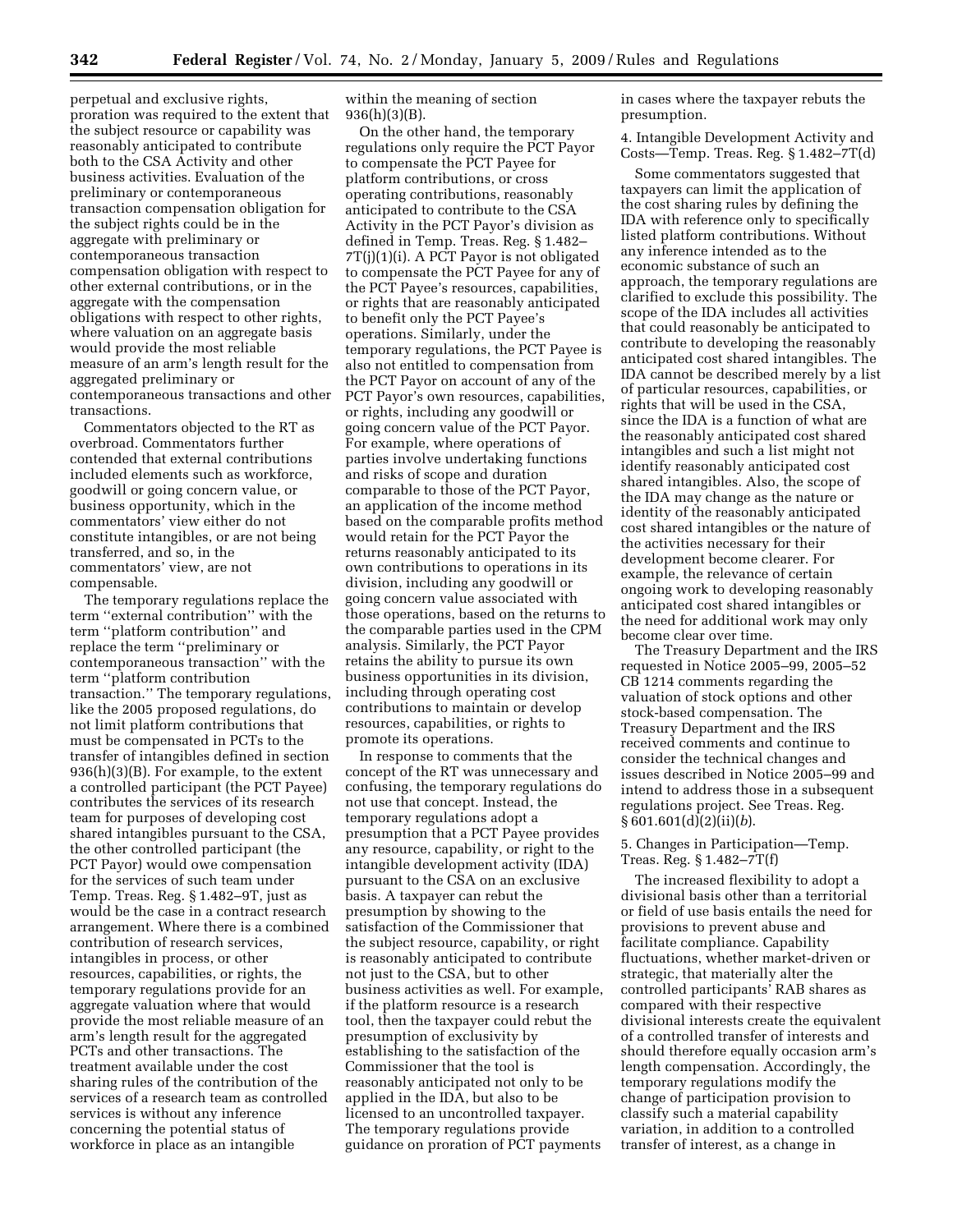perpetual and exclusive rights, proration was required to the extent that the subject resource or capability was reasonably anticipated to contribute both to the CSA Activity and other business activities. Evaluation of the preliminary or contemporaneous transaction compensation obligation for the subject rights could be in the aggregate with preliminary or contemporaneous transaction compensation obligation with respect to other external contributions, or in the aggregate with the compensation obligations with respect to other rights, where valuation on an aggregate basis would provide the most reliable measure of an arm's length result for the aggregated preliminary or contemporaneous transactions and other transactions.

Commentators objected to the RT as overbroad. Commentators further contended that external contributions included elements such as workforce, goodwill or going concern value, or business opportunity, which in the commentators' view either do not constitute intangibles, or are not being transferred, and so, in the commentators' view, are not compensable.

The temporary regulations replace the term ''external contribution'' with the term ''platform contribution'' and replace the term ''preliminary or contemporaneous transaction'' with the term ''platform contribution transaction.'' The temporary regulations, like the 2005 proposed regulations, do not limit platform contributions that must be compensated in PCTs to the transfer of intangibles defined in section 936(h)(3)(B). For example, to the extent a controlled participant (the PCT Payee) contributes the services of its research team for purposes of developing cost shared intangibles pursuant to the CSA, the other controlled participant (the PCT Payor) would owe compensation for the services of such team under Temp. Treas. Reg. § 1.482–9T, just as would be the case in a contract research arrangement. Where there is a combined contribution of research services, intangibles in process, or other resources, capabilities, or rights, the temporary regulations provide for an aggregate valuation where that would provide the most reliable measure of an arm's length result for the aggregated PCTs and other transactions. The treatment available under the cost sharing rules of the contribution of the services of a research team as controlled services is without any inference concerning the potential status of workforce in place as an intangible within the meaning of section 936(h)(3)(B).

On the other hand, the temporary regulations only require the PCT Payor to compensate the PCT Payee for platform contributions, or cross operating contributions, reasonably anticipated to contribute to the CSA Activity in the PCT Payor's division as defined in Temp. Treas. Reg. § 1.482–7T(j)(1)(i). A PCT Payor is not obligated to compensate the PCT Payee for any of the PCT Payee's resources, capabilities, or rights that are reasonably anticipated to benefit only the PCT Payee's operations. Similarly, under the temporary regulations, the PCT Payee is also not entitled to compensation from the PCT Payor on account of any of the PCT Payor's own resources, capabilities, or rights, including any goodwill or going concern value of the PCT Payor. For example, where operations of parties involve undertaking functions and risks of scope and duration comparable to those of the PCT Payor, an application of the income method based on the comparable profits method would retain for the PCT Payor the returns reasonably anticipated to its own contributions to operations in its division, including any goodwill or going concern value associated with those operations, based on the returns to the comparable parties used in the CPM analysis. Similarly, the PCT Payor retains the ability to pursue its own business opportunities in its division, including through operating cost contributions to maintain or develop resources, capabilities, or rights to promote its operations.

In response to comments that the concept of the RT was unnecessary and confusing, the temporary regulations do not use that concept. Instead, the temporary regulations adopt a presumption that a PCT Payee provides any resource, capability, or right to the intangible development activity (IDA) pursuant to the CSA on an exclusive basis. A taxpayer can rebut the presumption by showing to the satisfaction of the Commissioner that the subject resource, capability, or right is reasonably anticipated to contribute not just to the CSA, but to other business activities as well. For example, if the platform resource is a research tool, then the taxpayer could rebut the presumption of exclusivity by establishing to the satisfaction of the Commissioner that the tool is reasonably anticipated not only to be applied in the IDA, but also to be licensed to an uncontrolled taxpayer. The temporary regulations provide guidance on proration of PCT payments in cases where the taxpayer rebuts the presumption.

4. Intangible Development Activity and Costs—Temp. Treas. Reg. § 1.482–7T(d)

Some commentators suggested that taxpayers can limit the application of the cost sharing rules by defining the IDA with reference only to specifically listed platform contributions. Without any inference intended as to the economic substance of such an approach, the temporary regulations are clarified to exclude this possibility. The scope of the IDA includes all activities that could reasonably be anticipated to contribute to developing the reasonably anticipated cost shared intangibles. The IDA cannot be described merely by a list of particular resources, capabilities, or rights that will be used in the CSA, since the IDA is a function of what are the reasonably anticipated cost shared intangibles and such a list might not identify reasonably anticipated cost shared intangibles. Also, the scope of the IDA may change as the nature or identity of the reasonably anticipated cost shared intangibles or the nature of the activities necessary for their development become clearer. For example, the relevance of certain ongoing work to developing reasonably anticipated cost shared intangibles or the need for additional work may only become clear over time.

The Treasury Department and the IRS requested in Notice 2005–99, 2005–52 CB 1214 comments regarding the valuation of stock options and other stock-based compensation. The Treasury Department and the IRS received comments and continue to consider the technical changes and issues described in Notice 2005–99 and intend to address those in a subsequent regulations project. See Treas. Reg. § 601.601(d)(2)(ii)(*b*).

5. Changes in Participation—Temp. Treas. Reg. § 1.482–7T(f)

The increased flexibility to adopt a divisional basis other than a territorial or field of use basis entails the need for provisions to prevent abuse and facilitate compliance. Capability fluctuations, whether market-driven or strategic, that materially alter the controlled participants' RAB shares as compared with their respective divisional interests create the equivalent of a controlled transfer of interests and should therefore equally occasion arm's length compensation. Accordingly, the temporary regulations modify the change of participation provision to classify such a material capability variation, in addition to a controlled transfer of interest, as a change in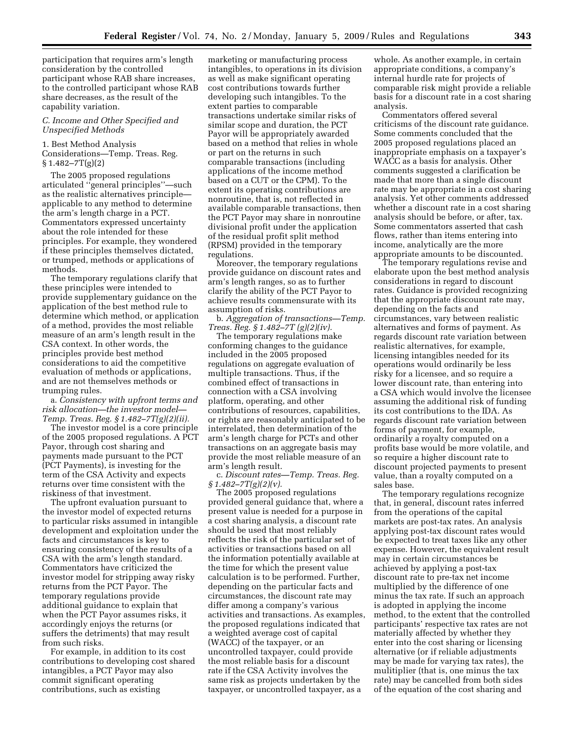participation that requires arm's length consideration by the controlled participant whose RAB share increases, to the controlled participant whose RAB share decreases, as the result of the capability variation.

### C. Income and Other Specified and Unspecified Methods

1. Best Method Analysis Considerations—Temp. Treas. Reg. § 1.482–7T(g)(2)

The 2005 proposed regulations articulated "general principles"—such as the realistic alternatives principle—applicable to any method to determine the arm's length charge in a PCT. Commentators expressed uncertainty about the role intended for these principles. For example, they wondered if these principles themselves dictated, or trumped, methods or applications of methods.

The temporary regulations clarify that these principles were intended to provide supplementary guidance on the application of the best method rule to determine which method, or application of a method, provides the most reliable measure of an arm's length result in the CSA context. In other words, the principles provide best method considerations to aid the competitive evaluation of methods or applications, and are not themselves methods or trumping rules.

a. *Consistency with upfront terms and risk allocation—the investor model—Temp. Treas. Reg. § 1.482–7T(g)(2)(ii).*

The investor model is a core principle of the 2005 proposed regulations. A PCT Payor, through cost sharing and payments made pursuant to the PCT (PCT Payments), is investing for the term of the CSA Activity and expects returns over time consistent with the riskiness of that investment.

The upfront evaluation pursuant to the investor model of expected returns to particular risks assumed in intangible development and exploitation under the facts and circumstances is key to ensuring consistency of the results of a CSA with the arm's length standard. Commentators have criticized the investor model for stripping away risky returns from the PCT Payor. The temporary regulations provide additional guidance to explain that when the PCT Payor assumes risks, it accordingly enjoys the returns (or suffers the detriments) that may result from such risks.

For example, in addition to its cost contributions to developing cost shared intangibles, a PCT Payor may also commit significant operating contributions, such as existing marketing or manufacturing process intangibles, to operations in its division as well as make significant operating cost contributions towards further developing such intangibles. To the extent parties to comparable transactions undertake similar risks of similar scope and duration, the PCT Payor will be appropriately awarded based on a method that relies in whole or part on the returns in such comparable transactions (including applications of the income method based on a CUT or the CPM). To the extent its operating contributions are nonroutine, that is, not reflected in available comparable transactions, then the PCT Payor may share in nonroutine divisional profit under the application of the residual profit split method (RPSM) provided in the temporary regulations.

Moreover, the temporary regulations provide guidance on discount rates and arm's length ranges, so as to further clarify the ability of the PCT Payor to achieve results commensurate with its assumption of risks.

b. *Aggregation of transactions—Temp. Treas. Reg. § 1.482–7T (g)(2)(iv).*

The temporary regulations make conforming changes to the guidance included in the 2005 proposed regulations on aggregate evaluation of multiple transactions. Thus, if the combined effect of transactions in connection with a CSA involving platform, operating, and other contributions of resources, capabilities, or rights are reasonably anticipated to be interrelated, then determination of the arm's length charge for PCTs and other transactions on an aggregate basis may provide the most reliable measure of an arm's length result.

c. *Discount rates—Temp. Treas. Reg. § 1.482–7T(g)(2)(v).*

The 2005 proposed regulations provided general guidance that, where a present value is needed for a purpose in a cost sharing analysis, a discount rate should be used that most reliably reflects the risk of the particular set of activities or transactions based on all the information potentially available at the time for which the present value calculation is to be performed. Further, depending on the particular facts and circumstances, the discount rate may differ among a company's various activities and transactions. As examples, the proposed regulations indicated that a weighted average cost of capital (WACC) of the taxpayer, or an uncontrolled taxpayer, could provide the most reliable basis for a discount rate if the CSA Activity involves the same risk as projects undertaken by the taxpayer, or uncontrolled taxpayer, as a whole. As another example, in certain appropriate conditions, a company's internal hurdle rate for projects of comparable risk might provide a reliable basis for a discount rate in a cost sharing analysis.

Commentators offered several criticisms of the discount rate guidance. Some comments concluded that the 2005 proposed regulations placed an inappropriate emphasis on a taxpayer's WACC as a basis for analysis. Other comments suggested a clarification be made that more than a single discount rate may be appropriate in a cost sharing analysis. Yet other comments addressed whether a discount rate in a cost sharing analysis should be before, or after, tax. Some commentators asserted that cash flows, rather than items entering into income, analytically are the more appropriate amounts to be discounted.

The temporary regulations revise and elaborate upon the best method analysis considerations in regard to discount rates. Guidance is provided recognizing that the appropriate discount rate may, depending on the facts and circumstances, vary between realistic alternatives and forms of payment. As regards discount rate variation between realistic alternatives, for example, licensing intangibles needed for its operations would ordinarily be less risky for a licensee, and so require a lower discount rate, than entering into a CSA which would involve the licensee assuming the additional risk of funding its cost contributions to the IDA. As regards discount rate variation between forms of payment, for example, ordinarily a royalty computed on a profits base would be more volatile, and so require a higher discount rate to discount projected payments to present value, than a royalty computed on a sales base.

The temporary regulations recognize that, in general, discount rates inferred from the operations of the capital markets are post-tax rates. An analysis applying post-tax discount rates would be expected to treat taxes like any other expense. However, the equivalent result may in certain circumstances be achieved by applying a post-tax discount rate to pre-tax net income multiplied by the difference of one minus the tax rate. If such an approach is adopted in applying the income method, to the extent that the controlled participants' respective tax rates are not materially affected by whether they enter into the cost sharing or licensing alternative (or if reliable adjustments may be made for varying tax rates), the mulitiplier (that is, one minus the tax rate) may be cancelled from both sides of the equation of the cost sharing and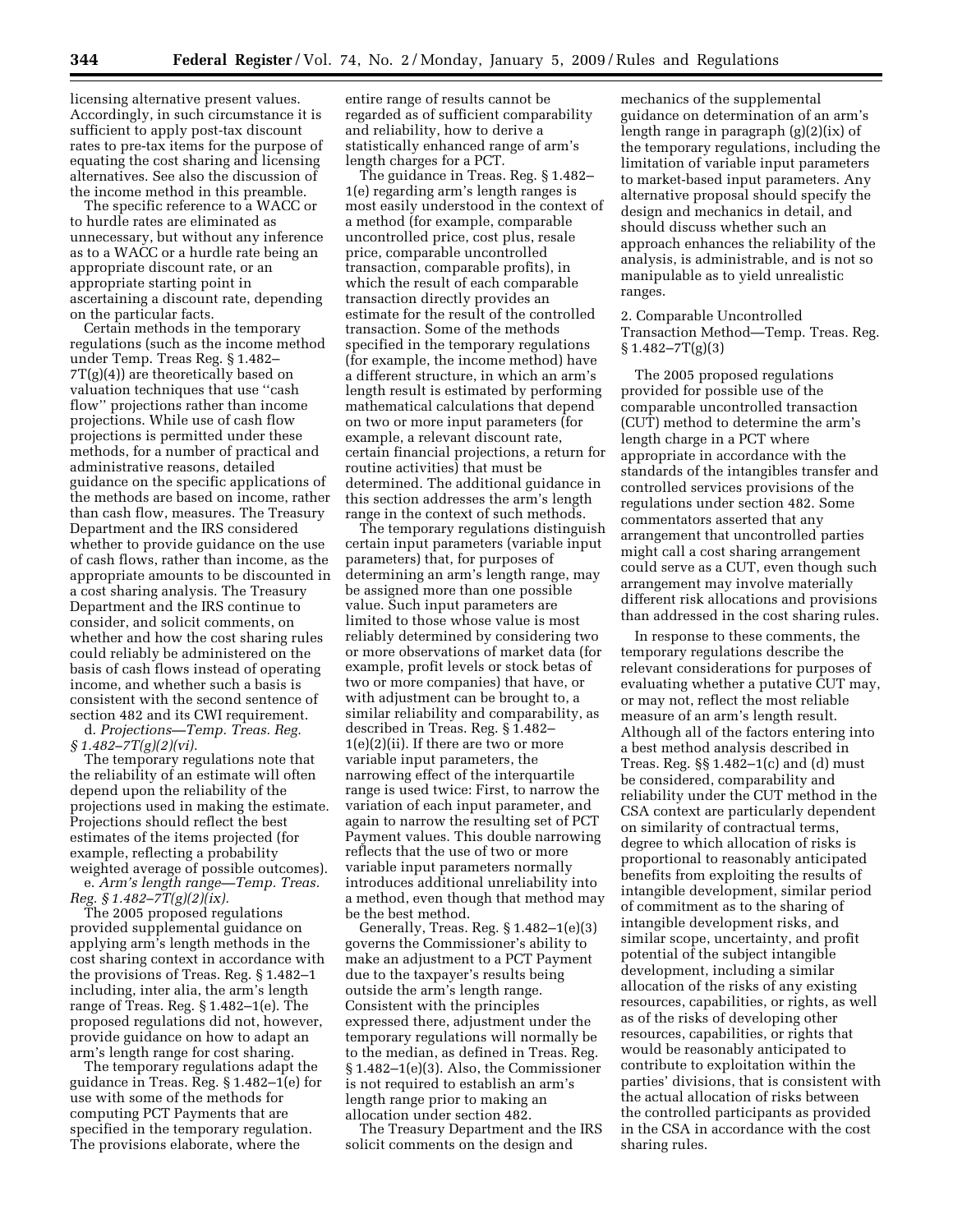licensing alternative present values. Accordingly, in such circumstance it is sufficient to apply post-tax discount rates to pre-tax items for the purpose of equating the cost sharing and licensing alternatives. See also the discussion of the income method in this preamble.

The specific reference to a WACC or to hurdle rates are eliminated as unnecessary, but without any inference as to a WACC or a hurdle rate being an appropriate discount rate, or an appropriate starting point in ascertaining a discount rate, depending on the particular facts.

Certain methods in the temporary regulations (such as the income method under Temp. Treas Reg. § 1.482–7T(g)(4)) are theoretically based on valuation techniques that use "cash flow" projections rather than income projections. While use of cash flow projections is permitted under these methods, for a number of practical and administrative reasons, detailed guidance on the specific applications of the methods are based on income, rather than cash flow, measures. The Treasury Department and the IRS considered whether to provide guidance on the use of cash flows, rather than income, as the appropriate amounts to be discounted in a cost sharing analysis. The Treasury Department and the IRS continue to consider, and solicit comments, on whether and how the cost sharing rules could reliably be administered on the basis of cash flows instead of operating income, and whether such a basis is consistent with the second sentence of section 482 and its CWI requirement.

d. *Projections—Temp. Treas. Reg. § 1.482–7T(g)(2)(vi).*

The temporary regulations note that the reliability of an estimate will often depend upon the reliability of the projections used in making the estimate. Projections should reflect the best estimates of the items projected (for example, reflecting a probability weighted average of possible outcomes).

e. *Arm's length range—Temp. Treas. Reg. § 1.482–7T(g)(2)(ix).*

The 2005 proposed regulations provided supplemental guidance on applying arm's length methods in the cost sharing context in accordance with the provisions of Treas. Reg. § 1.482–1 including, inter alia, the arm's length range of Treas. Reg. § 1.482–1(e). The proposed regulations did not, however, provide guidance on how to adapt an arm's length range for cost sharing.

The temporary regulations adapt the guidance in Treas. Reg. § 1.482–1(e) for use with some of the methods for computing PCT Payments that are specified in the temporary regulation. The provisions elaborate, where the entire range of results cannot be regarded as of sufficient comparability and reliability, how to derive a statistically enhanced range of arm's length charges for a PCT.

The guidance in Treas. Reg. § 1.482–1(e) regarding arm's length ranges is most easily understood in the context of a method (for example, comparable uncontrolled price, cost plus, resale price, comparable uncontrolled transaction, comparable profits), in which the result of each comparable transaction directly provides an estimate for the result of the controlled transaction. Some of the methods specified in the temporary regulations (for example, the income method) have a different structure, in which an arm's length result is estimated by performing mathematical calculations that depend on two or more input parameters (for example, a relevant discount rate, certain financial projections, a return for routine activities) that must be determined. The additional guidance in this section addresses the arm's length range in the context of such methods.

The temporary regulations distinguish certain input parameters (variable input parameters) that, for purposes of determining an arm's length range, may be assigned more than one possible value. Such input parameters are limited to those whose value is most reliably determined by considering two or more observations of market data (for example, profit levels or stock betas of two or more companies) that have, or with adjustment can be brought to, a similar reliability and comparability, as described in Treas. Reg. § 1.482–1(e)(2)(ii). If there are two or more variable input parameters, the narrowing effect of the interquartile range is used twice: First, to narrow the variation of each input parameter, and again to narrow the resulting set of PCT Payment values. This double narrowing reflects that the use of two or more variable input parameters normally introduces additional unreliability into a method, even though that method may be the best method.

Generally, Treas. Reg. § 1.482–1(e)(3) governs the Commissioner's ability to make an adjustment to a PCT Payment due to the taxpayer's results being outside the arm's length range. Consistent with the principles expressed there, adjustment under the temporary regulations will normally be to the median, as defined in Treas. Reg. § 1.482–1(e)(3). Also, the Commissioner is not required to establish an arm's length range prior to making an allocation under section 482.

The Treasury Department and the IRS solicit comments on the design and mechanics of the supplemental guidance on determination of an arm's length range in paragraph (g)(2)(ix) of the temporary regulations, including the limitation of variable input parameters to market-based input parameters. Any alternative proposal should specify the design and mechanics in detail, and should discuss whether such an approach enhances the reliability of the analysis, is administrable, and is not so manipulable as to yield unrealistic ranges.

2. Comparable Uncontrolled Transaction Method—Temp. Treas. Reg. § 1.482–7T(g)(3)

The 2005 proposed regulations provided for possible use of the comparable uncontrolled transaction (CUT) method to determine the arm's length charge in a PCT where appropriate in accordance with the standards of the intangibles transfer and controlled services provisions of the regulations under section 482. Some commentators asserted that any arrangement that uncontrolled parties might call a cost sharing arrangement could serve as a CUT, even though such arrangement may involve materially different risk allocations and provisions than addressed in the cost sharing rules.

In response to these comments, the temporary regulations describe the relevant considerations for purposes of evaluating whether a putative CUT may, or may not, reflect the most reliable measure of an arm's length result. Although all of the factors entering into a best method analysis described in Treas. Reg. §§ 1.482–1(c) and (d) must be considered, comparability and reliability under the CUT method in the CSA context are particularly dependent on similarity of contractual terms, degree to which allocation of risks is proportional to reasonably anticipated benefits from exploiting the results of intangible development, similar period of commitment as to the sharing of intangible development risks, and similar scope, uncertainty, and profit potential of the subject intangible development, including a similar allocation of the risks of any existing resources, capabilities, or rights, as well as of the risks of developing other resources, capabilities, or rights that would be reasonably anticipated to contribute to exploitation within the parties' divisions, that is consistent with the actual allocation of risks between the controlled participants as provided in the CSA in accordance with the cost sharing rules.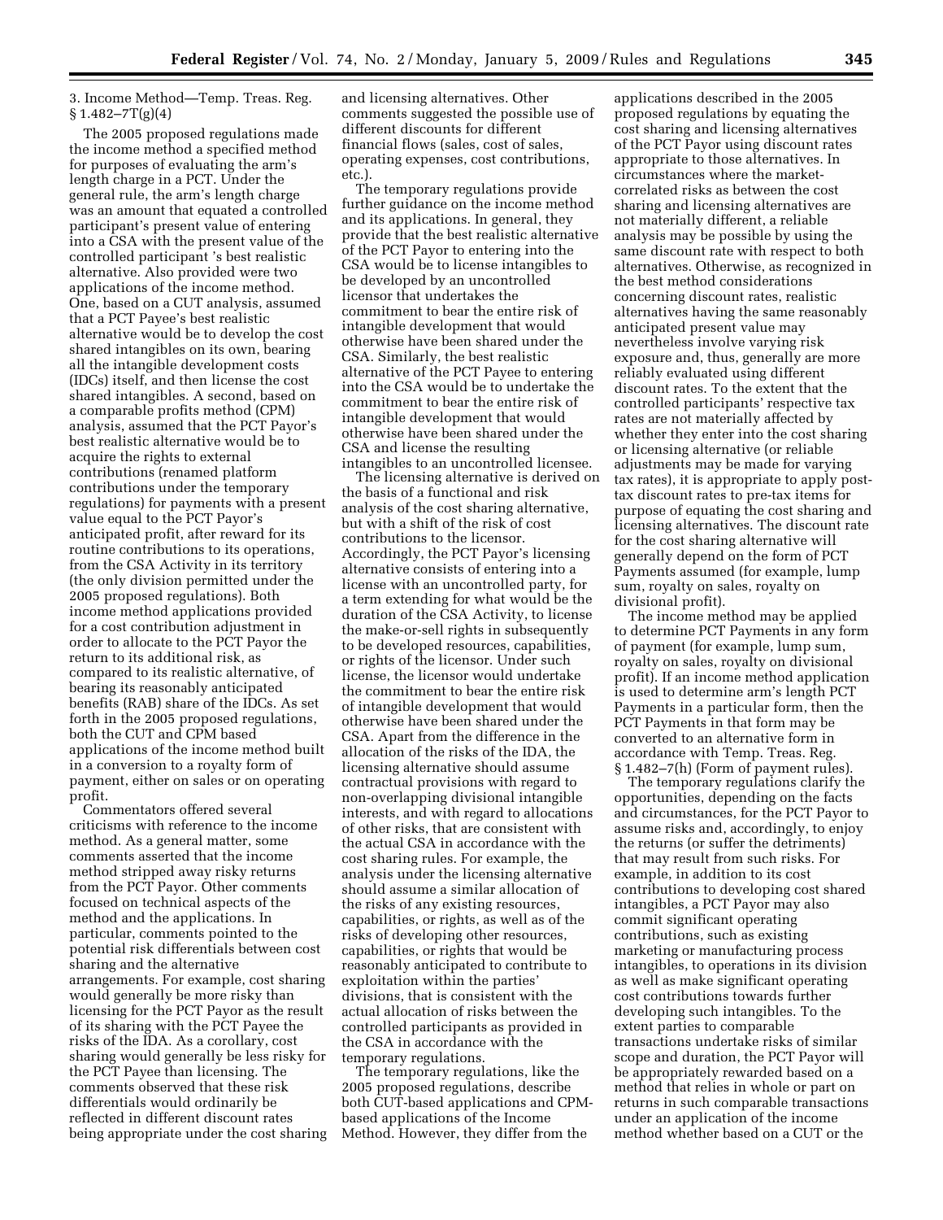3. Income Method—Temp. Treas. Reg. § 1.482–7T(g)(4)

The 2005 proposed regulations made the income method a specified method for purposes of evaluating the arm's length charge in a PCT. Under the general rule, the arm's length charge was an amount that equated a controlled participant's present value of entering into a CSA with the present value of the controlled participant 's best realistic alternative. Also provided were two applications of the income method. One, based on a CUT analysis, assumed that a PCT Payee's best realistic alternative would be to develop the cost shared intangibles on its own, bearing all the intangible development costs (IDCs) itself, and then license the cost shared intangibles. A second, based on a comparable profits method (CPM) analysis, assumed that the PCT Payor's best realistic alternative would be to acquire the rights to external contributions (renamed platform contributions under the temporary regulations) for payments with a present value equal to the PCT Payor's anticipated profit, after reward for its routine contributions to its operations, from the CSA Activity in its territory (the only division permitted under the 2005 proposed regulations). Both income method applications provided for a cost contribution adjustment in order to allocate to the PCT Payor the return to its additional risk, as compared to its realistic alternative, of bearing its reasonably anticipated benefits (RAB) share of the IDCs. As set forth in the 2005 proposed regulations, both the CUT and CPM based applications of the income method built in a conversion to a royalty form of payment, either on sales or on operating profit.

Commentators offered several criticisms with reference to the income method. As a general matter, some comments asserted that the income method stripped away risky returns from the PCT Payor. Other comments focused on technical aspects of the method and the applications. In particular, comments pointed to the potential risk differentials between cost sharing and the alternative arrangements. For example, cost sharing would generally be more risky than licensing for the PCT Payor as the result of its sharing with the PCT Payee the risks of the IDA. As a corollary, cost sharing would generally be less risky for the PCT Payee than licensing. The comments observed that these risk differentials would ordinarily be reflected in different discount rates being appropriate under the cost sharing and licensing alternatives. Other comments suggested the possible use of different discounts for different financial flows (sales, cost of sales, operating expenses, cost contributions, etc.).

The temporary regulations provide further guidance on the income method and its applications. In general, they provide that the best realistic alternative of the PCT Payor to entering into the CSA would be to license intangibles to be developed by an uncontrolled licensor that undertakes the commitment to bear the entire risk of intangible development that would otherwise have been shared under the CSA. Similarly, the best realistic alternative of the PCT Payee to entering into the CSA would be to undertake the commitment to bear the entire risk of intangible development that would otherwise have been shared under the CSA and license the resulting intangibles to an uncontrolled licensee.

The licensing alternative is derived on the basis of a functional and risk analysis of the cost sharing alternative, but with a shift of the risk of cost contributions to the licensor. Accordingly, the PCT Payor's licensing alternative consists of entering into a license with an uncontrolled party, for a term extending for what would be the duration of the CSA Activity, to license the make-or-sell rights in subsequently to be developed resources, capabilities, or rights of the licensor. Under such license, the licensor would undertake the commitment to bear the entire risk of intangible development that would otherwise have been shared under the CSA. Apart from the difference in the allocation of the risks of the IDA, the licensing alternative should assume contractual provisions with regard to non-overlapping divisional intangible interests, and with regard to allocations of other risks, that are consistent with the actual CSA in accordance with the cost sharing rules. For example, the analysis under the licensing alternative should assume a similar allocation of the risks of any existing resources, capabilities, or rights, as well as of the risks of developing other resources, capabilities, or rights that would be reasonably anticipated to contribute to exploitation within the parties' divisions, that is consistent with the actual allocation of risks between the controlled participants as provided in the CSA in accordance with the temporary regulations.

The temporary regulations, like the 2005 proposed regulations, describe both CUT-based applications and CPM-based applications of the Income Method. However, they differ from the applications described in the 2005 proposed regulations by equating the cost sharing and licensing alternatives of the PCT Payor using discount rates appropriate to those alternatives. In circumstances where the market-correlated risks as between the cost sharing and licensing alternatives are not materially different, a reliable analysis may be possible by using the same discount rate with respect to both alternatives. Otherwise, as recognized in the best method considerations concerning discount rates, realistic alternatives having the same reasonably anticipated present value may nevertheless involve varying risk exposure and, thus, generally are more reliably evaluated using different discount rates. To the extent that the controlled participants' respective tax rates are not materially affected by whether they enter into the cost sharing or licensing alternative (or reliable adjustments may be made for varying tax rates), it is appropriate to apply post-tax discount rates to pre-tax items for purpose of equating the cost sharing and licensing alternatives. The discount rate for the cost sharing alternative will generally depend on the form of PCT Payments assumed (for example, lump sum, royalty on sales, royalty on divisional profit).

The income method may be applied to determine PCT Payments in any form of payment (for example, lump sum, royalty on sales, royalty on divisional profit). If an income method application is used to determine arm's length PCT Payments in a particular form, then the PCT Payments in that form may be converted to an alternative form in accordance with Temp. Treas. Reg. § 1.482–7(h) (Form of payment rules).

The temporary regulations clarify the opportunities, depending on the facts and circumstances, for the PCT Payor to assume risks and, accordingly, to enjoy the returns (or suffer the detriments) that may result from such risks. For example, in addition to its cost contributions to developing cost shared intangibles, a PCT Payor may also commit significant operating contributions, such as existing marketing or manufacturing process intangibles, to operations in its division as well as make significant operating cost contributions towards further developing such intangibles. To the extent parties to comparable transactions undertake risks of similar scope and duration, the PCT Payor will be appropriately rewarded based on a method that relies in whole or part on returns in such comparable transactions under an application of the income method whether based on a CUT or the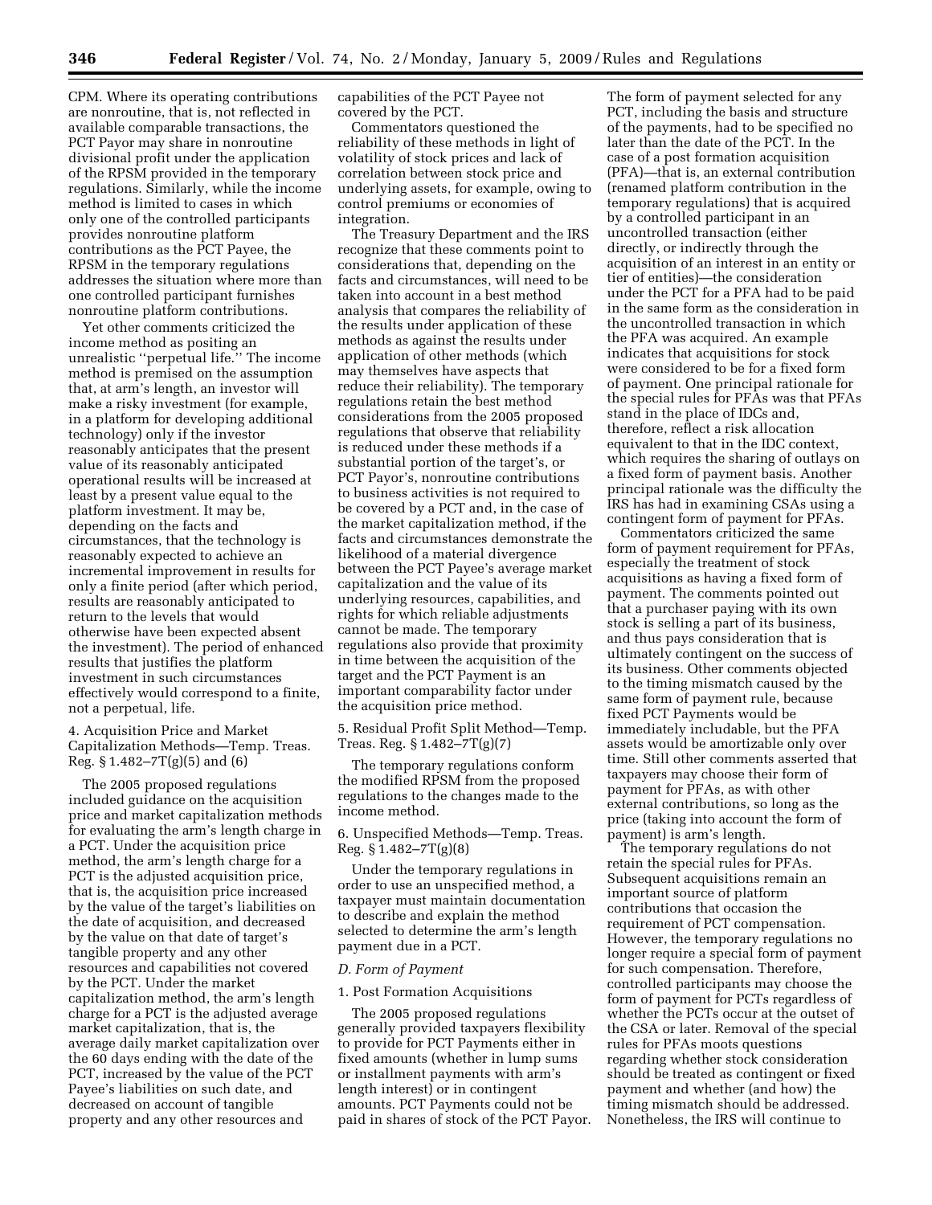CPM. Where its operating contributions are nonroutine, that is, not reflected in available comparable transactions, the PCT Payor may share in nonroutine divisional profit under the application of the RPSM provided in the temporary regulations. Similarly, while the income method is limited to cases in which only one of the controlled participants provides nonroutine platform contributions as the PCT Payee, the RPSM in the temporary regulations addresses the situation where more than one controlled participant furnishes nonroutine platform contributions.

Yet other comments criticized the income method as positing an unrealistic ''perpetual life.'' The income method is premised on the assumption that, at arm's length, an investor will make a risky investment (for example, in a platform for developing additional technology) only if the investor reasonably anticipates that the present value of its reasonably anticipated operational results will be increased at least by a present value equal to the platform investment. It may be, depending on the facts and circumstances, that the technology is reasonably expected to achieve an incremental improvement in results for only a finite period (after which period, results are reasonably anticipated to return to the levels that would otherwise have been expected absent the investment). The period of enhanced results that justifies the platform investment in such circumstances effectively would correspond to a finite, not a perpetual, life.

4. Acquisition Price and Market Capitalization Methods—Temp. Treas. Reg. § 1.482–7T(g)(5) and (6)

The 2005 proposed regulations included guidance on the acquisition price and market capitalization methods for evaluating the arm's length charge in a PCT. Under the acquisition price method, the arm's length charge for a PCT is the adjusted acquisition price, that is, the acquisition price increased by the value of the target's liabilities on the date of acquisition, and decreased by the value on that date of target's tangible property and any other resources and capabilities not covered by the PCT. Under the market capitalization method, the arm's length charge for a PCT is the adjusted average market capitalization, that is, the average daily market capitalization over the 60 days ending with the date of the PCT, increased by the value of the PCT Payee's liabilities on such date, and decreased on account of tangible property and any other resources and capabilities of the PCT Payee not covered by the PCT.

Commentators questioned the reliability of these methods in light of volatility of stock prices and lack of correlation between stock price and underlying assets, for example, owing to control premiums or economies of integration.

The Treasury Department and the IRS recognize that these comments point to considerations that, depending on the facts and circumstances, will need to be taken into account in a best method analysis that compares the reliability of the results under application of these methods as against the results under application of other methods (which may themselves have aspects that reduce their reliability). The temporary regulations retain the best method considerations from the 2005 proposed regulations that observe that reliability is reduced under these methods if a substantial portion of the target's, or PCT Payor's, nonroutine contributions to business activities is not required to be covered by a PCT and, in the case of the market capitalization method, if the facts and circumstances demonstrate the likelihood of a material divergence between the PCT Payee's average market capitalization and the value of its underlying resources, capabilities, and rights for which reliable adjustments cannot be made. The temporary regulations also provide that proximity in time between the acquisition of the target and the PCT Payment is an important comparability factor under the acquisition price method.

5. Residual Profit Split Method—Temp. Treas. Reg. § 1.482–7T(g)(7)

The temporary regulations conform the modified RPSM from the proposed regulations to the changes made to the income method.

6. Unspecified Methods—Temp. Treas. Reg. § 1.482–7T(g)(8)

Under the temporary regulations in order to use an unspecified method, a taxpayer must maintain documentation to describe and explain the method selected to determine the arm's length payment due in a PCT.

*D. Form of Payment*

1. Post Formation Acquisitions

The 2005 proposed regulations generally provided taxpayers flexibility to provide for PCT Payments either in fixed amounts (whether in lump sums or installment payments with arm's length interest) or in contingent amounts. PCT Payments could not be paid in shares of stock of the PCT Payor. The form of payment selected for any PCT, including the basis and structure of the payments, had to be specified no later than the date of the PCT. In the case of a post formation acquisition (PFA)—that is, an external contribution (renamed platform contribution in the temporary regulations) that is acquired by a controlled participant in an uncontrolled transaction (either directly, or indirectly through the acquisition of an interest in an entity or tier of entities)—the consideration under the PCT for a PFA had to be paid in the same form as the consideration in the uncontrolled transaction in which the PFA was acquired. An example indicates that acquisitions for stock were considered to be for a fixed form of payment. One principal rationale for the special rules for PFAs was that PFAs stand in the place of IDCs and, therefore, reflect a risk allocation equivalent to that in the IDC context, which requires the sharing of outlays on a fixed form of payment basis. Another principal rationale was the difficulty the IRS has had in examining CSAs using a contingent form of payment for PFAs.

Commentators criticized the same form of payment requirement for PFAs, especially the treatment of stock acquisitions as having a fixed form of payment. The comments pointed out that a purchaser paying with its own stock is selling a part of its business, and thus pays consideration that is ultimately contingent on the success of its business. Other comments objected to the timing mismatch caused by the same form of payment rule, because fixed PCT Payments would be immediately includable, but the PFA assets would be amortizable only over time. Still other comments asserted that taxpayers may choose their form of payment for PFAs, as with other external contributions, so long as the price (taking into account the form of payment) is arm's length.

The temporary regulations do not retain the special rules for PFAs. Subsequent acquisitions remain an important source of platform contributions that occasion the requirement of PCT compensation. However, the temporary regulations no longer require a special form of payment for such compensation. Therefore, controlled participants may choose the form of payment for PCTs regardless of whether the PCTs occur at the outset of the CSA or later. Removal of the special rules for PFAs moots questions regarding whether stock consideration should be treated as contingent or fixed payment and whether (and how) the timing mismatch should be addressed. Nonetheless, the IRS will continue to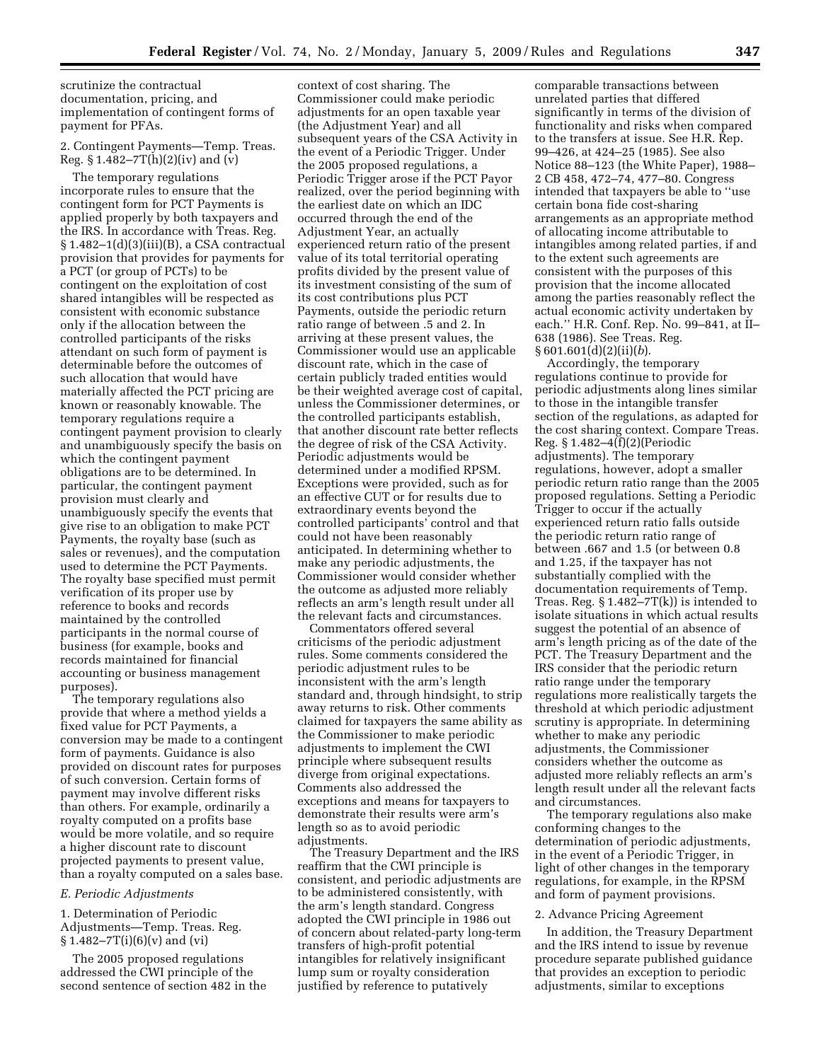scrutinize the contractual documentation, pricing, and implementation of contingent forms of payment for PFAs.

2. Contingent Payments—Temp. Treas. Reg. § 1.482–7T(h)(2)(iv) and (v)

The temporary regulations incorporate rules to ensure that the contingent form for PCT Payments is applied properly by both taxpayers and the IRS. In accordance with Treas. Reg. § 1.482–1(d)(3)(iii)(B), a CSA contractual provision that provides for payments for a PCT (or group of PCTs) to be contingent on the exploitation of cost shared intangibles will be respected as consistent with economic substance only if the allocation between the controlled participants of the risks attendant on such form of payment is determinable before the outcomes of such allocation that would have materially affected the PCT pricing are known or reasonably knowable. The temporary regulations require a contingent payment provision to clearly and unambiguously specify the basis on which the contingent payment obligations are to be determined. In particular, the contingent payment provision must clearly and unambiguously specify the events that give rise to an obligation to make PCT Payments, the royalty base (such as sales or revenues), and the computation used to determine the PCT Payments. The royalty base specified must permit verification of its proper use by reference to books and records maintained by the controlled participants in the normal course of business (for example, books and records maintained for financial accounting or business management purposes).

The temporary regulations also provide that where a method yields a fixed value for PCT Payments, a conversion may be made to a contingent form of payments. Guidance is also provided on discount rates for purposes of such conversion. Certain forms of payment may involve different risks than others. For example, ordinarily a royalty computed on a profits base would be more volatile, and so require a higher discount rate to discount projected payments to present value, than a royalty computed on a sales base.

*E. Periodic Adjustments*

1. Determination of Periodic Adjustments—Temp. Treas. Reg. § 1.482–7T(i)(6)(v) and (vi)

The 2005 proposed regulations addressed the CWI principle of the second sentence of section 482 in the context of cost sharing. The Commissioner could make periodic adjustments for an open taxable year (the Adjustment Year) and all subsequent years of the CSA Activity in the event of a Periodic Trigger. Under the 2005 proposed regulations, a Periodic Trigger arose if the PCT Payor realized, over the period beginning with the earliest date on which an IDC occurred through the end of the Adjustment Year, an actually experienced return ratio of the present value of its total territorial operating profits divided by the present value of its investment consisting of the sum of its cost contributions plus PCT Payments, outside the periodic return ratio range of between .5 and 2. In arriving at these present values, the Commissioner would use an applicable discount rate, which in the case of certain publicly traded entities would be their weighted average cost of capital, unless the Commissioner determines, or the controlled participants establish, that another discount rate better reflects the degree of risk of the CSA Activity. Periodic adjustments would be determined under a modified RPSM. Exceptions were provided, such as for an effective CUT or for results due to extraordinary events beyond the controlled participants' control and that could not have been reasonably anticipated. In determining whether to make any periodic adjustments, the Commissioner would consider whether the outcome as adjusted more reliably reflects an arm's length result under all the relevant facts and circumstances.

Commentators offered several criticisms of the periodic adjustment rules. Some comments considered the periodic adjustment rules to be inconsistent with the arm's length standard and, through hindsight, to strip away returns to risk. Other comments claimed for taxpayers the same ability as the Commissioner to make periodic adjustments to implement the CWI principle where subsequent results diverge from original expectations. Comments also addressed the exceptions and means for taxpayers to demonstrate their results were arm's length so as to avoid periodic adjustments.

The Treasury Department and the IRS reaffirm that the CWI principle is consistent, and periodic adjustments are to be administered consistently, with the arm's length standard. Congress adopted the CWI principle in 1986 out of concern about related-party long-term transfers of high-profit potential intangibles for relatively insignificant lump sum or royalty consideration justified by reference to putatively comparable transactions between unrelated parties that differed significantly in terms of the division of functionality and risks when compared to the transfers at issue. See H.R. Rep. 99–426, at 424–25 (1985). See also Notice 88–123 (the White Paper), 1988–2 CB 458, 472–74, 477–80. Congress intended that taxpayers be able to ''use certain bona fide cost-sharing arrangements as an appropriate method of allocating income attributable to intangibles among related parties, if and to the extent such agreements are consistent with the purposes of this provision that the income allocated among the parties reasonably reflect the actual economic activity undertaken by each.'' H.R. Conf. Rep. No. 99–841, at II–638 (1986). See Treas. Reg. § 601.601(d)(2)(ii)(*b*).

Accordingly, the temporary regulations continue to provide for periodic adjustments along lines similar to those in the intangible transfer section of the regulations, as adapted for the cost sharing context. Compare Treas. Reg. § 1.482–4(f)(2)(Periodic adjustments). The temporary regulations, however, adopt a smaller periodic return ratio range than the 2005 proposed regulations. Setting a Periodic Trigger to occur if the actually experienced return ratio falls outside the periodic return ratio range of between .667 and 1.5 (or between 0.8 and 1.25, if the taxpayer has not substantially complied with the documentation requirements of Temp. Treas. Reg. § 1.482–7T(k)) is intended to isolate situations in which actual results suggest the potential of an absence of arm's length pricing as of the date of the PCT. The Treasury Department and the IRS consider that the periodic return ratio range under the temporary regulations more realistically targets the threshold at which periodic adjustment scrutiny is appropriate. In determining whether to make any periodic adjustments, the Commissioner considers whether the outcome as adjusted more reliably reflects an arm's length result under all the relevant facts and circumstances.

The temporary regulations also make conforming changes to the determination of periodic adjustments, in the event of a Periodic Trigger, in light of other changes in the temporary regulations, for example, in the RPSM and form of payment provisions.

2. Advance Pricing Agreement

In addition, the Treasury Department and the IRS intend to issue by revenue procedure separate published guidance that provides an exception to periodic adjustments, similar to exceptions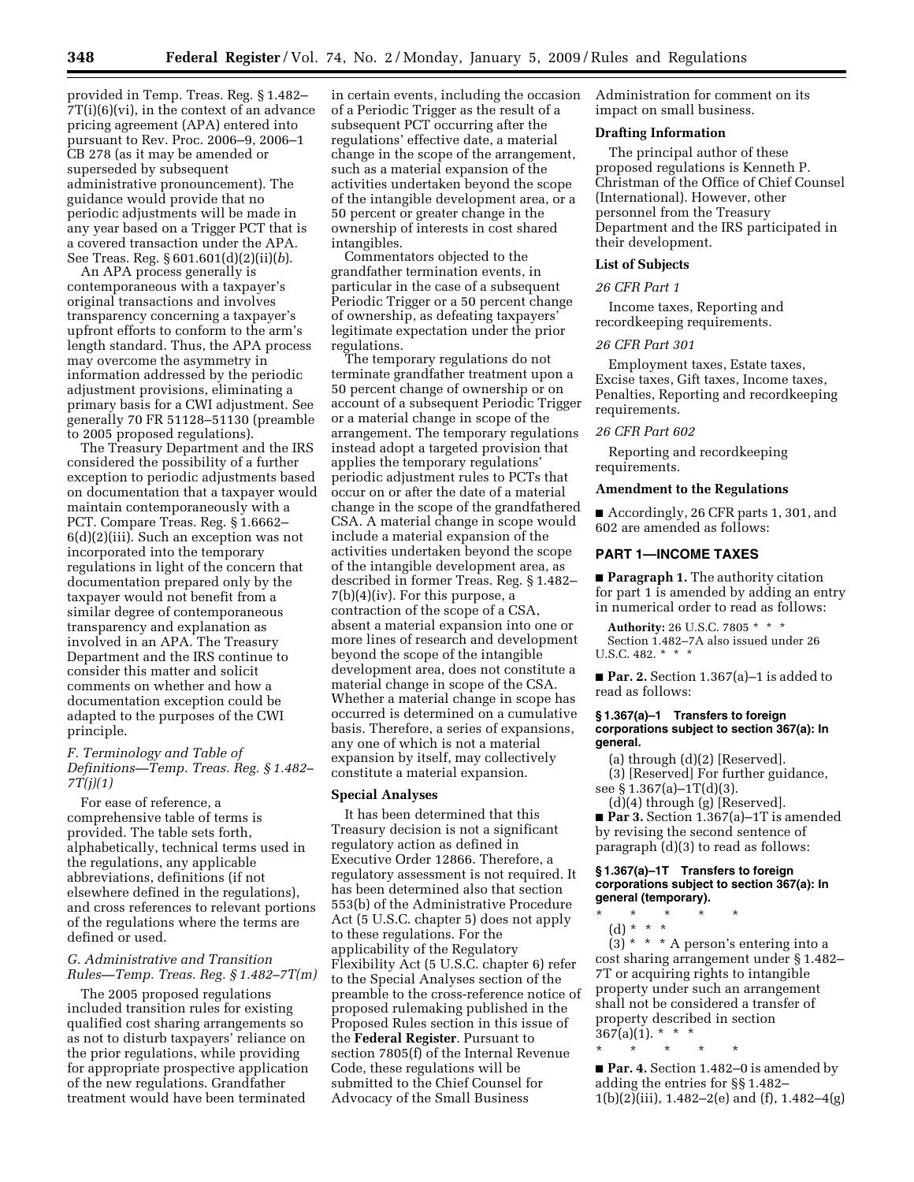provided in Temp. Treas. Reg. § 1.482–7T(i)(6)(vi), in the context of an advance pricing agreement (APA) entered into pursuant to Rev. Proc. 2006–9, 2006–1 CB 278 (as it may be amended or superseded by subsequent administrative pronouncement). The guidance would provide that no periodic adjustments will be made in any year based on a Trigger PCT that is a covered transaction under the APA. See Treas. Reg. § 601.601(d)(2)(ii)(*b*).

An APA process generally is contemporaneous with a taxpayer's original transactions and involves transparency concerning a taxpayer's upfront efforts to conform to the arm's length standard. Thus, the APA process may overcome the asymmetry in information addressed by the periodic adjustment provisions, eliminating a primary basis for a CWI adjustment. See generally 70 FR 51128–51130 (preamble to 2005 proposed regulations).

The Treasury Department and the IRS considered the possibility of a further exception to periodic adjustments based on documentation that a taxpayer would maintain contemporaneously with a PCT. Compare Treas. Reg. § 1.6662–6(d)(2)(iii). Such an exception was not incorporated into the temporary regulations in light of the concern that documentation prepared only by the taxpayer would not benefit from a similar degree of contemporaneous transparency and explanation as involved in an APA. The Treasury Department and the IRS continue to consider this matter and solicit comments on whether and how a documentation exception could be adapted to the purposes of the CWI principle.

### *F. Terminology and Table of Definitions—Temp. Treas. Reg. § 1.482–7T(j)(1)*

For ease of reference, a comprehensive table of terms is provided. The table sets forth, alphabetically, technical terms used in the regulations, any applicable abbreviations, definitions (if not elsewhere defined in the regulations), and cross references to relevant portions of the regulations where the terms are defined or used.

### *G. Administrative and Transition Rules—Temp. Treas. Reg. § 1.482–7T(m)*

The 2005 proposed regulations included transition rules for existing qualified cost sharing arrangements so as not to disturb taxpayers' reliance on the prior regulations, while providing for appropriate prospective application of the new regulations. Grandfather treatment would have been terminated in certain events, including the occasion of a Periodic Trigger as the result of a subsequent PCT occurring after the regulations' effective date, a material change in the scope of the arrangement, such as a material expansion of the activities undertaken beyond the scope of the intangible development area, or a 50 percent or greater change in the ownership of interests in cost shared intangibles.

Commentators objected to the grandfather termination events, in particular in the case of a subsequent Periodic Trigger or a 50 percent change of ownership, as defeating taxpayers' legitimate expectation under the prior regulations.

The temporary regulations do not terminate grandfather treatment upon a 50 percent change of ownership or on account of a subsequent Periodic Trigger or a material change in scope of the arrangement. The temporary regulations instead adopt a targeted provision that applies the temporary regulations' periodic adjustment rules to PCTs that occur on or after the date of a material change in the scope of the grandfathered CSA. A material change in scope would include a material expansion of the activities undertaken beyond the scope of the intangible development area, as described in former Treas. Reg. § 1.482–7(b)(4)(iv). For this purpose, a contraction of the scope of a CSA, absent a material expansion into one or more lines of research and development beyond the scope of the intangible development area, does not constitute a material change in scope of the CSA. Whether a material change in scope has occurred is determined on a cumulative basis. Therefore, a series of expansions, any one of which is not a material expansion by itself, may collectively constitute a material expansion.

## Special Analyses

It has been determined that this Treasury decision is not a significant regulatory action as defined in Executive Order 12866. Therefore, a regulatory assessment is not required. It has been determined also that section 553(b) of the Administrative Procedure Act (5 U.S.C. chapter 5) does not apply to these regulations. For the applicability of the Regulatory Flexibility Act (5 U.S.C. chapter 6) refer to the Special Analyses section of the preamble to the cross-reference notice of proposed rulemaking published in the Proposed Rules section in this issue of the **Federal Register**. Pursuant to section 7805(f) of the Internal Revenue Code, these regulations will be submitted to the Chief Counsel for Advocacy of the Small Business Administration for comment on its impact on small business.

## Drafting Information

The principal author of these proposed regulations is Kenneth P. Christman of the Office of Chief Counsel (International). However, other personnel from the Treasury Department and the IRS participated in their development.

## List of Subjects

### *26 CFR Part 1*

Income taxes, Reporting and recordkeeping requirements.

### *26 CFR Part 301*

Employment taxes, Estate taxes, Excise taxes, Gift taxes, Income taxes, Penalties, Reporting and recordkeeping requirements.

### *26 CFR Part 602*

Reporting and recordkeeping requirements.

## Amendment to the Regulations

■ Accordingly, 26 CFR parts 1, 301, and 602 are amended as follows:

## PART 1—INCOME TAXES

■ **Paragraph 1.** The authority citation for part 1 is amended by adding an entry in numerical order to read as follows:

**Authority:** 26 U.S.C. 7805 * * *
Section 1.482–7A also issued under 26 U.S.C. 482. * * *

■ **Par. 2.** Section 1.367(a)–1 is added to read as follows:

### § 1.367(a)–1 Transfers to foreign corporations subject to section 367(a): In general.

(a) through (d)(2) [Reserved].

(3) [Reserved] For further guidance, see § 1.367(a)–1T(d)(3).

(d)(4) through (g) [Reserved].

■ **Par 3.** Section 1.367(a)–1T is amended by revising the second sentence of paragraph (d)(3) to read as follows:

### § 1.367(a)–1T Transfers to foreign corporations subject to section 367(a): In general (temporary).

\* \* \* \* \*

(d) * * *

(3) * * * A person's entering into a cost sharing arrangement under § 1.482–7T or acquiring rights to intangible property under such an arrangement shall not be considered a transfer of property described in section 367(a)(1). * * *

\* \* \* \* \*

■ **Par. 4.** Section 1.482–0 is amended by adding the entries for §§ 1.482–1(b)(2)(iii), 1.482–2(e) and (f), 1.482–4(g)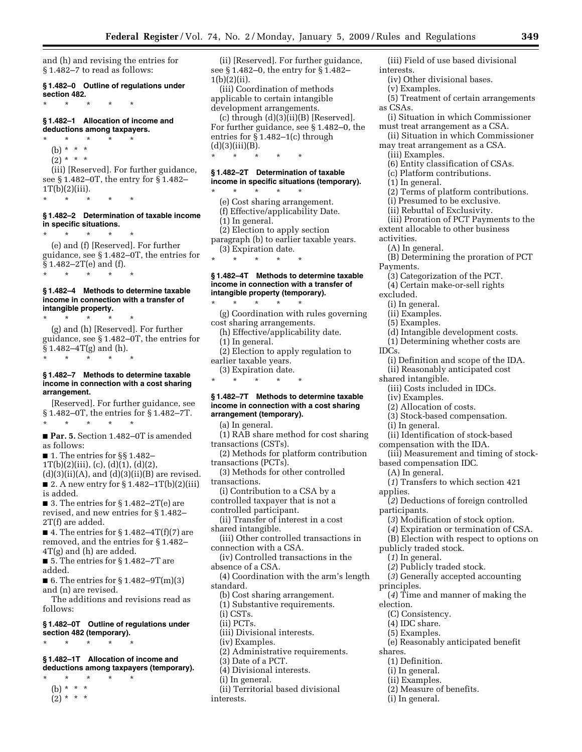and (h) and revising the entries for § 1.482–7 to read as follows:

**§ 1.482–0 Outline of regulations under section 482.**

\* \* \* \* \*

**§ 1.482–1 Allocation of income and deductions among taxpayers.**

\* \* \* \* \*

(b) \* \* \*

(2) \* \* \*

(iii) [Reserved]. For further guidance, see § 1.482–0T, the entry for § 1.482–1T(b)(2)(iii).

\* \* \* \* \*

**§ 1.482–2 Determination of taxable income in specific situations.**

\* \* \* \* \*

(e) and (f) [Reserved]. For further guidance, see § 1.482–0T, the entries for § 1.482–2T(e) and (f).

\* \* \* \* \*

**§ 1.482–4 Methods to determine taxable income in connection with a transfer of intangible property.**

\* \* \* \* \*

(g) and (h) [Reserved]. For further guidance, see § 1.482–0T, the entries for § 1.482–4T(g) and (h).

\* \* \* \* \*

**§ 1.482–7 Methods to determine taxable income in connection with a cost sharing arrangement.**

[Reserved]. For further guidance, see § 1.482–0T, the entries for § 1.482–7T.

\* \* \* \* \*

■ **Par. 5.** Section 1.482–0T is amended as follows:

■ 1. The entries for §§ 1.482–1T(b)(2)(iii), (c), (d)(1), (d)(2), (d)(3)(ii)(A), and (d)(3)(ii)(B) are revised.

■ 2. A new entry for § 1.482–1T(b)(2)(iii) is added.

■ 3. The entries for § 1.482–2T(e) are revised, and new entries for § 1.482–2T(f) are added.

■ 4. The entries for § 1.482–4T(f)(7) are removed, and the entries for § 1.482–4T(g) and (h) are added.

■ 5. The entries for § 1.482–7T are added.

■ 6. The entries for § 1.482–9T(m)(3) and (n) are revised.

The additions and revisions read as follows:

**§ 1.482–0T Outline of regulations under section 482 (temporary).**

\* \* \* \* \*

**§ 1.482–1T Allocation of income and deductions among taxpayers (temporary).**

\* \* \* \* \*

(b) \* \* \*

(2) \* \* \*

(ii) [Reserved]. For further guidance, see § 1.482–0, the entry for § 1.482–1(b)(2)(ii).

(iii) Coordination of methods applicable to certain intangible development arrangements.

(c) through (d)(3)(ii)(B) [Reserved]. For further guidance, see § 1.482–0, the entries for § 1.482–1(c) through (d)(3)(iii)(B).

\* \* \* \* \*

**§ 1.482–2T Determination of taxable income in specific situations (temporary).**

\* \* \* \* \*

(e) Cost sharing arrangement.

(f) Effective/applicability Date.

(1) In general.

(2) Election to apply section paragraph (b) to earlier taxable years.

(3) Expiration date.

\* \* \* \* \*

**§ 1.482–4T Methods to determine taxable income in connection with a transfer of intangible property (temporary).**

\* \* \* \* \*

(g) Coordination with rules governing cost sharing arrangements.

(h) Effective/applicability date.

(1) In general.

(2) Election to apply regulation to earlier taxable years.

(3) Expiration date.

\* \* \* \* \*

**§ 1.482–7T Methods to determine taxable income in connection with a cost sharing arrangement (temporary).**

(a) In general.

(1) RAB share method for cost sharing transactions (CSTs).

(2) Methods for platform contribution transactions (PCTs).

(3) Methods for other controlled transactions.

(i) Contribution to a CSA by a controlled taxpayer that is not a controlled participant.

(ii) Transfer of interest in a cost shared intangible.

(iii) Other controlled transactions in connection with a CSA.

(iv) Controlled transactions in the absence of a CSA.

(4) Coordination with the arm's length standard.

(b) Cost sharing arrangement.

(1) Substantive requirements.

(i) CSTs.

(ii) PCTs.

(iii) Divisional interests.

(iv) Examples.

(2) Administrative requirements.

(3) Date of a PCT.

(4) Divisional interests.

(i) In general.

(ii) Territorial based divisional interests.

(iii) Field of use based divisional interests.

(iv) Other divisional bases.

(v) Examples.

(5) Treatment of certain arrangements as CSAs.

(i) Situation in which Commissioner must treat arrangement as a CSA.

(ii) Situation in which Commissioner may treat arrangement as a CSA.

(iii) Examples.

(6) Entity classification of CSAs.

(c) Platform contributions.

(1) In general.

(2) Terms of platform contributions.

(i) Presumed to be exclusive.

(ii) Rebuttal of Exclusivity.

(iii) Proration of PCT Payments to the extent allocable to other business activities.

(A) In general.

(B) Determining the proration of PCT Payments.

(3) Categorization of the PCT.

(4) Certain make-or-sell rights excluded.

(i) In general.

(ii) Examples.

(5) Examples.

(d) Intangible development costs.

(1) Determining whether costs are IDCs.

(i) Definition and scope of the IDA.

(ii) Reasonably anticipated cost shared intangible.

(iii) Costs included in IDCs.

(iv) Examples.

(2) Allocation of costs.

(3) Stock-based compensation.

(i) In general.

(ii) Identification of stock-based compensation with the IDA.

(iii) Measurement and timing of stock-based compensation IDC.

(A) In general.

(*1*) Transfers to which section 421 applies.

(*2*) Deductions of foreign controlled participants.

(*3*) Modification of stock option.

(*4*) Expiration or termination of CSA.

(B) Election with respect to options on publicly traded stock.

(*1*) In general.

(*2*) Publicly traded stock.

(*3*) Generally accepted accounting principles.

(*4*) Time and manner of making the election.

(C) Consistency.

(4) IDC share.

(5) Examples.

(e) Reasonably anticipated benefit shares.

(1) Definition.

(i) In general.

(ii) Examples.

(2) Measure of benefits.

(i) In general.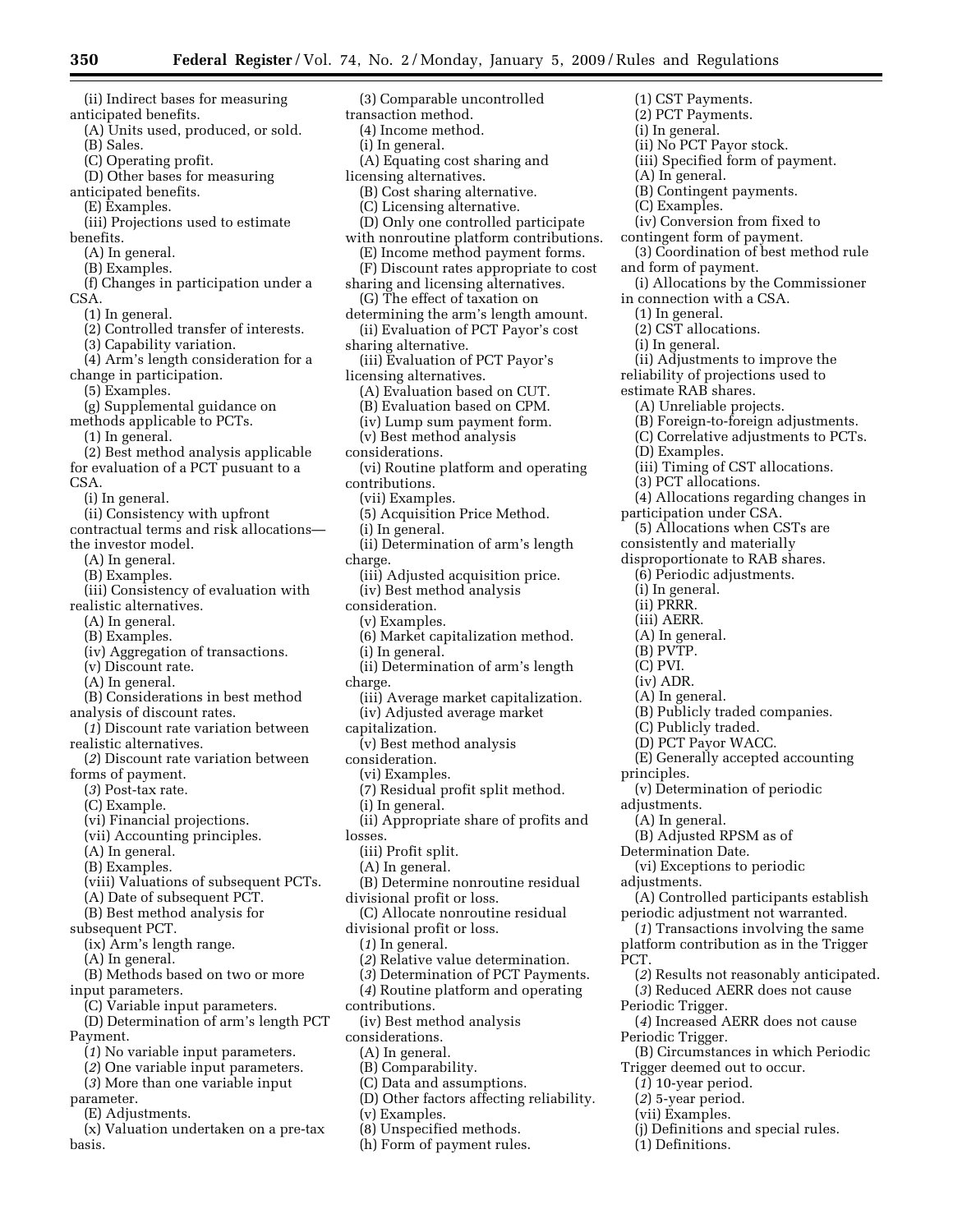(ii) Indirect bases for measuring anticipated benefits.
(A) Units used, produced, or sold.
(B) Sales.
(C) Operating profit.
(D) Other bases for measuring anticipated benefits.
(E) Examples.
(iii) Projections used to estimate benefits.
(A) In general.
(B) Examples.
(f) Changes in participation under a CSA.
(1) In general.
(2) Controlled transfer of interests.
(3) Capability variation.
(4) Arm's length consideration for a change in participation.
(5) Examples.
(g) Supplemental guidance on methods applicable to PCTs.
(1) In general.
(2) Best method analysis applicable for evaluation of a PCT pusuant to a CSA.
(i) In general.
(ii) Consistency with upfront contractual terms and risk allocations—the investor model.
(A) In general.
(B) Examples.
(iii) Consistency of evaluation with realistic alternatives.
(A) In general.
(B) Examples.
(iv) Aggregation of transactions.
(v) Discount rate.
(A) In general.
(B) Considerations in best method analysis of discount rates.
(*1*) Discount rate variation between realistic alternatives.
(*2*) Discount rate variation between forms of payment.
(*3*) Post-tax rate.
(C) Example.
(vi) Financial projections.
(vii) Accounting principles.
(A) In general.
(B) Examples.
(viii) Valuations of subsequent PCTs.
(A) Date of subsequent PCT.
(B) Best method analysis for subsequent PCT.
(ix) Arm's length range.
(A) In general.
(B) Methods based on two or more input parameters.
(C) Variable input parameters.
(D) Determination of arm's length PCT Payment.
(*1*) No variable input parameters.
(*2*) One variable input parameters.
(*3*) More than one variable input parameter.
(E) Adjustments.
(x) Valuation undertaken on a pre-tax basis.
(3) Comparable uncontrolled transaction method.
(4) Income method.
(i) In general.
(A) Equating cost sharing and licensing alternatives.
(B) Cost sharing alternative.
(C) Licensing alternative.
(D) Only one controlled participate with nonroutine platform contributions.
(E) Income method payment forms.
(F) Discount rates appropriate to cost sharing and licensing alternatives.
(G) The effect of taxation on determining the arm's length amount.
(ii) Evaluation of PCT Payor's cost sharing alternative.
(iii) Evaluation of PCT Payor's licensing alternatives.
(A) Evaluation based on CUT.
(B) Evaluation based on CPM.
(iv) Lump sum payment form.
(v) Best method analysis considerations.
(vi) Routine platform and operating contributions.
(vii) Examples.
(5) Acquisition Price Method.
(i) In general.
(ii) Determination of arm's length charge.
(iii) Adjusted acquisition price.
(iv) Best method analysis consideration.
(v) Examples.
(6) Market capitalization method.
(i) In general.
(ii) Determination of arm's length charge.
(iii) Average market capitalization.
(iv) Adjusted average market capitalization.
(v) Best method analysis consideration.
(vi) Examples.
(7) Residual profit split method.
(i) In general.
(ii) Appropriate share of profits and losses.
(iii) Profit split.
(A) In general.
(B) Determine nonroutine residual divisional profit or loss.
(C) Allocate nonroutine residual divisional profit or loss.
(*1*) In general.
(*2*) Relative value determination.
(*3*) Determination of PCT Payments.
(*4*) Routine platform and operating contributions.
(iv) Best method analysis considerations.
(A) In general.
(B) Comparability.
(C) Data and assumptions.
(D) Other factors affecting reliability.
(v) Examples.
(8) Unspecified methods.
(h) Form of payment rules.
(1) CST Payments.
(2) PCT Payments.
(i) In general.
(ii) No PCT Payor stock.
(iii) Specified form of payment.
(A) In general.
(B) Contingent payments.
(C) Examples.
(iv) Conversion from fixed to contingent form of payment.
(3) Coordination of best method rule and form of payment.
(i) Allocations by the Commissioner in connection with a CSA.
(1) In general.
(2) CST allocations.
(i) In general.
(ii) Adjustments to improve the reliability of projections used to estimate RAB shares.
(A) Unreliable projects.
(B) Foreign-to-foreign adjustments.
(C) Correlative adjustments to PCTs.
(D) Examples.
(iii) Timing of CST allocations.
(3) PCT allocations.
(4) Allocations regarding changes in participation under CSA.
(5) Allocations when CSTs are consistently and materially disproportionate to RAB shares.
(6) Periodic adjustments.
(i) In general.
(ii) PRRR.
(iii) AERR.
(A) In general.
(B) PVTP.
(C) PVI.
(iv) ADR.
(A) In general.
(B) Publicly traded companies.
(C) Publicly traded.
(D) PCT Payor WACC.
(E) Generally accepted accounting principles.
(v) Determination of periodic adjustments.
(A) In general.
(B) Adjusted RPSM as of Determination Date.
(vi) Exceptions to periodic adjustments.
(A) Controlled participants establish periodic adjustment not warranted.
(*1*) Transactions involving the same platform contribution as in the Trigger PCT.
(*2*) Results not reasonably anticipated.
(*3*) Reduced AERR does not cause Periodic Trigger.
(*4*) Increased AERR does not cause Periodic Trigger.
(B) Circumstances in which Periodic Trigger deemed out to occur.
(*1*) 10-year period.
(*2*) 5-year period.
(vii) Examples.
(j) Definitions and special rules.
(1) Definitions.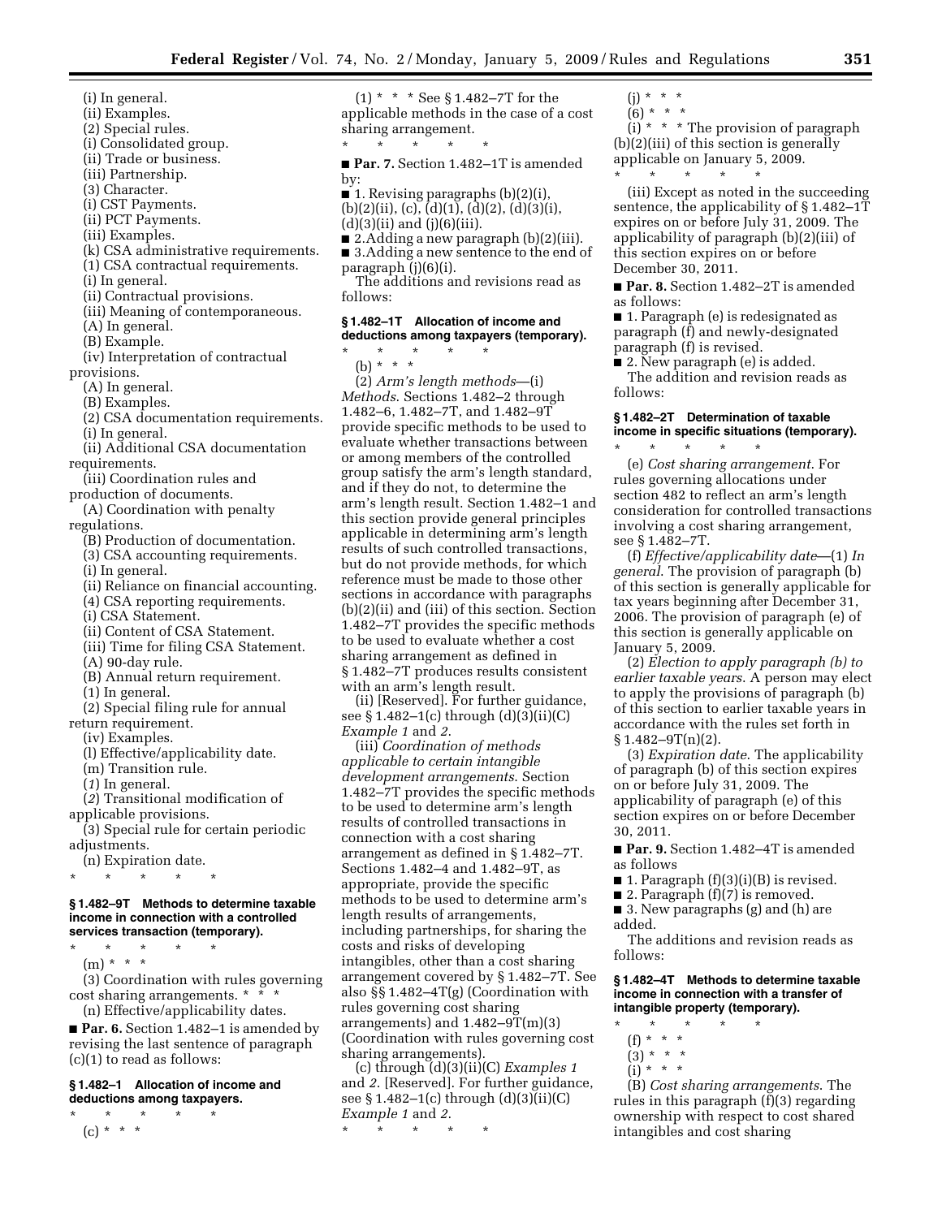(i) In general.

(ii) Examples.

(2) Special rules.

(i) Consolidated group.

(ii) Trade or business.

(iii) Partnership.

(3) Character.

(i) CST Payments.

(ii) PCT Payments.

(iii) Examples.

(k) CSA administrative requirements.

(1) CSA contractual requirements.

(i) In general.

(ii) Contractual provisions.

(iii) Meaning of contemporaneous.

(A) In general.

(B) Example.

(iv) Interpretation of contractual provisions.

(A) In general.

(B) Examples.

(2) CSA documentation requirements.

(i) In general.

(ii) Additional CSA documentation requirements.

(iii) Coordination rules and production of documents.

(A) Coordination with penalty regulations.

(B) Production of documentation.

(3) CSA accounting requirements.

(i) In general.

(ii) Reliance on financial accounting.

(4) CSA reporting requirements.

(i) CSA Statement.

(ii) Content of CSA Statement.

(iii) Time for filing CSA Statement.

(A) 90-day rule.

(B) Annual return requirement.

(*1*) In general.

(*2*) Special filing rule for annual return requirement.

(iv) Examples.

(l) Effective/applicability date.

(m) Transition rule.

(*1*) In general.

(*2*) Transitional modification of applicable provisions.

(3) Special rule for certain periodic adjustments.

(n) Expiration date.

\* \* \* \* \*

#### § 1.482–9T Methods to determine taxable income in connection with a controlled services transaction (temporary).

\* \* \* \* \*

(m) \* \* \*

(3) Coordination with rules governing cost sharing arrangements. \* \* \*

(n) Effective/applicability dates.

■ **Par. 6.** Section 1.482–1 is amended by revising the last sentence of paragraph (c)(1) to read as follows:

#### § 1.482–1 Allocation of income and deductions among taxpayers.

\* \* \* \* \*

(c) \* \* \*

(1) \* \* \* See § 1.482–7T for the applicable methods in the case of a cost sharing arrangement.

\* \* \* \* \*

■ **Par. 7.** Section 1.482–1T is amended by:

■ 1. Revising paragraphs (b)(2)(i), (b)(2)(ii), (c), (d)(1), (d)(2), (d)(3)(i), (d)(3)(ii) and (j)(6)(iii).

■ 2.Adding a new paragraph (b)(2)(iii).

■ 3.Adding a new sentence to the end of paragraph (j)(6)(i).

The additions and revisions read as follows:

#### § 1.482–1T Allocation of income and deductions among taxpayers (temporary).

\* \* \* \* \*

(b) \* \* \*

(2) *Arm's length methods*—(i) *Methods.* Sections 1.482–2 through 1.482–6, 1.482–7T, and 1.482–9T provide specific methods to be used to evaluate whether transactions between or among members of the controlled group satisfy the arm's length standard, and if they do not, to determine the arm's length result. Section 1.482–1 and this section provide general principles applicable in determining arm's length results of such controlled transactions, but do not provide methods, for which reference must be made to those other sections in accordance with paragraphs (b)(2)(ii) and (iii) of this section. Section 1.482–7T provides the specific methods to be used to evaluate whether a cost sharing arrangement as defined in § 1.482–7T produces results consistent with an arm's length result.

(ii) [Reserved]. For further guidance, see § 1.482–1(c) through (d)(3)(ii)(C) *Example 1* and *2*.

(iii) *Coordination of methods applicable to certain intangible development arrangements.* Section 1.482–7T provides the specific methods to be used to determine arm's length results of controlled transactions in connection with a cost sharing arrangement as defined in § 1.482–7T. Sections 1.482–4 and 1.482–9T, as appropriate, provide the specific methods to be used to determine arm's length results of arrangements, including partnerships, for sharing the costs and risks of developing intangibles, other than a cost sharing arrangement covered by § 1.482–7T. See also §§ 1.482–4T(g) (Coordination with rules governing cost sharing arrangements) and 1.482–9T(m)(3) (Coordination with rules governing cost sharing arrangements).

(c) through (d)(3)(ii)(C) *Examples 1* and *2*. [Reserved]. For further guidance, see § 1.482–1(c) through (d)(3)(ii)(C) *Example 1* and *2*.

\* \* \* \* \*

(j) \* \* \*

(6) \* \* \*

(i) \* \* \* The provision of paragraph (b)(2)(iii) of this section is generally applicable on January 5, 2009.

\* \* \* \* \*

(iii) Except as noted in the succeeding sentence, the applicability of § 1.482–1T expires on or before July 31, 2009. The applicability of paragraph (b)(2)(iii) of this section expires on or before December 30, 2011.

■ **Par. 8.** Section 1.482–2T is amended as follows:

■ 1. Paragraph (e) is redesignated as paragraph (f) and newly-designated paragraph (f) is revised.

■ 2. New paragraph (e) is added.

The addition and revision reads as follows:

#### § 1.482–2T Determination of taxable income in specific situations (temporary).

\* \* \* \* \*

(e) *Cost sharing arrangement.* For rules governing allocations under section 482 to reflect an arm's length consideration for controlled transactions involving a cost sharing arrangement, see § 1.482–7T.

(f) *Effective/applicability date*—(1) *In general.* The provision of paragraph (b) of this section is generally applicable for tax years beginning after December 31, 2006. The provision of paragraph (e) of this section is generally applicable on January 5, 2009.

(2) *Election to apply paragraph (b) to earlier taxable years.* A person may elect to apply the provisions of paragraph (b) of this section to earlier taxable years in accordance with the rules set forth in § 1.482–9T(n)(2).

(3) *Expiration date.* The applicability of paragraph (b) of this section expires on or before July 31, 2009. The applicability of paragraph (e) of this section expires on or before December 30, 2011.

■ **Par. 9.** Section 1.482–4T is amended as follows

■ 1. Paragraph (f)(3)(i)(B) is revised.

■ 2. Paragraph (f)(7) is removed.

■ 3. New paragraphs (g) and (h) are added.

The additions and revision reads as follows:

#### § 1.482–4T Methods to determine taxable income in connection with a transfer of intangible property (temporary).

\* \* \* \* \*

(f) \* \* \*

(3) \* \* \*

(i) \* \* \*

(B) *Cost sharing arrangements.* The rules in this paragraph (f)(3) regarding ownership with respect to cost shared intangibles and cost sharing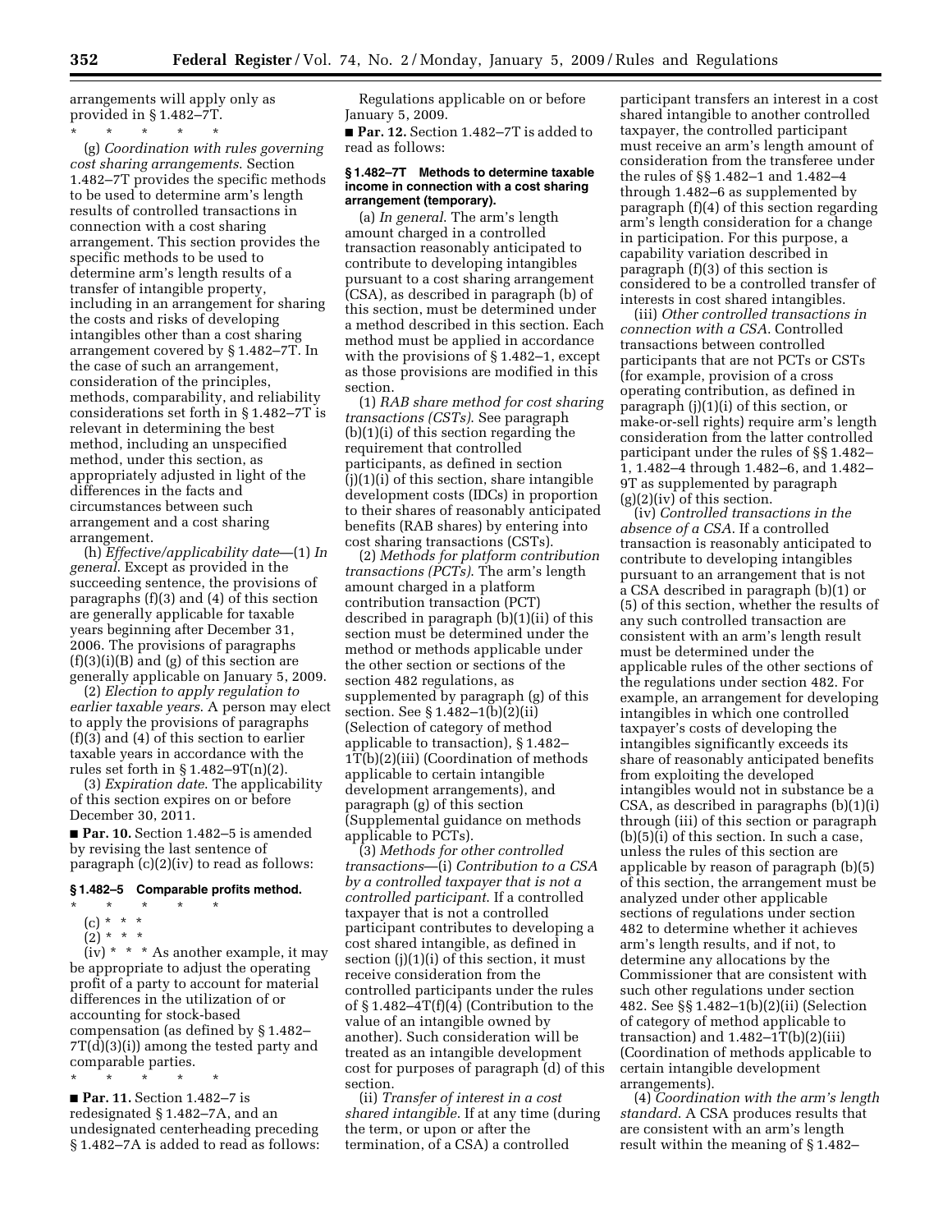arrangements will apply only as provided in § 1.482–7T.

\* \* \* \* \*

(g) *Coordination with rules governing cost sharing arrangements.* Section 1.482–7T provides the specific methods to be used to determine arm's length results of controlled transactions in connection with a cost sharing arrangement. This section provides the specific methods to be used to determine arm's length results of a transfer of intangible property, including in an arrangement for sharing the costs and risks of developing intangibles other than a cost sharing arrangement covered by § 1.482–7T. In the case of such an arrangement, consideration of the principles, methods, comparability, and reliability considerations set forth in § 1.482–7T is relevant in determining the best method, including an unspecified method, under this section, as appropriately adjusted in light of the differences in the facts and circumstances between such arrangement and a cost sharing arrangement.

(h) *Effective/applicability date*—(1) *In general.* Except as provided in the succeeding sentence, the provisions of paragraphs (f)(3) and (4) of this section are generally applicable for taxable years beginning after December 31, 2006. The provisions of paragraphs (f)(3)(i)(B) and (g) of this section are generally applicable on January 5, 2009.

(2) *Election to apply regulation to earlier taxable years.* A person may elect to apply the provisions of paragraphs (f)(3) and (4) of this section to earlier taxable years in accordance with the rules set forth in § 1.482–9T(n)(2).

(3) *Expiration date.* The applicability of this section expires on or before December 30, 2011.

■ **Par. 10.** Section 1.482–5 is amended by revising the last sentence of paragraph (c)(2)(iv) to read as follows:

**§ 1.482–5 Comparable profits method.**

\* \* \* \* \*

(c) \* \* \*

(2) \* \* \*

(iv) \* \* \* As another example, it may be appropriate to adjust the operating profit of a party to account for material differences in the utilization of or accounting for stock-based compensation (as defined by § 1.482–7T(d)(3)(i)) among the tested party and comparable parties.

\* \* \* \* \*

■ **Par. 11.** Section 1.482–7 is redesignated § 1.482–7A, and an undesignated centerheading preceding § 1.482–7A is added to read as follows:

Regulations applicable on or before January 5, 2009.

■ **Par. 12.** Section 1.482–7T is added to read as follows:

**§ 1.482–7T Methods to determine taxable income in connection with a cost sharing arrangement (temporary).**

(a) *In general.* The arm's length amount charged in a controlled transaction reasonably anticipated to contribute to developing intangibles pursuant to a cost sharing arrangement (CSA), as described in paragraph (b) of this section, must be determined under a method described in this section. Each method must be applied in accordance with the provisions of § 1.482–1, except as those provisions are modified in this section.

(1) *RAB share method for cost sharing transactions (CSTs).* See paragraph (b)(1)(i) of this section regarding the requirement that controlled participants, as defined in section (j)(1)(i) of this section, share intangible development costs (IDCs) in proportion to their shares of reasonably anticipated benefits (RAB shares) by entering into cost sharing transactions (CSTs).

(2) *Methods for platform contribution transactions (PCTs).* The arm's length amount charged in a platform contribution transaction (PCT) described in paragraph (b)(1)(ii) of this section must be determined under the method or methods applicable under the other section or sections of the section 482 regulations, as supplemented by paragraph (g) of this section. See § 1.482–1(b)(2)(ii) (Selection of category of method applicable to transaction), § 1.482–1T(b)(2)(iii) (Coordination of methods applicable to certain intangible development arrangements), and paragraph (g) of this section (Supplemental guidance on methods applicable to PCTs).

(3) *Methods for other controlled transactions*—(i) *Contribution to a CSA by a controlled taxpayer that is not a controlled participant.* If a controlled taxpayer that is not a controlled participant contributes to developing a cost shared intangible, as defined in section (j)(1)(i) of this section, it must receive consideration from the controlled participants under the rules of § 1.482–4T(f)(4) (Contribution to the value of an intangible owned by another). Such consideration will be treated as an intangible development cost for purposes of paragraph (d) of this section.

(ii) *Transfer of interest in a cost shared intangible.* If at any time (during the term, or upon or after the termination, of a CSA) a controlled participant transfers an interest in a cost shared intangible to another controlled taxpayer, the controlled participant must receive an arm's length amount of consideration from the transferee under the rules of §§ 1.482–1 and 1.482–4 through 1.482–6 as supplemented by paragraph (f)(4) of this section regarding arm's length consideration for a change in participation. For this purpose, a capability variation described in paragraph (f)(3) of this section is considered to be a controlled transfer of interests in cost shared intangibles.

(iii) *Other controlled transactions in connection with a CSA.* Controlled transactions between controlled participants that are not PCTs or CSTs (for example, provision of a cross operating contribution, as defined in paragraph (j)(1)(i) of this section, or make-or-sell rights) require arm's length consideration from the latter controlled participant under the rules of §§ 1.482–1, 1.482–4 through 1.482–6, and 1.482–9T as supplemented by paragraph (g)(2)(iv) of this section.

(iv) *Controlled transactions in the absence of a CSA.* If a controlled transaction is reasonably anticipated to contribute to developing intangibles pursuant to an arrangement that is not a CSA described in paragraph (b)(1) or (5) of this section, whether the results of any such controlled transaction are consistent with an arm's length result must be determined under the applicable rules of the other sections of the regulations under section 482. For example, an arrangement for developing intangibles in which one controlled taxpayer's costs of developing the intangibles significantly exceeds its share of reasonably anticipated benefits from exploiting the developed intangibles would not in substance be a CSA, as described in paragraphs (b)(1)(i) through (iii) of this section or paragraph (b)(5)(i) of this section. In such a case, unless the rules of this section are applicable by reason of paragraph (b)(5) of this section, the arrangement must be analyzed under other applicable sections of regulations under section 482 to determine whether it achieves arm's length results, and if not, to determine any allocations by the Commissioner that are consistent with such other regulations under section 482. See §§ 1.482–1(b)(2)(ii) (Selection of category of method applicable to transaction) and 1.482–1T(b)(2)(iii) (Coordination of methods applicable to certain intangible development arrangements).

(4) *Coordination with the arm's length standard.* A CSA produces results that are consistent with an arm's length result within the meaning of § 1.482–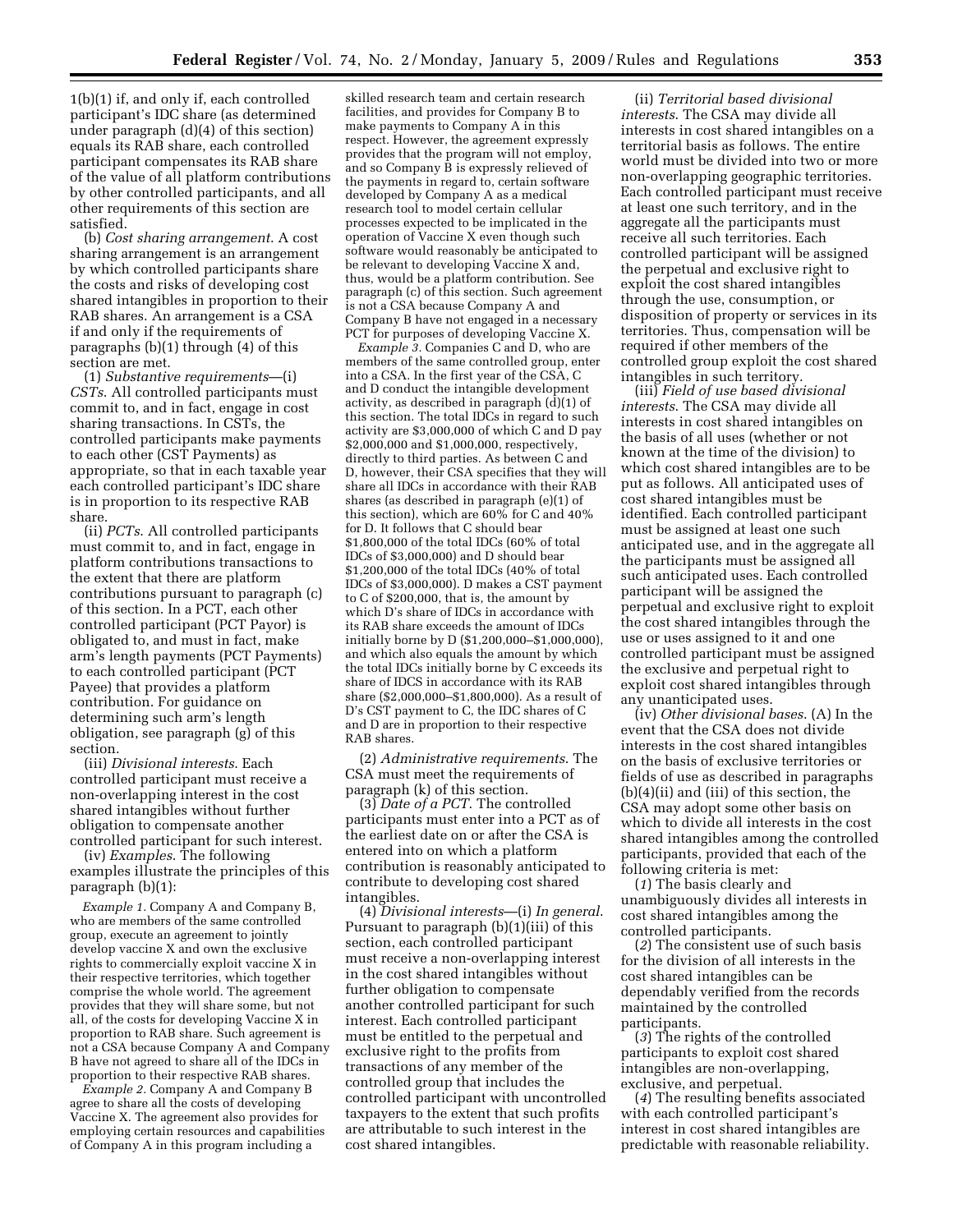1(b)(1) if, and only if, each controlled participant's IDC share (as determined under paragraph (d)(4) of this section) equals its RAB share, each controlled participant compensates its RAB share of the value of all platform contributions by other controlled participants, and all other requirements of this section are satisfied.

(b) *Cost sharing arrangement.* A cost sharing arrangement is an arrangement by which controlled participants share the costs and risks of developing cost shared intangibles in proportion to their RAB shares. An arrangement is a CSA if and only if the requirements of paragraphs (b)(1) through (4) of this section are met.

(1) *Substantive requirements*—(i) *CSTs.* All controlled participants must commit to, and in fact, engage in cost sharing transactions. In CSTs, the controlled participants make payments to each other (CST Payments) as appropriate, so that in each taxable year each controlled participant's IDC share is in proportion to its respective RAB share.

(ii) *PCTs.* All controlled participants must commit to, and in fact, engage in platform contributions transactions to the extent that there are platform contributions pursuant to paragraph (c) of this section. In a PCT, each other controlled participant (PCT Payor) is obligated to, and must in fact, make arm's length payments (PCT Payments) to each controlled participant (PCT Payee) that provides a platform contribution. For guidance on determining such arm's length obligation, see paragraph (g) of this section.

(iii) *Divisional interests.* Each controlled participant must receive a non-overlapping interest in the cost shared intangibles without further obligation to compensate another controlled participant for such interest.

(iv) *Examples.* The following examples illustrate the principles of this paragraph (b)(1):

*Example 1.* Company A and Company B, who are members of the same controlled group, execute an agreement to jointly develop vaccine X and own the exclusive rights to commercially exploit vaccine X in their respective territories, which together comprise the whole world. The agreement provides that they will share some, but not all, of the costs for developing Vaccine X in proportion to RAB share. Such agreement is not a CSA because Company A and Company B have not agreed to share all of the IDCs in proportion to their respective RAB shares.

*Example 2.* Company A and Company B agree to share all the costs of developing Vaccine X. The agreement also provides for employing certain resources and capabilities of Company A in this program including a skilled research team and certain research facilities, and provides for Company B to make payments to Company A in this respect. However, the agreement expressly provides that the program will not employ, and so Company B is expressly relieved of the payments in regard to, certain software developed by Company A as a medical research tool to model certain cellular processes expected to be implicated in the operation of Vaccine X even though such software would reasonably be anticipated to be relevant to developing Vaccine X and, thus, would be a platform contribution. See paragraph (c) of this section. Such agreement is not a CSA because Company A and Company B have not engaged in a necessary PCT for purposes of developing Vaccine X.

*Example 3.* Companies C and D, who are members of the same controlled group, enter into a CSA. In the first year of the CSA, C and D conduct the intangible development activity, as described in paragraph (d)(1) of this section. The total IDCs in regard to such activity are $3,000,000 of which C and D pay $2,000,000 and $1,000,000, respectively, directly to third parties. As between C and D, however, their CSA specifies that they will share all IDCs in accordance with their RAB shares (as described in paragraph (e)(1) of this section), which are 60% for C and 40% for D. It follows that C should bear $1,800,000 of the total IDCs (60% of total IDCs of $3,000,000) and D should bear $1,200,000 of the total IDCs (40% of total IDCs of $3,000,000). D makes a CST payment to C of $200,000, that is, the amount by which D's share of IDCs in accordance with its RAB share exceeds the amount of IDCs initially borne by D ($1,200,000–$1,000,000), and which also equals the amount by which the total IDCs initially borne by C exceeds its share of IDCS in accordance with its RAB share ($2,000,000–$1,800,000). As a result of D's CST payment to C, the IDC shares of C and D are in proportion to their respective RAB shares.

(2) *Administrative requirements.* The CSA must meet the requirements of paragraph (k) of this section.

(3) *Date of a PCT.* The controlled participants must enter into a PCT as of the earliest date on or after the CSA is entered into on which a platform contribution is reasonably anticipated to contribute to developing cost shared intangibles.

(4) *Divisional interests*—(i) *In general.* Pursuant to paragraph (b)(1)(iii) of this section, each controlled participant must receive a non-overlapping interest in the cost shared intangibles without further obligation to compensate another controlled participant for such interest. Each controlled participant must be entitled to the perpetual and exclusive right to the profits from transactions of any member of the controlled group that includes the controlled participant with uncontrolled taxpayers to the extent that such profits are attributable to such interest in the cost shared intangibles.

(ii) *Territorial based divisional interests.* The CSA may divide all interests in cost shared intangibles on a territorial basis as follows. The entire world must be divided into two or more non-overlapping geographic territories. Each controlled participant must receive at least one such territory, and in the aggregate all the participants must receive all such territories. Each controlled participant will be assigned the perpetual and exclusive right to exploit the cost shared intangibles through the use, consumption, or disposition of property or services in its territories. Thus, compensation will be required if other members of the controlled group exploit the cost shared intangibles in such territory.

(iii) *Field of use based divisional interests.* The CSA may divide all interests in cost shared intangibles on the basis of all uses (whether or not known at the time of the division) to which cost shared intangibles are to be put as follows. All anticipated uses of cost shared intangibles must be identified. Each controlled participant must be assigned at least one such anticipated use, and in the aggregate all the participants must be assigned all such anticipated uses. Each controlled participant will be assigned the perpetual and exclusive right to exploit the cost shared intangibles through the use or uses assigned to it and one controlled participant must be assigned the exclusive and perpetual right to exploit cost shared intangibles through any unanticipated uses.

(iv) *Other divisional bases.* (A) In the event that the CSA does not divide interests in the cost shared intangibles on the basis of exclusive territories or fields of use as described in paragraphs (b)(4)(ii) and (iii) of this section, the CSA may adopt some other basis on which to divide all interests in the cost shared intangibles among the controlled participants, provided that each of the following criteria is met:

(*1*) The basis clearly and unambiguously divides all interests in cost shared intangibles among the controlled participants.

(*2*) The consistent use of such basis for the division of all interests in the cost shared intangibles can be dependably verified from the records maintained by the controlled participants.

(*3*) The rights of the controlled participants to exploit cost shared intangibles are non-overlapping, exclusive, and perpetual.

(*4*) The resulting benefits associated with each controlled participant's interest in cost shared intangibles are predictable with reasonable reliability.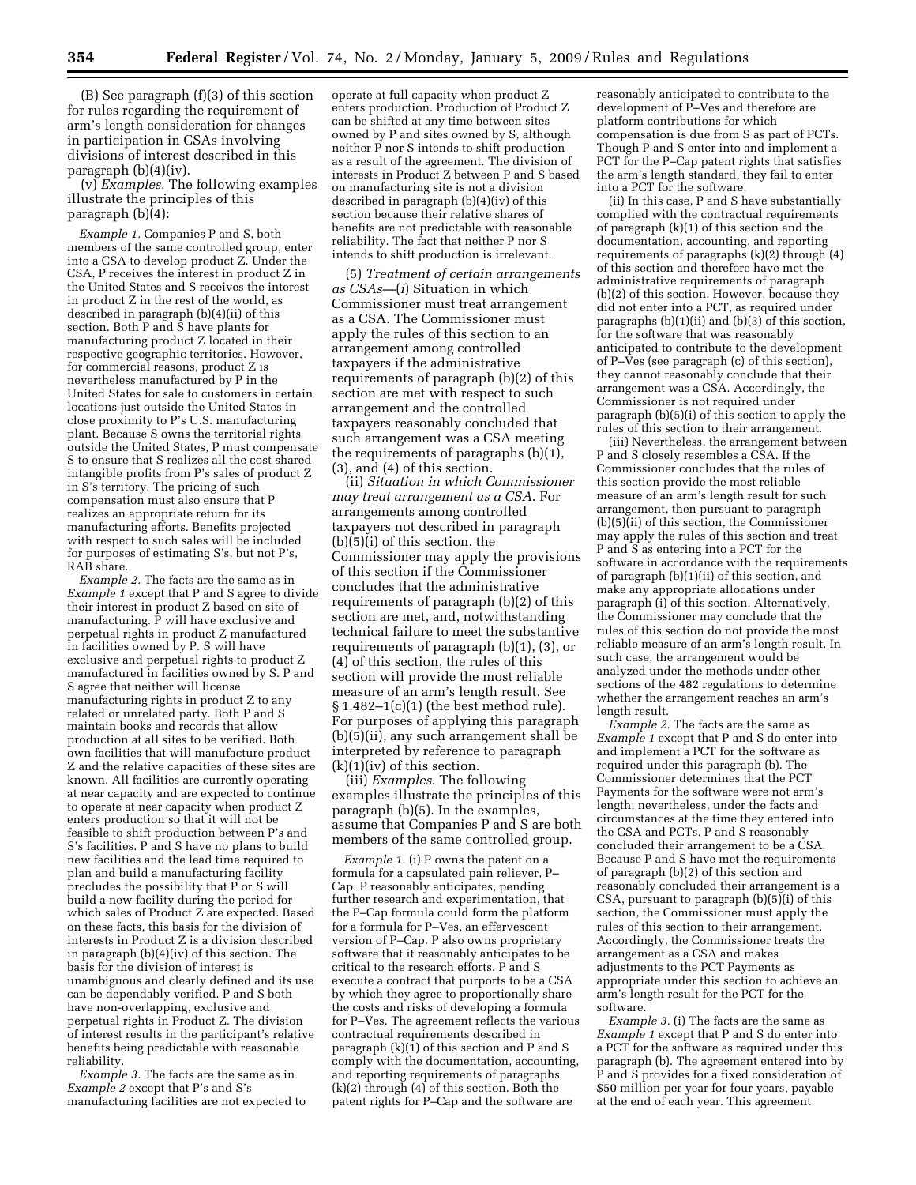(B) See paragraph (f)(3) of this section for rules regarding the requirement of arm's length consideration for changes in participation in CSAs involving divisions of interest described in this paragraph (b)(4)(iv).

(v) *Examples.* The following examples illustrate the principles of this paragraph (b)(4):

*Example 1.* Companies P and S, both members of the same controlled group, enter into a CSA to develop product Z. Under the CSA, P receives the interest in product Z in the United States and S receives the interest in product Z in the rest of the world, as described in paragraph (b)(4)(ii) of this section. Both P and S have plants for manufacturing product Z located in their respective geographic territories. However, for commercial reasons, product Z is nevertheless manufactured by P in the United States for sale to customers in certain locations just outside the United States in close proximity to P's U.S. manufacturing plant. Because S owns the territorial rights outside the United States, P must compensate S to ensure that S realizes all the cost shared intangible profits from P's sales of product Z in S's territory. The pricing of such compensation must also ensure that P realizes an appropriate return for its manufacturing efforts. Benefits projected with respect to such sales will be included for purposes of estimating S's, but not P's, RAB share.

*Example 2.* The facts are the same as in *Example 1* except that P and S agree to divide their interest in product Z based on site of manufacturing. P will have exclusive and perpetual rights in product Z manufactured in facilities owned by P. S will have exclusive and perpetual rights to product Z manufactured in facilities owned by S. P and S agree that neither will license manufacturing rights in product Z to any related or unrelated party. Both P and S maintain books and records that allow production at all sites to be verified. Both own facilities that will manufacture product Z and the relative capacities of these sites are known. All facilities are currently operating at near capacity and are expected to continue to operate at near capacity when product Z enters production so that it will not be feasible to shift production between P's and S's facilities. P and S have no plans to build new facilities and the lead time required to plan and build a manufacturing facility precludes the possibility that P or S will build a new facility during the period for which sales of Product Z are expected. Based on these facts, this basis for the division of interests in Product Z is a division described in paragraph (b)(4)(iv) of this section. The basis for the division of interest is unambiguous and clearly defined and its use can be dependably verified. P and S both have non-overlapping, exclusive and perpetual rights in Product Z. The division of interest results in the participant's relative benefits being predictable with reasonable reliability.

*Example 3.* The facts are the same as in *Example 2* except that P's and S's manufacturing facilities are not expected to operate at full capacity when product Z enters production. Production of Product Z can be shifted at any time between sites owned by P and sites owned by S, although neither P nor S intends to shift production as a result of the agreement. The division of interests in Product Z between P and S based on manufacturing site is not a division described in paragraph (b)(4)(iv) of this section because their relative shares of benefits are not predictable with reasonable reliability. The fact that neither P nor S intends to shift production is irrelevant.

(5) *Treatment of certain arrangements as CSAs*—(*i*) Situation in which Commissioner must treat arrangement as a CSA. The Commissioner must apply the rules of this section to an arrangement among controlled taxpayers if the administrative requirements of paragraph (b)(2) of this section are met with respect to such arrangement and the controlled taxpayers reasonably concluded that such arrangement was a CSA meeting the requirements of paragraphs (b)(1), (3), and (4) of this section.

(ii) *Situation in which Commissioner may treat arrangement as a CSA.* For arrangements among controlled taxpayers not described in paragraph (b)(5)(i) of this section, the Commissioner may apply the provisions of this section if the Commissioner concludes that the administrative requirements of paragraph (b)(2) of this section are met, and, notwithstanding technical failure to meet the substantive requirements of paragraph (b)(1), (3), or (4) of this section, the rules of this section will provide the most reliable measure of an arm's length result. See § 1.482–1(c)(1) (the best method rule). For purposes of applying this paragraph (b)(5)(ii), any such arrangement shall be interpreted by reference to paragraph (k)(1)(iv) of this section.

(iii) *Examples.* The following examples illustrate the principles of this paragraph (b)(5). In the examples, assume that Companies P and S are both members of the same controlled group.

*Example 1.* (i) P owns the patent on a formula for a capsulated pain reliever, P–Cap. P reasonably anticipates, pending further research and experimentation, that the P–Cap formula could form the platform for a formula for P–Ves, an effervescent version of P–Cap. P also owns proprietary software that it reasonably anticipates to be critical to the research efforts. P and S execute a contract that purports to be a CSA by which they agree to proportionally share the costs and risks of developing a formula for P–Ves. The agreement reflects the various contractual requirements described in paragraph (k)(1) of this section and P and S comply with the documentation, accounting, and reporting requirements of paragraphs (k)(2) through (4) of this section. Both the patent rights for P–Cap and the software are reasonably anticipated to contribute to the development of P–Ves and therefore are platform contributions for which compensation is due from S as part of PCTs. Though P and S enter into and implement a PCT for the P–Cap patent rights that satisfies the arm's length standard, they fail to enter into a PCT for the software.

(ii) In this case, P and S have substantially complied with the contractual requirements of paragraph (k)(1) of this section and the documentation, accounting, and reporting requirements of paragraphs (k)(2) through (4) of this section and therefore have met the administrative requirements of paragraph (b)(2) of this section. However, because they did not enter into a PCT, as required under paragraphs (b)(1)(ii) and (b)(3) of this section, for the software that was reasonably anticipated to contribute to the development of P–Ves (see paragraph (c) of this section), they cannot reasonably conclude that their arrangement was a CSA. Accordingly, the Commissioner is not required under paragraph (b)(5)(i) of this section to apply the rules of this section to their arrangement.

(iii) Nevertheless, the arrangement between P and S closely resembles a CSA. If the Commissioner concludes that the rules of this section provide the most reliable measure of an arm's length result for such arrangement, then pursuant to paragraph (b)(5)(ii) of this section, the Commissioner may apply the rules of this section and treat P and S as entering into a PCT for the software in accordance with the requirements of paragraph (b)(1)(ii) of this section, and make any appropriate allocations under paragraph (i) of this section. Alternatively, the Commissioner may conclude that the rules of this section do not provide the most reliable measure of an arm's length result. In such case, the arrangement would be analyzed under the methods under other sections of the 482 regulations to determine whether the arrangement reaches an arm's length result.

*Example 2.* The facts are the same as *Example 1* except that P and S do enter into and implement a PCT for the software as required under this paragraph (b). The Commissioner determines that the PCT Payments for the software were not arm's length; nevertheless, under the facts and circumstances at the time they entered into the CSA and PCTs, P and S reasonably concluded their arrangement to be a CSA. Because P and S have met the requirements of paragraph (b)(2) of this section and reasonably concluded their arrangement is a CSA, pursuant to paragraph (b)(5)(i) of this section, the Commissioner must apply the rules of this section to their arrangement. Accordingly, the Commissioner treats the arrangement as a CSA and makes adjustments to the PCT Payments as appropriate under this section to achieve an arm's length result for the PCT for the software.

*Example 3.* (i) The facts are the same as *Example 1* except that P and S do enter into a PCT for the software as required under this paragraph (b). The agreement entered into by P and S provides for a fixed consideration of $50 million per year for four years, payable at the end of each year. This agreement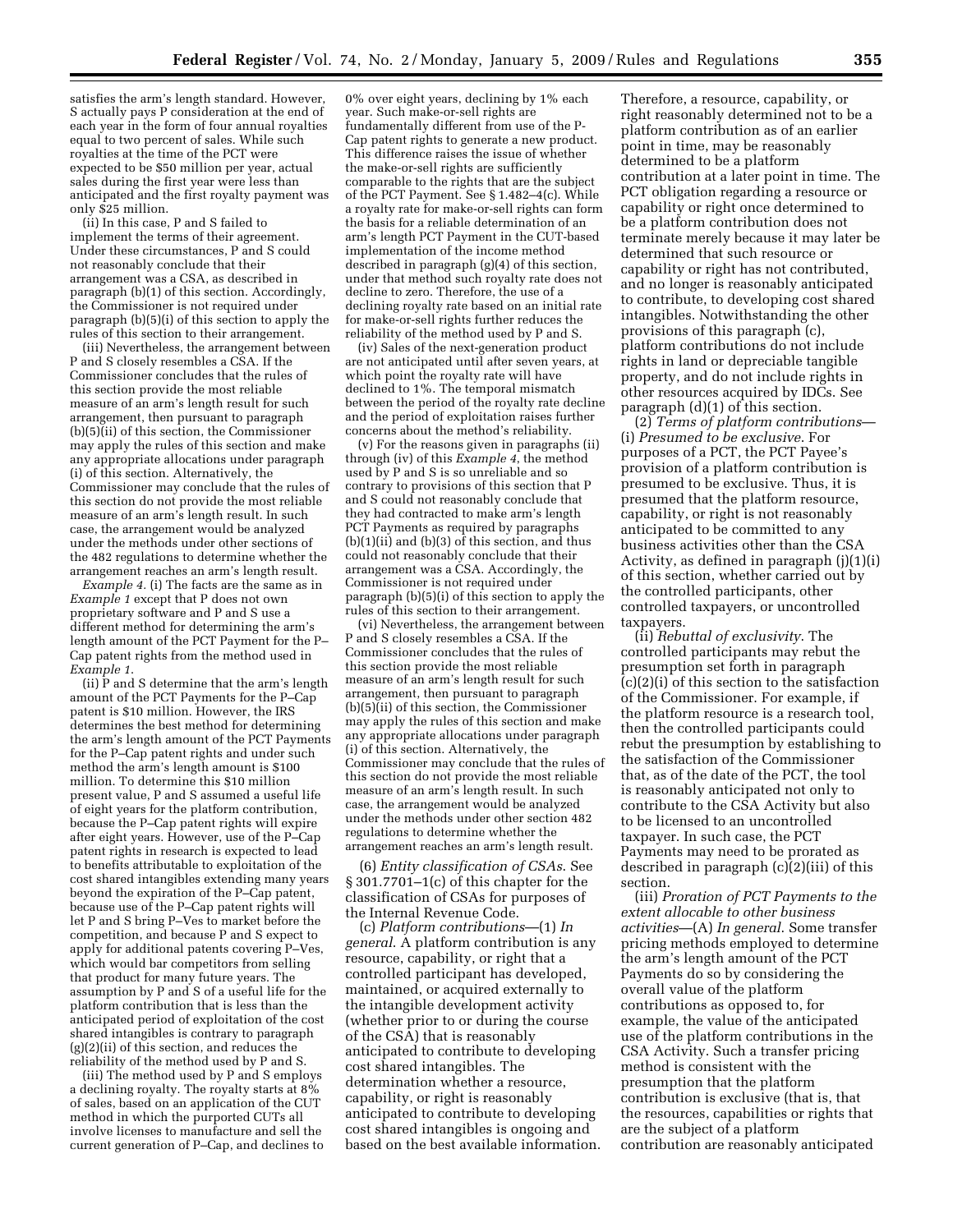satisfies the arm's length standard. However, S actually pays P consideration at the end of each year in the form of four annual royalties equal to two percent of sales. While such royalties at the time of the PCT were expected to be $50 million per year, actual sales during the first year were less than anticipated and the first royalty payment was only $25 million.

(ii) In this case, P and S failed to implement the terms of their agreement. Under these circumstances, P and S could not reasonably conclude that their arrangement was a CSA, as described in paragraph (b)(1) of this section. Accordingly, the Commissioner is not required under paragraph (b)(5)(i) of this section to apply the rules of this section to their arrangement.

(iii) Nevertheless, the arrangement between P and S closely resembles a CSA. If the Commissioner concludes that the rules of this section provide the most reliable measure of an arm's length result for such arrangement, then pursuant to paragraph (b)(5)(ii) of this section, the Commissioner may apply the rules of this section and make any appropriate allocations under paragraph (i) of this section. Alternatively, the Commissioner may conclude that the rules of this section do not provide the most reliable measure of an arm's length result. In such case, the arrangement would be analyzed under the methods under other sections of the 482 regulations to determine whether the arrangement reaches an arm's length result.

*Example 4.* (i) The facts are the same as in *Example 1* except that P does not own proprietary software and P and S use a different method for determining the arm's length amount of the PCT Payment for the P–Cap patent rights from the method used in *Example 1*.

(ii) P and S determine that the arm's length amount of the PCT Payments for the P–Cap patent is $10 million. However, the IRS determines the best method for determining the arm's length amount of the PCT Payments for the P–Cap patent rights and under such method the arm's length amount is $100 million. To determine this $10 million present value, P and S assumed a useful life of eight years for the platform contribution, because the P–Cap patent rights will expire after eight years. However, use of the P–Cap patent rights in research is expected to lead to benefits attributable to exploitation of the cost shared intangibles extending many years beyond the expiration of the P–Cap patent, because use of the P–Cap patent rights will let P and S bring P–Ves to market before the competition, and because P and S expect to apply for additional patents covering P–Ves, which would bar competitors from selling that product for many future years. The assumption by P and S of a useful life for the platform contribution that is less than the anticipated period of exploitation of the cost shared intangibles is contrary to paragraph (g)(2)(ii) of this section, and reduces the reliability of the method used by P and S.

(iii) The method used by P and S employs a declining royalty. The royalty starts at 8% of sales, based on an application of the CUT method in which the purported CUTs all involve licenses to manufacture and sell the current generation of P–Cap, and declines to 0% over eight years, declining by 1% each year. Such make-or-sell rights are fundamentally different from use of the P-Cap patent rights to generate a new product. This difference raises the issue of whether the make-or-sell rights are sufficiently comparable to the rights that are the subject of the PCT Payment. See § 1.482–4(c). While a royalty rate for make-or-sell rights can form the basis for a reliable determination of an arm's length PCT Payment in the CUT-based implementation of the income method described in paragraph (g)(4) of this section, under that method such royalty rate does not decline to zero. Therefore, the use of a declining royalty rate based on an initial rate for make-or-sell rights further reduces the reliability of the method used by P and S.

(iv) Sales of the next-generation product are not anticipated until after seven years, at which point the royalty rate will have declined to 1%. The temporal mismatch between the period of the royalty rate decline and the period of exploitation raises further concerns about the method's reliability.

(v) For the reasons given in paragraphs (ii) through (iv) of this *Example 4*, the method used by P and S is so unreliable and so contrary to provisions of this section that P and S could not reasonably conclude that they had contracted to make arm's length PCT Payments as required by paragraphs (b)(1)(ii) and (b)(3) of this section, and thus could not reasonably conclude that their arrangement was a CSA. Accordingly, the Commissioner is not required under paragraph (b)(5)(i) of this section to apply the rules of this section to their arrangement.

(vi) Nevertheless, the arrangement between P and S closely resembles a CSA. If the Commissioner concludes that the rules of this section provide the most reliable measure of an arm's length result for such arrangement, then pursuant to paragraph (b)(5)(ii) of this section, the Commissioner may apply the rules of this section and make any appropriate allocations under paragraph (i) of this section. Alternatively, the Commissioner may conclude that the rules of this section do not provide the most reliable measure of an arm's length result. In such case, the arrangement would be analyzed under the methods under other section 482 regulations to determine whether the arrangement reaches an arm's length result.

(6) *Entity classification of CSAs.* See § 301.7701–1(c) of this chapter for the classification of CSAs for purposes of the Internal Revenue Code.

(c) *Platform contributions*—(1) *In general.* A platform contribution is any resource, capability, or right that a controlled participant has developed, maintained, or acquired externally to the intangible development activity (whether prior to or during the course of the CSA) that is reasonably anticipated to contribute to developing cost shared intangibles. The determination whether a resource, capability, or right is reasonably anticipated to contribute to developing cost shared intangibles is ongoing and based on the best available information. Therefore, a resource, capability, or right reasonably determined not to be a platform contribution as of an earlier point in time, may be reasonably determined to be a platform contribution at a later point in time. The PCT obligation regarding a resource or capability or right once determined to be a platform contribution does not terminate merely because it may later be determined that such resource or capability or right has not contributed, and no longer is reasonably anticipated to contribute, to developing cost shared intangibles. Notwithstanding the other provisions of this paragraph (c), platform contributions do not include rights in land or depreciable tangible property, and do not include rights in other resources acquired by IDCs. See paragraph (d)(1) of this section.

(2) *Terms of platform contributions*—(i) *Presumed to be exclusive.* For purposes of a PCT, the PCT Payee's provision of a platform contribution is presumed to be exclusive. Thus, it is presumed that the platform resource, capability, or right is not reasonably anticipated to be committed to any business activities other than the CSA Activity, as defined in paragraph (j)(1)(i) of this section, whether carried out by the controlled participants, other controlled taxpayers, or uncontrolled taxpayers.

(ii) *Rebuttal of exclusivity.* The controlled participants may rebut the presumption set forth in paragraph (c)(2)(i) of this section to the satisfaction of the Commissioner. For example, if the platform resource is a research tool, then the controlled participants could rebut the presumption by establishing to the satisfaction of the Commissioner that, as of the date of the PCT, the tool is reasonably anticipated not only to contribute to the CSA Activity but also to be licensed to an uncontrolled taxpayer. In such case, the PCT Payments may need to be prorated as described in paragraph (c)(2)(iii) of this section.

(iii) *Proration of PCT Payments to the extent allocable to other business activities*—(A) *In general.* Some transfer pricing methods employed to determine the arm's length amount of the PCT Payments do so by considering the overall value of the platform contributions as opposed to, for example, the value of the anticipated use of the platform contributions in the CSA Activity. Such a transfer pricing method is consistent with the presumption that the platform contribution is exclusive (that is, that the resources, capabilities or rights that are the subject of a platform contribution are reasonably anticipated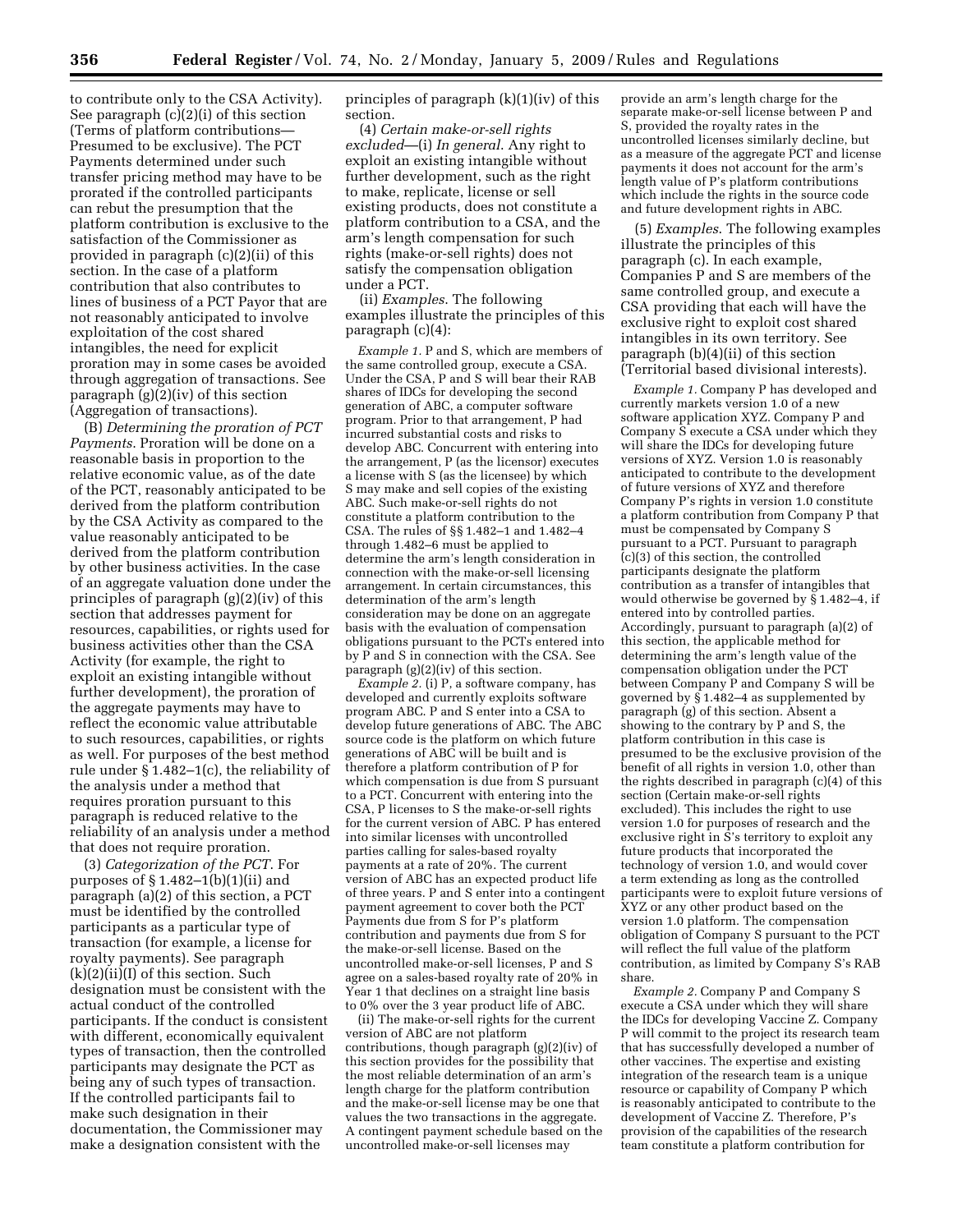to contribute only to the CSA Activity). See paragraph (c)(2)(i) of this section (Terms of platform contributions—Presumed to be exclusive). The PCT Payments determined under such transfer pricing method may have to be prorated if the controlled participants can rebut the presumption that the platform contribution is exclusive to the satisfaction of the Commissioner as provided in paragraph (c)(2)(ii) of this section. In the case of a platform contribution that also contributes to lines of business of a PCT Payor that are not reasonably anticipated to involve exploitation of the cost shared intangibles, the need for explicit proration may in some cases be avoided through aggregation of transactions. See paragraph (g)(2)(iv) of this section (Aggregation of transactions).

(B) *Determining the proration of PCT Payments*. Proration will be done on a reasonable basis in proportion to the relative economic value, as of the date of the PCT, reasonably anticipated to be derived from the platform contribution by the CSA Activity as compared to the value reasonably anticipated to be derived from the platform contribution by other business activities. In the case of an aggregate valuation done under the principles of paragraph (g)(2)(iv) of this section that addresses payment for resources, capabilities, or rights used for business activities other than the CSA Activity (for example, the right to exploit an existing intangible without further development), the proration of the aggregate payments may have to reflect the economic value attributable to such resources, capabilities, or rights as well. For purposes of the best method rule under § 1.482–1(c), the reliability of the analysis under a method that requires proration pursuant to this paragraph is reduced relative to the reliability of an analysis under a method that does not require proration.

(3) *Categorization of the PCT*. For purposes of § 1.482–1(b)(1)(ii) and paragraph (a)(2) of this section, a PCT must be identified by the controlled participants as a particular type of transaction (for example, a license for royalty payments). See paragraph (k)(2)(ii)(I) of this section. Such designation must be consistent with the actual conduct of the controlled participants. If the conduct is consistent with different, economically equivalent types of transaction, then the controlled participants may designate the PCT as being any of such types of transaction. If the controlled participants fail to make such designation in their documentation, the Commissioner may make a designation consistent with the principles of paragraph (k)(1)(iv) of this section.

(4) *Certain make-or-sell rights excluded*—(i) *In general*. Any right to exploit an existing intangible without further development, such as the right to make, replicate, license or sell existing products, does not constitute a platform contribution to a CSA, and the arm's length compensation for such rights (make-or-sell rights) does not satisfy the compensation obligation under a PCT.

(ii) *Examples*. The following examples illustrate the principles of this paragraph (c)(4):

*Example 1.* P and S, which are members of the same controlled group, execute a CSA. Under the CSA, P and S will bear their RAB shares of IDCs for developing the second generation of ABC, a computer software program. Prior to that arrangement, P had incurred substantial costs and risks to develop ABC. Concurrent with entering into the arrangement, P (as the licensor) executes a license with S (as the licensee) by which S may make and sell copies of the existing ABC. Such make-or-sell rights do not constitute a platform contribution to the CSA. The rules of §§ 1.482–1 and 1.482–4 through 1.482–6 must be applied to determine the arm's length consideration in connection with the make-or-sell licensing arrangement. In certain circumstances, this determination of the arm's length consideration may be done on an aggregate basis with the evaluation of compensation obligations pursuant to the PCTs entered into by P and S in connection with the CSA. See paragraph (g)(2)(iv) of this section.

*Example 2.* (i) P, a software company, has developed and currently exploits software program ABC. P and S enter into a CSA to develop future generations of ABC. The ABC source code is the platform on which future generations of ABC will be built and is therefore a platform contribution of P for which compensation is due from S pursuant to a PCT. Concurrent with entering into the CSA, P licenses to S the make-or-sell rights for the current version of ABC. P has entered into similar licenses with uncontrolled parties calling for sales-based royalty payments at a rate of 20%. The current version of ABC has an expected product life of three years. P and S enter into a contingent payment agreement to cover both the PCT Payments due from S for P's platform contribution and payments due from S for the make-or-sell license. Based on the uncontrolled make-or-sell licenses, P and S agree on a sales-based royalty rate of 20% in Year 1 that declines on a straight line basis to 0% over the 3 year product life of ABC.

(ii) The make-or-sell rights for the current version of ABC are not platform contributions, though paragraph (g)(2)(iv) of this section provides for the possibility that the most reliable determination of an arm's length charge for the platform contribution and the make-or-sell license may be one that values the two transactions in the aggregate. A contingent payment schedule based on the uncontrolled make-or-sell licenses may provide an arm's length charge for the separate make-or-sell license between P and S, provided the royalty rates in the uncontrolled licenses similarly decline, but as a measure of the aggregate PCT and license payments it does not account for the arm's length value of P's platform contributions which include the rights in the source code and future development rights in ABC.

(5) *Examples*. The following examples illustrate the principles of this paragraph (c). In each example, Companies P and S are members of the same controlled group, and execute a CSA providing that each will have the exclusive right to exploit cost shared intangibles in its own territory. See paragraph (b)(4)(ii) of this section (Territorial based divisional interests).

*Example 1.* Company P has developed and currently markets version 1.0 of a new software application XYZ. Company P and Company S execute a CSA under which they will share the IDCs for developing future versions of XYZ. Version 1.0 is reasonably anticipated to contribute to the development of future versions of XYZ and therefore Company P's rights in version 1.0 constitute a platform contribution from Company P that must be compensated by Company S pursuant to a PCT. Pursuant to paragraph (c)(3) of this section, the controlled participants designate the platform contribution as a transfer of intangibles that would otherwise be governed by § 1.482–4, if entered into by controlled parties. Accordingly, pursuant to paragraph (a)(2) of this section, the applicable method for determining the arm's length value of the compensation obligation under the PCT between Company P and Company S will be governed by § 1.482–4 as supplemented by paragraph (g) of this section. Absent a showing to the contrary by P and S, the platform contribution in this case is presumed to be the exclusive provision of the benefit of all rights in version 1.0, other than the rights described in paragraph (c)(4) of this section (Certain make-or-sell rights excluded). This includes the right to use version 1.0 for purposes of research and the exclusive right in S's territory to exploit any future products that incorporated the technology of version 1.0, and would cover a term extending as long as the controlled participants were to exploit future versions of XYZ or any other product based on the version 1.0 platform. The compensation obligation of Company S pursuant to the PCT will reflect the full value of the platform contribution, as limited by Company S's RAB share.

*Example 2.* Company P and Company S execute a CSA under which they will share the IDCs for developing Vaccine Z. Company P will commit to the project its research team that has successfully developed a number of other vaccines. The expertise and existing integration of the research team is a unique resource or capability of Company P which is reasonably anticipated to contribute to the development of Vaccine Z. Therefore, P's provision of the capabilities of the research team constitute a platform contribution for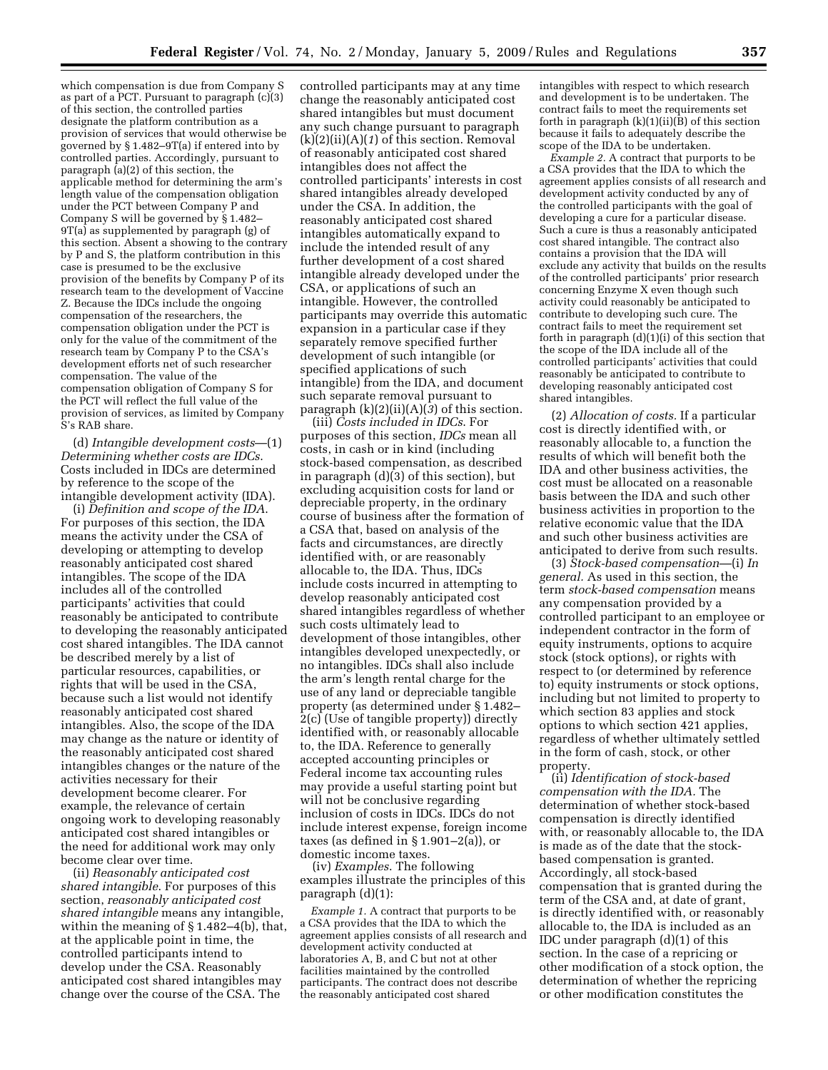which compensation is due from Company S as part of a PCT. Pursuant to paragraph (c)(3) of this section, the controlled parties designate the platform contribution as a provision of services that would otherwise be governed by § 1.482–9T(a) if entered into by controlled parties. Accordingly, pursuant to paragraph (a)(2) of this section, the applicable method for determining the arm's length value of the compensation obligation under the PCT between Company P and Company S will be governed by § 1.482–9T(a) as supplemented by paragraph (g) of this section. Absent a showing to the contrary by P and S, the platform contribution in this case is presumed to be the exclusive provision of the benefits by Company P of its research team to the development of Vaccine Z. Because the IDCs include the ongoing compensation of the researchers, the compensation obligation under the PCT is only for the value of the commitment of the research team by Company P to the CSA's development efforts net of such researcher compensation. The value of the compensation obligation of Company S for the PCT will reflect the full value of the provision of services, as limited by Company S's RAB share.

(d) *Intangible development costs*—(1) *Determining whether costs are IDCs.* Costs included in IDCs are determined by reference to the scope of the intangible development activity (IDA).

(i) *Definition and scope of the IDA.* For purposes of this section, the IDA means the activity under the CSA of developing or attempting to develop reasonably anticipated cost shared intangibles. The scope of the IDA includes all of the controlled participants' activities that could reasonably be anticipated to contribute to developing the reasonably anticipated cost shared intangibles. The IDA cannot be described merely by a list of particular resources, capabilities, or rights that will be used in the CSA, because such a list would not identify reasonably anticipated cost shared intangibles. Also, the scope of the IDA may change as the nature or identity of the reasonably anticipated cost shared intangibles changes or the nature of the activities necessary for their development become clearer. For example, the relevance of certain ongoing work to developing reasonably anticipated cost shared intangibles or the need for additional work may only become clear over time.

(ii) *Reasonably anticipated cost shared intangible.* For purposes of this section, *reasonably anticipated cost shared intangible* means any intangible, within the meaning of § 1.482–4(b), that, at the applicable point in time, the controlled participants intend to develop under the CSA. Reasonably anticipated cost shared intangibles may change over the course of the CSA. The controlled participants may at any time change the reasonably anticipated cost shared intangibles but must document any such change pursuant to paragraph (k)(2)(ii)(A)(*1*) of this section. Removal of reasonably anticipated cost shared intangibles does not affect the controlled participants' interests in cost shared intangibles already developed under the CSA. In addition, the reasonably anticipated cost shared intangibles automatically expand to include the intended result of any further development of a cost shared intangible already developed under the CSA, or applications of such an intangible. However, the controlled participants may override this automatic expansion in a particular case if they separately remove specified further development of such intangible (or specified applications of such intangible) from the IDA, and document such separate removal pursuant to paragraph (k)(2)(ii)(A)(*3*) of this section.

(iii) *Costs included in IDCs.* For purposes of this section, *IDCs* mean all costs, in cash or in kind (including stock-based compensation, as described in paragraph (d)(3) of this section), but excluding acquisition costs for land or depreciable property, in the ordinary course of business after the formation of a CSA that, based on analysis of the facts and circumstances, are directly identified with, or are reasonably allocable to, the IDA. Thus, IDCs include costs incurred in attempting to develop reasonably anticipated cost shared intangibles regardless of whether such costs ultimately lead to development of those intangibles, other intangibles developed unexpectedly, or no intangibles. IDCs shall also include the arm's length rental charge for the use of any land or depreciable tangible property (as determined under § 1.482–2(c) (Use of tangible property)) directly identified with, or reasonably allocable to, the IDA. Reference to generally accepted accounting principles or Federal income tax accounting rules may provide a useful starting point but will not be conclusive regarding inclusion of costs in IDCs. IDCs do not include interest expense, foreign income taxes (as defined in § 1.901–2(a)), or domestic income taxes.

(iv) *Examples.* The following examples illustrate the principles of this paragraph (d)(1):

*Example 1.* A contract that purports to be a CSA provides that the IDA to which the agreement applies consists of all research and development activity conducted at laboratories A, B, and C but not at other facilities maintained by the controlled participants. The contract does not describe the reasonably anticipated cost shared intangibles with respect to which research and development is to be undertaken. The contract fails to meet the requirements set forth in paragraph (k)(1)(ii)(B) of this section because it fails to adequately describe the scope of the IDA to be undertaken.

*Example 2.* A contract that purports to be a CSA provides that the IDA to which the agreement applies consists of all research and development activity conducted by any of the controlled participants with the goal of developing a cure for a particular disease. Such a cure is thus a reasonably anticipated cost shared intangible. The contract also contains a provision that the IDA will exclude any activity that builds on the results of the controlled participants' prior research concerning Enzyme X even though such activity could reasonably be anticipated to contribute to developing such cure. The contract fails to meet the requirement set forth in paragraph (d)(1)(i) of this section that the scope of the IDA include all of the controlled participants' activities that could reasonably be anticipated to contribute to developing reasonably anticipated cost shared intangibles.

(2) *Allocation of costs.* If a particular cost is directly identified with, or reasonably allocable to, a function the results of which will benefit both the IDA and other business activities, the cost must be allocated on a reasonable basis between the IDA and such other business activities in proportion to the relative economic value that the IDA and such other business activities are anticipated to derive from such results.

(3) *Stock-based compensation*—(i) *In general.* As used in this section, the term *stock-based compensation* means any compensation provided by a controlled participant to an employee or independent contractor in the form of equity instruments, options to acquire stock (stock options), or rights with respect to (or determined by reference to) equity instruments or stock options, including but not limited to property to which section 83 applies and stock options to which section 421 applies, regardless of whether ultimately settled in the form of cash, stock, or other property.

(ii) *Identification of stock-based compensation with the IDA.* The determination of whether stock-based compensation is directly identified with, or reasonably allocable to, the IDA is made as of the date that the stock-based compensation is granted. Accordingly, all stock-based compensation that is granted during the term of the CSA and, at date of grant, is directly identified with, or reasonably allocable to, the IDA is included as an IDC under paragraph (d)(1) of this section. In the case of a repricing or other modification of a stock option, the determination of whether the repricing or other modification constitutes the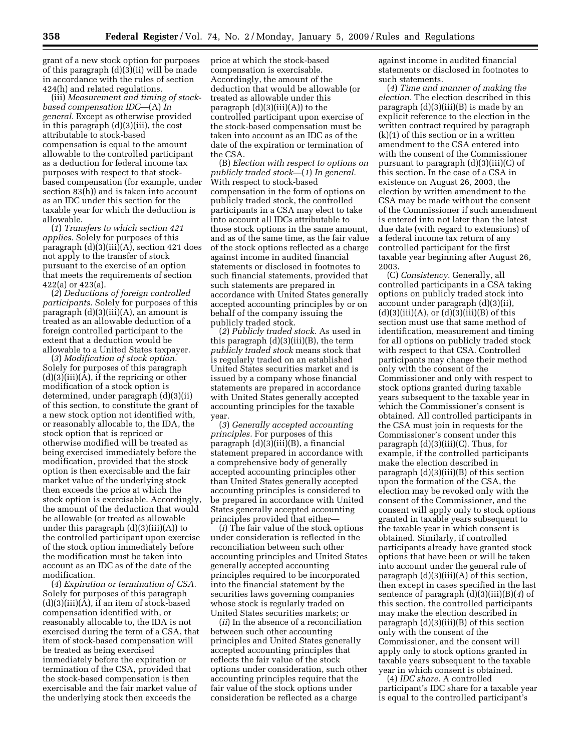grant of a new stock option for purposes of this paragraph (d)(3)(ii) will be made in accordance with the rules of section 424(h) and related regulations.

(iii) *Measurement and timing of stock-based compensation IDC*—(A) *In general.* Except as otherwise provided in this paragraph (d)(3)(iii), the cost attributable to stock-based compensation is equal to the amount allowable to the controlled participant as a deduction for federal income tax purposes with respect to that stock-based compensation (for example, under section 83(h)) and is taken into account as an IDC under this section for the taxable year for which the deduction is allowable.

(*1*) *Transfers to which section 421 applies.* Solely for purposes of this paragraph (d)(3)(iii)(A), section 421 does not apply to the transfer of stock pursuant to the exercise of an option that meets the requirements of section 422(a) or 423(a).

(*2*) *Deductions of foreign controlled participants.* Solely for purposes of this paragraph (d)(3)(iii)(A), an amount is treated as an allowable deduction of a foreign controlled participant to the extent that a deduction would be allowable to a United States taxpayer.

(*3*) *Modification of stock option.* Solely for purposes of this paragraph (d)(3)(iii)(A), if the repricing or other modification of a stock option is determined, under paragraph (d)(3)(ii) of this section, to constitute the grant of a new stock option not identified with, or reasonably allocable to, the IDA, the stock option that is repriced or otherwise modified will be treated as being exercised immediately before the modification, provided that the stock option is then exercisable and the fair market value of the underlying stock then exceeds the price at which the stock option is exercisable. Accordingly, the amount of the deduction that would be allowable (or treated as allowable under this paragraph (d)(3)(iii)(A)) to the controlled participant upon exercise of the stock option immediately before the modification must be taken into account as an IDC as of the date of the modification.

(*4*) *Expiration or termination of CSA.* Solely for purposes of this paragraph (d)(3)(iii)(A), if an item of stock-based compensation identified with, or reasonably allocable to, the IDA is not exercised during the term of a CSA, that item of stock-based compensation will be treated as being exercised immediately before the expiration or termination of the CSA, provided that the stock-based compensation is then exercisable and the fair market value of the underlying stock then exceeds the price at which the stock-based compensation is exercisable. Accordingly, the amount of the deduction that would be allowable (or treated as allowable under this paragraph (d)(3)(iii)(A)) to the controlled participant upon exercise of the stock-based compensation must be taken into account as an IDC as of the date of the expiration or termination of the CSA.

(B) *Election with respect to options on publicly traded stock*—(*1*) *In general.* With respect to stock-based compensation in the form of options on publicly traded stock, the controlled participants in a CSA may elect to take into account all IDCs attributable to those stock options in the same amount, and as of the same time, as the fair value of the stock options reflected as a charge against income in audited financial statements or disclosed in footnotes to such financial statements, provided that such statements are prepared in accordance with United States generally accepted accounting principles by or on behalf of the company issuing the publicly traded stock.

(*2*) *Publicly traded stock.* As used in this paragraph (d)(3)(iii)(B), the term *publicly traded stock* means stock that is regularly traded on an established United States securities market and is issued by a company whose financial statements are prepared in accordance with United States generally accepted accounting principles for the taxable year.

(*3*) *Generally accepted accounting principles.* For purposes of this paragraph (d)(3)(iii)(B), a financial statement prepared in accordance with a comprehensive body of generally accepted accounting principles other than United States generally accepted accounting principles is considered to be prepared in accordance with United States generally accepted accounting principles provided that either—

(*i*) The fair value of the stock options under consideration is reflected in the reconciliation between such other accounting principles and United States generally accepted accounting principles required to be incorporated into the financial statement by the securities laws governing companies whose stock is regularly traded on United States securities markets; or

(*ii*) In the absence of a reconciliation between such other accounting principles and United States generally accepted accounting principles that reflects the fair value of the stock options under consideration, such other accounting principles require that the fair value of the stock options under consideration be reflected as a charge against income in audited financial statements or disclosed in footnotes to such statements.

(*4*) *Time and manner of making the election.* The election described in this paragraph (d)(3)(iii)(B) is made by an explicit reference to the election in the written contract required by paragraph (k)(1) of this section or in a written amendment to the CSA entered into with the consent of the Commissioner pursuant to paragraph (d)(3)(iii)(C) of this section. In the case of a CSA in existence on August 26, 2003, the election by written amendment to the CSA may be made without the consent of the Commissioner if such amendment is entered into not later than the latest due date (with regard to extensions) of a federal income tax return of any controlled participant for the first taxable year beginning after August 26, 2003.

(C) *Consistency.* Generally, all controlled participants in a CSA taking options on publicly traded stock into account under paragraph (d)(3)(ii), (d)(3)(iii)(A), or (d)(3)(iii)(B) of this section must use that same method of identification, measurement and timing for all options on publicly traded stock with respect to that CSA. Controlled participants may change their method only with the consent of the Commissioner and only with respect to stock options granted during taxable years subsequent to the taxable year in which the Commissioner's consent is obtained. All controlled participants in the CSA must join in requests for the Commissioner's consent under this paragraph (d)(3)(iii)(C). Thus, for example, if the controlled participants make the election described in paragraph (d)(3)(iii)(B) of this section upon the formation of the CSA, the election may be revoked only with the consent of the Commissioner, and the consent will apply only to stock options granted in taxable years subsequent to the taxable year in which consent is obtained. Similarly, if controlled participants already have granted stock options that have been or will be taken into account under the general rule of paragraph (d)(3)(iii)(A) of this section, then except in cases specified in the last sentence of paragraph (d)(3)(iii)(B)(*4*) of this section, the controlled participants may make the election described in paragraph (d)(3)(iii)(B) of this section only with the consent of the Commissioner, and the consent will apply only to stock options granted in taxable years subsequent to the taxable year in which consent is obtained.

(4) *IDC share.* A controlled participant's IDC share for a taxable year is equal to the controlled participant's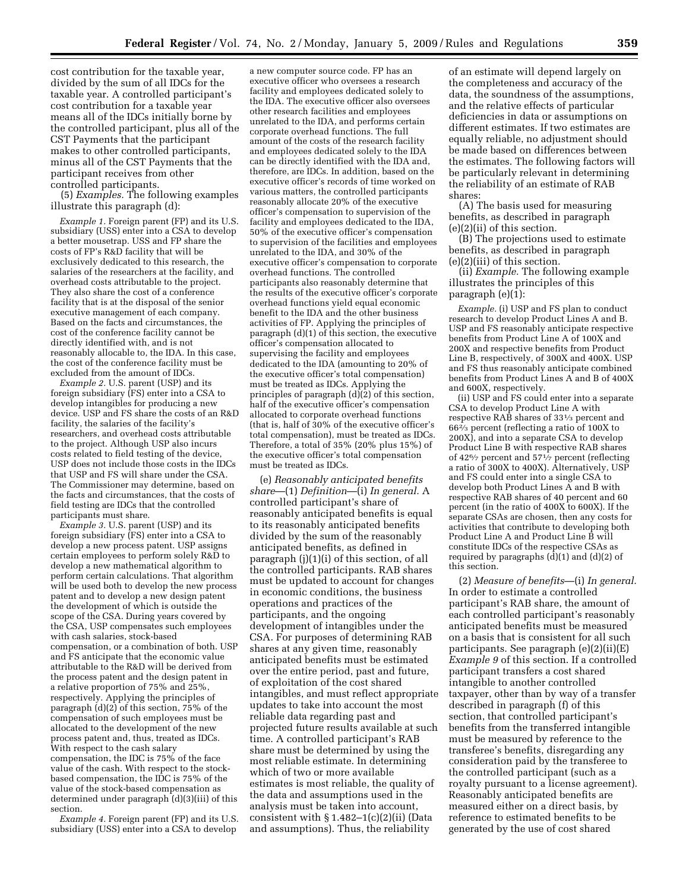cost contribution for the taxable year, divided by the sum of all IDCs for the taxable year. A controlled participant's cost contribution for a taxable year means all of the IDCs initially borne by the controlled participant, plus all of the CST Payments that the participant makes to other controlled participants, minus all of the CST Payments that the participant receives from other controlled participants.

(5) *Examples.* The following examples illustrate this paragraph (d):

*Example 1.* Foreign parent (FP) and its U.S. subsidiary (USS) enter into a CSA to develop a better mousetrap. USS and FP share the costs of FP's R&D facility that will be exclusively dedicated to this research, the salaries of the researchers at the facility, and overhead costs attributable to the project. They also share the cost of a conference facility that is at the disposal of the senior executive management of each company. Based on the facts and circumstances, the cost of the conference facility cannot be directly identified with, and is not reasonably allocable to, the IDA. In this case, the cost of the conference facility must be excluded from the amount of IDCs.

*Example 2.* U.S. parent (USP) and its foreign subsidiary (FS) enter into a CSA to develop intangibles for producing a new device. USP and FS share the costs of an R&D facility, the salaries of the facility's researchers, and overhead costs attributable to the project. Although USP also incurs costs related to field testing of the device, USP does not include those costs in the IDCs that USP and FS will share under the CSA. The Commissioner may determine, based on the facts and circumstances, that the costs of field testing are IDCs that the controlled participants must share.

*Example 3.* U.S. parent (USP) and its foreign subsidiary (FS) enter into a CSA to develop a new process patent. USP assigns certain employees to perform solely R&D to develop a new mathematical algorithm to perform certain calculations. That algorithm will be used both to develop the new process patent and to develop a new design patent the development of which is outside the scope of the CSA. During years covered by the CSA, USP compensates such employees with cash salaries, stock-based compensation, or a combination of both. USP and FS anticipate that the economic value attributable to the R&D will be derived from the process patent and the design patent in a relative proportion of 75% and 25%, respectively. Applying the principles of paragraph (d)(2) of this section, 75% of the compensation of such employees must be allocated to the development of the new process patent and, thus, treated as IDCs. With respect to the cash salary compensation, the IDC is 75% of the face value of the cash. With respect to the stock-based compensation, the IDC is 75% of the value of the stock-based compensation as determined under paragraph (d)(3)(iii) of this section.

*Example 4.* Foreign parent (FP) and its U.S. subsidiary (USS) enter into a CSA to develop a new computer source code. FP has an executive officer who oversees a research facility and employees dedicated solely to the IDA. The executive officer also oversees other research facilities and employees unrelated to the IDA, and performs certain corporate overhead functions. The full amount of the costs of the research facility and employees dedicated solely to the IDA can be directly identified with the IDA and, therefore, are IDCs. In addition, based on the executive officer's records of time worked on various matters, the controlled participants reasonably allocate 20% of the executive officer's compensation to supervision of the facility and employees dedicated to the IDA, 50% of the executive officer's compensation to supervision of the facilities and employees unrelated to the IDA, and 30% of the executive officer's compensation to corporate overhead functions. The controlled participants also reasonably determine that the results of the executive officer's corporate overhead functions yield equal economic benefit to the IDA and the other business activities of FP. Applying the principles of paragraph (d)(1) of this section, the executive officer's compensation allocated to supervising the facility and employees dedicated to the IDA (amounting to 20% of the executive officer's total compensation) must be treated as IDCs. Applying the principles of paragraph (d)(2) of this section, half of the executive officer's compensation allocated to corporate overhead functions (that is, half of 30% of the executive officer's total compensation), must be treated as IDCs. Therefore, a total of 35% (20% plus 15%) of the executive officer's total compensation must be treated as IDCs.

(e) *Reasonably anticipated benefits share*—(1) *Definition*—(i) *In general.* A controlled participant's share of reasonably anticipated benefits is equal to its reasonably anticipated benefits divided by the sum of the reasonably anticipated benefits, as defined in paragraph (j)(1)(i) of this section, of all the controlled participants. RAB shares must be updated to account for changes in economic conditions, the business operations and practices of the participants, and the ongoing development of intangibles under the CSA. For purposes of determining RAB shares at any given time, reasonably anticipated benefits must be estimated over the entire period, past and future, of exploitation of the cost shared intangibles, and must reflect appropriate updates to take into account the most reliable data regarding past and projected future results available at such time. A controlled participant's RAB share must be determined by using the most reliable estimate. In determining which of two or more available estimates is most reliable, the quality of the data and assumptions used in the analysis must be taken into account, consistent with § 1.482–1(c)(2)(ii) (Data and assumptions). Thus, the reliability of an estimate will depend largely on the completeness and accuracy of the data, the soundness of the assumptions, and the relative effects of particular deficiencies in data or assumptions on different estimates. If two estimates are equally reliable, no adjustment should be made based on differences between the estimates. The following factors will be particularly relevant in determining the reliability of an estimate of RAB shares:

(A) The basis used for measuring benefits, as described in paragraph (e)(2)(ii) of this section.

(B) The projections used to estimate benefits, as described in paragraph (e)(2)(iii) of this section.

(ii) *Example.* The following example illustrates the principles of this paragraph (e)(1):

*Example.* (i) USP and FS plan to conduct research to develop Product Lines A and B. USP and FS reasonably anticipate respective benefits from Product Line A of 100X and 200X and respective benefits from Product Line B, respectively, of 300X and 400X. USP and FS thus reasonably anticipate combined benefits from Product Lines A and B of 400X and 600X, respectively.

(ii) USP and FS could enter into a separate CSA to develop Product Line A with respective RAB shares of $33\frac{1}{3}$ percent and $66\frac{2}{3}$ percent (reflecting a ratio of 100X to 200X), and into a separate CSA to develop Product Line B with respective RAB shares of $42\frac{6}{7}$ percent and $57\frac{1}{7}$ percent (reflecting a ratio of 300X to 400X). Alternatively, USP and FS could enter into a single CSA to develop both Product Lines A and B with respective RAB shares of 40 percent and 60 percent (in the ratio of 400X to 600X). If the separate CSAs are chosen, then any costs for activities that contribute to developing both Product Line A and Product Line B will constitute IDCs of the respective CSAs as required by paragraphs (d)(1) and (d)(2) of this section.

(2) *Measure of benefits*—(i) *In general.* In order to estimate a controlled participant's RAB share, the amount of each controlled participant's reasonably anticipated benefits must be measured on a basis that is consistent for all such participants. See paragraph (e)(2)(ii)(E) *Example 9* of this section. If a controlled participant transfers a cost shared intangible to another controlled taxpayer, other than by way of a transfer described in paragraph (f) of this section, that controlled participant's benefits from the transferred intangible must be measured by reference to the transferee's benefits, disregarding any consideration paid by the transferee to the controlled participant (such as a royalty pursuant to a license agreement). Reasonably anticipated benefits are measured either on a direct basis, by reference to estimated benefits to be generated by the use of cost shared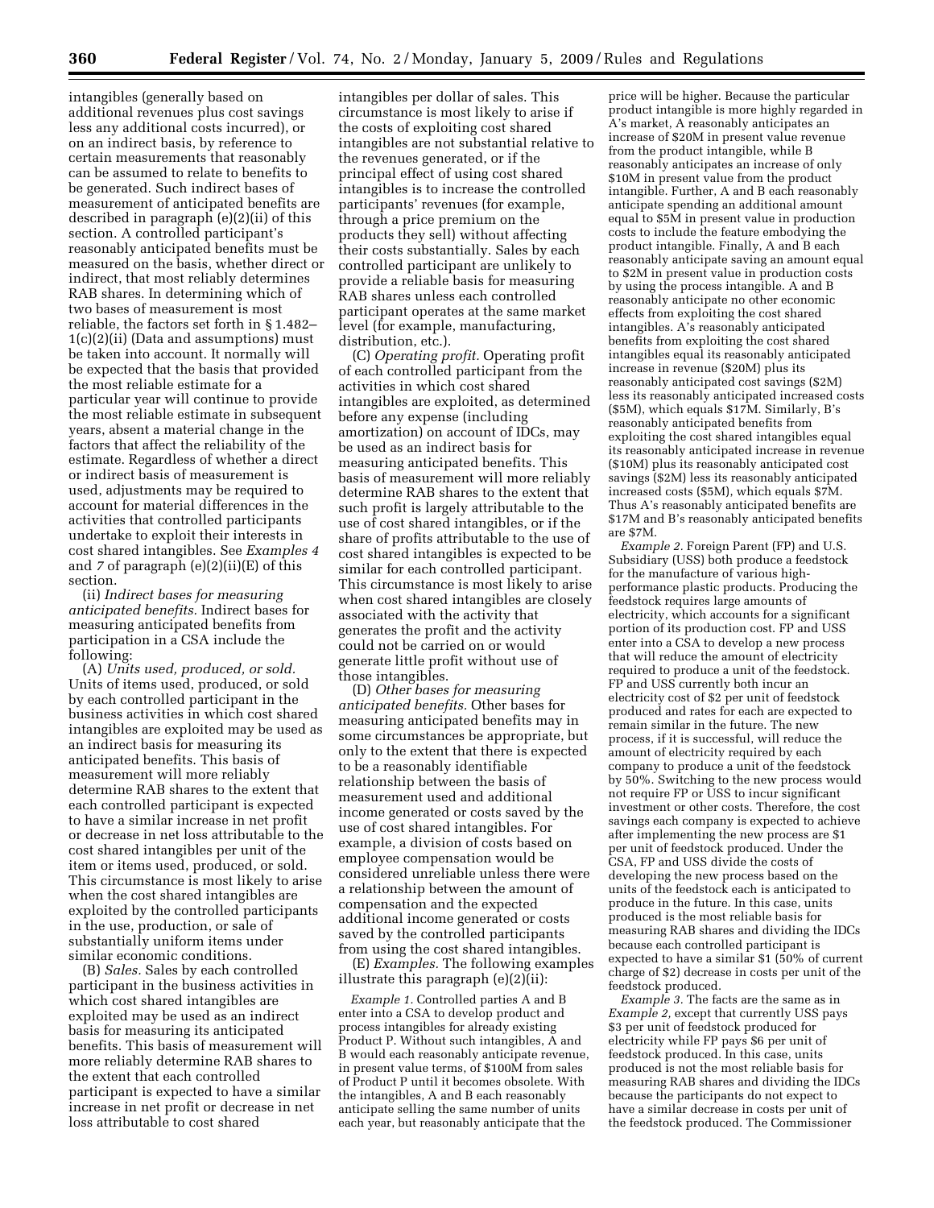intangibles (generally based on additional revenues plus cost savings less any additional costs incurred), or on an indirect basis, by reference to certain measurements that reasonably can be assumed to relate to benefits to be generated. Such indirect bases of measurement of anticipated benefits are described in paragraph (e)(2)(ii) of this section. A controlled participant's reasonably anticipated benefits must be measured on the basis, whether direct or indirect, that most reliably determines RAB shares. In determining which of two bases of measurement is most reliable, the factors set forth in § 1.482–1(c)(2)(ii) (Data and assumptions) must be taken into account. It normally will be expected that the basis that provided the most reliable estimate for a particular year will continue to provide the most reliable estimate in subsequent years, absent a material change in the factors that affect the reliability of the estimate. Regardless of whether a direct or indirect basis of measurement is used, adjustments may be required to account for material differences in the activities that controlled participants undertake to exploit their interests in cost shared intangibles. See *Examples 4* and *7* of paragraph (e)(2)(ii)(E) of this section.

(ii) *Indirect bases for measuring anticipated benefits.* Indirect bases for measuring anticipated benefits from participation in a CSA include the following:

(A) *Units used, produced, or sold.* Units of items used, produced, or sold by each controlled participant in the business activities in which cost shared intangibles are exploited may be used as an indirect basis for measuring its anticipated benefits. This basis of measurement will more reliably determine RAB shares to the extent that each controlled participant is expected to have a similar increase in net profit or decrease in net loss attributable to the cost shared intangibles per unit of the item or items used, produced, or sold. This circumstance is most likely to arise when the cost shared intangibles are exploited by the controlled participants in the use, production, or sale of substantially uniform items under similar economic conditions.

(B) *Sales.* Sales by each controlled participant in the business activities in which cost shared intangibles are exploited may be used as an indirect basis for measuring its anticipated benefits. This basis of measurement will more reliably determine RAB shares to the extent that each controlled participant is expected to have a similar increase in net profit or decrease in net loss attributable to cost shared intangibles per dollar of sales. This circumstance is most likely to arise if the costs of exploiting cost shared intangibles are not substantial relative to the revenues generated, or if the principal effect of using cost shared intangibles is to increase the controlled participants' revenues (for example, through a price premium on the products they sell) without affecting their costs substantially. Sales by each controlled participant are unlikely to provide a reliable basis for measuring RAB shares unless each controlled participant operates at the same market level (for example, manufacturing, distribution, etc.).

(C) *Operating profit.* Operating profit of each controlled participant from the activities in which cost shared intangibles are exploited, as determined before any expense (including amortization) on account of IDCs, may be used as an indirect basis for measuring anticipated benefits. This basis of measurement will more reliably determine RAB shares to the extent that such profit is largely attributable to the use of cost shared intangibles, or if the share of profits attributable to the use of cost shared intangibles is expected to be similar for each controlled participant. This circumstance is most likely to arise when cost shared intangibles are closely associated with the activity that generates the profit and the activity could not be carried on or would generate little profit without use of those intangibles.

(D) *Other bases for measuring anticipated benefits.* Other bases for measuring anticipated benefits may in some circumstances be appropriate, but only to the extent that there is expected to be a reasonably identifiable relationship between the basis of measurement used and additional income generated or costs saved by the use of cost shared intangibles. For example, a division of costs based on employee compensation would be considered unreliable unless there were a relationship between the amount of compensation and the expected additional income generated or costs saved by the controlled participants from using the cost shared intangibles.

(E) *Examples.* The following examples illustrate this paragraph (e)(2)(ii):

*Example 1.* Controlled parties A and B enter into a CSA to develop product and process intangibles for already existing Product P. Without such intangibles, A and B would each reasonably anticipate revenue, in present value terms, of $100M from sales of Product P until it becomes obsolete. With the intangibles, A and B each reasonably anticipate selling the same number of units each year, but reasonably anticipate that the price will be higher. Because the particular product intangible is more highly regarded in A's market, A reasonably anticipates an increase of $20M in present value revenue from the product intangible, while B reasonably anticipates an increase of only $10M in present value from the product intangible. Further, A and B each reasonably anticipate spending an additional amount equal to $5M in present value in production costs to include the feature embodying the product intangible. Finally, A and B each reasonably anticipate saving an amount equal to $2M in present value in production costs by using the process intangible. A and B reasonably anticipate no other economic effects from exploiting the cost shared intangibles. A's reasonably anticipated benefits from exploiting the cost shared intangibles equal its reasonably anticipated increase in revenue ($20M) plus its reasonably anticipated cost savings ($2M) less its reasonably anticipated increased costs ($5M), which equals $17M. Similarly, B's reasonably anticipated benefits from exploiting the cost shared intangibles equal its reasonably anticipated increase in revenue ($10M) plus its reasonably anticipated cost savings ($2M) less its reasonably anticipated increased costs ($5M), which equals $7M. Thus A's reasonably anticipated benefits are $17M and B's reasonably anticipated benefits are $7M.

*Example 2.* Foreign Parent (FP) and U.S. Subsidiary (USS) both produce a feedstock for the manufacture of various high-performance plastic products. Producing the feedstock requires large amounts of electricity, which accounts for a significant portion of its production cost. FP and USS enter into a CSA to develop a new process that will reduce the amount of electricity required to produce a unit of the feedstock. FP and USS currently both incur an electricity cost of $2 per unit of feedstock produced and rates for each are expected to remain similar in the future. The new process, if it is successful, will reduce the amount of electricity required by each company to produce a unit of the feedstock by 50%. Switching to the new process would not require FP or USS to incur significant investment or other costs. Therefore, the cost savings each company is expected to achieve after implementing the new process are $1 per unit of feedstock produced. Under the CSA, FP and USS divide the costs of developing the new process based on the units of the feedstock each is anticipated to produce in the future. In this case, units produced is the most reliable basis for measuring RAB shares and dividing the IDCs because each controlled participant is expected to have a similar $1 (50% of current charge of $2) decrease in costs per unit of the feedstock produced.

*Example 3.* The facts are the same as in *Example 2,* except that currently USS pays $3 per unit of feedstock produced for electricity while FP pays $6 per unit of feedstock produced. In this case, units produced is not the most reliable basis for measuring RAB shares and dividing the IDCs because the participants do not expect to have a similar decrease in costs per unit of the feedstock produced. The Commissioner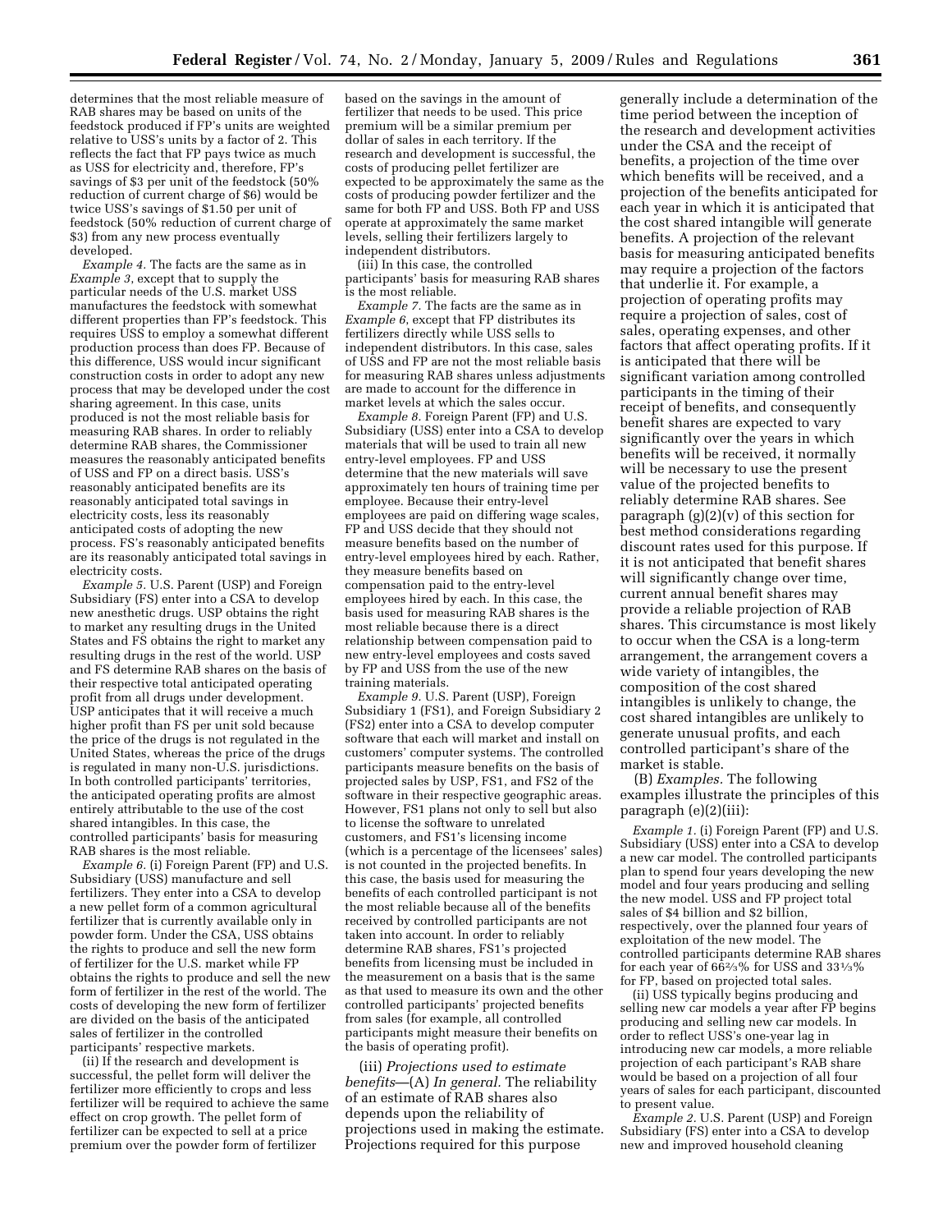determines that the most reliable measure of RAB shares may be based on units of the feedstock produced if FP's units are weighted relative to USS's units by a factor of 2. This reflects the fact that FP pays twice as much as USS for electricity and, therefore, FP's savings of $3 per unit of the feedstock (50% reduction of current charge of $6) would be twice USS's savings of $1.50 per unit of feedstock (50% reduction of current charge of $3) from any new process eventually developed.

*Example 4.* The facts are the same as in *Example 3*, except that to supply the particular needs of the U.S. market USS manufactures the feedstock with somewhat different properties than FP's feedstock. This requires USS to employ a somewhat different production process than does FP. Because of this difference, USS would incur significant construction costs in order to adopt any new process that may be developed under the cost sharing agreement. In this case, units produced is not the most reliable basis for measuring RAB shares. In order to reliably determine RAB shares, the Commissioner measures the reasonably anticipated benefits of USS and FP on a direct basis. USS's reasonably anticipated benefits are its reasonably anticipated total savings in electricity costs, less its reasonably anticipated costs of adopting the new process. FS's reasonably anticipated benefits are its reasonably anticipated total savings in electricity costs.

*Example 5.* U.S. Parent (USP) and Foreign Subsidiary (FS) enter into a CSA to develop new anesthetic drugs. USP obtains the right to market any resulting drugs in the United States and FS obtains the right to market any resulting drugs in the rest of the world. USP and FS determine RAB shares on the basis of their respective total anticipated operating profit from all drugs under development. USP anticipates that it will receive a much higher profit than FS per unit sold because the price of the drugs is not regulated in the United States, whereas the price of the drugs is regulated in many non-U.S. jurisdictions. In both controlled participants' territories, the anticipated operating profits are almost entirely attributable to the use of the cost shared intangibles. In this case, the controlled participants' basis for measuring RAB shares is the most reliable.

*Example 6.* (i) Foreign Parent (FP) and U.S. Subsidiary (USS) manufacture and sell fertilizers. They enter into a CSA to develop a new pellet form of a common agricultural fertilizer that is currently available only in powder form. Under the CSA, USS obtains the rights to produce and sell the new form of fertilizer for the U.S. market while FP obtains the rights to produce and sell the new form of fertilizer in the rest of the world. The costs of developing the new form of fertilizer are divided on the basis of the anticipated sales of fertilizer in the controlled participants' respective markets.

(ii) If the research and development is successful, the pellet form will deliver the fertilizer more efficiently to crops and less fertilizer will be required to achieve the same effect on crop growth. The pellet form of fertilizer can be expected to sell at a price premium over the powder form of fertilizer based on the savings in the amount of fertilizer that needs to be used. This price premium will be a similar premium per dollar of sales in each territory. If the research and development is successful, the costs of producing pellet fertilizer are expected to be approximately the same as the costs of producing powder fertilizer and the same for both FP and USS. Both FP and USS operate at approximately the same market levels, selling their fertilizers largely to independent distributors.

(iii) In this case, the controlled participants' basis for measuring RAB shares is the most reliable.

*Example 7.* The facts are the same as in *Example 6*, except that FP distributes its fertilizers directly while USS sells to independent distributors. In this case, sales of USS and FP are not the most reliable basis for measuring RAB shares unless adjustments are made to account for the difference in market levels at which the sales occur.

*Example 8.* Foreign Parent (FP) and U.S. Subsidiary (USS) enter into a CSA to develop materials that will be used to train all new entry-level employees. FP and USS determine that the new materials will save approximately ten hours of training time per employee. Because their entry-level employees are paid on differing wage scales, FP and USS decide that they should not measure benefits based on the number of entry-level employees hired by each. Rather, they measure benefits based on compensation paid to the entry-level employees hired by each. In this case, the basis used for measuring RAB shares is the most reliable because there is a direct relationship between compensation paid to new entry-level employees and costs saved by FP and USS from the use of the new training materials.

*Example 9.* U.S. Parent (USP), Foreign Subsidiary 1 (FS1), and Foreign Subsidiary 2 (FS2) enter into a CSA to develop computer software that each will market and install on customers' computer systems. The controlled participants measure benefits on the basis of projected sales by USP, FS1, and FS2 of the software in their respective geographic areas. However, FS1 plans not only to sell but also to license the software to unrelated customers, and FS1's licensing income (which is a percentage of the licensees' sales) is not counted in the projected benefits. In this case, the basis used for measuring the benefits of each controlled participant is not the most reliable because all of the benefits received by controlled participants are not taken into account. In order to reliably determine RAB shares, FS1's projected benefits from licensing must be included in the measurement on a basis that is the same as that used to measure its own and the other controlled participants' projected benefits from sales (for example, all controlled participants might measure their benefits on the basis of operating profit).

(iii) *Projections used to estimate benefits*—(A) *In general.* The reliability of an estimate of RAB shares also depends upon the reliability of projections used in making the estimate. Projections required for this purpose generally include a determination of the time period between the inception of the research and development activities under the CSA and the receipt of benefits, a projection of the time over which benefits will be received, and a projection of the benefits anticipated for each year in which it is anticipated that the cost shared intangible will generate benefits. A projection of the relevant basis for measuring anticipated benefits may require a projection of the factors that underlie it. For example, a projection of operating profits may require a projection of sales, cost of sales, operating expenses, and other factors that affect operating profits. If it is anticipated that there will be significant variation among controlled participants in the timing of their receipt of benefits, and consequently benefit shares are expected to vary significantly over the years in which benefits will be received, it normally will be necessary to use the present value of the projected benefits to reliably determine RAB shares. See paragraph (g)(2)(v) of this section for best method considerations regarding discount rates used for this purpose. If it is not anticipated that benefit shares will significantly change over time, current annual benefit shares may provide a reliable projection of RAB shares. This circumstance is most likely to occur when the CSA is a long-term arrangement, the arrangement covers a wide variety of intangibles, the composition of the cost shared intangibles is unlikely to change, the cost shared intangibles are unlikely to generate unusual profits, and each controlled participant's share of the market is stable.

(B) *Examples.* The following examples illustrate the principles of this paragraph (e)(2)(iii):

*Example 1.* (i) Foreign Parent (FP) and U.S. Subsidiary (USS) enter into a CSA to develop a new car model. The controlled participants plan to spend four years developing the new model and four years producing and selling the new model. USS and FP project total sales of $4 billion and $2 billion, respectively, over the planned four years of exploitation of the new model. The controlled participants determine RAB shares for each year of 66⅔% for USS and 33⅓% for FP, based on projected total sales.

(ii) USS typically begins producing and selling new car models a year after FP begins producing and selling new car models. In order to reflect USS's one-year lag in introducing new car models, a more reliable projection of each participant's RAB share would be based on a projection of all four years of sales for each participant, discounted to present value.

*Example 2.* U.S. Parent (USP) and Foreign Subsidiary (FS) enter into a CSA to develop new and improved household cleaning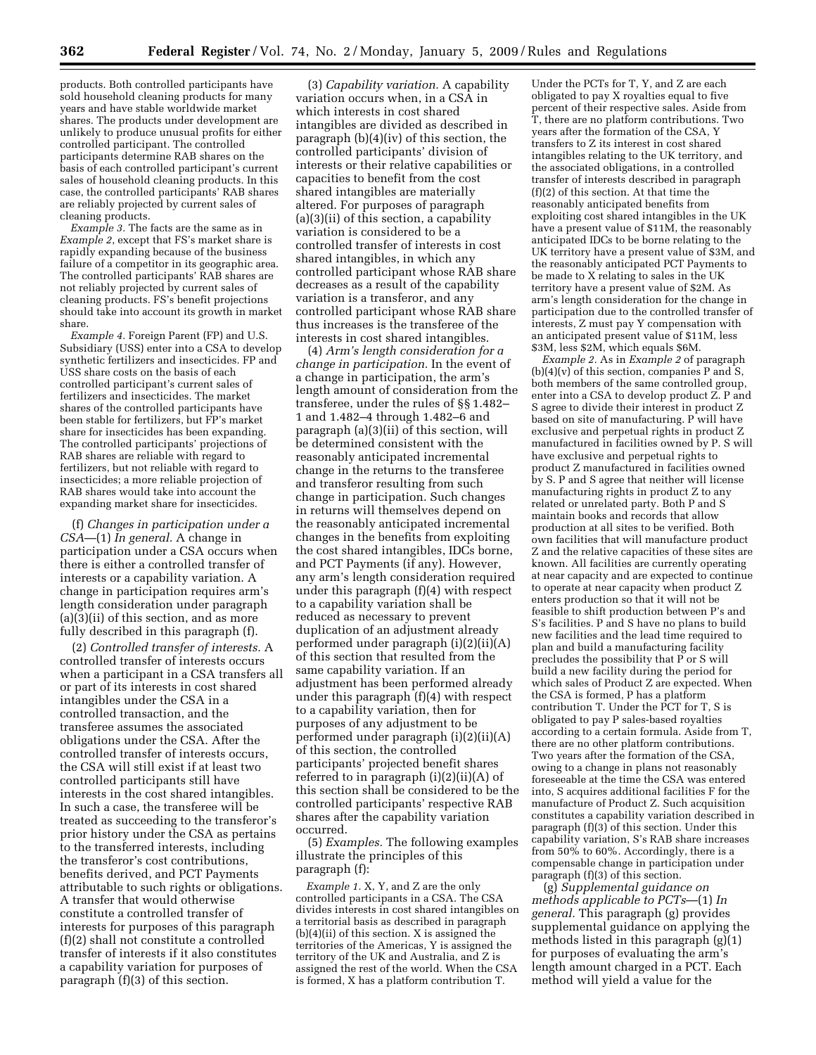products. Both controlled participants have sold household cleaning products for many years and have stable worldwide market shares. The products under development are unlikely to produce unusual profits for either controlled participant. The controlled participants determine RAB shares on the basis of each controlled participant's current sales of household cleaning products. In this case, the controlled participants' RAB shares are reliably projected by current sales of cleaning products.

*Example 3.* The facts are the same as in *Example 2*, except that FS's market share is rapidly expanding because of the business failure of a competitor in its geographic area. The controlled participants' RAB shares are not reliably projected by current sales of cleaning products. FS's benefit projections should take into account its growth in market share.

*Example 4.* Foreign Parent (FP) and U.S. Subsidiary (USS) enter into a CSA to develop synthetic fertilizers and insecticides. FP and USS share costs on the basis of each controlled participant's current sales of fertilizers and insecticides. The market shares of the controlled participants have been stable for fertilizers, but FP's market share for insecticides has been expanding. The controlled participants' projections of RAB shares are reliable with regard to fertilizers, but not reliable with regard to insecticides; a more reliable projection of RAB shares would take into account the expanding market share for insecticides.

(f) *Changes in participation under a CSA*—(1) *In general.* A change in participation under a CSA occurs when there is either a controlled transfer of interests or a capability variation. A change in participation requires arm's length consideration under paragraph (a)(3)(ii) of this section, and as more fully described in this paragraph (f).

(2) *Controlled transfer of interests.* A controlled transfer of interests occurs when a participant in a CSA transfers all or part of its interests in cost shared intangibles under the CSA in a controlled transaction, and the transferee assumes the associated obligations under the CSA. After the controlled transfer of interests occurs, the CSA will still exist if at least two controlled participants still have interests in the cost shared intangibles. In such a case, the transferee will be treated as succeeding to the transferor's prior history under the CSA as pertains to the transferred interests, including the transferor's cost contributions, benefits derived, and PCT Payments attributable to such rights or obligations. A transfer that would otherwise constitute a controlled transfer of interests for purposes of this paragraph (f)(2) shall not constitute a controlled transfer of interests if it also constitutes a capability variation for purposes of paragraph (f)(3) of this section.

(3) *Capability variation.* A capability variation occurs when, in a CSA in which interests in cost shared intangibles are divided as described in paragraph (b)(4)(iv) of this section, the controlled participants' division of interests or their relative capabilities or capacities to benefit from the cost shared intangibles are materially altered. For purposes of paragraph (a)(3)(ii) of this section, a capability variation is considered to be a controlled transfer of interests in cost shared intangibles, in which any controlled participant whose RAB share decreases as a result of the capability variation is a transferor, and any controlled participant whose RAB share thus increases is the transferee of the interests in cost shared intangibles.

(4) *Arm's length consideration for a change in participation.* In the event of a change in participation, the arm's length amount of consideration from the transferee, under the rules of §§ 1.482–1 and 1.482–4 through 1.482–6 and paragraph (a)(3)(ii) of this section, will be determined consistent with the reasonably anticipated incremental change in the returns to the transferee and transferor resulting from such change in participation. Such changes in returns will themselves depend on the reasonably anticipated incremental changes in the benefits from exploiting the cost shared intangibles, IDCs borne, and PCT Payments (if any). However, any arm's length consideration required under this paragraph (f)(4) with respect to a capability variation shall be reduced as necessary to prevent duplication of an adjustment already performed under paragraph (i)(2)(ii)(A) of this section that resulted from the same capability variation. If an adjustment has been performed already under this paragraph (f)(4) with respect to a capability variation, then for purposes of any adjustment to be performed under paragraph (i)(2)(ii)(A) of this section, the controlled participants' projected benefit shares referred to in paragraph (i)(2)(ii)(A) of this section shall be considered to be the controlled participants' respective RAB shares after the capability variation occurred.

(5) *Examples.* The following examples illustrate the principles of this paragraph (f):

*Example 1.* X, Y, and Z are the only controlled participants in a CSA. The CSA divides interests in cost shared intangibles on a territorial basis as described in paragraph (b)(4)(ii) of this section. X is assigned the territories of the Americas, Y is assigned the territory of the UK and Australia, and Z is assigned the rest of the world. When the CSA is formed, X has a platform contribution T. Under the PCTs for T, Y, and Z are each obligated to pay X royalties equal to five percent of their respective sales. Aside from T, there are no platform contributions. Two years after the formation of the CSA, Y transfers to Z its interest in cost shared intangibles relating to the UK territory, and the associated obligations, in a controlled transfer of interests described in paragraph (f)(2) of this section. At that time the reasonably anticipated benefits from exploiting cost shared intangibles in the UK have a present value of $11M, the reasonably anticipated IDCs to be borne relating to the UK territory have a present value of $3M, and the reasonably anticipated PCT Payments to be made to X relating to sales in the UK territory have a present value of $2M. As arm's length consideration for the change in participation due to the controlled transfer of interests, Z must pay Y compensation with an anticipated present value of $11M, less $3M, less $2M, which equals $6M.

*Example 2.* As in *Example 2* of paragraph (b)(4)(v) of this section, companies P and S, both members of the same controlled group, enter into a CSA to develop product Z. P and S agree to divide their interest in product Z based on site of manufacturing. P will have exclusive and perpetual rights in product Z manufactured in facilities owned by P. S will have exclusive and perpetual rights to product Z manufactured in facilities owned by S. P and S agree that neither will license manufacturing rights in product Z to any related or unrelated party. Both P and S maintain books and records that allow production at all sites to be verified. Both own facilities that will manufacture product Z and the relative capacities of these sites are known. All facilities are currently operating at near capacity and are expected to continue to operate at near capacity when product Z enters production so that it will not be feasible to shift production between P's and S's facilities. P and S have no plans to build new facilities and the lead time required to plan and build a manufacturing facility precludes the possibility that P or S will build a new facility during the period for which sales of Product Z are expected. When the CSA is formed, P has a platform contribution T. Under the PCT for T, S is obligated to pay P sales-based royalties according to a certain formula. Aside from T, there are no other platform contributions. Two years after the formation of the CSA, owing to a change in plans not reasonably foreseeable at the time the CSA was entered into, S acquires additional facilities F for the manufacture of Product Z. Such acquisition constitutes a capability variation described in paragraph (f)(3) of this section. Under this capability variation, S's RAB share increases from 50% to 60%. Accordingly, there is a compensable change in participation under paragraph (f)(3) of this section.

(g) *Supplemental guidance on methods applicable to PCTs*—(1) *In general.* This paragraph (g) provides supplemental guidance on applying the methods listed in this paragraph (g)(1) for purposes of evaluating the arm's length amount charged in a PCT. Each method will yield a value for the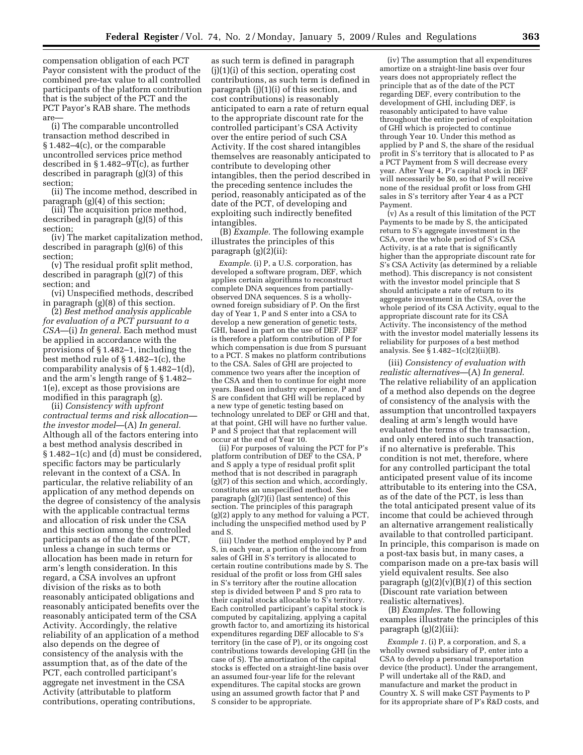compensation obligation of each PCT Payor consistent with the product of the combined pre-tax value to all controlled participants of the platform contribution that is the subject of the PCT and the PCT Payor's RAB share. The methods are—

(i) The comparable uncontrolled transaction method described in § 1.482–4(c), or the comparable uncontrolled services price method described in § 1.482–9T(c), as further described in paragraph (g)(3) of this section;

(ii) The income method, described in paragraph (g)(4) of this section;

(iii) The acquisition price method, described in paragraph (g)(5) of this section;

(iv) The market capitalization method, described in paragraph (g)(6) of this section;

(v) The residual profit split method, described in paragraph (g)(7) of this section; and

(vi) Unspecified methods, described in paragraph (g)(8) of this section.

(2) *Best method analysis applicable for evaluation of a PCT pursuant to a CSA*—(i) *In general.* Each method must be applied in accordance with the provisions of § 1.482–1, including the best method rule of § 1.482–1(c), the comparability analysis of § 1.482–1(d), and the arm's length range of § 1.482–1(e), except as those provisions are modified in this paragraph (g).

(ii) *Consistency with upfront contractual terms and risk allocation—the investor model*—(A) *In general.* Although all of the factors entering into a best method analysis described in § 1.482–1(c) and (d) must be considered, specific factors may be particularly relevant in the context of a CSA. In particular, the relative reliability of an application of any method depends on the degree of consistency of the analysis with the applicable contractual terms and allocation of risk under the CSA and this section among the controlled participants as of the date of the PCT, unless a change in such terms or allocation has been made in return for arm's length consideration. In this regard, a CSA involves an upfront division of the risks as to both reasonably anticipated obligations and reasonably anticipated benefits over the reasonably anticipated term of the CSA Activity. Accordingly, the relative reliability of an application of a method also depends on the degree of consistency of the analysis with the assumption that, as of the date of the PCT, each controlled participant's aggregate net investment in the CSA Activity (attributable to platform contributions, operating contributions, as such term is defined in paragraph (j)(1)(i) of this section, operating cost contributions, as such term is defined in paragraph (j)(1)(i) of this section, and cost contributions) is reasonably anticipated to earn a rate of return equal to the appropriate discount rate for the controlled participant's CSA Activity over the entire period of such CSA Activity. If the cost shared intangibles themselves are reasonably anticipated to contribute to developing other intangibles, then the period described in the preceding sentence includes the period, reasonably anticipated as of the date of the PCT, of developing and exploiting such indirectly benefited intangibles.

(B) *Example.* The following example illustrates the principles of this paragraph (g)(2)(ii):

*Example.* (i) P, a U.S. corporation, has developed a software program, DEF, which applies certain algorithms to reconstruct complete DNA sequences from partially-observed DNA sequences. S is a wholly-owned foreign subsidiary of P. On the first day of Year 1, P and S enter into a CSA to develop a new generation of genetic tests, GHI, based in part on the use of DEF. DEF is therefore a platform contribution of P for which compensation is due from S pursuant to a PCT. S makes no platform contributions to the CSA. Sales of GHI are projected to commence two years after the inception of the CSA and then to continue for eight more years. Based on industry experience, P and S are confident that GHI will be replaced by a new type of genetic testing based on technology unrelated to DEF or GHI and that, at that point, GHI will have no further value. P and S project that that replacement will occur at the end of Year 10.

(ii) For purposes of valuing the PCT for P's platform contribution of DEF to the CSA, P and S apply a type of residual profit split method that is not described in paragraph (g)(7) of this section and which, accordingly, constitutes an unspecified method. See paragraph (g)(7)(i) (last sentence) of this section. The principles of this paragraph (g)(2) apply to any method for valuing a PCT, including the unspecified method used by P and S.

(iii) Under the method employed by P and S, in each year, a portion of the income from sales of GHI in S's territory is allocated to certain routine contributions made by S. The residual of the profit or loss from GHI sales in S's territory after the routine allocation step is divided between P and S pro rata to their capital stocks allocable to S's territory. Each controlled participant's capital stock is computed by capitalizing, applying a capital growth factor to, and amortizing its historical expenditures regarding DEF allocable to S's territory (in the case of P), or its ongoing cost contributions towards developing GHI (in the case of S). The amortization of the capital stocks is effected on a straight-line basis over an assumed four-year life for the relevant expenditures. The capital stocks are grown using an assumed growth factor that P and S consider to be appropriate.

(iv) The assumption that all expenditures amortize on a straight-line basis over four years does not appropriately reflect the principle that as of the date of the PCT regarding DEF, every contribution to the development of GHI, including DEF, is reasonably anticipated to have value throughout the entire period of exploitation of GHI which is projected to continue through Year 10. Under this method as applied by P and S, the share of the residual profit in S's territory that is allocated to P as a PCT Payment from S will decrease every year. After Year 4, P's capital stock in DEF will necessarily be $0, so that P will receive none of the residual profit or loss from GHI sales in S's territory after Year 4 as a PCT Payment.

(v) As a result of this limitation of the PCT Payments to be made by S, the anticipated return to S's aggregate investment in the CSA, over the whole period of S's CSA Activity, is at a rate that is significantly higher than the appropriate discount rate for S's CSA Activity (as determined by a reliable method). This discrepancy is not consistent with the investor model principle that S should anticipate a rate of return to its aggregate investment in the CSA, over the whole period of its CSA Activity, equal to the appropriate discount rate for its CSA Activity. The inconsistency of the method with the investor model materially lessens its reliability for purposes of a best method analysis. See § 1.482–1(c)(2)(ii)(B).

(iii) *Consistency of evaluation with realistic alternatives*—(A) *In general.* The relative reliability of an application of a method also depends on the degree of consistency of the analysis with the assumption that uncontrolled taxpayers dealing at arm's length would have evaluated the terms of the transaction, and only entered into such transaction, if no alternative is preferable. This condition is not met, therefore, where for any controlled participant the total anticipated present value of its income attributable to its entering into the CSA, as of the date of the PCT, is less than the total anticipated present value of its income that could be achieved through an alternative arrangement realistically available to that controlled participant. In principle, this comparison is made on a post-tax basis but, in many cases, a comparison made on a pre-tax basis will yield equivalent results. See also paragraph (g)(2)(v)(B)(*1*) of this section (Discount rate variation between realistic alternatives).

(B) *Examples.* The following examples illustrate the principles of this paragraph (g)(2)(iii):

*Example 1.* (i) P, a corporation, and S, a wholly owned subsidiary of P, enter into a CSA to develop a personal transportation device (the product). Under the arrangement, P will undertake all of the R&D, and manufacture and market the product in Country X. S will make CST Payments to P for its appropriate share of P's R&D costs, and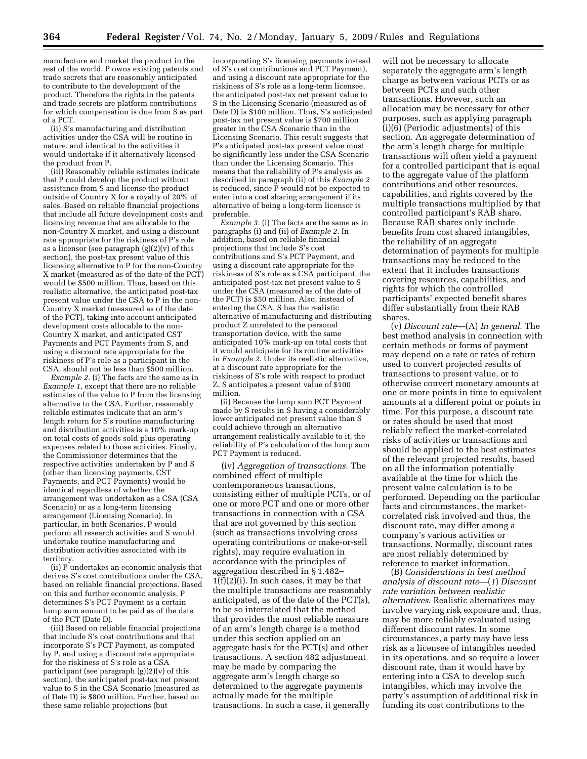manufacture and market the product in the rest of the world. P owns existing patents and trade secrets that are reasonably anticipated to contribute to the development of the product. Therefore the rights in the patents and trade secrets are platform contributions for which compensation is due from S as part of a PCT.

(ii) S's manufacturing and distribution activities under the CSA will be routine in nature, and identical to the activities it would undertake if it alternatively licensed the product from P.

(iii) Reasonably reliable estimates indicate that P could develop the product without assistance from S and license the product outside of Country X for a royalty of 20% of sales. Based on reliable financial projections that include all future development costs and licensing revenue that are allocable to the non-Country X market, and using a discount rate appropriate for the riskiness of P's role as a licensor (see paragraph (g)(2)(v) of this section), the post-tax present value of this licensing alternative to P for the non-Country X market (measured as of the date of the PCT) would be $500 million. Thus, based on this realistic alternative, the anticipated post-tax present value under the CSA to P in the non-Country X market (measured as of the date of the PCT), taking into account anticipated development costs allocable to the non-Country X market, and anticipated CST Payments and PCT Payments from S, and using a discount rate appropriate for the riskiness of P's role as a participant in the CSA, should not be less than $500 million.

*Example 2.* (i) The facts are the same as in *Example 1*, except that there are no reliable estimates of the value to P from the licensing alternative to the CSA. Further, reasonably reliable estimates indicate that an arm's length return for S's routine manufacturing and distribution activities is a 10% mark-up on total costs of goods sold plus operating expenses related to those activities. Finally, the Commissioner determines that the respective activities undertaken by P and S (other than licensing payments, CST Payments, and PCT Payments) would be identical regardless of whether the arrangement was undertaken as a CSA (CSA Scenario) or as a long-term licensing arrangement (Licensing Scenario). In particular, in both Scenarios, P would perform all research activities and S would undertake routine manufacturing and distribution activities associated with its territory.

(ii) P undertakes an economic analysis that derives S's cost contributions under the CSA, based on reliable financial projections. Based on this and further economic analysis, P determines S's PCT Payment as a certain lump sum amount to be paid as of the date of the PCT (Date D).

(iii) Based on reliable financial projections that include S's cost contributions and that incorporate S's PCT Payment, as computed by P, and using a discount rate appropriate for the riskiness of S's role as a CSA participant (see paragraph (g)(2)(v) of this section), the anticipated post-tax net present value to S in the CSA Scenario (measured as of Date D) is $800 million. Further, based on these same reliable projections (but incorporating S's licensing payments instead of S's cost contributions and PCT Payment), and using a discount rate appropriate for the riskiness of S's role as a long-term licensee, the anticipated post-tax net present value to S in the Licensing Scenario (measured as of Date D) is $100 million. Thus, S's anticipated post-tax net present value is $700 million greater in the CSA Scenario than in the Licensing Scenario. This result suggests that P's anticipated post-tax present value must be significantly less under the CSA Scenario than under the Licensing Scenario. This means that the reliability of P's analysis as described in paragraph (ii) of this *Example 2* is reduced, since P would not be expected to enter into a cost sharing arrangement if its alternative of being a long-term licensor is preferable.

*Example 3.* (i) The facts are the same as in paragraphs (i) and (ii) of *Example 2*. In addition, based on reliable financial projections that include S's cost contributions and S's PCT Payment, and using a discount rate appropriate for the riskiness of S's role as a CSA participant, the anticipated post-tax net present value to S under the CSA (measured as of the date of the PCT) is $50 million. Also, instead of entering the CSA, S has the realistic alternative of manufacturing and distributing product Z unrelated to the personal transportation device, with the same anticipated 10% mark-up on total costs that it would anticipate for its routine activities in *Example 2*. Under its realistic alternative, at a discount rate appropriate for the riskiness of S's role with respect to product Z, S anticipates a present value of $100 million.

(ii) Because the lump sum PCT Payment made by S results in S having a considerably lower anticipated net present value than S could achieve through an alternative arrangement realistically available to it, the reliability of P's calculation of the lump sum PCT Payment is reduced.

(iv) *Aggregation of transactions*. The combined effect of multiple contemporaneous transactions, consisting either of multiple PCTs, or of one or more PCT and one or more other transactions in connection with a CSA that are not governed by this section (such as transactions involving cross operating contributions or make-or-sell rights), may require evaluation in accordance with the principles of aggregation described in § 1.482–1(f)(2)(i). In such cases, it may be that the multiple transactions are reasonably anticipated, as of the date of the PCT(s), to be so interrelated that the method that provides the most reliable measure of an arm's length charge is a method under this section applied on an aggregate basis for the PCT(s) and other transactions. A section 482 adjustment may be made by comparing the aggregate arm's length charge so determined to the aggregate payments actually made for the multiple transactions. In such a case, it generally will not be necessary to allocate separately the aggregate arm's length charge as between various PCTs or as between PCTs and such other transactions. However, such an allocation may be necessary for other purposes, such as applying paragraph (i)(6) (Periodic adjustments) of this section. An aggregate determination of the arm's length charge for multiple transactions will often yield a payment for a controlled participant that is equal to the aggregate value of the platform contributions and other resources, capabilities, and rights covered by the multiple transactions multiplied by that controlled participant's RAB share. Because RAB shares only include benefits from cost shared intangibles, the reliability of an aggregate determination of payments for multiple transactions may be reduced to the extent that it includes transactions covering resources, capabilities, and rights for which the controlled participants' expected benefit shares differ substantially from their RAB shares.

(v) *Discount rate*—(A) *In general*. The best method analysis in connection with certain methods or forms of payment may depend on a rate or rates of return used to convert projected results of transactions to present value, or to otherwise convert monetary amounts at one or more points in time to equivalent amounts at a different point or points in time. For this purpose, a discount rate or rates should be used that most reliably reflect the market-correlated risks of activities or transactions and should be applied to the best estimates of the relevant projected results, based on all the information potentially available at the time for which the present value calculation is to be performed. Depending on the particular facts and circumstances, the market-correlated risk involved and thus, the discount rate, may differ among a company's various activities or transactions. Normally, discount rates are most reliably determined by reference to market information.

(B) *Considerations in best method analysis of discount rate*—(*1*) *Discount rate variation between realistic alternatives*. Realistic alternatives may involve varying risk exposure and, thus, may be more reliably evaluated using different discount rates. In some circumstances, a party may have less risk as a licensee of intangibles needed in its operations, and so require a lower discount rate, than it would have by entering into a CSA to develop such intangibles, which may involve the party's assumption of additional risk in funding its cost contributions to the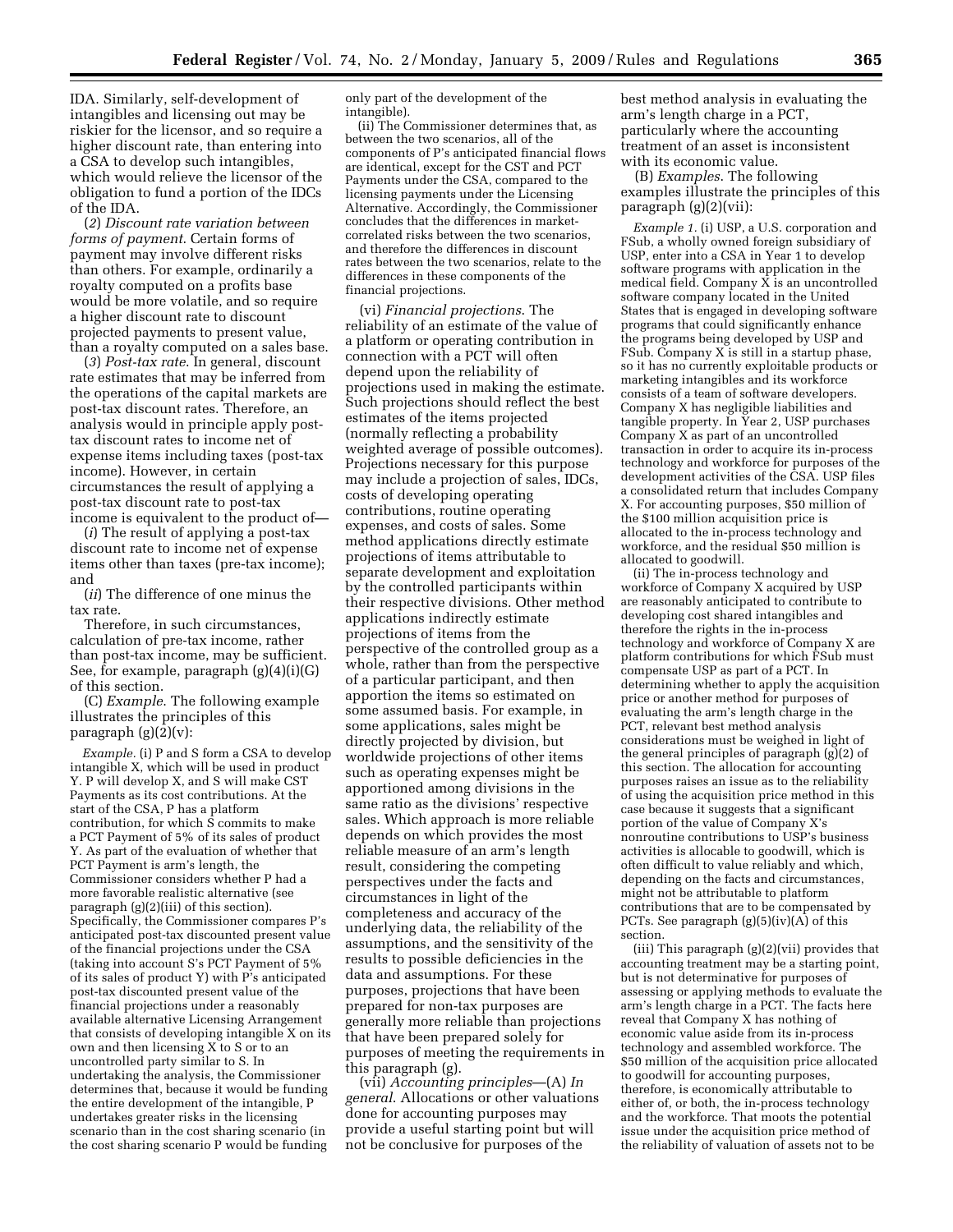IDA. Similarly, self-development of intangibles and licensing out may be riskier for the licensor, and so require a higher discount rate, than entering into a CSA to develop such intangibles, which would relieve the licensor of the obligation to fund a portion of the IDCs of the IDA.

(*2*) *Discount rate variation between forms of payment.* Certain forms of payment may involve different risks than others. For example, ordinarily a royalty computed on a profits base would be more volatile, and so require a higher discount rate to discount projected payments to present value, than a royalty computed on a sales base.

(*3*) *Post-tax rate.* In general, discount rate estimates that may be inferred from the operations of the capital markets are post-tax discount rates. Therefore, an analysis would in principle apply post-tax discount rates to income net of expense items including taxes (post-tax income). However, in certain circumstances the result of applying a post-tax discount rate to post-tax income is equivalent to the product of—

(*i*) The result of applying a post-tax discount rate to income net of expense items other than taxes (pre-tax income); and

(*ii*) The difference of one minus the tax rate.

Therefore, in such circumstances, calculation of pre-tax income, rather than post-tax income, may be sufficient. See, for example, paragraph (g)(4)(i)(G) of this section.

(C) *Example.* The following example illustrates the principles of this paragraph (g)(2)(v):

*Example.* (i) P and S form a CSA to develop intangible X, which will be used in product Y. P will develop X, and S will make CST Payments as its cost contributions. At the start of the CSA, P has a platform contribution, for which S commits to make a PCT Payment of 5% of its sales of product Y. As part of the evaluation of whether that PCT Payment is arm's length, the Commissioner considers whether P had a more favorable realistic alternative (see paragraph (g)(2)(iii) of this section). Specifically, the Commissioner compares P's anticipated post-tax discounted present value of the financial projections under the CSA (taking into account S's PCT Payment of 5% of its sales of product Y) with P's anticipated post-tax discounted present value of the financial projections under a reasonably available alternative Licensing Arrangement that consists of developing intangible X on its own and then licensing X to S or to an uncontrolled party similar to S. In undertaking the analysis, the Commissioner determines that, because it would be funding the entire development of the intangible, P undertakes greater risks in the licensing scenario than in the cost sharing scenario (in the cost sharing scenario P would be funding only part of the development of the intangible).

(ii) The Commissioner determines that, as between the two scenarios, all of the components of P's anticipated financial flows are identical, except for the CST and PCT Payments under the CSA, compared to the licensing payments under the Licensing Alternative. Accordingly, the Commissioner concludes that the differences in market-correlated risks between the two scenarios, and therefore the differences in discount rates between the two scenarios, relate to the differences in these components of the financial projections.

(vi) *Financial projections.* The reliability of an estimate of the value of a platform or operating contribution in connection with a PCT will often depend upon the reliability of projections used in making the estimate. Such projections should reflect the best estimates of the items projected (normally reflecting a probability weighted average of possible outcomes). Projections necessary for this purpose may include a projection of sales, IDCs, costs of developing operating contributions, routine operating expenses, and costs of sales. Some method applications directly estimate projections of items attributable to separate development and exploitation by the controlled participants within their respective divisions. Other method applications indirectly estimate projections of items from the perspective of the controlled group as a whole, rather than from the perspective of a particular participant, and then apportion the items so estimated on some assumed basis. For example, in some applications, sales might be directly projected by division, but worldwide projections of other items such as operating expenses might be apportioned among divisions in the same ratio as the divisions' respective sales. Which approach is more reliable depends on which provides the most reliable measure of an arm's length result, considering the competing perspectives under the facts and circumstances in light of the completeness and accuracy of the underlying data, the reliability of the assumptions, and the sensitivity of the results to possible deficiencies in the data and assumptions. For these purposes, projections that have been prepared for non-tax purposes are generally more reliable than projections that have been prepared solely for purposes of meeting the requirements in this paragraph (g).

(vii) *Accounting principles*—(A) *In general.* Allocations or other valuations done for accounting purposes may provide a useful starting point but will not be conclusive for purposes of the best method analysis in evaluating the arm's length charge in a PCT, particularly where the accounting treatment of an asset is inconsistent with its economic value.

(B) *Examples.* The following examples illustrate the principles of this paragraph (g)(2)(vii):

*Example 1.* (i) USP, a U.S. corporation and FSub, a wholly owned foreign subsidiary of USP, enter into a CSA in Year 1 to develop software programs with application in the medical field. Company X is an uncontrolled software company located in the United States that is engaged in developing software programs that could significantly enhance the programs being developed by USP and FSub. Company X is still in a startup phase, so it has no currently exploitable products or marketing intangibles and its workforce consists of a team of software developers. Company X has negligible liabilities and tangible property. In Year 2, USP purchases Company X as part of an uncontrolled transaction in order to acquire its in-process technology and workforce for purposes of the development activities of the CSA. USP files a consolidated return that includes Company X. For accounting purposes, \$50 million of the \$100 million acquisition price is allocated to the in-process technology and workforce, and the residual \$50 million is allocated to goodwill.

(ii) The in-process technology and workforce of Company X acquired by USP are reasonably anticipated to contribute to developing cost shared intangibles and therefore the rights in the in-process technology and workforce of Company X are platform contributions for which FSub must compensate USP as part of a PCT. In determining whether to apply the acquisition price or another method for purposes of evaluating the arm's length charge in the PCT, relevant best method analysis considerations must be weighed in light of the general principles of paragraph (g)(2) of this section. The allocation for accounting purposes raises an issue as to the reliability of using the acquisition price method in this case because it suggests that a significant portion of the value of Company X's nonroutine contributions to USP's business activities is allocable to goodwill, which is often difficult to value reliably and which, depending on the facts and circumstances, might not be attributable to platform contributions that are to be compensated by PCTs. See paragraph (g)(5)(iv)(A) of this section.

(iii) This paragraph (g)(2)(vii) provides that accounting treatment may be a starting point, but is not determinative for purposes of assessing or applying methods to evaluate the arm's length charge in a PCT. The facts here reveal that Company X has nothing of economic value aside from its in-process technology and assembled workforce. The \$50 million of the acquisition price allocated to goodwill for accounting purposes, therefore, is economically attributable to either of, or both, the in-process technology and the workforce. That moots the potential issue under the acquisition price method of the reliability of valuation of assets not to be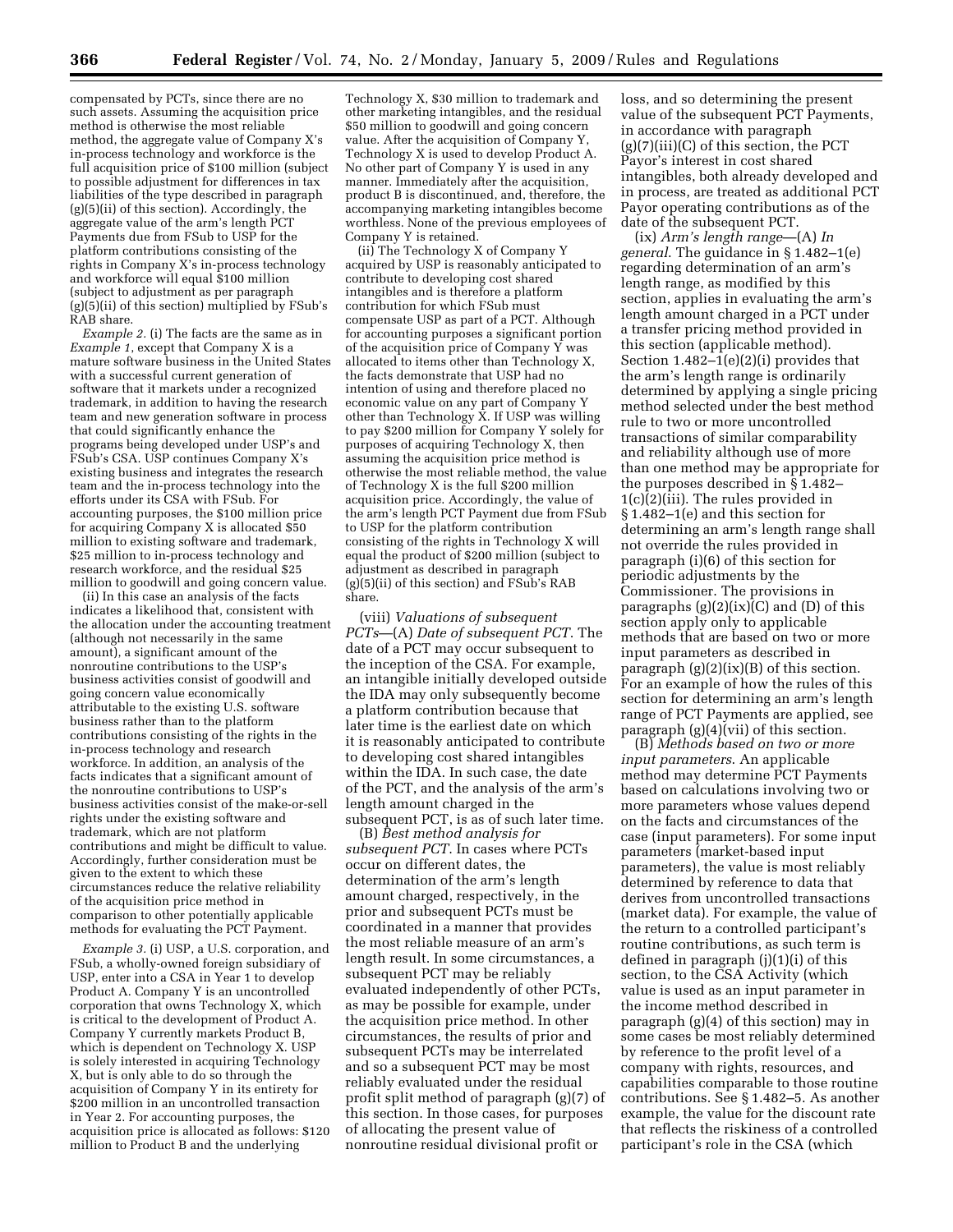compensated by PCTs, since there are no such assets. Assuming the acquisition price method is otherwise the most reliable method, the aggregate value of Company X's in-process technology and workforce is the full acquisition price of $100 million (subject to possible adjustment for differences in tax liabilities of the type described in paragraph (g)(5)(ii) of this section). Accordingly, the aggregate value of the arm's length PCT Payments due from FSub to USP for the platform contributions consisting of the rights in Company X's in-process technology and workforce will equal $100 million (subject to adjustment as per paragraph (g)(5)(ii) of this section) multiplied by FSub's RAB share.

*Example 2.* (i) The facts are the same as in *Example 1*, except that Company X is a mature software business in the United States with a successful current generation of software that it markets under a recognized trademark, in addition to having the research team and new generation software in process that could significantly enhance the programs being developed under USP's and FSub's CSA. USP continues Company X's existing business and integrates the research team and the in-process technology into the efforts under its CSA with FSub. For accounting purposes, the $100 million price for acquiring Company X is allocated $50 million to existing software and trademark, $25 million to in-process technology and research workforce, and the residual $25 million to goodwill and going concern value.

(ii) In this case an analysis of the facts indicates a likelihood that, consistent with the allocation under the accounting treatment (although not necessarily in the same amount), a significant amount of the nonroutine contributions to the USP's business activities consist of goodwill and going concern value economically attributable to the existing U.S. software business rather than to the platform contributions consisting of the rights in the in-process technology and research workforce. In addition, an analysis of the facts indicates that a significant amount of the nonroutine contributions to USP's business activities consist of the make-or-sell rights under the existing software and trademark, which are not platform contributions and might be difficult to value. Accordingly, further consideration must be given to the extent to which these circumstances reduce the relative reliability of the acquisition price method in comparison to other potentially applicable methods for evaluating the PCT Payment.

*Example 3.* (i) USP, a U.S. corporation, and FSub, a wholly-owned foreign subsidiary of USP, enter into a CSA in Year 1 to develop Product A. Company Y is an uncontrolled corporation that owns Technology X, which is critical to the development of Product A. Company Y currently markets Product B, which is dependent on Technology X. USP is solely interested in acquiring Technology X, but is only able to do so through the acquisition of Company Y in its entirety for $200 million in an uncontrolled transaction in Year 2. For accounting purposes, the acquisition price is allocated as follows: $120 million to Product B and the underlying Technology X, $30 million to trademark and other marketing intangibles, and the residual $50 million to goodwill and going concern value. After the acquisition of Company Y, Technology X is used to develop Product A. No other part of Company Y is used in any manner. Immediately after the acquisition, product B is discontinued, and, therefore, the accompanying marketing intangibles become worthless. None of the previous employees of Company Y is retained.

(ii) The Technology X of Company Y acquired by USP is reasonably anticipated to contribute to developing cost shared intangibles and is therefore a platform contribution for which FSub must compensate USP as part of a PCT. Although for accounting purposes a significant portion of the acquisition price of Company Y was allocated to items other than Technology X, the facts demonstrate that USP had no intention of using and therefore placed no economic value on any part of Company Y other than Technology X. If USP was willing to pay $200 million for Company Y solely for purposes of acquiring Technology X, then assuming the acquisition price method is otherwise the most reliable method, the value of Technology X is the full $200 million acquisition price. Accordingly, the value of the arm's length PCT Payment due from FSub to USP for the platform contribution consisting of the rights in Technology X will equal the product of $200 million (subject to adjustment as described in paragraph (g)(5)(ii) of this section) and FSub's RAB share.

(viii) *Valuations of subsequent PCTs*—(A) *Date of subsequent PCT*. The date of a PCT may occur subsequent to the inception of the CSA. For example, an intangible initially developed outside the IDA may only subsequently become a platform contribution because that later time is the earliest date on which it is reasonably anticipated to contribute to developing cost shared intangibles within the IDA. In such case, the date of the PCT, and the analysis of the arm's length amount charged in the subsequent PCT, is as of such later time.

(B) *Best method analysis for subsequent PCT*. In cases where PCTs occur on different dates, the determination of the arm's length amount charged, respectively, in the prior and subsequent PCTs must be coordinated in a manner that provides the most reliable measure of an arm's length result. In some circumstances, a subsequent PCT may be reliably evaluated independently of other PCTs, as may be possible for example, under the acquisition price method. In other circumstances, the results of prior and subsequent PCTs may be interrelated and so a subsequent PCT may be most reliably evaluated under the residual profit split method of paragraph (g)(7) of this section. In those cases, for purposes of allocating the present value of nonroutine residual divisional profit or loss, and so determining the present value of the subsequent PCT Payments, in accordance with paragraph (g)(7)(iii)(C) of this section, the PCT Payor's interest in cost shared intangibles, both already developed and in process, are treated as additional PCT Payor operating contributions as of the date of the subsequent PCT.

(ix) *Arm's length range*—(A) *In general*. The guidance in § 1.482–1(e) regarding determination of an arm's length range, as modified by this section, applies in evaluating the arm's length amount charged in a PCT under a transfer pricing method provided in this section (applicable method). Section 1.482–1(e)(2)(i) provides that the arm's length range is ordinarily determined by applying a single pricing method selected under the best method rule to two or more uncontrolled transactions of similar comparability and reliability although use of more than one method may be appropriate for the purposes described in § 1.482–1(c)(2)(iii). The rules provided in § 1.482–1(e) and this section for determining an arm's length range shall not override the rules provided in paragraph (i)(6) of this section for periodic adjustments by the Commissioner. The provisions in paragraphs (g)(2)(ix)(C) and (D) of this section apply only to applicable methods that are based on two or more input parameters as described in paragraph (g)(2)(ix)(B) of this section. For an example of how the rules of this section for determining an arm's length range of PCT Payments are applied, see paragraph (g)(4)(vii) of this section.

(B) *Methods based on two or more input parameters*. An applicable method may determine PCT Payments based on calculations involving two or more parameters whose values depend on the facts and circumstances of the case (input parameters). For some input parameters (market-based input parameters), the value is most reliably determined by reference to data that derives from uncontrolled transactions (market data). For example, the value of the return to a controlled participant's routine contributions, as such term is defined in paragraph (j)(1)(i) of this section, to the CSA Activity (which value is used as an input parameter in the income method described in paragraph (g)(4) of this section) may in some cases be most reliably determined by reference to the profit level of a company with rights, resources, and capabilities comparable to those routine contributions. See § 1.482–5. As another example, the value for the discount rate that reflects the riskiness of a controlled participant's role in the CSA (which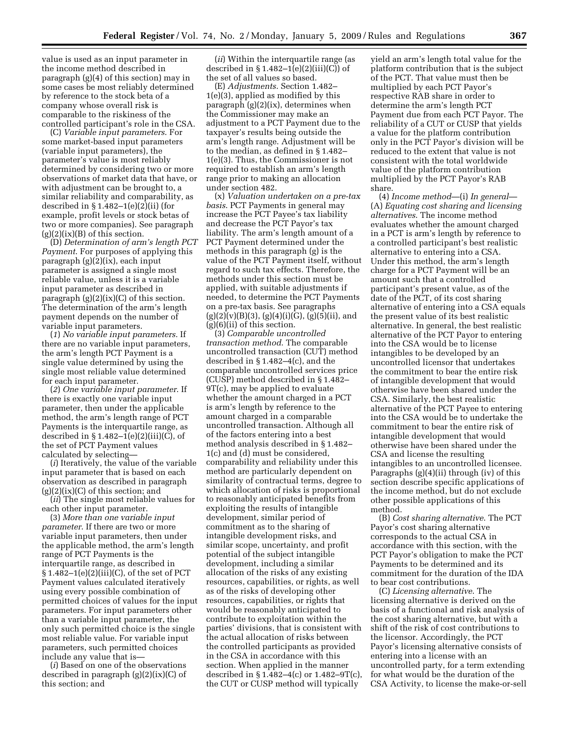value is used as an input parameter in the income method described in paragraph (g)(4) of this section) may in some cases be most reliably determined by reference to the stock beta of a company whose overall risk is comparable to the riskiness of the controlled participant's role in the CSA.

(C) *Variable input parameters*. For some market-based input parameters (variable input parameters), the parameter's value is most reliably determined by considering two or more observations of market data that have, or with adjustment can be brought to, a similar reliability and comparability, as described in § 1.482–1(e)(2)(ii) (for example, profit levels or stock betas of two or more companies). See paragraph (g)(2)(ix)(B) of this section.

(D) *Determination of arm's length PCT Payment*. For purposes of applying this paragraph (g)(2)(ix), each input parameter is assigned a single most reliable value, unless it is a variable input parameter as described in paragraph (g)(2)(ix)(C) of this section. The determination of the arm's length payment depends on the number of variable input parameters.

(*1*) *No variable input parameters*. If there are no variable input parameters, the arm's length PCT Payment is a single value determined by using the single most reliable value determined for each input parameter.

(*2*) *One variable input parameter*. If there is exactly one variable input parameter, then under the applicable method, the arm's length range of PCT Payments is the interquartile range, as described in § 1.482–1(e)(2)(iii)(C), of the set of PCT Payment values calculated by selecting—

(*i*) Iteratively, the value of the variable input parameter that is based on each observation as described in paragraph (g)(2)(ix)(C) of this section; and

(*ii*) The single most reliable values for each other input parameter.

(*3*) *More than one variable input parameter*. If there are two or more variable input parameters, then under the applicable method, the arm's length range of PCT Payments is the interquartile range, as described in § 1.482–1(e)(2)(iii)(C), of the set of PCT Payment values calculated iteratively using every possible combination of permitted choices of values for the input parameters. For input parameters other than a variable input parameter, the only such permitted choice is the single most reliable value. For variable input parameters, such permitted choices include any value that is—

(*i*) Based on one of the observations described in paragraph (g)(2)(ix)(C) of this section; and

(*ii*) Within the interquartile range (as described in § 1.482–1(e)(2)(iii)(C)) of the set of all values so based.

(E) *Adjustments*. Section 1.482–1(e)(3), applied as modified by this paragraph (g)(2)(ix), determines when the Commissioner may make an adjustment to a PCT Payment due to the taxpayer's results being outside the arm's length range. Adjustment will be to the median, as defined in § 1.482–1(e)(3). Thus, the Commissioner is not required to establish an arm's length range prior to making an allocation under section 482.

(x) *Valuation undertaken on a pre-tax basis*. PCT Payments in general may increase the PCT Payee's tax liability and decrease the PCT Payor's tax liability. The arm's length amount of a PCT Payment determined under the methods in this paragraph (g) is the value of the PCT Payment itself, without regard to such tax effects. Therefore, the methods under this section must be applied, with suitable adjustments if needed, to determine the PCT Payments on a pre-tax basis. See paragraphs (g)(2)(v)(B)(3), (g)(4)(i)(G), (g)(5)(ii), and (g)(6)(ii) of this section.

(3) *Comparable uncontrolled transaction method*. The comparable uncontrolled transaction (CUT) method described in § 1.482–4(c), and the comparable uncontrolled services price (CUSP) method described in § 1.482–9T(c), may be applied to evaluate whether the amount charged in a PCT is arm's length by reference to the amount charged in a comparable uncontrolled transaction. Although all of the factors entering into a best method analysis described in § 1.482–1(c) and (d) must be considered, comparability and reliability under this method are particularly dependent on similarity of contractual terms, degree to which allocation of risks is proportional to reasonably anticipated benefits from exploiting the results of intangible development, similar period of commitment as to the sharing of intangible development risks, and similar scope, uncertainty, and profit potential of the subject intangible development, including a similar allocation of the risks of any existing resources, capabilities, or rights, as well as of the risks of developing other resources, capabilities, or rights that would be reasonably anticipated to contribute to exploitation within the parties' divisions, that is consistent with the actual allocation of risks between the controlled participants as provided in the CSA in accordance with this section. When applied in the manner described in § 1.482–4(c) or 1.482–9T(c), the CUT or CUSP method will typically yield an arm's length total value for the platform contribution that is the subject of the PCT. That value must then be multiplied by each PCT Payor's respective RAB share in order to determine the arm's length PCT Payment due from each PCT Payor. The reliability of a CUT or CUSP that yields a value for the platform contribution only in the PCT Payor's division will be reduced to the extent that value is not consistent with the total worldwide value of the platform contribution multiplied by the PCT Payor's RAB share.

(4) *Income method*—(i) *In general*—(A) *Equating cost sharing and licensing alternatives*. The income method evaluates whether the amount charged in a PCT is arm's length by reference to a controlled participant's best realistic alternative to entering into a CSA. Under this method, the arm's length charge for a PCT Payment will be an amount such that a controlled participant's present value, as of the date of the PCT, of its cost sharing alternative of entering into a CSA equals the present value of its best realistic alternative. In general, the best realistic alternative of the PCT Payor to entering into the CSA would be to license intangibles to be developed by an uncontrolled licensor that undertakes the commitment to bear the entire risk of intangible development that would otherwise have been shared under the CSA. Similarly, the best realistic alternative of the PCT Payee to entering into the CSA would be to undertake the commitment to bear the entire risk of intangible development that would otherwise have been shared under the CSA and license the resulting intangibles to an uncontrolled licensee. Paragraphs (g)(4)(ii) through (iv) of this section describe specific applications of the income method, but do not exclude other possible applications of this method.

(B) *Cost sharing alternative*. The PCT Payor's cost sharing alternative corresponds to the actual CSA in accordance with this section, with the PCT Payor's obligation to make the PCT Payments to be determined and its commitment for the duration of the IDA to bear cost contributions.

(C) *Licensing alternative*. The licensing alternative is derived on the basis of a functional and risk analysis of the cost sharing alternative, but with a shift of the risk of cost contributions to the licensor. Accordingly, the PCT Payor's licensing alternative consists of entering into a license with an uncontrolled party, for a term extending for what would be the duration of the CSA Activity, to license the make-or-sell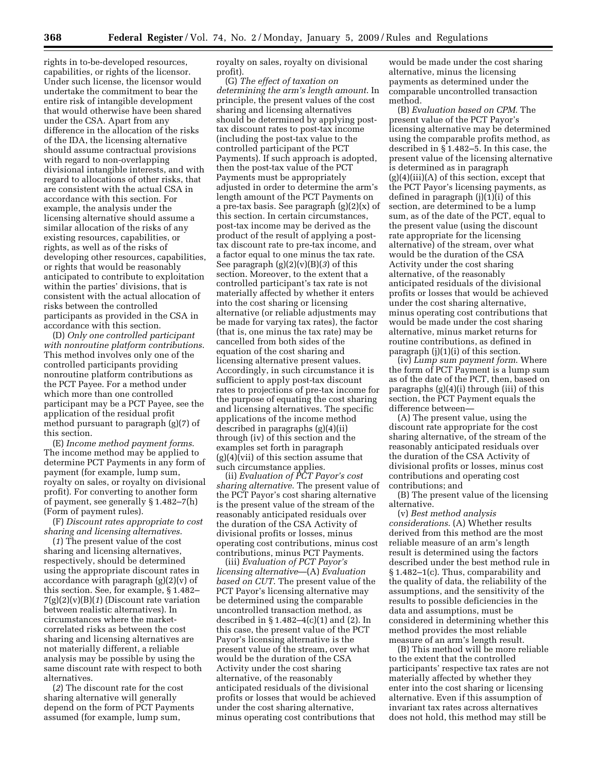rights in to-be-developed resources, capabilities, or rights of the licensor. Under such license, the licensor would undertake the commitment to bear the entire risk of intangible development that would otherwise have been shared under the CSA. Apart from any difference in the allocation of the risks of the IDA, the licensing alternative should assume contractual provisions with regard to non-overlapping divisional intangible interests, and with regard to allocations of other risks, that are consistent with the actual CSA in accordance with this section. For example, the analysis under the licensing alternative should assume a similar allocation of the risks of any existing resources, capabilities, or rights, as well as of the risks of developing other resources, capabilities, or rights that would be reasonably anticipated to contribute to exploitation within the parties' divisions, that is consistent with the actual allocation of risks between the controlled participants as provided in the CSA in accordance with this section.

(D) *Only one controlled participant with nonroutine platform contributions.* This method involves only one of the controlled participants providing nonroutine platform contributions as the PCT Payee. For a method under which more than one controlled participant may be a PCT Payee, see the application of the residual profit method pursuant to paragraph (g)(7) of this section.

(E) *Income method payment forms.* The income method may be applied to determine PCT Payments in any form of payment (for example, lump sum, royalty on sales, or royalty on divisional profit). For converting to another form of payment, see generally § 1.482–7(h) (Form of payment rules).

(F) *Discount rates appropriate to cost sharing and licensing alternatives.*

(*1*) The present value of the cost sharing and licensing alternatives, respectively, should be determined using the appropriate discount rates in accordance with paragraph (g)(2)(v) of this section. See, for example, § 1.482–7(g)(2)(v)(B)(*1*) (Discount rate variation between realistic alternatives). In circumstances where the market-correlated risks as between the cost sharing and licensing alternatives are not materially different, a reliable analysis may be possible by using the same discount rate with respect to both alternatives.

(*2*) The discount rate for the cost sharing alternative will generally depend on the form of PCT Payments assumed (for example, lump sum, royalty on sales, royalty on divisional profit).

(G) *The effect of taxation on determining the arm's length amount.* In principle, the present values of the cost sharing and licensing alternatives should be determined by applying post-tax discount rates to post-tax income (including the post-tax value to the controlled participant of the PCT Payments). If such approach is adopted, then the post-tax value of the PCT Payments must be appropriately adjusted in order to determine the arm's length amount of the PCT Payments on a pre-tax basis. See paragraph (g)(2)(x) of this section. In certain circumstances, post-tax income may be derived as the product of the result of applying a post-tax discount rate to pre-tax income, and a factor equal to one minus the tax rate. See paragraph (g)(2)(v)(B)(*3*) of this section. Moreover, to the extent that a controlled participant's tax rate is not materially affected by whether it enters into the cost sharing or licensing alternative (or reliable adjustments may be made for varying tax rates), the factor (that is, one minus the tax rate) may be cancelled from both sides of the equation of the cost sharing and licensing alternative present values. Accordingly, in such circumstance it is sufficient to apply post-tax discount rates to projections of pre-tax income for the purpose of equating the cost sharing and licensing alternatives. The specific applications of the income method described in paragraphs (g)(4)(ii) through (iv) of this section and the examples set forth in paragraph (g)(4)(vii) of this section assume that such circumstance applies.

(ii) *Evaluation of PCT Payor's cost sharing alternative.* The present value of the PCT Payor's cost sharing alternative is the present value of the stream of the reasonably anticipated residuals over the duration of the CSA Activity of divisional profits or losses, minus operating cost contributions, minus cost contributions, minus PCT Payments.

(iii) *Evaluation of PCT Payor's licensing alternative*—(A) *Evaluation based on CUT.* The present value of the PCT Payor's licensing alternative may be determined using the comparable uncontrolled transaction method, as described in § 1.482–4(c)(1) and (2). In this case, the present value of the PCT Payor's licensing alternative is the present value of the stream, over what would be the duration of the CSA Activity under the cost sharing alternative, of the reasonably anticipated residuals of the divisional profits or losses that would be achieved under the cost sharing alternative, minus operating cost contributions that would be made under the cost sharing alternative, minus the licensing payments as determined under the comparable uncontrolled transaction method.

(B) *Evaluation based on CPM.* The present value of the PCT Payor's licensing alternative may be determined using the comparable profits method, as described in § 1.482–5. In this case, the present value of the licensing alternative is determined as in paragraph (g)(4)(iii)(A) of this section, except that the PCT Payor's licensing payments, as defined in paragraph (j)(1)(i) of this section, are determined to be a lump sum, as of the date of the PCT, equal to the present value (using the discount rate appropriate for the licensing alternative) of the stream, over what would be the duration of the CSA Activity under the cost sharing alternative, of the reasonably anticipated residuals of the divisional profits or losses that would be achieved under the cost sharing alternative, minus operating cost contributions that would be made under the cost sharing alternative, minus market returns for routine contributions, as defined in paragraph (j)(1)(i) of this section.

(iv) *Lump sum payment form.* Where the form of PCT Payment is a lump sum as of the date of the PCT, then, based on paragraphs (g)(4)(i) through (iii) of this section, the PCT Payment equals the difference between—

(A) The present value, using the discount rate appropriate for the cost sharing alternative, of the stream of the reasonably anticipated residuals over the duration of the CSA Activity of divisional profits or losses, minus cost contributions and operating cost contributions; and

(B) The present value of the licensing alternative.

(v) *Best method analysis considerations.* (A) Whether results derived from this method are the most reliable measure of an arm's length result is determined using the factors described under the best method rule in § 1.482–1(c). Thus, comparability and the quality of data, the reliability of the assumptions, and the sensitivity of the results to possible deficiencies in the data and assumptions, must be considered in determining whether this method provides the most reliable measure of an arm's length result.

(B) This method will be more reliable to the extent that the controlled participants' respective tax rates are not materially affected by whether they enter into the cost sharing or licensing alternative. Even if this assumption of invariant tax rates across alternatives does not hold, this method may still be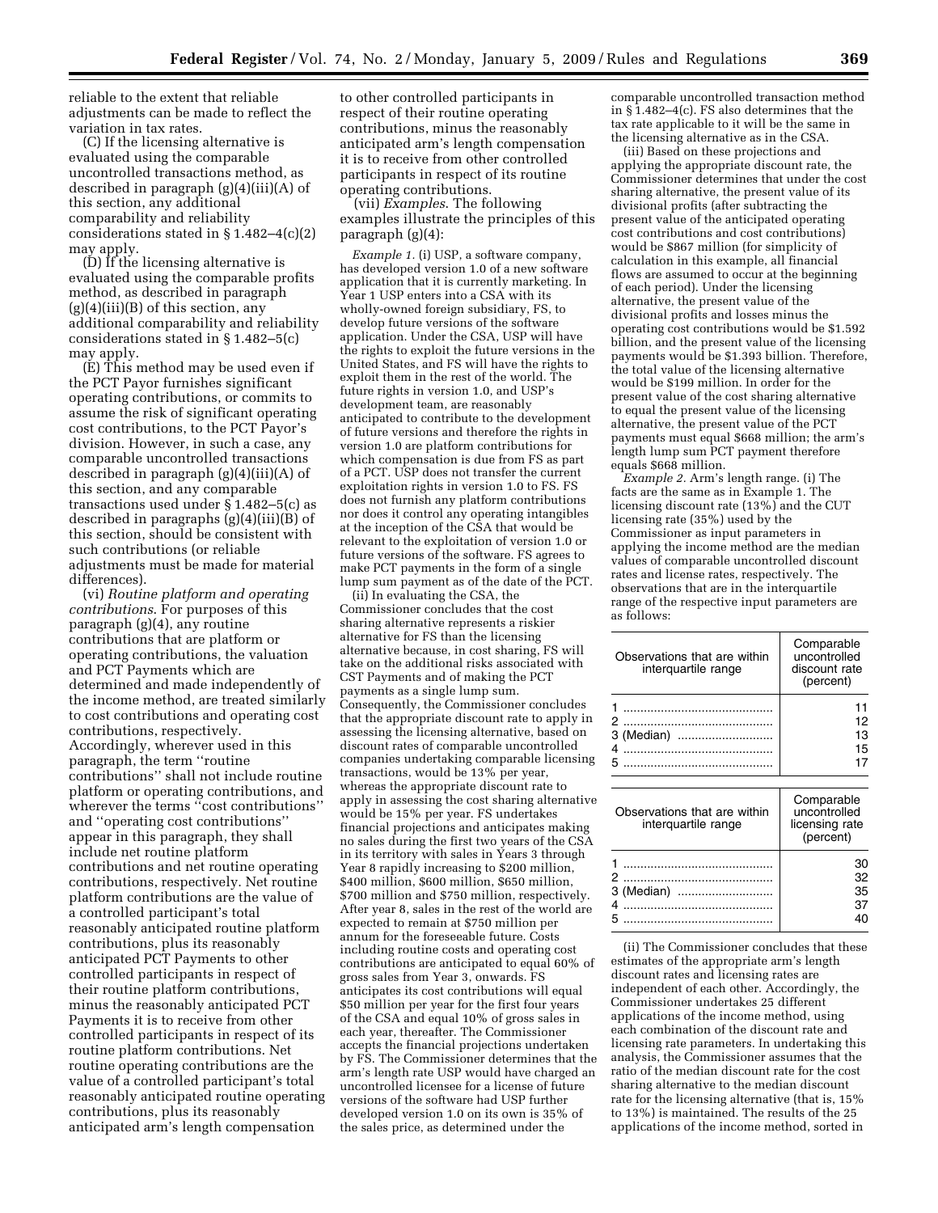reliable to the extent that reliable adjustments can be made to reflect the variation in tax rates.

(C) If the licensing alternative is evaluated using the comparable uncontrolled transactions method, as described in paragraph (g)(4)(iii)(A) of this section, any additional comparability and reliability considerations stated in § 1.482–4(c)(2) may apply.

(D) If the licensing alternative is evaluated using the comparable profits method, as described in paragraph (g)(4)(iii)(B) of this section, any additional comparability and reliability considerations stated in § 1.482–5(c) may apply.

(E) This method may be used even if the PCT Payor furnishes significant operating contributions, or commits to assume the risk of significant operating cost contributions, to the PCT Payor's division. However, in such a case, any comparable uncontrolled transactions described in paragraph (g)(4)(iii)(A) of this section, and any comparable transactions used under § 1.482–5(c) as described in paragraphs (g)(4)(iii)(B) of this section, should be consistent with such contributions (or reliable adjustments must be made for material differences).

(vi) *Routine platform and operating contributions*. For purposes of this paragraph (g)(4), any routine contributions that are platform or operating contributions, the valuation and PCT Payments which are determined and made independently of the income method, are treated similarly to cost contributions and operating cost contributions, respectively. Accordingly, wherever used in this paragraph, the term ''routine contributions'' shall not include routine platform or operating contributions, and wherever the terms ''cost contributions'' and ''operating cost contributions'' appear in this paragraph, they shall include net routine platform contributions and net routine operating contributions, respectively. Net routine platform contributions are the value of a controlled participant's total reasonably anticipated routine platform contributions, plus its reasonably anticipated PCT Payments to other controlled participants in respect of their routine platform contributions, minus the reasonably anticipated PCT Payments it is to receive from other controlled participants in respect of its routine platform contributions. Net routine operating contributions are the value of a controlled participant's total reasonably anticipated routine operating contributions, plus its reasonably anticipated arm's length compensation to other controlled participants in respect of their routine operating contributions, minus the reasonably anticipated arm's length compensation it is to receive from other controlled participants in respect of its routine operating contributions.

(vii) *Examples*. The following examples illustrate the principles of this paragraph (g)(4):

*Example 1.* (i) USP, a software company, has developed version 1.0 of a new software application that it is currently marketing. In Year 1 USP enters into a CSA with its wholly-owned foreign subsidiary, FS, to develop future versions of the software application. Under the CSA, USP will have the rights to exploit the future versions in the United States, and FS will have the rights to exploit them in the rest of the world. The future rights in version 1.0, and USP's development team, are reasonably anticipated to contribute to the development of future versions and therefore the rights in version 1.0 are platform contributions for which compensation is due from FS as part of a PCT. USP does not transfer the current exploitation rights in version 1.0 to FS. FS does not furnish any platform contributions nor does it control any operating intangibles at the inception of the CSA that would be relevant to the exploitation of version 1.0 or future versions of the software. FS agrees to make PCT payments in the form of a single lump sum payment as of the date of the PCT.

(ii) In evaluating the CSA, the Commissioner concludes that the cost sharing alternative represents a riskier alternative for FS than the licensing alternative because, in cost sharing, FS will take on the additional risks associated with CST Payments and of making the PCT payments as a single lump sum. Consequently, the Commissioner concludes that the appropriate discount rate to apply in assessing the licensing alternative, based on discount rates of comparable uncontrolled companies undertaking comparable licensing transactions, would be 13% per year, whereas the appropriate discount rate to apply in assessing the cost sharing alternative would be 15% per year. FS undertakes financial projections and anticipates making no sales during the first two years of the CSA in its territory with sales in Years 3 through Year 8 rapidly increasing to $200 million, $400 million, $600 million, $650 million, $700 million and $750 million, respectively. After year 8, sales in the rest of the world are expected to remain at $750 million per annum for the foreseeable future. Costs including routine costs and operating cost contributions are anticipated to equal 60% of gross sales from Year 3, onwards. FS anticipates its cost contributions will equal $50 million per year for the first four years of the CSA and equal 10% of gross sales in each year, thereafter. The Commissioner accepts the financial projections undertaken by FS. The Commissioner determines that the arm's length rate USP would have charged an uncontrolled licensee for a license of future versions of the software had USP further developed version 1.0 on its own is 35% of the sales price, as determined under the comparable uncontrolled transaction method in § 1.482–4(c). FS also determines that the tax rate applicable to it will be the same in the licensing alternative as in the CSA.

(iii) Based on these projections and applying the appropriate discount rate, the Commissioner determines that under the cost sharing alternative, the present value of its divisional profits (after subtracting the present value of the anticipated operating cost contributions and cost contributions) would be $867 million (for simplicity of calculation in this example, all financial flows are assumed to occur at the beginning of each period). Under the licensing alternative, the present value of the divisional profits and losses minus the operating cost contributions would be $1.592 billion, and the present value of the licensing payments would be $1.393 billion. Therefore, the total value of the licensing alternative would be $199 million. In order for the present value of the cost sharing alternative to equal the present value of the licensing alternative, the present value of the PCT payments must equal $668 million; the arm's length lump sum PCT payment therefore equals $668 million.

*Example 2.* Arm's length range. (i) The facts are the same as in Example 1. The licensing discount rate (13%) and the CUT licensing rate (35%) used by the Commissioner as input parameters in applying the income method are the median values of comparable uncontrolled discount rates and license rates, respectively. The observations that are in the interquartile range of the respective input parameters are as follows:

| Observations that are within interquartile range | Comparable uncontrolled discount rate (percent) |
|---|---|
| 1 | 11 |
| 2 | 12 |
| 3 (Median) | 13 |
| 4 | 15 |
| 5 | 17 |

| Observations that are within interquartile range | Comparable uncontrolled licensing rate (percent) |
|---|---|
| 1 | 30 |
| 2 | 32 |
| 3 (Median) | 35 |
| 4 | 37 |
| 5 | 40 |

(ii) The Commissioner concludes that these estimates of the appropriate arm's length discount rates and licensing rates are independent of each other. Accordingly, the Commissioner undertakes 25 different applications of the income method, using each combination of the discount rate and licensing rate parameters. In undertaking this analysis, the Commissioner assumes that the ratio of the median discount rate for the cost sharing alternative to the median discount rate for the licensing alternative (that is, 15% to 13%) is maintained. The results of the 25 applications of the income method, sorted in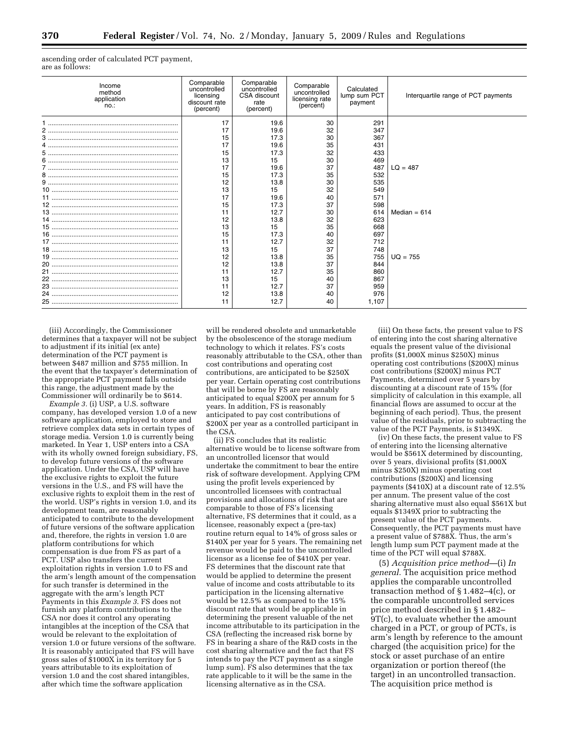ascending order of calculated PCT payment, are as follows:

| Income method application no.: | Comparable uncontrolled licensing discount rate (percent) | Comparable uncontrolled CSA discount rate (percent) | Comparable uncontrolled licensing rate (percent) | Calculated lump sum PCT payment | Interquartile range of PCT payments |
|---|---|---|---|---|---|
| 1 | 17 | 19.6 | 30 | 291 | |
| 2 | 17 | 19.6 | 32 | 347 | |
| 3 | 15 | 17.3 | 30 | 367 | |
| 4 | 17 | 19.6 | 35 | 431 | |
| 5 | 15 | 17.3 | 32 | 433 | |
| 6 | 13 | 15 | 30 | 469 | |
| 7 | 17 | 19.6 | 37 | 487 | LQ = 487 |
| 8 | 15 | 17.3 | 35 | 532 | |
| 9 | 12 | 13.8 | 30 | 535 | |
| 10 | 13 | 15 | 32 | 549 | |
| 11 | 17 | 19.6 | 40 | 571 | |
| 12 | 15 | 17.3 | 37 | 598 | |
| 13 | 11 | 12.7 | 30 | 614 | Median = 614 |
| 14 | 12 | 13.8 | 32 | 623 | |
| 15 | 13 | 15 | 35 | 668 | |
| 16 | 15 | 17.3 | 40 | 697 | |
| 17 | 11 | 12.7 | 32 | 712 | |
| 18 | 13 | 15 | 37 | 748 | |
| 19 | 12 | 13.8 | 35 | 755 | UQ = 755 |
| 20 | 12 | 13.8 | 37 | 844 | |
| 21 | 11 | 12.7 | 35 | 860 | |
| 22 | 13 | 15 | 40 | 867 | |
| 23 | 11 | 12.7 | 37 | 959 | |
| 24 | 12 | 13.8 | 40 | 976 | |
| 25 | 11 | 12.7 | 40 | 1,107 | |

(iii) Accordingly, the Commissioner determines that a taxpayer will not be subject to adjustment if its initial (ex ante) determination of the PCT payment is between $487 million and $755 million. In the event that the taxpayer's determination of the appropriate PCT payment falls outside this range, the adjustment made by the Commissioner will ordinarily be to $614.

*Example 3.* (i) USP, a U.S. software company, has developed version 1.0 of a new software application, employed to store and retrieve complex data sets in certain types of storage media. Version 1.0 is currently being marketed. In Year 1, USP enters into a CSA with its wholly owned foreign subsidiary, FS, to develop future versions of the software application. Under the CSA, USP will have the exclusive rights to exploit the future versions in the U.S., and FS will have the exclusive rights to exploit them in the rest of the world. USP's rights in version 1.0, and its development team, are reasonably anticipated to contribute to the development of future versions of the software application and, therefore, the rights in version 1.0 are platform contributions for which compensation is due from FS as part of a PCT. USP also transfers the current exploitation rights in version 1.0 to FS and the arm's length amount of the compensation for such transfer is determined in the aggregate with the arm's length PCT Payments in this *Example 3*. FS does not furnish any platform contributions to the CSA nor does it control any operating intangibles at the inception of the CSA that would be relevant to the exploitation of version 1.0 or future versions of the software. It is reasonably anticipated that FS will have gross sales of $1000X in its territory for 5 years attributable to its exploitation of version 1.0 and the cost shared intangibles, after which time the software application will be rendered obsolete and unmarketable by the obsolescence of the storage medium technology to which it relates. FS's costs reasonably attributable to the CSA, other than cost contributions and operating cost contributions, are anticipated to be $250X per year. Certain operating cost contributions that will be borne by FS are reasonably anticipated to equal $200X per annum for 5 years. In addition, FS is reasonably anticipated to pay cost contributions of $200X per year as a controlled participant in the CSA.

(ii) FS concludes that its realistic alternative would be to license software from an uncontrolled licensor that would undertake the commitment to bear the entire risk of software development. Applying CPM using the profit levels experienced by uncontrolled licensees with contractual provisions and allocations of risk that are comparable to those of FS's licensing alternative, FS determines that it could, as a licensee, reasonably expect a (pre-tax) routine return equal to 14% of gross sales or $140X per year for 5 years. The remaining net revenue would be paid to the uncontrolled licensor as a license fee of $410X per year. FS determines that the discount rate that would be applied to determine the present value of income and costs attributable to its participation in the licensing alternative would be 12.5% as compared to the 15% discount rate that would be applicable in determining the present valuable of the net income attributable to its participation in the CSA (reflecting the increased risk borne by FS in bearing a share of the R&D costs in the cost sharing alternative and the fact that FS intends to pay the PCT payment as a single lump sum). FS also determines that the tax rate applicable to it will be the same in the licensing alternative as in the CSA.

(iii) On these facts, the present value to FS of entering into the cost sharing alternative equals the present value of the divisional profits ($1,000X minus $250X) minus operating cost contributions ($200X) minus cost contributions ($200X) minus PCT Payments, determined over 5 years by discounting at a discount rate of 15% (for simplicity of calculation in this example, all financial flows are assumed to occur at the beginning of each period). Thus, the present value of the residuals, prior to subtracting the value of the PCT Payments, is $1349X.

(iv) On these facts, the present value to FS of entering into the licensing alternative would be $561X determined by discounting, over 5 years, divisional profits ($1,000X minus $250X) minus operating cost contributions ($200X) and licensing payments ($410X) at a discount rate of 12.5% per annum. The present value of the cost sharing alternative must also equal $561X but equals $1349X prior to subtracting the present value of the PCT payments. Consequently, the PCT payments must have a present value of $788X. Thus, the arm's length lump sum PCT payment made at the time of the PCT will equal $788X.

(5) *Acquisition price method*—(i) *In general.* The acquisition price method applies the comparable uncontrolled transaction method of § 1.482–4(c), or the comparable uncontrolled services price method described in § 1.482–9T(c), to evaluate whether the amount charged in a PCT, or group of PCTs, is arm's length by reference to the amount charged (the acquisition price) for the stock or asset purchase of an entire organization or portion thereof (the target) in an uncontrolled transaction. The acquisition price method is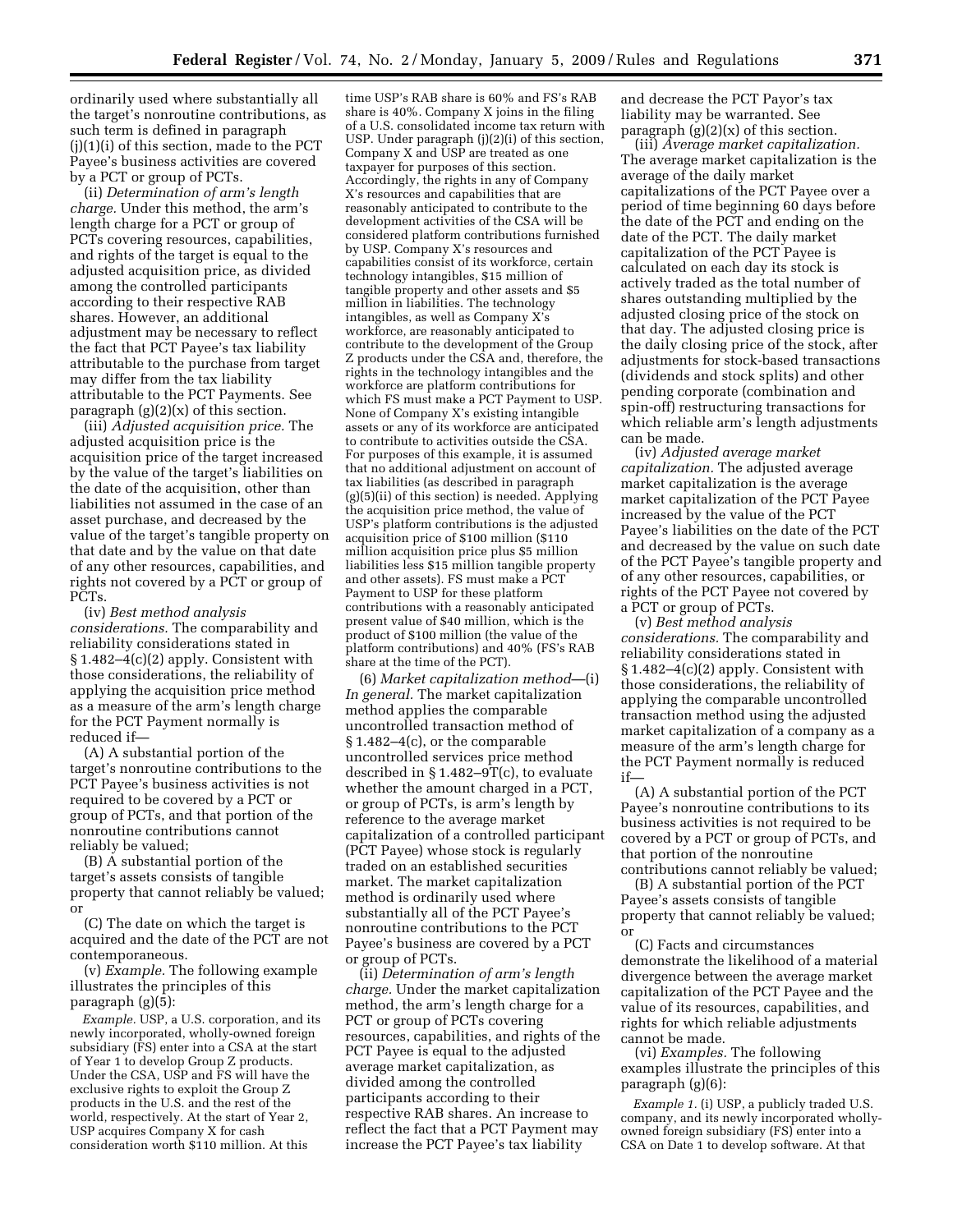ordinarily used where substantially all the target's nonroutine contributions, as such term is defined in paragraph (j)(1)(i) of this section, made to the PCT Payee's business activities are covered by a PCT or group of PCTs.

(ii) *Determination of arm's length charge.* Under this method, the arm's length charge for a PCT or group of PCTs covering resources, capabilities, and rights of the target is equal to the adjusted acquisition price, as divided among the controlled participants according to their respective RAB shares. However, an additional adjustment may be necessary to reflect the fact that PCT Payee's tax liability attributable to the purchase from target may differ from the tax liability attributable to the PCT Payments. See paragraph (g)(2)(x) of this section.

(iii) *Adjusted acquisition price.* The adjusted acquisition price is the acquisition price of the target increased by the value of the target's liabilities on the date of the acquisition, other than liabilities not assumed in the case of an asset purchase, and decreased by the value of the target's tangible property on that date and by the value on that date of any other resources, capabilities, and rights not covered by a PCT or group of PCTs.

(iv) *Best method analysis considerations.* The comparability and reliability considerations stated in § 1.482–4(c)(2) apply. Consistent with those considerations, the reliability of applying the acquisition price method as a measure of the arm's length charge for the PCT Payment normally is reduced if—

(A) A substantial portion of the target's nonroutine contributions to the PCT Payee's business activities is not required to be covered by a PCT or group of PCTs, and that portion of the nonroutine contributions cannot reliably be valued;

(B) A substantial portion of the target's assets consists of tangible property that cannot reliably be valued; or

(C) The date on which the target is acquired and the date of the PCT are not contemporaneous.

(v) *Example.* The following example illustrates the principles of this paragraph (g)(5):

*Example.* USP, a U.S. corporation, and its newly incorporated, wholly-owned foreign subsidiary (FS) enter into a CSA at the start of Year 1 to develop Group Z products. Under the CSA, USP and FS will have the exclusive rights to exploit the Group Z products in the U.S. and the rest of the world, respectively. At the start of Year 2, USP acquires Company X for cash consideration worth $110 million. At this time USP's RAB share is 60% and FS's RAB share is 40%. Company X joins in the filing of a U.S. consolidated income tax return with USP. Under paragraph (j)(2)(i) of this section, Company X and USP are treated as one taxpayer for purposes of this section. Accordingly, the rights in any of Company X's resources and capabilities that are reasonably anticipated to contribute to the development activities of the CSA will be considered platform contributions furnished by USP. Company X's resources and capabilities consist of its workforce, certain technology intangibles, $15 million of tangible property and other assets and $5 million in liabilities. The technology intangibles, as well as Company X's workforce, are reasonably anticipated to contribute to the development of the Group Z products under the CSA and, therefore, the rights in the technology intangibles and the workforce are platform contributions for which FS must make a PCT Payment to USP. None of Company X's existing intangible assets or any of its workforce are anticipated to contribute to activities outside the CSA. For purposes of this example, it is assumed that no additional adjustment on account of tax liabilities (as described in paragraph (g)(5)(ii) of this section) is needed. Applying the acquisition price method, the value of USP's platform contributions is the adjusted acquisition price of $100 million ($110 million acquisition price plus $5 million liabilities less $15 million tangible property and other assets). FS must make a PCT Payment to USP for these platform contributions with a reasonably anticipated present value of $40 million, which is the product of $100 million (the value of the platform contributions) and 40% (FS's RAB share at the time of the PCT).

(6) *Market capitalization method*—(i) *In general.* The market capitalization method applies the comparable uncontrolled transaction method of § 1.482–4(c), or the comparable uncontrolled services price method described in § 1.482–9T(c), to evaluate whether the amount charged in a PCT, or group of PCTs, is arm's length by reference to the average market capitalization of a controlled participant (PCT Payee) whose stock is regularly traded on an established securities market. The market capitalization method is ordinarily used where substantially all of the PCT Payee's nonroutine contributions to the PCT Payee's business are covered by a PCT or group of PCTs.

(ii) *Determination of arm's length charge.* Under the market capitalization method, the arm's length charge for a PCT or group of PCTs covering resources, capabilities, and rights of the PCT Payee is equal to the adjusted average market capitalization, as divided among the controlled participants according to their respective RAB shares. An increase to reflect the fact that a PCT Payment may increase the PCT Payee's tax liability and decrease the PCT Payor's tax liability may be warranted. See paragraph (g)(2)(x) of this section.

(iii) *Average market capitalization.* The average market capitalization is the average of the daily market capitalizations of the PCT Payee over a period of time beginning 60 days before the date of the PCT and ending on the date of the PCT. The daily market capitalization of the PCT Payee is calculated on each day its stock is actively traded as the total number of shares outstanding multiplied by the adjusted closing price of the stock on that day. The adjusted closing price is the daily closing price of the stock, after adjustments for stock-based transactions (dividends and stock splits) and other pending corporate (combination and spin-off) restructuring transactions for which reliable arm's length adjustments can be made.

(iv) *Adjusted average market capitalization.* The adjusted average market capitalization is the average market capitalization of the PCT Payee increased by the value of the PCT Payee's liabilities on the date of the PCT and decreased by the value on such date of the PCT Payee's tangible property and of any other resources, capabilities, or rights of the PCT Payee not covered by a PCT or group of PCTs.

(v) *Best method analysis considerations.* The comparability and reliability considerations stated in § 1.482–4(c)(2) apply. Consistent with those considerations, the reliability of applying the comparable uncontrolled transaction method using the adjusted market capitalization of a company as a measure of the arm's length charge for the PCT Payment normally is reduced if—

(A) A substantial portion of the PCT Payee's nonroutine contributions to its business activities is not required to be covered by a PCT or group of PCTs, and that portion of the nonroutine contributions cannot reliably be valued;

(B) A substantial portion of the PCT Payee's assets consists of tangible property that cannot reliably be valued; or

(C) Facts and circumstances demonstrate the likelihood of a material divergence between the average market capitalization of the PCT Payee and the value of its resources, capabilities, and rights for which reliable adjustments cannot be made.

(vi) *Examples.* The following examples illustrate the principles of this paragraph (g)(6):

*Example 1.* (i) USP, a publicly traded U.S. company, and its newly incorporated wholly-owned foreign subsidiary (FS) enter into a CSA on Date 1 to develop software. At that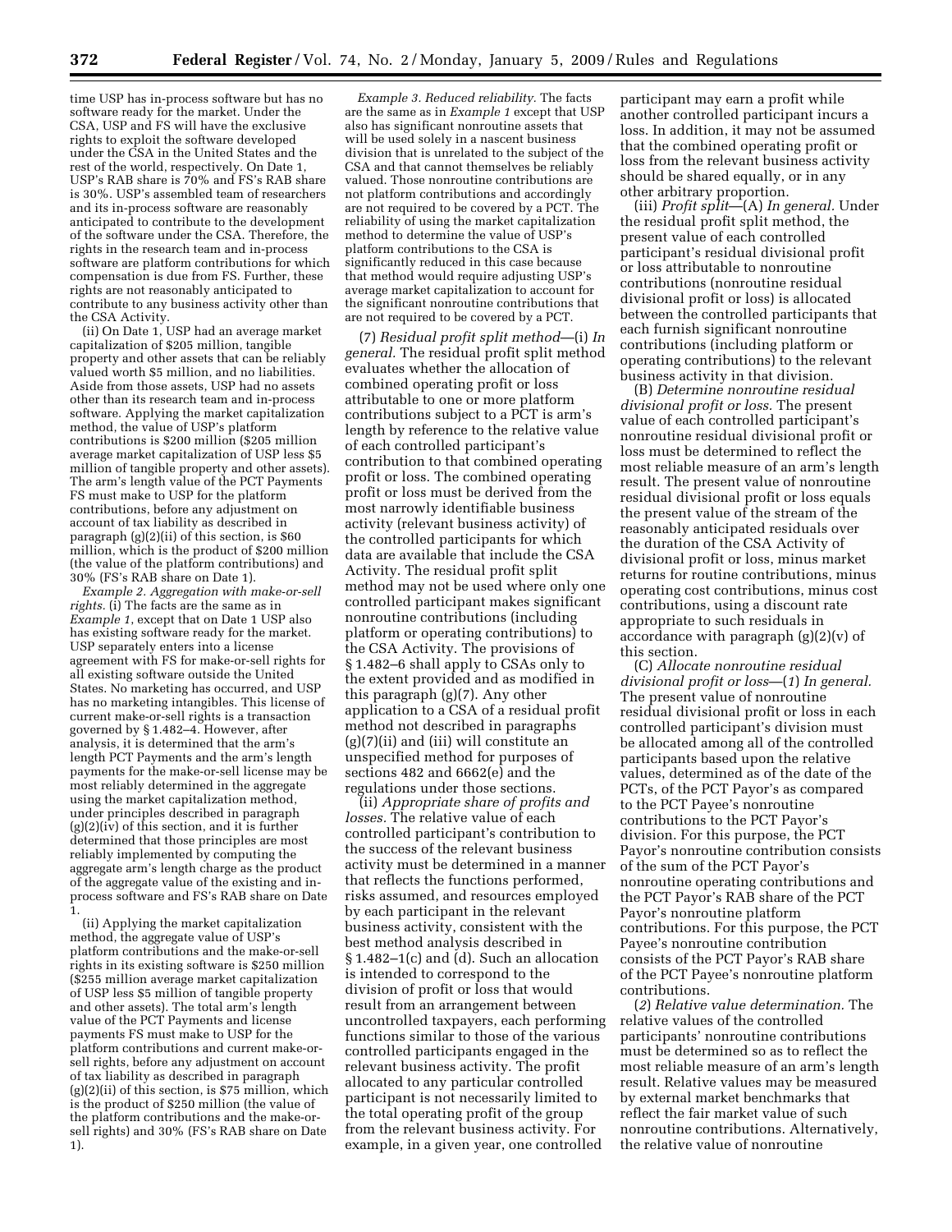time USP has in-process software but has no software ready for the market. Under the CSA, USP and FS will have the exclusive rights to exploit the software developed under the CSA in the United States and the rest of the world, respectively. On Date 1, USP's RAB share is 70% and FS's RAB share is 30%. USP's assembled team of researchers and its in-process software are reasonably anticipated to contribute to the development of the software under the CSA. Therefore, the rights in the research team and in-process software are platform contributions for which compensation is due from FS. Further, these rights are not reasonably anticipated to contribute to any business activity other than the CSA Activity.

(ii) On Date 1, USP had an average market capitalization of $205 million, tangible property and other assets that can be reliably valued worth $5 million, and no liabilities. Aside from those assets, USP had no assets other than its research team and in-process software. Applying the market capitalization method, the value of USP's platform contributions is $200 million ($205 million average market capitalization of USP less $5 million of tangible property and other assets). The arm's length value of the PCT Payments FS must make to USP for the platform contributions, before any adjustment on account of tax liability as described in paragraph (g)(2)(ii) of this section, is $60 million, which is the product of $200 million (the value of the platform contributions) and 30% (FS's RAB share on Date 1).

*Example 2. Aggregation with make-or-sell rights.* (i) The facts are the same as in *Example 1*, except that on Date 1 USP also has existing software ready for the market. USP separately enters into a license agreement with FS for make-or-sell rights for all existing software outside the United States. No marketing has occurred, and USP has no marketing intangibles. This license of current make-or-sell rights is a transaction governed by § 1.482–4. However, after analysis, it is determined that the arm's length PCT Payments and the arm's length payments for the make-or-sell license may be most reliably determined in the aggregate using the market capitalization method, under principles described in paragraph (g)(2)(iv) of this section, and it is further determined that those principles are most reliably implemented by computing the aggregate arm's length charge as the product of the aggregate value of the existing and in-process software and FS's RAB share on Date 1.

(ii) Applying the market capitalization method, the aggregate value of USP's platform contributions and the make-or-sell rights in its existing software is $250 million ($255 million average market capitalization of USP less $5 million of tangible property and other assets). The total arm's length value of the PCT Payments and license payments FS must make to USP for the platform contributions and current make-or-sell rights, before any adjustment on account of tax liability as described in paragraph (g)(2)(ii) of this section, is $75 million, which is the product of $250 million (the value of the platform contributions and the make-or-sell rights) and 30% (FS's RAB share on Date 1).

*Example 3. Reduced reliability.* The facts are the same as in *Example 1* except that USP also has significant nonroutine assets that will be used solely in a nascent business division that is unrelated to the subject of the CSA and that cannot themselves be reliably valued. Those nonroutine contributions are not platform contributions and accordingly are not required to be covered by a PCT. The reliability of using the market capitalization method to determine the value of USP's platform contributions to the CSA is significantly reduced in this case because that method would require adjusting USP's average market capitalization to account for the significant nonroutine contributions that are not required to be covered by a PCT.

(7) *Residual profit split method*—(i) *In general.* The residual profit split method evaluates whether the allocation of combined operating profit or loss attributable to one or more platform contributions subject to a PCT is arm's length by reference to the relative value of each controlled participant's contribution to that combined operating profit or loss. The combined operating profit or loss must be derived from the most narrowly identifiable business activity (relevant business activity) of the controlled participants for which data are available that include the CSA Activity. The residual profit split method may not be used where only one controlled participant makes significant nonroutine contributions (including platform or operating contributions) to the CSA Activity. The provisions of § 1.482–6 shall apply to CSAs only to the extent provided and as modified in this paragraph (g)(7). Any other application to a CSA of a residual profit method not described in paragraphs (g)(7)(ii) and (iii) will constitute an unspecified method for purposes of sections 482 and 6662(e) and the regulations under those sections.

(ii) *Appropriate share of profits and losses.* The relative value of each controlled participant's contribution to the success of the relevant business activity must be determined in a manner that reflects the functions performed, risks assumed, and resources employed by each participant in the relevant business activity, consistent with the best method analysis described in § 1.482–1(c) and (d). Such an allocation is intended to correspond to the division of profit or loss that would result from an arrangement between uncontrolled taxpayers, each performing functions similar to those of the various controlled participants engaged in the relevant business activity. The profit allocated to any particular controlled participant is not necessarily limited to the total operating profit of the group from the relevant business activity. For example, in a given year, one controlled participant may earn a profit while another controlled participant incurs a loss. In addition, it may not be assumed that the combined operating profit or loss from the relevant business activity should be shared equally, or in any other arbitrary proportion.

(iii) *Profit split*—(A) *In general.* Under the residual profit split method, the present value of each controlled participant's residual divisional profit or loss attributable to nonroutine contributions (nonroutine residual divisional profit or loss) is allocated between the controlled participants that each furnish significant nonroutine contributions (including platform or operating contributions) to the relevant business activity in that division.

(B) *Determine nonroutine residual divisional profit or loss.* The present value of each controlled participant's nonroutine residual divisional profit or loss must be determined to reflect the most reliable measure of an arm's length result. The present value of nonroutine residual divisional profit or loss equals the present value of the stream of the reasonably anticipated residuals over the duration of the CSA Activity of divisional profit or loss, minus market returns for routine contributions, minus operating cost contributions, minus cost contributions, using a discount rate appropriate to such residuals in accordance with paragraph (g)(2)(v) of this section.

(C) *Allocate nonroutine residual divisional profit or loss*—(*1*) *In general.* The present value of nonroutine residual divisional profit or loss in each controlled participant's division must be allocated among all of the controlled participants based upon the relative values, determined as of the date of the PCTs, of the PCT Payor's as compared to the PCT Payee's nonroutine contributions to the PCT Payor's division. For this purpose, the PCT Payor's nonroutine contribution consists of the sum of the PCT Payor's nonroutine operating contributions and the PCT Payor's RAB share of the PCT Payor's nonroutine platform contributions. For this purpose, the PCT Payee's nonroutine contribution consists of the PCT Payor's RAB share of the PCT Payee's nonroutine platform contributions.

(*2*) *Relative value determination.* The relative values of the controlled participants' nonroutine contributions must be determined so as to reflect the most reliable measure of an arm's length result. Relative values may be measured by external market benchmarks that reflect the fair market value of such nonroutine contributions. Alternatively, the relative value of nonroutine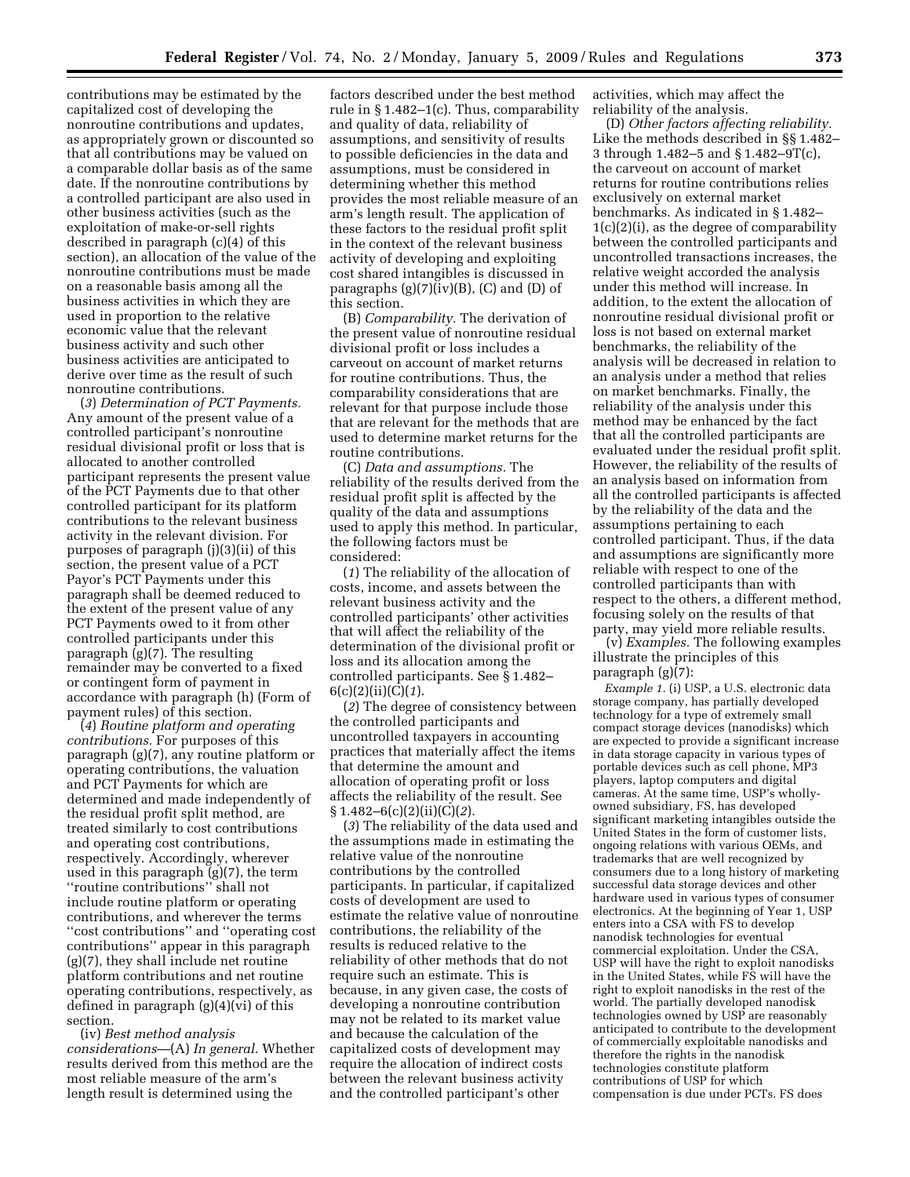contributions may be estimated by the capitalized cost of developing the nonroutine contributions and updates, as appropriately grown or discounted so that all contributions may be valued on a comparable dollar basis as of the same date. If the nonroutine contributions by a controlled participant are also used in other business activities (such as the exploitation of make-or-sell rights described in paragraph (c)(4) of this section), an allocation of the value of the nonroutine contributions must be made on a reasonable basis among all the business activities in which they are used in proportion to the relative economic value that the relevant business activity and such other business activities are anticipated to derive over time as the result of such nonroutine contributions.

(*3*) *Determination of PCT Payments.* Any amount of the present value of a controlled participant's nonroutine residual divisional profit or loss that is allocated to another controlled participant represents the present value of the PCT Payments due to that other controlled participant for its platform contributions to the relevant business activity in the relevant division. For purposes of paragraph (j)(3)(ii) of this section, the present value of a PCT Payor's PCT Payments under this paragraph shall be deemed reduced to the extent of the present value of any PCT Payments owed to it from other controlled participants under this paragraph (g)(7). The resulting remainder may be converted to a fixed or contingent form of payment in accordance with paragraph (h) (Form of payment rules) of this section.

(*4*) *Routine platform and operating contributions.* For purposes of this paragraph (g)(7), any routine platform or operating contributions, the valuation and PCT Payments for which are determined and made independently of the residual profit split method, are treated similarly to cost contributions and operating cost contributions, respectively. Accordingly, wherever used in this paragraph (g)(7), the term ''routine contributions'' shall not include routine platform or operating contributions, and wherever the terms ''cost contributions'' and ''operating cost contributions'' appear in this paragraph (g)(7), they shall include net routine platform contributions and net routine operating contributions, respectively, as defined in paragraph (g)(4)(vi) of this section.

(iv) *Best method analysis considerations*—(A) *In general.* Whether results derived from this method are the most reliable measure of the arm's length result is determined using the factors described under the best method rule in § 1.482–1(c). Thus, comparability and quality of data, reliability of assumptions, and sensitivity of results to possible deficiencies in the data and assumptions, must be considered in determining whether this method provides the most reliable measure of an arm's length result. The application of these factors to the residual profit split in the context of the relevant business activity of developing and exploiting cost shared intangibles is discussed in paragraphs (g)(7)(iv)(B), (C) and (D) of this section.

(B) *Comparability.* The derivation of the present value of nonroutine residual divisional profit or loss includes a carveout on account of market returns for routine contributions. Thus, the comparability considerations that are relevant for that purpose include those that are relevant for the methods that are used to determine market returns for the routine contributions.

(C) *Data and assumptions.* The reliability of the results derived from the residual profit split is affected by the quality of the data and assumptions used to apply this method. In particular, the following factors must be considered:

(*1*) The reliability of the allocation of costs, income, and assets between the relevant business activity and the controlled participants' other activities that will affect the reliability of the determination of the divisional profit or loss and its allocation among the controlled participants. See § 1.482–6(c)(2)(ii)(C)(*1*).

(*2*) The degree of consistency between the controlled participants and uncontrolled taxpayers in accounting practices that materially affect the items that determine the amount and allocation of operating profit or loss affects the reliability of the result. See § 1.482–6(c)(2)(ii)(C)(*2*).

(*3*) The reliability of the data used and the assumptions made in estimating the relative value of the nonroutine contributions by the controlled participants. In particular, if capitalized costs of development are used to estimate the relative value of nonroutine contributions, the reliability of the results is reduced relative to the reliability of other methods that do not require such an estimate. This is because, in any given case, the costs of developing a nonroutine contribution may not be related to its market value and because the calculation of the capitalized costs of development may require the allocation of indirect costs between the relevant business activity and the controlled participant's other activities, which may affect the reliability of the analysis.

(D) *Other factors affecting reliability.* Like the methods described in §§ 1.482–3 through 1.482–5 and § 1.482–9T(c), the carveout on account of market returns for routine contributions relies exclusively on external market benchmarks. As indicated in § 1.482–1(c)(2)(i), as the degree of comparability between the controlled participants and uncontrolled transactions increases, the relative weight accorded the analysis under this method will increase. In addition, to the extent the allocation of nonroutine residual divisional profit or loss is not based on external market benchmarks, the reliability of the analysis will be decreased in relation to an analysis under a method that relies on market benchmarks. Finally, the reliability of the analysis under this method may be enhanced by the fact that all the controlled participants are evaluated under the residual profit split. However, the reliability of the results of an analysis based on information from all the controlled participants is affected by the reliability of the data and the assumptions pertaining to each controlled participant. Thus, if the data and assumptions are significantly more reliable with respect to one of the controlled participants than with respect to the others, a different method, focusing solely on the results of that party, may yield more reliable results.

(v) *Examples.* The following examples illustrate the principles of this paragraph (g)(7):

*Example 1.* (i) USP, a U.S. electronic data storage company, has partially developed technology for a type of extremely small compact storage devices (nanodisks) which are expected to provide a significant increase in data storage capacity in various types of portable devices such as cell phone, MP3 players, laptop computers and digital cameras. At the same time, USP's wholly-owned subsidiary, FS, has developed significant marketing intangibles outside the United States in the form of customer lists, ongoing relations with various OEMs, and trademarks that are well recognized by consumers due to a long history of marketing successful data storage devices and other hardware used in various types of consumer electronics. At the beginning of Year 1, USP enters into a CSA with FS to develop nanodisk technologies for eventual commercial exploitation. Under the CSA, USP will have the right to exploit nanodisks in the United States, while FS will have the right to exploit nanodisks in the rest of the world. The partially developed nanodisk technologies owned by USP are reasonably anticipated to contribute to the development of commercially exploitable nanodisks and therefore the rights in the nanodisk technologies constitute platform contributions of USP for which compensation is due under PCTs. FS does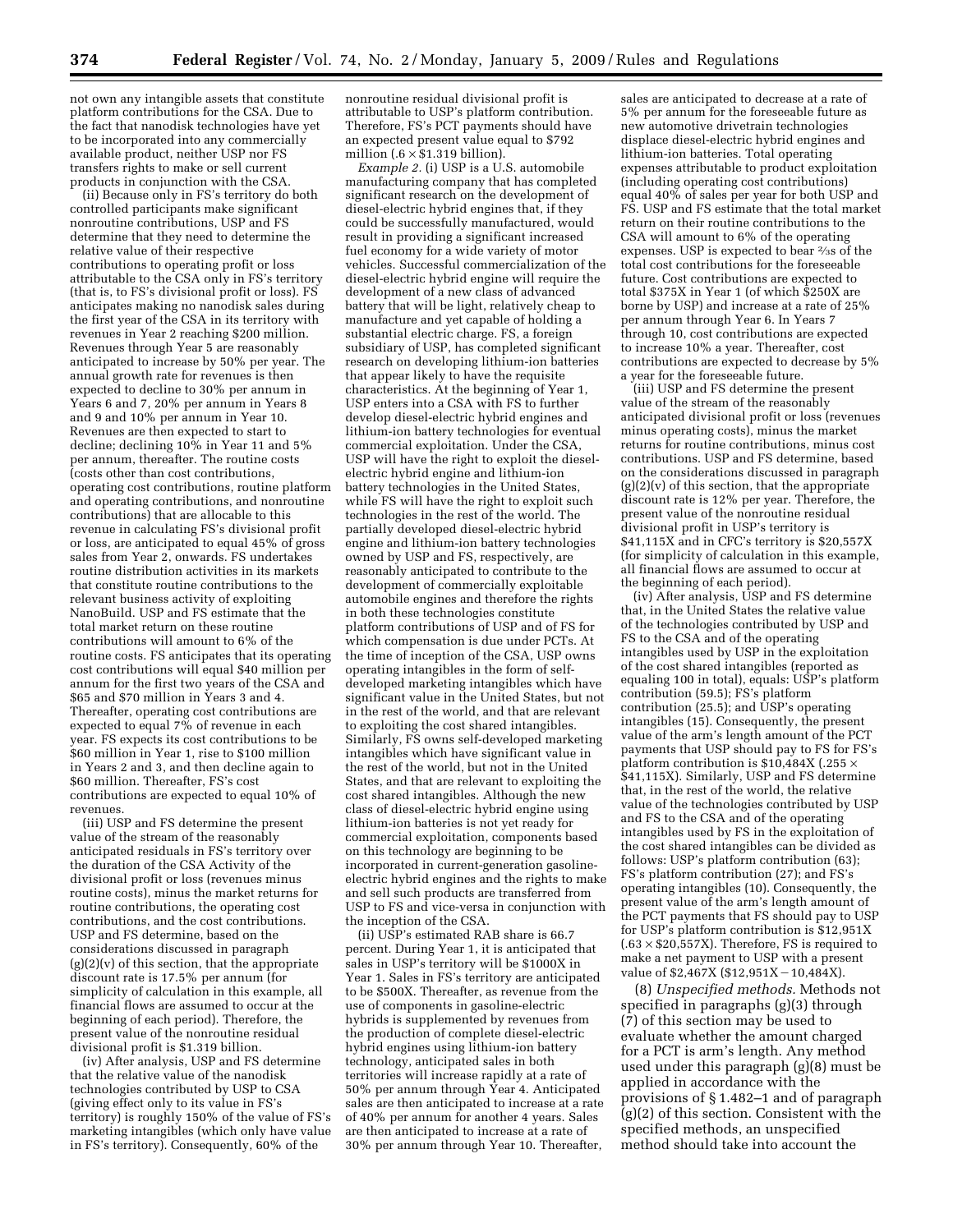not own any intangible assets that constitute platform contributions for the CSA. Due to the fact that nanodisk technologies have yet to be incorporated into any commercially available product, neither USP nor FS transfers rights to make or sell current products in conjunction with the CSA.

(ii) Because only in FS's territory do both controlled participants make significant nonroutine contributions, USP and FS determine that they need to determine the relative value of their respective contributions to operating profit or loss attributable to the CSA only in FS's territory (that is, to FS's divisional profit or loss). FS anticipates making no nanodisk sales during the first year of the CSA in its territory with revenues in Year 2 reaching $200 million. Revenues through Year 5 are reasonably anticipated to increase by 50% per year. The annual growth rate for revenues is then expected to decline to 30% per annum in Years 6 and 7, 20% per annum in Years 8 and 9 and 10% per annum in Year 10. Revenues are then expected to start to decline; declining 10% in Year 11 and 5% per annum, thereafter. The routine costs (costs other than cost contributions, operating cost contributions, routine platform and operating contributions, and nonroutine contributions) that are allocable to this revenue in calculating FS's divisional profit or loss, are anticipated to equal 45% of gross sales from Year 2, onwards. FS undertakes routine distribution activities in its markets that constitute routine contributions to the relevant business activity of exploiting NanoBuild. USP and FS estimate that the total market return on these routine contributions will amount to 6% of the routine costs. FS anticipates that its operating cost contributions will equal $40 million per annum for the first two years of the CSA and $65 and $70 million in Years 3 and 4. Thereafter, operating cost contributions are expected to equal 7% of revenue in each year. FS expects its cost contributions to be $60 million in Year 1, rise to $100 million in Years 2 and 3, and then decline again to $60 million. Thereafter, FS's cost contributions are expected to equal 10% of revenues.

(iii) USP and FS determine the present value of the stream of the reasonably anticipated residuals in FS's territory over the duration of the CSA Activity of the divisional profit or loss (revenues minus routine costs), minus the market returns for routine contributions, the operating cost contributions, and the cost contributions. USP and FS determine, based on the considerations discussed in paragraph (g)(2)(v) of this section, that the appropriate discount rate is 17.5% per annum (for simplicity of calculation in this example, all financial flows are assumed to occur at the beginning of each period). Therefore, the present value of the nonroutine residual divisional profit is $1.319 billion.

(iv) After analysis, USP and FS determine that the relative value of the nanodisk technologies contributed by USP to CSA (giving effect only to its value in FS's territory) is roughly 150% of the value of FS's marketing intangibles (which only have value in FS's territory). Consequently, 60% of the nonroutine residual divisional profit is attributable to USP's platform contribution. Therefore, FS's PCT payments should have an expected present value equal to $792 million ($.6 \times$ $1.319 billion).

*Example 2.* (i) USP is a U.S. automobile manufacturing company that has completed significant research on the development of diesel-electric hybrid engines that, if they could be successfully manufactured, would result in providing a significant increased fuel economy for a wide variety of motor vehicles. Successful commercialization of the diesel-electric hybrid engine will require the development of a new class of advanced battery that will be light, relatively cheap to manufacture and yet capable of holding a substantial electric charge. FS, a foreign subsidiary of USP, has completed significant research on developing lithium-ion batteries that appear likely to have the requisite characteristics. At the beginning of Year 1, USP enters into a CSA with FS to further develop diesel-electric hybrid engines and lithium-ion battery technologies for eventual commercial exploitation. Under the CSA, USP will have the right to exploit the diesel-electric hybrid engine and lithium-ion battery technologies in the United States, while FS will have the right to exploit such technologies in the rest of the world. The partially developed diesel-electric hybrid engine and lithium-ion battery technologies owned by USP and FS, respectively, are reasonably anticipated to contribute to the development of commercially exploitable automobile engines and therefore the rights in both these technologies constitute platform contributions of USP and of FS for which compensation is due under PCTs. At the time of inception of the CSA, USP owns operating intangibles in the form of self-developed marketing intangibles which have significant value in the United States, but not in the rest of the world, and that are relevant to exploiting the cost shared intangibles. Similarly, FS owns self-developed marketing intangibles which have significant value in the rest of the world, but not in the United States, and that are relevant to exploiting the cost shared intangibles. Although the new class of diesel-electric hybrid engine using lithium-ion batteries is not yet ready for commercial exploitation, components based on this technology are beginning to be incorporated in current-generation gasoline-electric hybrid engines and the rights to make and sell such products are transferred from USP to FS and vice-versa in conjunction with the inception of the CSA.

(ii) USP's estimated RAB share is 66.7 percent. During Year 1, it is anticipated that sales in USP's territory will be $1000X in Year 1. Sales in FS's territory are anticipated to be $500X. Thereafter, as revenue from the use of components in gasoline-electric hybrids is supplemented by revenues from the production of complete diesel-electric hybrid engines using lithium-ion battery technology, anticipated sales in both territories will increase rapidly at a rate of 50% per annum through Year 4. Anticipated sales are then anticipated to increase at a rate of 40% per annum for another 4 years. Sales are then anticipated to increase at a rate of 30% per annum through Year 10. Thereafter, sales are anticipated to decrease at a rate of 5% per annum for the foreseeable future as new automotive drivetrain technologies displace diesel-electric hybrid engines and lithium-ion batteries. Total operating expenses attributable to product exploitation (including operating cost contributions) equal 40% of sales per year for both USP and FS. USP and FS estimate that the total market return on their routine contributions to the CSA will amount to 6% of the operating expenses. USP is expected to bear ⅔s of the total cost contributions for the foreseeable future. Cost contributions are expected to total $375X in Year 1 (of which $250X are borne by USP) and increase at a rate of 25% per annum through Year 6. In Years 7 through 10, cost contributions are expected to increase 10% a year. Thereafter, cost contributions are expected to decrease by 5% a year for the foreseeable future.

(iii) USP and FS determine the present value of the stream of the reasonably anticipated divisional profit or loss (revenues minus operating costs), minus the market returns for routine contributions, minus cost contributions. USP and FS determine, based on the considerations discussed in paragraph (g)(2)(v) of this section, that the appropriate discount rate is 12% per year. Therefore, the present value of the nonroutine residual divisional profit in USP's territory is $41,115X and in CFC's territory is $20,557X (for simplicity of calculation in this example, all financial flows are assumed to occur at the beginning of each period).

(iv) After analysis, USP and FS determine that, in the United States the relative value of the technologies contributed by USP and FS to the CSA and of the operating intangibles used by USP in the exploitation of the cost shared intangibles (reported as equaling 100 in total), equals: USP's platform contribution (59.5); FS's platform contribution (25.5); and USP's operating intangibles (15). Consequently, the present value of the arm's length amount of the PCT payments that USP should pay to FS for FS's platform contribution is $10,484X ($.255 \times$ $41,115X). Similarly, USP and FS determine that, in the rest of the world, the relative value of the technologies contributed by USP and FS to the CSA and of the operating intangibles used by FS in the exploitation of the cost shared intangibles can be divided as follows: USP's platform contribution (63); FS's platform contribution (27); and FS's operating intangibles (10). Consequently, the present value of the arm's length amount of the PCT payments that FS should pay to USP for USP's platform contribution is $12,951X ($.63 \times$ $20,557X). Therefore, FS is required to make a net payment to USP with a present value of $2,467X ($12,951X $-$ 10,484X).

(8) *Unspecified methods.* Methods not specified in paragraphs (g)(3) through (7) of this section may be used to evaluate whether the amount charged for a PCT is arm's length. Any method used under this paragraph (g)(8) must be applied in accordance with the provisions of § 1.482–1 and of paragraph (g)(2) of this section. Consistent with the specified methods, an unspecified method should take into account the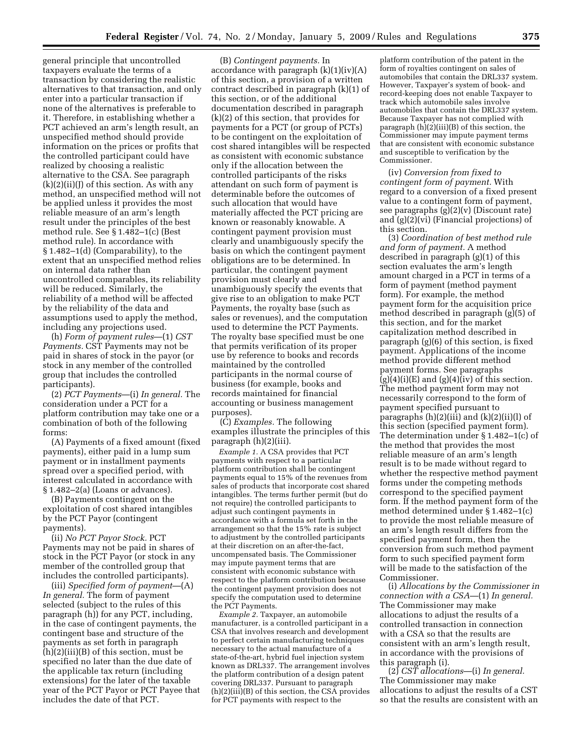general principle that uncontrolled taxpayers evaluate the terms of a transaction by considering the realistic alternatives to that transaction, and only enter into a particular transaction if none of the alternatives is preferable to it. Therefore, in establishing whether a PCT achieved an arm's length result, an unspecified method should provide information on the prices or profits that the controlled participant could have realized by choosing a realistic alternative to the CSA. See paragraph (k)(2)(ii)(J) of this section. As with any method, an unspecified method will not be applied unless it provides the most reliable measure of an arm's length result under the principles of the best method rule. See § 1.482–1(c) (Best method rule). In accordance with § 1.482–1(d) (Comparability), to the extent that an unspecified method relies on internal data rather than uncontrolled comparables, its reliability will be reduced. Similarly, the reliability of a method will be affected by the reliability of the data and assumptions used to apply the method, including any projections used.

(h) *Form of payment rules*—(1) *CST Payments.* CST Payments may not be paid in shares of stock in the payor (or stock in any member of the controlled group that includes the controlled participants).

(2) *PCT Payments*—(i) *In general.* The consideration under a PCT for a platform contribution may take one or a combination of both of the following forms:

(A) Payments of a fixed amount (fixed payments), either paid in a lump sum payment or in installment payments spread over a specified period, with interest calculated in accordance with § 1.482–2(a) (Loans or advances).

(B) Payments contingent on the exploitation of cost shared intangibles by the PCT Payor (contingent payments).

(ii) *No PCT Payor Stock.* PCT Payments may not be paid in shares of stock in the PCT Payor (or stock in any member of the controlled group that includes the controlled participants).

(iii) *Specified form of payment*—(A) *In general.* The form of payment selected (subject to the rules of this paragraph (h)) for any PCT, including, in the case of contingent payments, the contingent base and structure of the payments as set forth in paragraph (h)(2)(iii)(B) of this section, must be specified no later than the due date of the applicable tax return (including extensions) for the later of the taxable year of the PCT Payor or PCT Payee that includes the date of that PCT.

(B) *Contingent payments.* In accordance with paragraph (k)(1)(iv)(A) of this section, a provision of a written contract described in paragraph (k)(1) of this section, or of the additional documentation described in paragraph (k)(2) of this section, that provides for payments for a PCT (or group of PCTs) to be contingent on the exploitation of cost shared intangibles will be respected as consistent with economic substance only if the allocation between the controlled participants of the risks attendant on such form of payment is determinable before the outcomes of such allocation that would have materially affected the PCT pricing are known or reasonably knowable. A contingent payment provision must clearly and unambiguously specify the basis on which the contingent payment obligations are to be determined. In particular, the contingent payment provision must clearly and unambiguously specify the events that give rise to an obligation to make PCT Payments, the royalty base (such as sales or revenues), and the computation used to determine the PCT Payments. The royalty base specified must be one that permits verification of its proper use by reference to books and records maintained by the controlled participants in the normal course of business (for example, books and records maintained for financial accounting or business management purposes).

(C) *Examples.* The following examples illustrate the principles of this paragraph (h)(2)(iii).

*Example 1.* A CSA provides that PCT payments with respect to a particular platform contribution shall be contingent payments equal to 15% of the revenues from sales of products that incorporate cost shared intangibles. The terms further permit (but do not require) the controlled participants to adjust such contingent payments in accordance with a formula set forth in the arrangement so that the 15% rate is subject to adjustment by the controlled participants at their discretion on an after-the-fact, uncompensated basis. The Commissioner may impute payment terms that are consistent with economic substance with respect to the platform contribution because the contingent payment provision does not specify the computation used to determine the PCT Payments.

*Example 2.* Taxpayer, an automobile manufacturer, is a controlled participant in a CSA that involves research and development to perfect certain manufacturing techniques necessary to the actual manufacture of a state-of-the-art, hybrid fuel injection system known as DRL337. The arrangement involves the platform contribution of a design patent covering DRL337. Pursuant to paragraph (h)(2)(iii)(B) of this section, the CSA provides for PCT payments with respect to the platform contribution of the patent in the form of royalties contingent on sales of automobiles that contain the DRL337 system. However, Taxpayer's system of book- and record-keeping does not enable Taxpayer to track which automobile sales involve automobiles that contain the DRL337 system. Because Taxpayer has not complied with paragraph (h)(2)(iii)(B) of this section, the Commissioner may impute payment terms that are consistent with economic substance and susceptible to verification by the Commissioner.

(iv) *Conversion from fixed to contingent form of payment.* With regard to a conversion of a fixed present value to a contingent form of payment, see paragraphs (g)(2)(v) (Discount rate) and (g)(2)(vi) (Financial projections) of this section.

(3) *Coordination of best method rule and form of payment.* A method described in paragraph (g)(1) of this section evaluates the arm's length amount charged in a PCT in terms of a form of payment (method payment form). For example, the method payment form for the acquisition price method described in paragraph (g)(5) of this section, and for the market capitalization method described in paragraph (g)(6) of this section, is fixed payment. Applications of the income method provide different method payment forms. See paragraphs (g)(4)(i)(E) and (g)(4)(iv) of this section. The method payment form may not necessarily correspond to the form of payment specified pursuant to paragraphs (h)(2)(iii) and (k)(2)(ii)(l) of this section (specified payment form). The determination under § 1.482–1(c) of the method that provides the most reliable measure of an arm's length result is to be made without regard to whether the respective method payment forms under the competing methods correspond to the specified payment form. If the method payment form of the method determined under § 1.482–1(c) to provide the most reliable measure of an arm's length result differs from the specified payment form, then the conversion from such method payment form to such specified payment form will be made to the satisfaction of the Commissioner.

(i) *Allocations by the Commissioner in connection with a CSA*—(1) *In general.* The Commissioner may make allocations to adjust the results of a controlled transaction in connection with a CSA so that the results are consistent with an arm's length result, in accordance with the provisions of this paragraph (i).

(2) *CST allocations*—(i) *In general.* The Commissioner may make allocations to adjust the results of a CST so that the results are consistent with an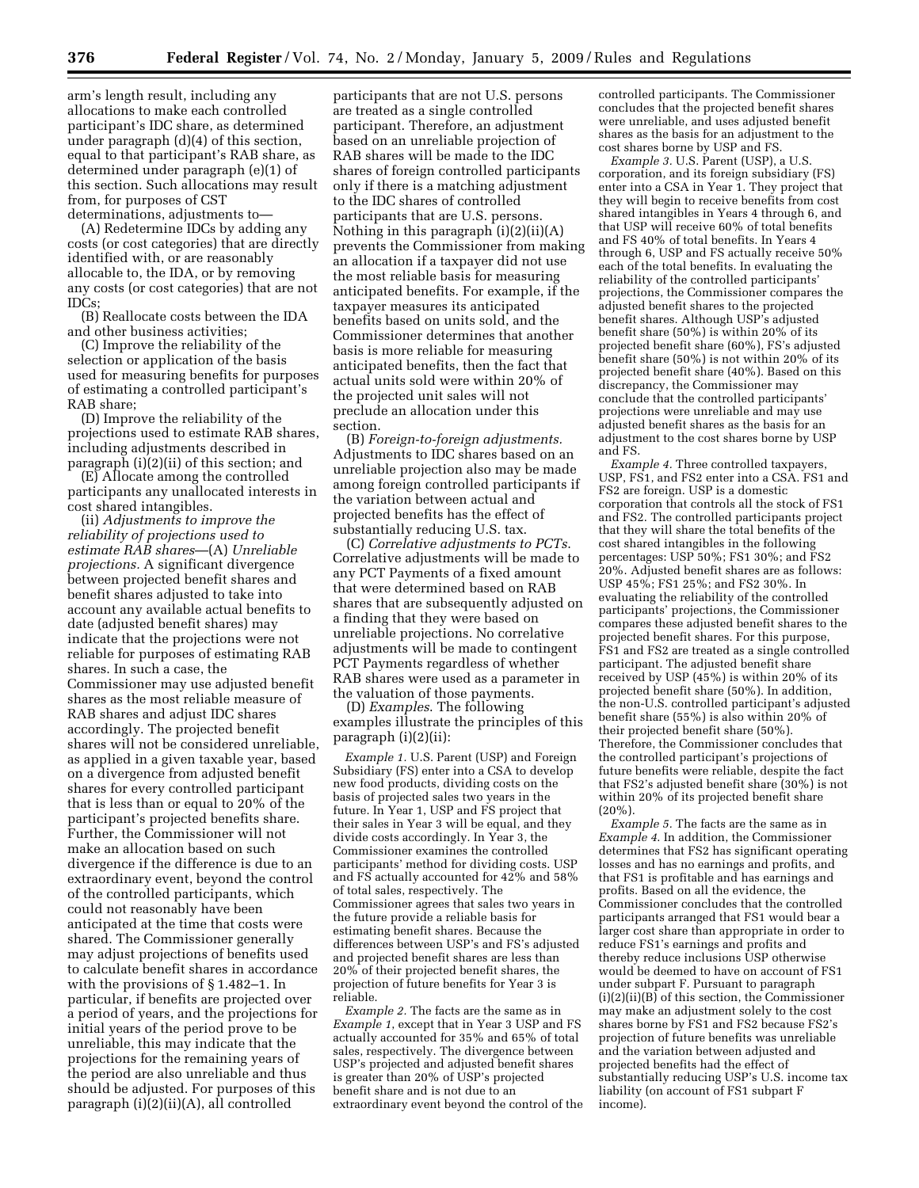arm's length result, including any allocations to make each controlled participant's IDC share, as determined under paragraph (d)(4) of this section, equal to that participant's RAB share, as determined under paragraph (e)(1) of this section. Such allocations may result from, for purposes of CST determinations, adjustments to—

(A) Redetermine IDCs by adding any costs (or cost categories) that are directly identified with, or are reasonably allocable to, the IDA, or by removing any costs (or cost categories) that are not IDCs;

(B) Reallocate costs between the IDA and other business activities;

(C) Improve the reliability of the selection or application of the basis used for measuring benefits for purposes of estimating a controlled participant's RAB share;

(D) Improve the reliability of the projections used to estimate RAB shares, including adjustments described in paragraph (i)(2)(ii) of this section; and

(E) Allocate among the controlled participants any unallocated interests in cost shared intangibles.

(ii) *Adjustments to improve the reliability of projections used to estimate RAB shares*—(A) *Unreliable projections.* A significant divergence between projected benefit shares and benefit shares adjusted to take into account any available actual benefits to date (adjusted benefit shares) may indicate that the projections were not reliable for purposes of estimating RAB shares. In such a case, the Commissioner may use adjusted benefit shares as the most reliable measure of RAB shares and adjust IDC shares accordingly. The projected benefit shares will not be considered unreliable, as applied in a given taxable year, based on a divergence from adjusted benefit shares for every controlled participant that is less than or equal to 20% of the participant's projected benefits share. Further, the Commissioner will not make an allocation based on such divergence if the difference is due to an extraordinary event, beyond the control of the controlled participants, which could not reasonably have been anticipated at the time that costs were shared. The Commissioner generally may adjust projections of benefits used to calculate benefit shares in accordance with the provisions of § 1.482–1. In particular, if benefits are projected over a period of years, and the projections for initial years of the period prove to be unreliable, this may indicate that the projections for the remaining years of the period are also unreliable and thus should be adjusted. For purposes of this paragraph (i)(2)(ii)(A), all controlled participants that are not U.S. persons are treated as a single controlled participant. Therefore, an adjustment based on an unreliable projection of RAB shares will be made to the IDC shares of foreign controlled participants only if there is a matching adjustment to the IDC shares of controlled participants that are U.S. persons. Nothing in this paragraph (i)(2)(ii)(A) prevents the Commissioner from making an allocation if a taxpayer did not use the most reliable basis for measuring anticipated benefits. For example, if the taxpayer measures its anticipated benefits based on units sold, and the Commissioner determines that another basis is more reliable for measuring anticipated benefits, then the fact that actual units sold were within 20% of the projected unit sales will not preclude an allocation under this section.

(B) *Foreign-to-foreign adjustments.* Adjustments to IDC shares based on an unreliable projection also may be made among foreign controlled participants if the variation between actual and projected benefits has the effect of substantially reducing U.S. tax.

(C) *Correlative adjustments to PCTs.* Correlative adjustments will be made to any PCT Payments of a fixed amount that were determined based on RAB shares that are subsequently adjusted on a finding that they were based on unreliable projections. No correlative adjustments will be made to contingent PCT Payments regardless of whether RAB shares were used as a parameter in the valuation of those payments.

(D) *Examples.* The following examples illustrate the principles of this paragraph (i)(2)(ii):

*Example 1.* U.S. Parent (USP) and Foreign Subsidiary (FS) enter into a CSA to develop new food products, dividing costs on the basis of projected sales two years in the future. In Year 1, USP and FS project that their sales in Year 3 will be equal, and they divide costs accordingly. In Year 3, the Commissioner examines the controlled participants' method for dividing costs. USP and FS actually accounted for 42% and 58% of total sales, respectively. The Commissioner agrees that sales two years in the future provide a reliable basis for estimating benefit shares. Because the differences between USP's and FS's adjusted and projected benefit shares are less than 20% of their projected benefit shares, the projection of future benefits for Year 3 is reliable.

*Example 2.* The facts are the same as in *Example 1*, except that in Year 3 USP and FS actually accounted for 35% and 65% of total sales, respectively. The divergence between USP's projected and adjusted benefit shares is greater than 20% of USP's projected benefit share and is not due to an extraordinary event beyond the control of the controlled participants. The Commissioner concludes that the projected benefit shares were unreliable, and uses adjusted benefit shares as the basis for an adjustment to the cost shares borne by USP and FS.

*Example 3.* U.S. Parent (USP), a U.S. corporation, and its foreign subsidiary (FS) enter into a CSA in Year 1. They project that they will begin to receive benefits from cost shared intangibles in Years 4 through 6, and that USP will receive 60% of total benefits and FS 40% of total benefits. In Years 4 through 6, USP and FS actually receive 50% each of the total benefits. In evaluating the reliability of the controlled participants' projections, the Commissioner compares the adjusted benefit shares to the projected benefit shares. Although USP's adjusted benefit share (50%) is within 20% of its projected benefit share (60%), FS's adjusted benefit share (50%) is not within 20% of its projected benefit share (40%). Based on this discrepancy, the Commissioner may conclude that the controlled participants' projections were unreliable and may use adjusted benefit shares as the basis for an adjustment to the cost shares borne by USP and FS.

*Example 4.* Three controlled taxpayers, USP, FS1, and FS2 enter into a CSA. FS1 and FS2 are foreign. USP is a domestic corporation that controls all the stock of FS1 and FS2. The controlled participants project that they will share the total benefits of the cost shared intangibles in the following percentages: USP 50%; FS1 30%; and FS2 20%. Adjusted benefit shares are as follows: USP 45%; FS1 25%; and FS2 30%. In evaluating the reliability of the controlled participants' projections, the Commissioner compares these adjusted benefit shares to the projected benefit shares. For this purpose, FS1 and FS2 are treated as a single controlled participant. The adjusted benefit share received by USP (45%) is within 20% of its projected benefit share (50%). In addition, the non-U.S. controlled participant's adjusted benefit share (55%) is also within 20% of their projected benefit share (50%). Therefore, the Commissioner concludes that the controlled participant's projections of future benefits were reliable, despite the fact that FS2's adjusted benefit share (30%) is not within 20% of its projected benefit share (20%).

*Example 5.* The facts are the same as in *Example 4*. In addition, the Commissioner determines that FS2 has significant operating losses and has no earnings and profits, and that FS1 is profitable and has earnings and profits. Based on all the evidence, the Commissioner concludes that the controlled participants arranged that FS1 would bear a larger cost share than appropriate in order to reduce FS1's earnings and profits and thereby reduce inclusions USP otherwise would be deemed to have on account of FS1 under subpart F. Pursuant to paragraph (i)(2)(ii)(B) of this section, the Commissioner may make an adjustment solely to the cost shares borne by FS1 and FS2 because FS2's projection of future benefits was unreliable and the variation between adjusted and projected benefits had the effect of substantially reducing USP's U.S. income tax liability (on account of FS1 subpart F income).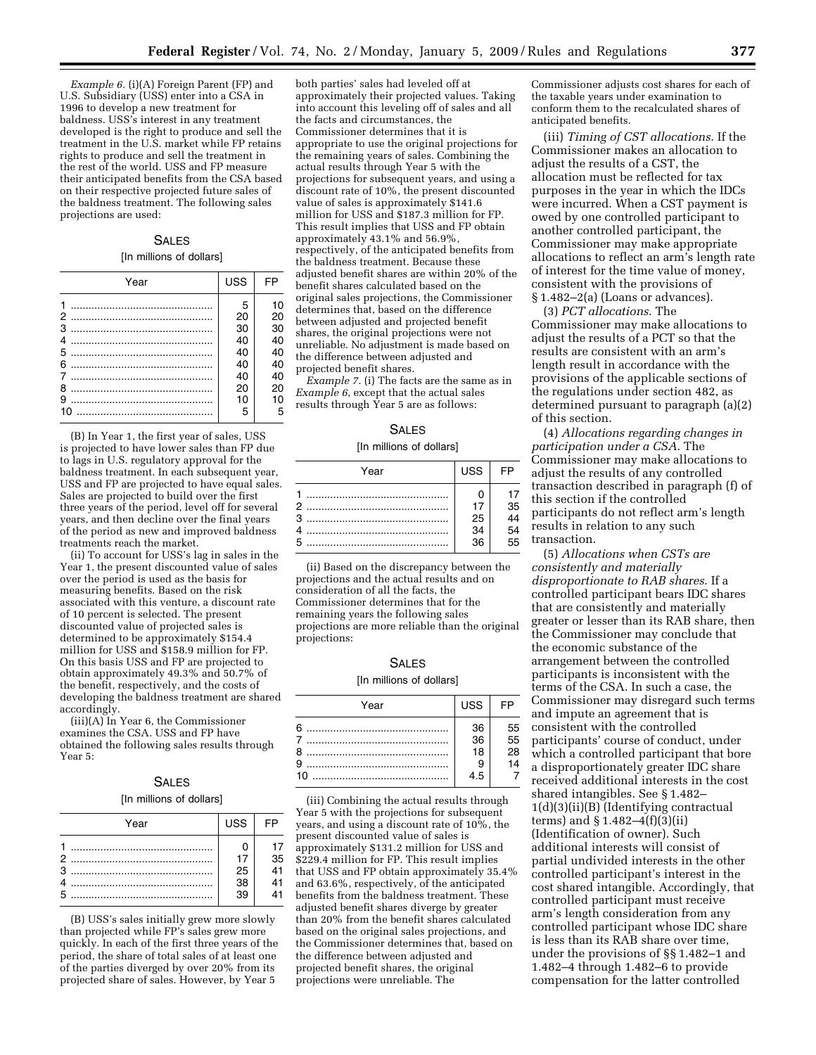*Example 6.* (i)(A) Foreign Parent (FP) and U.S. Subsidiary (USS) enter into a CSA in 1996 to develop a new treatment for baldness. USS's interest in any treatment developed is the right to produce and sell the treatment in the U.S. market while FP retains rights to produce and sell the treatment in the rest of the world. USS and FP measure their anticipated benefits from the CSA based on their respective projected future sales of the baldness treatment. The following sales projections are used:

SALES

[In millions of dollars]

| Year | USS | FP |
|---|---|---|
| 1 | 5 | 10 |
| 2 | 20 | 20 |
| 3 | 30 | 30 |
| 4 | 40 | 40 |
| 5 | 40 | 40 |
| 6 | 40 | 40 |
| 7 | 40 | 40 |
| 8 | 20 | 20 |
| 9 | 10 | 10 |
| 10 | 5 | 5 |

(B) In Year 1, the first year of sales, USS is projected to have lower sales than FP due to lags in U.S. regulatory approval for the baldness treatment. In each subsequent year, USS and FP are projected to have equal sales. Sales are projected to build over the first three years of the period, level off for several years, and then decline over the final years of the period as new and improved baldness treatments reach the market.

(ii) To account for USS's lag in sales in the Year 1, the present discounted value of sales over the period is used as the basis for measuring benefits. Based on the risk associated with this venture, a discount rate of 10 percent is selected. The present discounted value of projected sales is determined to be approximately $154.4 million for USS and $158.9 million for FP. On this basis USS and FP are projected to obtain approximately 49.3% and 50.7% of the benefit, respectively, and the costs of developing the baldness treatment are shared accordingly.

(iii)(A) In Year 6, the Commissioner examines the CSA. USS and FP have obtained the following sales results through Year 5:

SALES

[In millions of dollars]

| Year | USS | FP |
|---|---|---|
| 1 | 0 | 17 |
| 2 | 17 | 35 |
| 3 | 25 | 41 |
| 4 | 38 | 41 |
| 5 | 39 | 41 |

(B) USS's sales initially grew more slowly than projected while FP's sales grew more quickly. In each of the first three years of the period, the share of total sales of at least one of the parties diverged by over 20% from its projected share of sales. However, by Year 5 both parties' sales had leveled off at approximately their projected values. Taking into account this leveling off of sales and all the facts and circumstances, the Commissioner determines that it is appropriate to use the original projections for the remaining years of sales. Combining the actual results through Year 5 with the projections for subsequent years, and using a discount rate of 10%, the present discounted value of sales is approximately $141.6 million for USS and $187.3 million for FP. This result implies that USS and FP obtain approximately 43.1% and 56.9%, respectively, of the anticipated benefits from the baldness treatment. Because these adjusted benefit shares are within 20% of the benefit shares calculated based on the original sales projections, the Commissioner determines that, based on the difference between adjusted and projected benefit shares, the original projections were not unreliable. No adjustment is made based on the difference between adjusted and projected benefit shares.

*Example 7.* (i) The facts are the same as in *Example 6*, except that the actual sales results through Year 5 are as follows:

SALES

[In millions of dollars]

| Year | USS | FP |
|---|---|---|
| 1 | 0 | 17 |
| 2 | 17 | 35 |
| 3 | 25 | 44 |
| 4 | 34 | 54 |
| 5 | 36 | 55 |

(ii) Based on the discrepancy between the projections and the actual results and on consideration of all the facts, the Commissioner determines that for the remaining years the following sales projections are more reliable than the original projections:

SALES

[In millions of dollars]

| Year | USS | FP |
|---|---|---|
| 6 | 36 | 55 |
| 7 | 36 | 55 |
| 8 | 18 | 28 |
| 9 | 9 | 14 |
| 10 | 4.5 | 7 |

(iii) Combining the actual results through Year 5 with the projections for subsequent years, and using a discount rate of 10%, the present discounted value of sales is approximately $131.2 million for USS and $229.4 million for FP. This result implies that USS and FP obtain approximately 35.4% and 63.6%, respectively, of the anticipated benefits from the baldness treatment. These adjusted benefit shares diverge by greater than 20% from the benefit shares calculated based on the original sales projections, and the Commissioner determines that, based on the difference between adjusted and projected benefit shares, the original projections were unreliable. The Commissioner adjusts cost shares for each of the taxable years under examination to conform them to the recalculated shares of anticipated benefits.

(iii) *Timing of CST allocations.* If the Commissioner makes an allocation to adjust the results of a CST, the allocation must be reflected for tax purposes in the year in which the IDCs were incurred. When a CST payment is owed by one controlled participant to another controlled participant, the Commissioner may make appropriate allocations to reflect an arm's length rate of interest for the time value of money, consistent with the provisions of § 1.482–2(a) (Loans or advances).

(3) *PCT allocations.* The Commissioner may make allocations to adjust the results of a PCT so that the results are consistent with an arm's length result in accordance with the provisions of the applicable sections of the regulations under section 482, as determined pursuant to paragraph (a)(2) of this section.

(4) *Allocations regarding changes in participation under a CSA.* The Commissioner may make allocations to adjust the results of any controlled transaction described in paragraph (f) of this section if the controlled participants do not reflect arm's length results in relation to any such transaction.

(5) *Allocations when CSTs are consistently and materially disproportionate to RAB shares.* If a controlled participant bears IDC shares that are consistently and materially greater or lesser than its RAB share, then the Commissioner may conclude that the economic substance of the arrangement between the controlled participants is inconsistent with the terms of the CSA. In such a case, the Commissioner may disregard such terms and impute an agreement that is consistent with the controlled participants' course of conduct, under which a controlled participant that bore a disproportionately greater IDC share received additional interests in the cost shared intangibles. See § 1.482–1(d)(3)(ii)(B) (Identifying contractual terms) and § 1.482–4(f)(3)(ii) (Identification of owner). Such additional interests will consist of partial undivided interests in the other controlled participant's interest in the cost shared intangible. Accordingly, that controlled participant must receive arm's length consideration from any controlled participant whose IDC share is less than its RAB share over time, under the provisions of §§ 1.482–1 and 1.482–4 through 1.482–6 to provide compensation for the latter controlled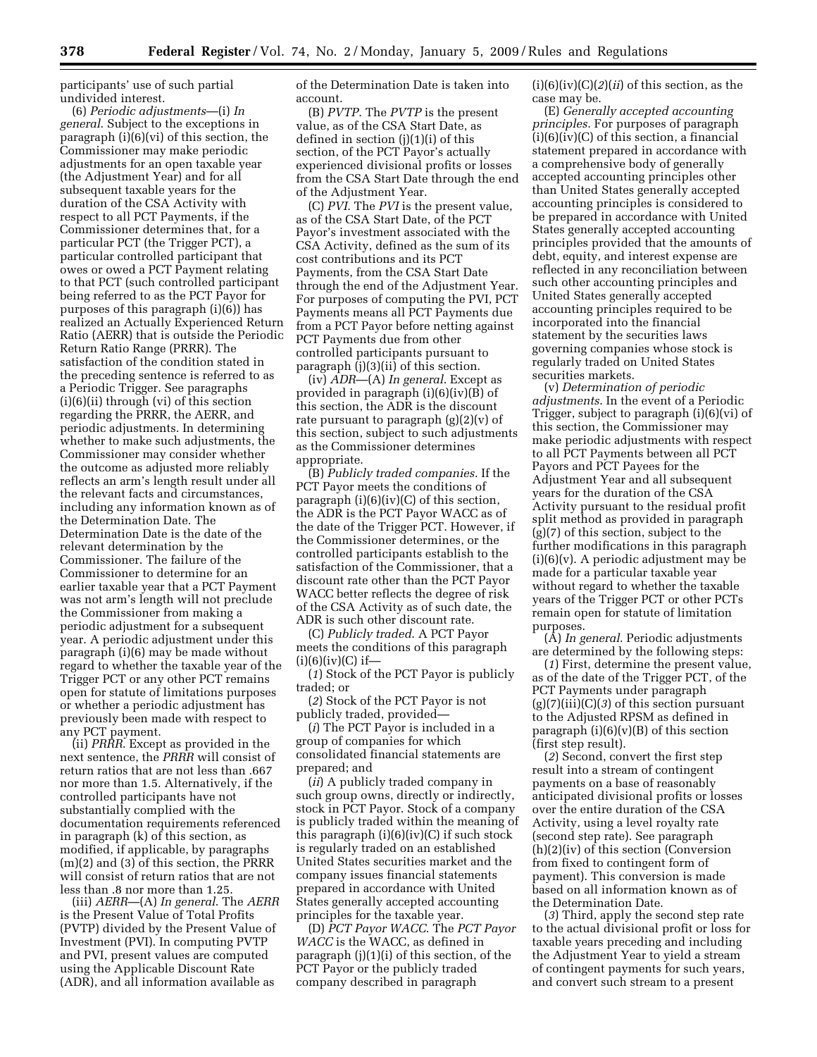participants' use of such partial undivided interest.

(6) *Periodic adjustments*—(i) *In general*. Subject to the exceptions in paragraph (i)(6)(vi) of this section, the Commissioner may make periodic adjustments for an open taxable year (the Adjustment Year) and for all subsequent taxable years for the duration of the CSA Activity with respect to all PCT Payments, if the Commissioner determines that, for a particular PCT (the Trigger PCT), a particular controlled participant that owes or owed a PCT Payment relating to that PCT (such controlled participant being referred to as the PCT Payor for purposes of this paragraph (i)(6)) has realized an Actually Experienced Return Ratio (AERR) that is outside the Periodic Return Ratio Range (PRRR). The satisfaction of the condition stated in the preceding sentence is referred to as a Periodic Trigger. See paragraphs (i)(6)(ii) through (vi) of this section regarding the PRRR, the AERR, and periodic adjustments. In determining whether to make such adjustments, the Commissioner may consider whether the outcome as adjusted more reliably reflects an arm's length result under all the relevant facts and circumstances, including any information known as of the Determination Date. The Determination Date is the date of the relevant determination by the Commissioner. The failure of the Commissioner to determine for an earlier taxable year that a PCT Payment was not arm's length will not preclude the Commissioner from making a periodic adjustment for a subsequent year. A periodic adjustment under this paragraph (i)(6) may be made without regard to whether the taxable year of the Trigger PCT or any other PCT remains open for statute of limitations purposes or whether a periodic adjustment has previously been made with respect to any PCT payment.

(ii) *PRRR*. Except as provided in the next sentence, the *PRRR* will consist of return ratios that are not less than .667 nor more than 1.5. Alternatively, if the controlled participants have not substantially complied with the documentation requirements referenced in paragraph (k) of this section, as modified, if applicable, by paragraphs (m)(2) and (3) of this section, the PRRR will consist of return ratios that are not less than .8 nor more than 1.25.

(iii) *AERR*—(A) *In general*. The *AERR* is the Present Value of Total Profits (PVTP) divided by the Present Value of Investment (PVI). In computing PVTP and PVI, present values are computed using the Applicable Discount Rate (ADR), and all information available as of the Determination Date is taken into account.

(B) *PVTP*. The *PVTP* is the present value, as of the CSA Start Date, as defined in section (j)(1)(i) of this section, of the PCT Payor's actually experienced divisional profits or losses from the CSA Start Date through the end of the Adjustment Year.

(C) *PVI*. The *PVI* is the present value, as of the CSA Start Date, of the PCT Payor's investment associated with the CSA Activity, defined as the sum of its cost contributions and its PCT Payments, from the CSA Start Date through the end of the Adjustment Year. For purposes of computing the PVI, PCT Payments means all PCT Payments due from a PCT Payor before netting against PCT Payments due from other controlled participants pursuant to paragraph (j)(3)(ii) of this section.

(iv) *ADR*—(A) *In general*. Except as provided in paragraph (i)(6)(iv)(B) of this section, the ADR is the discount rate pursuant to paragraph (g)(2)(v) of this section, subject to such adjustments as the Commissioner determines appropriate.

(B) *Publicly traded companies*. If the PCT Payor meets the conditions of paragraph (i)(6)(iv)(C) of this section, the ADR is the PCT Payor WACC as of the date of the Trigger PCT. However, if the Commissioner determines, or the controlled participants establish to the satisfaction of the Commissioner, that a discount rate other than the PCT Payor WACC better reflects the degree of risk of the CSA Activity as of such date, the ADR is such other discount rate.

(C) *Publicly traded*. A PCT Payor meets the conditions of this paragraph (i)(6)(iv)(C) if—

(*1*) Stock of the PCT Payor is publicly traded; or

(*2*) Stock of the PCT Payor is not publicly traded, provided—

(*i*) The PCT Payor is included in a group of companies for which consolidated financial statements are prepared; and

(*ii*) A publicly traded company in such group owns, directly or indirectly, stock in PCT Payor. Stock of a company is publicly traded within the meaning of this paragraph (i)(6)(iv)(C) if such stock is regularly traded on an established United States securities market and the company issues financial statements prepared in accordance with United States generally accepted accounting principles for the taxable year.

(D) *PCT Payor WACC*. The *PCT Payor WACC* is the WACC, as defined in paragraph (j)(1)(i) of this section, of the PCT Payor or the publicly traded company described in paragraph (i)(6)(iv)(C)(*2*)(*ii*) of this section, as the case may be.

(E) *Generally accepted accounting principles*. For purposes of paragraph (i)(6)(iv)(C) of this section, a financial statement prepared in accordance with a comprehensive body of generally accepted accounting principles other than United States generally accepted accounting principles is considered to be prepared in accordance with United States generally accepted accounting principles provided that the amounts of debt, equity, and interest expense are reflected in any reconciliation between such other accounting principles and United States generally accepted accounting principles required to be incorporated into the financial statement by the securities laws governing companies whose stock is regularly traded on United States securities markets.

(v) *Determination of periodic adjustments*. In the event of a Periodic Trigger, subject to paragraph (i)(6)(vi) of this section, the Commissioner may make periodic adjustments with respect to all PCT Payments between all PCT Payors and PCT Payees for the Adjustment Year and all subsequent years for the duration of the CSA Activity pursuant to the residual profit split method as provided in paragraph (g)(7) of this section, subject to the further modifications in this paragraph (i)(6)(v). A periodic adjustment may be made for a particular taxable year without regard to whether the taxable years of the Trigger PCT or other PCTs remain open for statute of limitation purposes.

(A) *In general*. Periodic adjustments are determined by the following steps:

(*1*) First, determine the present value, as of the date of the Trigger PCT, of the PCT Payments under paragraph (g)(7)(iii)(C)(*3*) of this section pursuant to the Adjusted RPSM as defined in paragraph (i)(6)(v)(B) of this section (first step result).

(*2*) Second, convert the first step result into a stream of contingent payments on a base of reasonably anticipated divisional profits or losses over the entire duration of the CSA Activity, using a level royalty rate (second step rate). See paragraph (h)(2)(iv) of this section (Conversion from fixed to contingent form of payment). This conversion is made based on all information known as of the Determination Date.

(*3*) Third, apply the second step rate to the actual divisional profit or loss for taxable years preceding and including the Adjustment Year to yield a stream of contingent payments for such years, and convert such stream to a present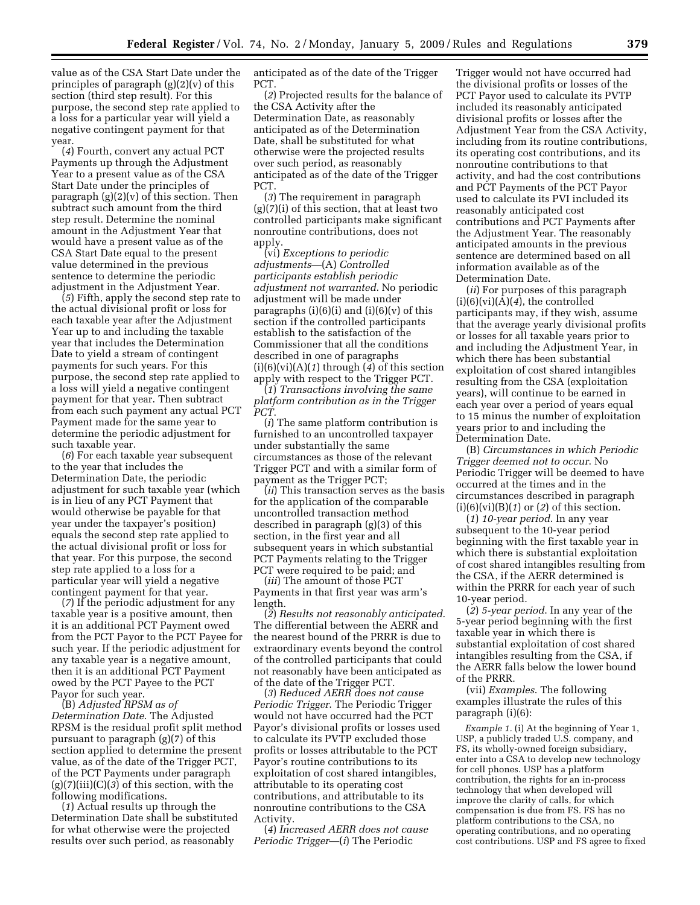value as of the CSA Start Date under the principles of paragraph (g)(2)(v) of this section (third step result). For this purpose, the second step rate applied to a loss for a particular year will yield a negative contingent payment for that year.

(*4*) Fourth, convert any actual PCT Payments up through the Adjustment Year to a present value as of the CSA Start Date under the principles of paragraph (g)(2)(v) of this section. Then subtract such amount from the third step result. Determine the nominal amount in the Adjustment Year that would have a present value as of the CSA Start Date equal to the present value determined in the previous sentence to determine the periodic adjustment in the Adjustment Year.

(*5*) Fifth, apply the second step rate to the actual divisional profit or loss for each taxable year after the Adjustment Year up to and including the taxable year that includes the Determination Date to yield a stream of contingent payments for such years. For this purpose, the second step rate applied to a loss will yield a negative contingent payment for that year. Then subtract from each such payment any actual PCT Payment made for the same year to determine the periodic adjustment for such taxable year.

(*6*) For each taxable year subsequent to the year that includes the Determination Date, the periodic adjustment for such taxable year (which is in lieu of any PCT Payment that would otherwise be payable for that year under the taxpayer's position) equals the second step rate applied to the actual divisional profit or loss for that year. For this purpose, the second step rate applied to a loss for a particular year will yield a negative contingent payment for that year.

(*7*) If the periodic adjustment for any taxable year is a positive amount, then it is an additional PCT Payment owed from the PCT Payor to the PCT Payee for such year. If the periodic adjustment for any taxable year is a negative amount, then it is an additional PCT Payment owed by the PCT Payee to the PCT Payor for such year.

(B) *Adjusted RPSM as of Determination Date*. The Adjusted RPSM is the residual profit split method pursuant to paragraph (g)(7) of this section applied to determine the present value, as of the date of the Trigger PCT, of the PCT Payments under paragraph (g)(7)(iii)(C)(*3*) of this section, with the following modifications.

(*1*) Actual results up through the Determination Date shall be substituted for what otherwise were the projected results over such period, as reasonably anticipated as of the date of the Trigger PCT.

(*2*) Projected results for the balance of the CSA Activity after the Determination Date, as reasonably anticipated as of the Determination Date, shall be substituted for what otherwise were the projected results over such period, as reasonably anticipated as of the date of the Trigger PCT.

(*3*) The requirement in paragraph (g)(7)(i) of this section, that at least two controlled participants make significant nonroutine contributions, does not apply.

(vi) *Exceptions to periodic adjustments*—(A) *Controlled participants establish periodic adjustment not warranted*. No periodic adjustment will be made under paragraphs (i)(6)(i) and (i)(6)(v) of this section if the controlled participants establish to the satisfaction of the Commissioner that all the conditions described in one of paragraphs (i)(6)(vi)(A)(*1*) through (*4*) of this section apply with respect to the Trigger PCT.

(*1*) *Transactions involving the same platform contribution as in the Trigger PCT*.

(*i*) The same platform contribution is furnished to an uncontrolled taxpayer under substantially the same circumstances as those of the relevant Trigger PCT and with a similar form of payment as the Trigger PCT;

(*ii*) This transaction serves as the basis for the application of the comparable uncontrolled transaction method described in paragraph (g)(3) of this section, in the first year and all subsequent years in which substantial PCT Payments relating to the Trigger PCT were required to be paid; and

(*iii*) The amount of those PCT Payments in that first year was arm's length.

(*2*) *Results not reasonably anticipated*. The differential between the AERR and the nearest bound of the PRRR is due to extraordinary events beyond the control of the controlled participants that could not reasonably have been anticipated as of the date of the Trigger PCT.

(*3*) *Reduced AERR does not cause Periodic Trigger*. The Periodic Trigger would not have occurred had the PCT Payor's divisional profits or losses used to calculate its PVTP excluded those profits or losses attributable to the PCT Payor's routine contributions to its exploitation of cost shared intangibles, attributable to its operating cost contributions, and attributable to its nonroutine contributions to the CSA Activity.

(*4*) *Increased AERR does not cause Periodic Trigger*—(*i*) The Periodic Trigger would not have occurred had the divisional profits or losses of the PCT Payor used to calculate its PVTP included its reasonably anticipated divisional profits or losses after the Adjustment Year from the CSA Activity, including from its routine contributions, its operating cost contributions, and its nonroutine contributions to that activity, and had the cost contributions and PCT Payments of the PCT Payor used to calculate its PVI included its reasonably anticipated cost contributions and PCT Payments after the Adjustment Year. The reasonably anticipated amounts in the previous sentence are determined based on all information available as of the Determination Date.

(*ii*) For purposes of this paragraph (i)(6)(vi)(A)(*4*), the controlled participants may, if they wish, assume that the average yearly divisional profits or losses for all taxable years prior to and including the Adjustment Year, in which there has been substantial exploitation of cost shared intangibles resulting from the CSA (exploitation years), will continue to be earned in each year over a period of years equal to 15 minus the number of exploitation years prior to and including the Determination Date.

(B) *Circumstances in which Periodic Trigger deemed not to occur*. No Periodic Trigger will be deemed to have occurred at the times and in the circumstances described in paragraph (i)(6)(vi)(B)(*1*) or (*2*) of this section.

(*1*) *10-year period*. In any year subsequent to the 10-year period beginning with the first taxable year in which there is substantial exploitation of cost shared intangibles resulting from the CSA, if the AERR determined is within the PRRR for each year of such 10-year period.

(*2*) *5-year period*. In any year of the 5-year period beginning with the first taxable year in which there is substantial exploitation of cost shared intangibles resulting from the CSA, if the AERR falls below the lower bound of the PRRR.

(vii) *Examples*. The following examples illustrate the rules of this paragraph (i)(6):

*Example 1.* (i) At the beginning of Year 1, USP, a publicly traded U.S. company, and FS, its wholly-owned foreign subsidiary, enter into a CSA to develop new technology for cell phones. USP has a platform contribution, the rights for an in-process technology that when developed will improve the clarity of calls, for which compensation is due from FS. FS has no platform contributions to the CSA, no operating contributions, and no operating cost contributions. USP and FS agree to fixed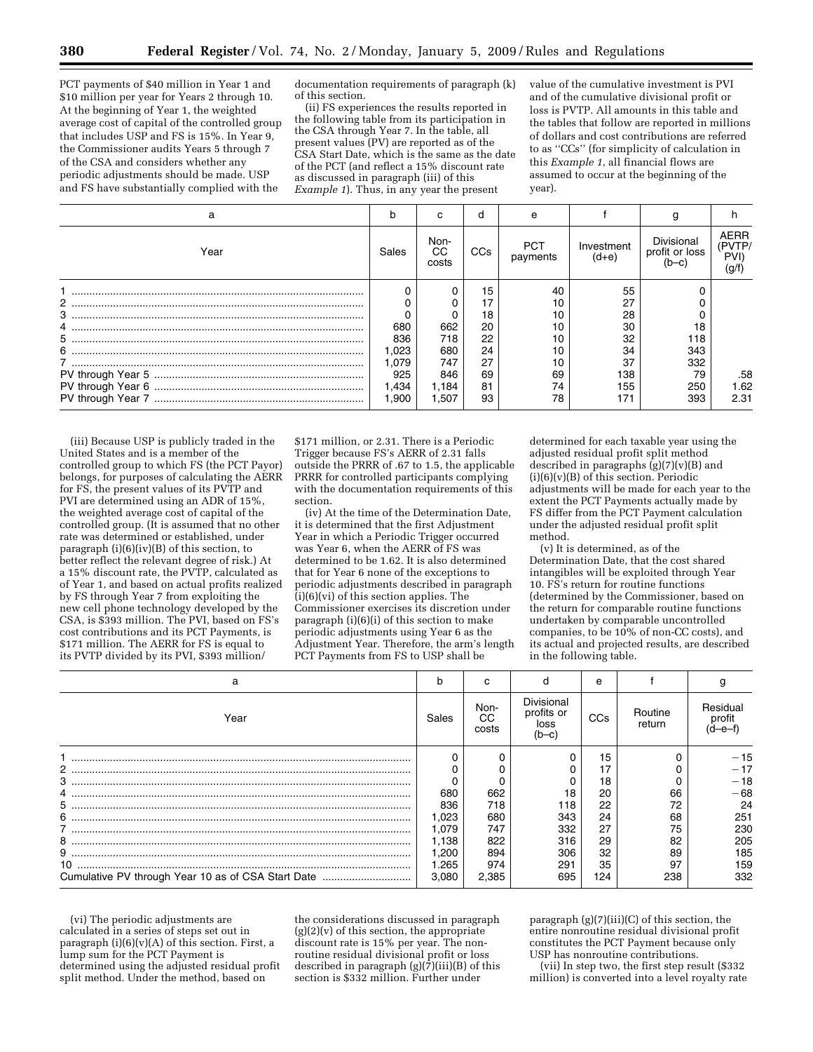PCT payments of $40 million in Year 1 and $10 million per year for Years 2 through 10. At the beginning of Year 1, the weighted average cost of capital of the controlled group that includes USP and FS is 15%. In Year 9, the Commissioner audits Years 5 through 7 of the CSA and considers whether any periodic adjustments should be made. USP and FS have substantially complied with the documentation requirements of paragraph (k) of this section.

(ii) FS experiences the results reported in the following table from its participation in the CSA through Year 7. In the table, all present values (PV) are reported as of the CSA Start Date, which is the same as the date of the PCT (and reflect a 15% discount rate as discussed in paragraph (iii) of this *Example 1*). Thus, in any year the present value of the cumulative investment is PVI and of the cumulative divisional profit or loss is PVTP. All amounts in this table and the tables that follow are reported in millions of dollars and cost contributions are referred to as "CCs" (for simplicity of calculation in this *Example 1*, all financial flows are assumed to occur at the beginning of the year).

| a | b | c | d | e | f | g | h |
|---|---|---|---|---|---|---|---|
| Year | Sales | Non-CC costs | CCs | PCT payments | Investment (d+e) | Divisional profit or loss (b–c) | AERR (PVTP/PVI) (g/f) |
| 1 | 0 | 0 | 15 | 40 | 55 | 0 | |
| 2 | 0 | 0 | 17 | 10 | 27 | 0 | |
| 3 | 0 | 0 | 18 | 10 | 28 | 0 | |
| 4 | 680 | 662 | 20 | 10 | 30 | 18 | |
| 5 | 836 | 718 | 22 | 10 | 32 | 118 | |
| 6 | 1,023 | 680 | 24 | 10 | 34 | 343 | |
| 7 | 1,079 | 747 | 27 | 10 | 37 | 332 | |
| PV through Year 5 | 925 | 846 | 69 | 69 | 138 | 79 | .58 |
| PV through Year 6 | 1,434 | 1,184 | 81 | 74 | 155 | 250 | 1.62 |
| PV through Year 7 | 1,900 | 1,507 | 93 | 78 | 171 | 393 | 2.31 |

(iii) Because USP is publicly traded in the United States and is a member of the controlled group to which FS (the PCT Payor) belongs, for purposes of calculating the AERR for FS, the present values of its PVTP and PVI are determined using an ADR of 15%, the weighted average cost of capital of the controlled group. (It is assumed that no other rate was determined or established, under paragraph (i)(6)(iv)(B) of this section, to better reflect the relevant degree of risk.) At a 15% discount rate, the PVTP, calculated as of Year 1, and based on actual profits realized by FS through Year 7 from exploiting the new cell phone technology developed by the CSA, is $393 million. The PVI, based on FS's cost contributions and its PCT Payments, is $171 million. The AERR for FS is equal to its PVTP divided by its PVI, $393 million/$171 million, or 2.31. There is a Periodic Trigger because FS's AERR of 2.31 falls outside the PRRR of .67 to 1.5, the applicable PRRR for controlled participants complying with the documentation requirements of this section.

(iv) At the time of the Determination Date, it is determined that the first Adjustment Year in which a Periodic Trigger occurred was Year 6, when the AERR of FS was determined to be 1.62. It is also determined that for Year 6 none of the exceptions to periodic adjustments described in paragraph (i)(6)(vi) of this section applies. The Commissioner exercises its discretion under paragraph (i)(6)(i) of this section to make periodic adjustments using Year 6 as the Adjustment Year. Therefore, the arm's length PCT Payments from FS to USP shall be determined for each taxable year using the adjusted residual profit split method described in paragraphs (g)(7)(v)(B) and (i)(6)(v)(B) of this section. Periodic adjustments will be made for each year to the extent the PCT Payments actually made by FS differ from the PCT Payment calculation under the adjusted residual profit split method.

(v) It is determined, as of the Determination Date, that the cost shared intangibles will be exploited through Year 10. FS's return for routine functions (determined by the Commissioner, based on the return for comparable routine functions undertaken by comparable uncontrolled companies, to be 10% of non-CC costs), and its actual and projected results, are described in the following table.

| a | b | c | d | e | f | g |
|---|---|---|---|---|---|---|
| Year | Sales | Non-CC costs | Divisional profits or loss (b–c) | CCs | Routine return | Residual profit (d–e–f) |
| 1 | 0 | 0 | 0 | 15 | 0 | −15 |
| 2 | 0 | 0 | 0 | 17 | 0 | −17 |
| 3 | 0 | 0 | 0 | 18 | 0 | −18 |
| 4 | 680 | 662 | 18 | 20 | 66 | −68 |
| 5 | 836 | 718 | 118 | 22 | 72 | 24 |
| 6 | 1,023 | 680 | 343 | 24 | 68 | 251 |
| 7 | 1,079 | 747 | 332 | 27 | 75 | 230 |
| 8 | 1,138 | 822 | 316 | 29 | 82 | 205 |
| 9 | 1,200 | 894 | 306 | 32 | 89 | 185 |
| 10 | 1.265 | 974 | 291 | 35 | 97 | 159 |
| Cumulative PV through Year 10 as of CSA Start Date | 3,080 | 2,385 | 695 | 124 | 238 | 332 |

(vi) The periodic adjustments are calculated in a series of steps set out in paragraph (i)(6)(v)(A) of this section. First, a lump sum for the PCT Payment is determined using the adjusted residual profit split method. Under the method, based on the considerations discussed in paragraph (g)(2)(v) of this section, the appropriate discount rate is 15% per year. The nonroutine residual divisional profit or loss described in paragraph (g)(7)(iii)(B) of this section is $332 million. Further under paragraph (g)(7)(iii)(C) of this section, the entire nonroutine residual divisional profit constitutes the PCT Payment because only USP has nonroutine contributions.

(vii) In step two, the first step result ($332 million) is converted into a level royalty rate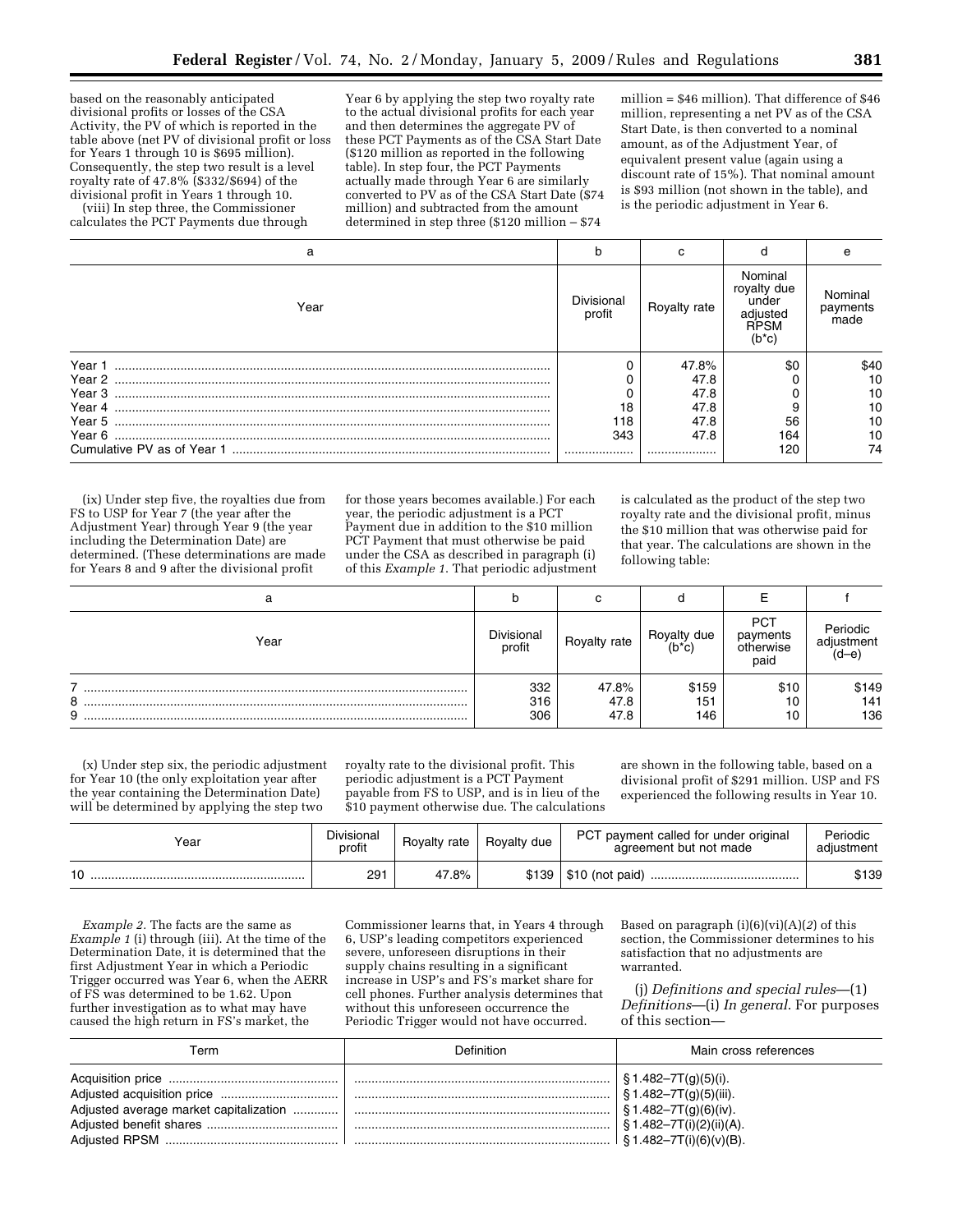based on the reasonably anticipated divisional profits or losses of the CSA Activity, the PV of which is reported in the table above (net PV of divisional profit or loss for Years 1 through 10 is $695 million). Consequently, the step two result is a level royalty rate of 47.8% ($332/$694) of the divisional profit in Years 1 through 10.

(viii) In step three, the Commissioner calculates the PCT Payments due through Year 6 by applying the step two royalty rate to the actual divisional profits for each year and then determines the aggregate PV of these PCT Payments as of the CSA Start Date ($120 million as reported in the following table). In step four, the PCT Payments actually made through Year 6 are similarly converted to PV as of the CSA Start Date ($74 million) and subtracted from the amount determined in step three ($120 million – $74 million = $46 million). That difference of $46 million, representing a net PV as of the CSA Start Date, is then converted to a nominal amount, as of the Adjustment Year, of equivalent present value (again using a discount rate of 15%). That nominal amount is $93 million (not shown in the table), and is the periodic adjustment in Year 6.

| a | b | c | d | e |
|---|---|---|---|---|
| Year | Divisional profit | Royalty rate | Nominal royalty due under adjusted RPSM (b*c) | Nominal payments made |
| Year 1 | 0 | 47.8% | $0 | $40 |
| Year 2 | 0 | 47.8 | 0 | 10 |
| Year 3 | 0 | 47.8 | 0 | 10 |
| Year 4 | 18 | 47.8 | 9 | 10 |
| Year 5 | 118 | 47.8 | 56 | 10 |
| Year 6 | 343 | 47.8 | 164 | 10 |
| Cumulative PV as of Year 1 | ............ | ............ | 120 | 74 |

(ix) Under step five, the royalties due from FS to USP for Year 7 (the year after the Adjustment Year) through Year 9 (the year including the Determination Date) are determined. (These determinations are made for Years 8 and 9 after the divisional profit for those years becomes available.) For each year, the periodic adjustment is a PCT Payment due in addition to the $10 million PCT Payment that must otherwise be paid under the CSA as described in paragraph (i) of this *Example 1*. That periodic adjustment is calculated as the product of the step two royalty rate and the divisional profit, minus the $10 million that was otherwise paid for that year. The calculations are shown in the following table:

| a | b | c | d | E | f |
|---|---|---|---|---|---|
| Year | Divisional profit | Royalty rate | Royalty due (b*c) | PCT payments otherwise paid | Periodic adjustment (d–e) |
| 7 | 332 | 47.8% | $159 | $10 | $149 |
| 8 | 316 | 47.8 | 151 | 10 | 141 |
| 9 | 306 | 47.8 | 146 | 10 | 136 |

(x) Under step six, the periodic adjustment for Year 10 (the only exploitation year after the year containing the Determination Date) will be determined by applying the step two royalty rate to the divisional profit. This periodic adjustment is a PCT Payment payable from FS to USP, and is in lieu of the $10 payment otherwise due. The calculations are shown in the following table, based on a divisional profit of $291 million. USP and FS experienced the following results in Year 10.

| Year | Divisional profit | Royalty rate | Royalty due | PCT payment called for under original agreement but not made | Periodic adjustment |
|---|---|---|---|---|---|
| 10 | 291 | 47.8% | $139 | $10 (not paid) | $139 |

*Example 2.* The facts are the same as *Example 1* (i) through (iii). At the time of the Determination Date, it is determined that the first Adjustment Year in which a Periodic Trigger occurred was Year 6, when the AERR of FS was determined to be 1.62. Upon further investigation as to what may have caused the high return in FS's market, the Commissioner learns that, in Years 4 through 6, USP's leading competitors experienced severe, unforeseen disruptions in their supply chains resulting in a significant increase in USP's and FS's market share for cell phones. Further analysis determines that without this unforeseen occurrence the Periodic Trigger would not have occurred. Based on paragraph (i)(6)(vi)(A)(*2*) of this section, the Commissioner determines to his satisfaction that no adjustments are warranted.

(j) *Definitions and special rules*—(1) *Definitions*—(i) *In general.* For purposes of this section—

| Term | Definition | Main cross references |
|---|---|---|
| Acquisition price | | § 1.482–7T(g)(5)(i). |
| Adjusted acquisition price | | § 1.482–7T(g)(5)(iii). |
| Adjusted average market capitalization | | § 1.482–7T(g)(6)(iv). |
| Adjusted benefit shares | | § 1.482–7T(i)(2)(ii)(A). |
| Adjusted RPSM | | § 1.482–7T(i)(6)(v)(B). |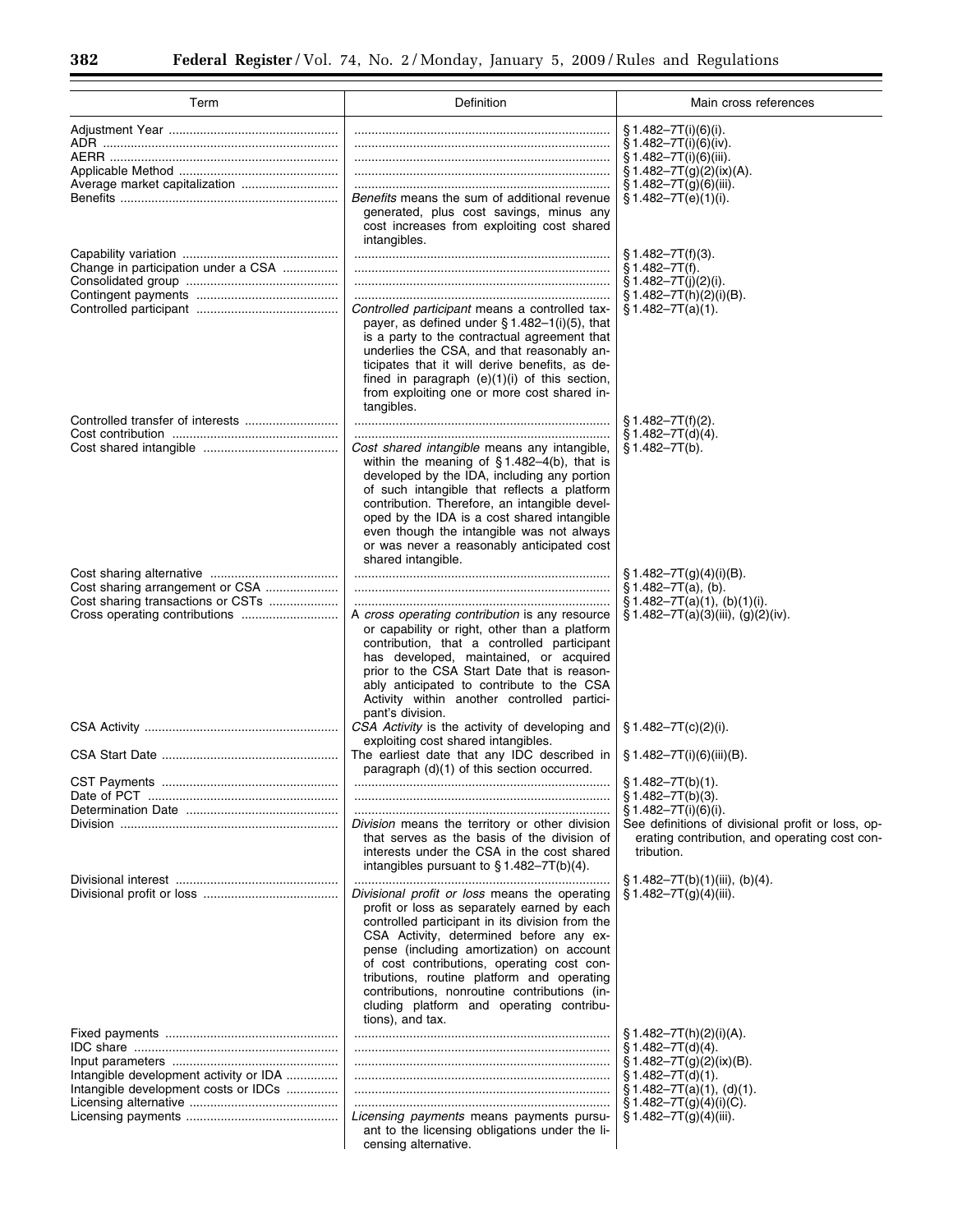| Term | Definition | Main cross references |
|---|---|---|
| Adjustment Year | | § 1.482–7T(i)(6)(i). |
| ADR | | § 1.482–7T(i)(6)(iv). |
| AERR | | § 1.482–7T(i)(6)(iii). |
| Applicable Method | | § 1.482–7T(g)(2)(ix)(A). |
| Average market capitalization | | § 1.482–7T(g)(6)(iii). |
| Benefits | *Benefits* means the sum of additional revenue generated, plus cost savings, minus any cost increases from exploiting cost shared intangibles. | § 1.482–7T(e)(1)(i). |
| Capability variation | | § 1.482–7T(f)(3). |
| Change in participation under a CSA | | § 1.482–7T(f). |
| Consolidated group | | § 1.482–7T(j)(2)(i). |
| Contingent payments | | § 1.482–7T(h)(2)(i)(B). |
| Controlled participant | *Controlled participant* means a controlled taxpayer, as defined under § 1.482–1(i)(5), that is a party to the contractual agreement that underlies the CSA, and that reasonably anticipates that it will derive benefits, as defined in paragraph (e)(1)(i) of this section, from exploiting one or more cost shared intangibles. | § 1.482–7T(a)(1). |
| Controlled transfer of interests | | § 1.482–7T(f)(2). |
| Cost contribution | | § 1.482–7T(d)(4). |
| Cost shared intangible | *Cost shared intangible* means any intangible, within the meaning of § 1.482–4(b), that is developed by the IDA, including any portion of such intangible that reflects a platform contribution. Therefore, an intangible developed by the IDA is a cost shared intangible even though the intangible was not always or was never a reasonably anticipated cost shared intangible. | § 1.482–7T(b). |
| Cost sharing alternative | | § 1.482–7T(g)(4)(i)(B). |
| Cost sharing arrangement or CSA | | § 1.482–7T(a), (b). |
| Cost sharing transactions or CSTs | | § 1.482–7T(a)(1), (b)(1)(i). |
| Cross operating contributions | A *cross operating contribution* is any resource or capability or right, other than a platform contribution, that a controlled participant has developed, maintained, or acquired prior to the CSA Start Date that is reasonably anticipated to contribute to the CSA Activity within another controlled participant's division. | § 1.482–7T(a)(3)(iii), (g)(2)(iv). |
| CSA Activity | *CSA Activity* is the activity of developing and exploiting cost shared intangibles. | § 1.482–7T(c)(2)(i). |
| CSA Start Date | The earliest date that any IDC described in paragraph (d)(1) of this section occurred. | § 1.482–7T(i)(6)(iii)(B). |
| CST Payments | | § 1.482–7T(b)(1). |
| Date of PCT | | § 1.482–7T(b)(3). |
| Determination Date | | § 1.482–7T(i)(6)(i). |
| Division | *Division* means the territory or other division that serves as the basis of the division of interests under the CSA in the cost shared intangibles pursuant to § 1.482–7T(b)(4). | See definitions of divisional profit or loss, operating contribution, and operating cost contribution. |
| Divisional interest | | § 1.482–7T(b)(1)(iii), (b)(4). |
| Divisional profit or loss | *Divisional profit or loss* means the operating profit or loss as separately earned by each controlled participant in its division from the CSA Activity, determined before any expense (including amortization) on account of cost contributions, operating cost contributions, routine platform and operating contributions, nonroutine contributions (including platform and operating contributions), and tax. | § 1.482–7T(g)(4)(iii). |
| Fixed payments | | § 1.482–7T(h)(2)(i)(A). |
| IDC share | | § 1.482–7T(d)(4). |
| Input parameters | | § 1.482–7T(g)(2)(ix)(B). |
| Intangible development activity or IDA | | § 1.482–7T(d)(1). |
| Intangible development costs or IDCs | | § 1.482–7T(a)(1), (d)(1). |
| Licensing alternative | | § 1.482–7T(g)(4)(i)(C). |
| Licensing payments | *Licensing payments* means payments pursuant to the licensing obligations under the licensing alternative. | § 1.482–7T(g)(4)(iii). |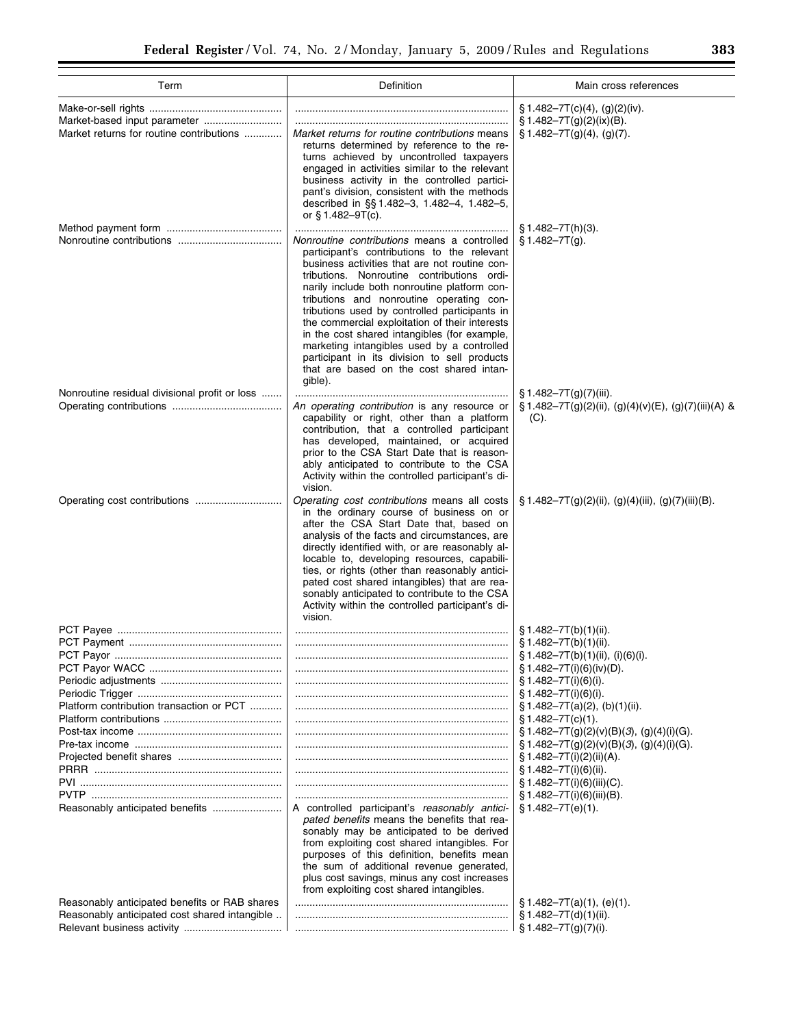| Term | Definition | Main cross references |
|---|---|---|
| Make-or-sell rights | | § 1.482–7T(c)(4), (g)(2)(iv). |
| Market-based input parameter | | § 1.482–7T(g)(2)(ix)(B). |
| Market returns for routine contributions | *Market returns for routine contributions* means returns determined by reference to the returns achieved by uncontrolled taxpayers engaged in activities similar to the relevant business activity in the controlled participant's division, consistent with the methods described in §§ 1.482–3, 1.482–4, 1.482–5, or § 1.482–9T(c). | § 1.482–7T(g)(4), (g)(7). |
| Method payment form | | § 1.482–7T(h)(3). |
| Nonroutine contributions | *Nonroutine contributions* means a controlled participant's contributions to the relevant business activities that are not routine contributions. Nonroutine contributions ordinarily include both nonroutine platform contributions and nonroutine operating contributions used by controlled participants in the commercial exploitation of their interests in the cost shared intangibles (for example, marketing intangibles used by a controlled participant in its division to sell products that are based on the cost shared intangible). | § 1.482–7T(g). |
| Nonroutine residual divisional profit or loss | | § 1.482–7T(g)(7)(iii). |
| Operating contributions | *An operating contribution* is any resource or capability or right, other than a platform contribution, that a controlled participant has developed, maintained, or acquired prior to the CSA Start Date that is reasonably anticipated to contribute to the CSA Activity within the controlled participant's division. | § 1.482–7T(g)(2)(ii), (g)(4)(v)(E), (g)(7)(iii)(A) & (C). |
| Operating cost contributions | *Operating cost contributions* means all costs in the ordinary course of business on or after the CSA Start Date that, based on analysis of the facts and circumstances, are directly identified with, or are reasonably allocable to, developing resources, capabilities, or rights (other than reasonably anticipated cost shared intangibles) that are reasonably anticipated to contribute to the CSA Activity within the controlled participant's division. | § 1.482–7T(g)(2)(ii), (g)(4)(iii), (g)(7)(iii)(B). |
| PCT Payee | | § 1.482–7T(b)(1)(ii). |
| PCT Payment | | § 1.482–7T(b)(1)(ii). |
| PCT Payor | | § 1.482–7T(b)(1)(ii), (i)(6)(i). |
| PCT Payor WACC | | § 1.482–7T(i)(6)(iv)(D). |
| Periodic adjustments | | § 1.482–7T(i)(6)(i). |
| Periodic Trigger | | § 1.482–7T(i)(6)(i). |
| Platform contribution transaction or PCT | | § 1.482–7T(a)(2), (b)(1)(ii). |
| Platform contributions | | § 1.482–7T(c)(1). |
| Post-tax income | | § 1.482–7T(g)(2)(v)(B)(*3*), (g)(4)(i)(G). |
| Pre-tax income | | § 1.482–7T(g)(2)(v)(B)(*3*), (g)(4)(i)(G). |
| Projected benefit shares | | § 1.482–7T(i)(2)(ii)(A). |
| PRRR | | § 1.482–7T(i)(6)(ii). |
| PVI | | § 1.482–7T(i)(6)(iii)(C). |
| PVTP | | § 1.482–7T(i)(6)(iii)(B). |
| Reasonably anticipated benefits | A controlled participant's *reasonably anticipated benefits* means the benefits that reasonably may be anticipated to be derived from exploiting cost shared intangibles. For purposes of this definition, benefits mean the sum of additional revenue generated, plus cost savings, minus any cost increases from exploiting cost shared intangibles. | § 1.482–7T(e)(1). |
| Reasonably anticipated benefits or RAB shares | | § 1.482–7T(a)(1), (e)(1). |
| Reasonably anticipated cost shared intangible | | § 1.482–7T(d)(1)(ii). |
| Relevant business activity | | § 1.482–7T(g)(7)(i). |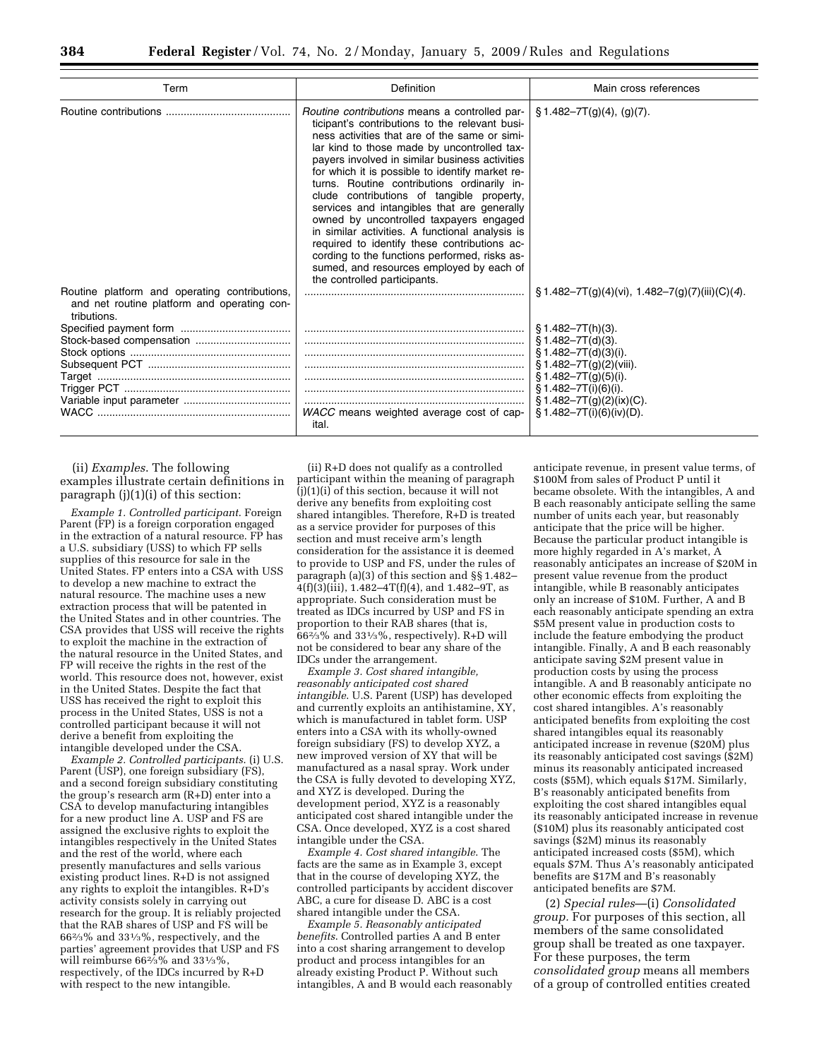| Term | Definition | Main cross references |
| --- | --- | --- |
| Routine contributions | *Routine contributions* means a controlled participant's contributions to the relevant business activities that are of the same or similar kind to those made by uncontrolled taxpayers involved in similar business activities for which it is possible to identify market returns. Routine contributions ordinarily include contributions of tangible property, services and intangibles that are generally owned by uncontrolled taxpayers engaged in similar activities. A functional analysis is required to identify these contributions according to the functions performed, risks assumed, and resources employed by each of the controlled participants. | § 1.482–7T(g)(4), (g)(7). |
| Routine platform and operating contributions, and net routine platform and operating contributions. | | § 1.482–7T(g)(4)(vi), 1.482–7(g)(7)(iii)(C)(*4*). |
| Specified payment form | | § 1.482–7T(h)(3). |
| Stock-based compensation | | § 1.482–7T(d)(3). |
| Stock options | | § 1.482–7T(d)(3)(i). |
| Subsequent PCT | | § 1.482–7T(g)(2)(viii). |
| Target | | § 1.482–7T(g)(5)(i). |
| Trigger PCT | | § 1.482–7T(i)(6)(i). |
| Variable input parameter | | § 1.482–7T(g)(2)(ix)(C). |
| WACC | *WACC* means weighted average cost of capital. | § 1.482–7T(i)(6)(iv)(D). |

(ii) *Examples.* The following examples illustrate certain definitions in paragraph (j)(1)(i) of this section:

*Example 1. Controlled participant.* Foreign Parent (FP) is a foreign corporation engaged in the extraction of a natural resource. FP has a U.S. subsidiary (USS) to which FP sells supplies of this resource for sale in the United States. FP enters into a CSA with USS to develop a new machine to extract the natural resource. The machine uses a new extraction process that will be patented in the United States and in other countries. The CSA provides that USS will receive the rights to exploit the machine in the extraction of the natural resource in the United States, and FP will receive the rights in the rest of the world. This resource does not, however, exist in the United States. Despite the fact that USS has received the right to exploit this process in the United States, USS is not a controlled participant because it will not derive a benefit from exploiting the intangible developed under the CSA.

*Example 2. Controlled participants.* (i) U.S. Parent (USP), one foreign subsidiary (FS), and a second foreign subsidiary constituting the group's research arm (R+D) enter into a CSA to develop manufacturing intangibles for a new product line A. USP and FS are assigned the exclusive rights to exploit the intangibles respectively in the United States and the rest of the world, where each presently manufactures and sells various existing product lines. R+D is not assigned any rights to exploit the intangibles. R+D's activity consists solely in carrying out research for the group. It is reliably projected that the RAB shares of USP and FS will be 66⅔% and 33⅓%, respectively, and the parties' agreement provides that USP and FS will reimburse 66⅔% and 33⅓%, respectively, of the IDCs incurred by R+D with respect to the new intangible.

(ii) R+D does not qualify as a controlled participant within the meaning of paragraph (j)(1)(i) of this section, because it will not derive any benefits from exploiting cost shared intangibles. Therefore, R+D is treated as a service provider for purposes of this section and must receive arm's length consideration for the assistance it is deemed to provide to USP and FS, under the rules of paragraph (a)(3) of this section and §§ 1.482–4(f)(3)(iii), 1.482–4T(f)(4), and 1.482–9T, as appropriate. Such consideration must be treated as IDCs incurred by USP and FS in proportion to their RAB shares (that is, 66⅔% and 33⅓%, respectively). R+D will not be considered to bear any share of the IDCs under the arrangement.

*Example 3. Cost shared intangible, reasonably anticipated cost shared intangible.* U.S. Parent (USP) has developed and currently exploits an antihistamine, XY, which is manufactured in tablet form. USP enters into a CSA with its wholly-owned foreign subsidiary (FS) to develop XYZ, a new improved version of XY that will be manufactured as a nasal spray. Work under the CSA is fully devoted to developing XYZ, and XYZ is developed. During the development period, XYZ is a reasonably anticipated cost shared intangible under the CSA. Once developed, XYZ is a cost shared intangible under the CSA.

*Example 4. Cost shared intangible.* The facts are the same as in Example 3, except that in the course of developing XYZ, the controlled participants by accident discover ABC, a cure for disease D. ABC is a cost shared intangible under the CSA.

*Example 5. Reasonably anticipated benefits.* Controlled parties A and B enter into a cost sharing arrangement to develop product and process intangibles for an already existing Product P. Without such intangibles, A and B would each reasonably anticipate revenue, in present value terms, of $100M from sales of Product P until it became obsolete. With the intangibles, A and B each reasonably anticipate selling the same number of units each year, but reasonably anticipate that the price will be higher. Because the particular product intangible is more highly regarded in A's market, A reasonably anticipates an increase of $20M in present value revenue from the product intangible, while B reasonably anticipates only an increase of $10M. Further, A and B each reasonably anticipate spending an extra $5M present value in production costs to include the feature embodying the product intangible. Finally, A and B each reasonably anticipate saving $2M present value in production costs by using the process intangible. A and B reasonably anticipate no other economic effects from exploiting the cost shared intangibles. A's reasonably anticipated benefits from exploiting the cost shared intangibles equal its reasonably anticipated increase in revenue ($20M) plus its reasonably anticipated cost savings ($2M) minus its reasonably anticipated increased costs ($5M), which equals $17M. Similarly, B's reasonably anticipated benefits from exploiting the cost shared intangibles equal its reasonably anticipated increase in revenue ($10M) plus its reasonably anticipated cost savings ($2M) minus its reasonably anticipated increased costs ($5M), which equals $7M. Thus A's reasonably anticipated benefits are $17M and B's reasonably anticipated benefits are $7M.

(2) *Special rules*—(i) *Consolidated group.* For purposes of this section, all members of the same consolidated group shall be treated as one taxpayer. For these purposes, the term *consolidated group* means all members of a group of controlled entities created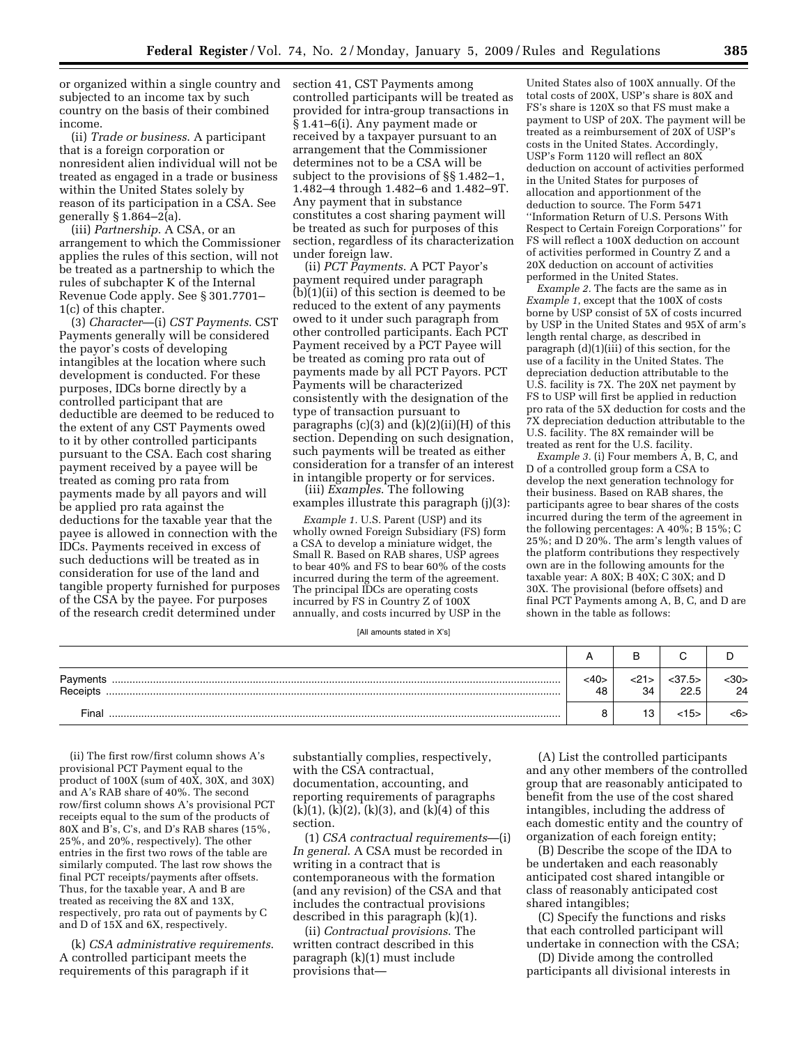or organized within a single country and subjected to an income tax by such country on the basis of their combined income.

(ii) *Trade or business*. A participant that is a foreign corporation or nonresident alien individual will not be treated as engaged in a trade or business within the United States solely by reason of its participation in a CSA. See generally § 1.864–2(a).

(iii) *Partnership*. A CSA, or an arrangement to which the Commissioner applies the rules of this section, will not be treated as a partnership to which the rules of subchapter K of the Internal Revenue Code apply. See § 301.7701–1(c) of this chapter.

(3) *Character*—(i) *CST Payments*. CST Payments generally will be considered the payor's costs of developing intangibles at the location where such development is conducted. For these purposes, IDCs borne directly by a controlled participant that are deductible are deemed to be reduced to the extent of any CST Payments owed to it by other controlled participants pursuant to the CSA. Each cost sharing payment received by a payee will be treated as coming pro rata from payments made by all payors and will be applied pro rata against the deductions for the taxable year that the payee is allowed in connection with the IDCs. Payments received in excess of such deductions will be treated as in consideration for use of the land and tangible property furnished for purposes of the CSA by the payee. For purposes of the research credit determined under section 41, CST Payments among controlled participants will be treated as provided for intra-group transactions in § 1.41–6(i). Any payment made or received by a taxpayer pursuant to an arrangement that the Commissioner determines not to be a CSA will be subject to the provisions of §§ 1.482–1, 1.482–4 through 1.482–6 and 1.482–9T. Any payment that in substance constitutes a cost sharing payment will be treated as such for purposes of this section, regardless of its characterization under foreign law.

(ii) *PCT Payments*. A PCT Payor's payment required under paragraph (b)(1)(ii) of this section is deemed to be reduced to the extent of any payments owed to it under such paragraph from other controlled participants. Each PCT Payment received by a PCT Payee will be treated as coming pro rata out of payments made by all PCT Payors. PCT Payments will be characterized consistently with the designation of the type of transaction pursuant to paragraphs (c)(3) and (k)(2)(ii)(H) of this section. Depending on such designation, such payments will be treated as either consideration for a transfer of an interest in intangible property or for services.

(iii) *Examples*. The following examples illustrate this paragraph (j)(3):

*Example 1*. U.S. Parent (USP) and its wholly owned Foreign Subsidiary (FS) form a CSA to develop a miniature widget, the Small R. Based on RAB shares, USP agrees to bear 40% and FS to bear 60% of the costs incurred during the term of the agreement. The principal IDCs are operating costs incurred by FS in Country Z of 100X annually, and costs incurred by USP in the United States also of 100X annually. Of the total costs of 200X, USP's share is 80X and FS's share is 120X so that FS must make a payment to USP of 20X. The payment will be treated as a reimbursement of 20X of USP's costs in the United States. Accordingly, USP's Form 1120 will reflect an 80X deduction on account of activities performed in the United States for purposes of allocation and apportionment of the deduction to source. The Form 5471 ''Information Return of U.S. Persons With Respect to Certain Foreign Corporations'' for FS will reflect a 100X deduction on account of activities performed in Country Z and a 20X deduction on account of activities performed in the United States.

*Example 2*. The facts are the same as in *Example 1*, except that the 100X of costs borne by USP consist of 5X of costs incurred by USP in the United States and 95X of arm's length rental charge, as described in paragraph (d)(1)(iii) of this section, for the use of a facility in the United States. The depreciation deduction attributable to the U.S. facility is 7X. The 20X net payment by FS to USP will first be applied in reduction pro rata of the 5X deduction for costs and the 7X depreciation deduction attributable to the U.S. facility. The 8X remainder will be treated as rent for the U.S. facility.

*Example 3*. (i) Four members A, B, C, and D of a controlled group form a CSA to develop the next generation technology for their business. Based on RAB shares, the participants agree to bear shares of the costs incurred during the term of the agreement in the following percentages: A 40%; B 15%; C 25%; and D 20%. The arm's length values of the platform contributions they respectively own are in the following amounts for the taxable year: A 80X; B 40X; C 30X; and D 30X. The provisional (before offsets) and final PCT Payments among A, B, C, and D are shown in the table as follows:

[All amounts stated in X's]

| | A | B | C | D |
|---|---|---|---|---|
| Payments | <40> | <21> | <37.5> | <30> |
| Receipts | 48 | 34 | 22.5 | 24 |
| Final | 8 | 13 | <15> | <6> |

(ii) The first row/first column shows A's provisional PCT Payment equal to the product of 100X (sum of 40X, 30X, and 30X) and A's RAB share of 40%. The second row/first column shows A's provisional PCT receipts equal to the sum of the products of 80X and B's, C's, and D's RAB shares (15%, 25%, and 20%, respectively). The other entries in the first two rows of the table are similarly computed. The last row shows the final PCT receipts/payments after offsets. Thus, for the taxable year, A and B are treated as receiving the 8X and 13X, respectively, pro rata out of payments by C and D of 15X and 6X, respectively.

(k) *CSA administrative requirements*. A controlled participant meets the requirements of this paragraph if it substantially complies, respectively, with the CSA contractual, documentation, accounting, and reporting requirements of paragraphs (k)(1), (k)(2), (k)(3), and (k)(4) of this section.

(1) *CSA contractual requirements*—(i) *In general*. A CSA must be recorded in writing in a contract that is contemporaneous with the formation (and any revision) of the CSA and that includes the contractual provisions described in this paragraph (k)(1).

(ii) *Contractual provisions*. The written contract described in this paragraph (k)(1) must include provisions that—

(A) List the controlled participants and any other members of the controlled group that are reasonably anticipated to benefit from the use of the cost shared intangibles, including the address of each domestic entity and the country of organization of each foreign entity;

(B) Describe the scope of the IDA to be undertaken and each reasonably anticipated cost shared intangible or class of reasonably anticipated cost shared intangibles;

(C) Specify the functions and risks that each controlled participant will undertake in connection with the CSA;

(D) Divide among the controlled participants all divisional interests in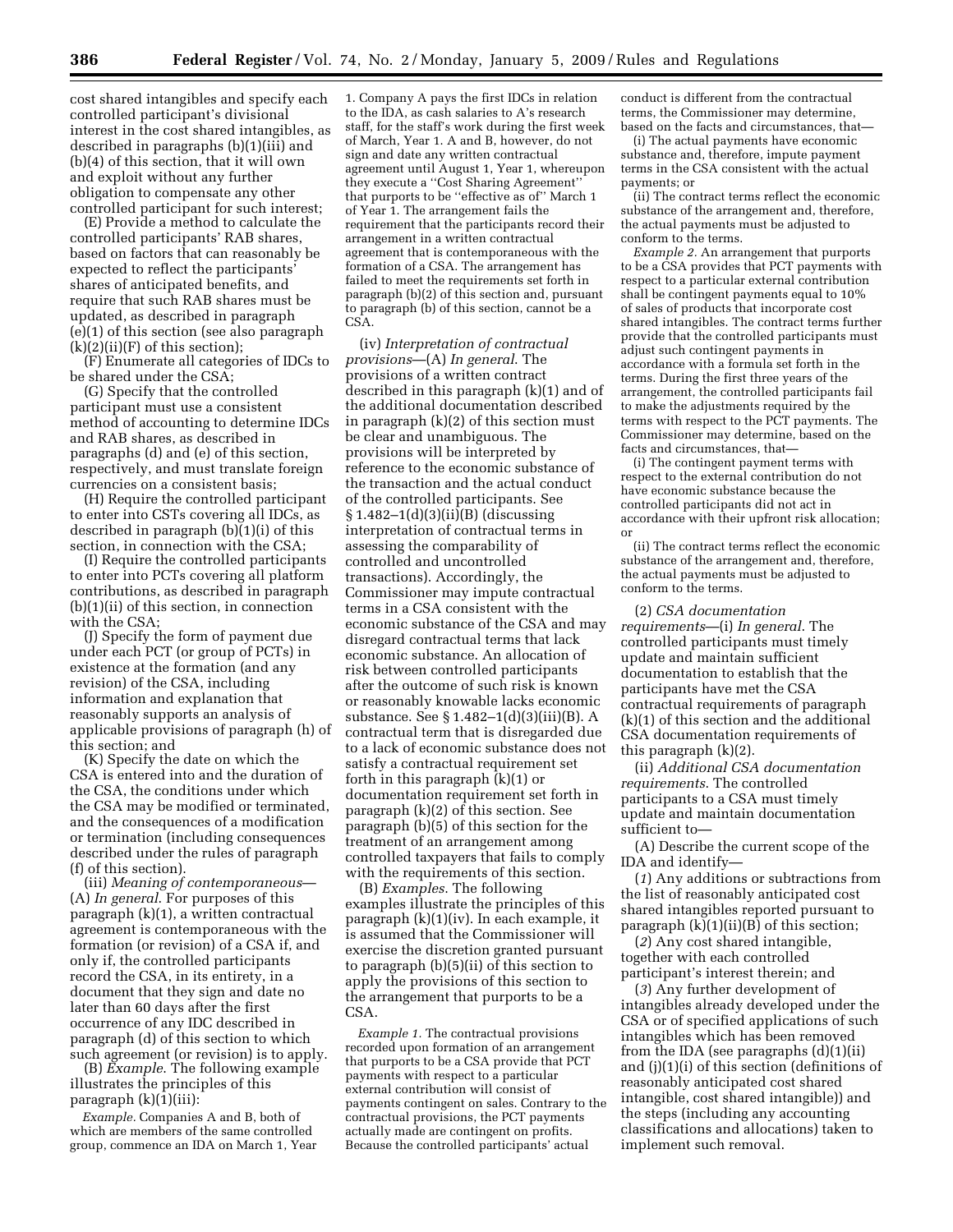cost shared intangibles and specify each controlled participant's divisional interest in the cost shared intangibles, as described in paragraphs (b)(1)(iii) and (b)(4) of this section, that it will own and exploit without any further obligation to compensate any other controlled participant for such interest;

(E) Provide a method to calculate the controlled participants' RAB shares, based on factors that can reasonably be expected to reflect the participants' shares of anticipated benefits, and require that such RAB shares must be updated, as described in paragraph (e)(1) of this section (see also paragraph (k)(2)(ii)(F) of this section);

(F) Enumerate all categories of IDCs to be shared under the CSA;

(G) Specify that the controlled participant must use a consistent method of accounting to determine IDCs and RAB shares, as described in paragraphs (d) and (e) of this section, respectively, and must translate foreign currencies on a consistent basis;

(H) Require the controlled participant to enter into CSTs covering all IDCs, as described in paragraph (b)(1)(i) of this section, in connection with the CSA;

(I) Require the controlled participants to enter into PCTs covering all platform contributions, as described in paragraph (b)(1)(ii) of this section, in connection with the CSA;

(J) Specify the form of payment due under each PCT (or group of PCTs) in existence at the formation (and any revision) of the CSA, including information and explanation that reasonably supports an analysis of applicable provisions of paragraph (h) of this section; and

(K) Specify the date on which the CSA is entered into and the duration of the CSA, the conditions under which the CSA may be modified or terminated, and the consequences of a modification or termination (including consequences described under the rules of paragraph (f) of this section).

(iii) *Meaning of contemporaneous*—(A) *In general*. For purposes of this paragraph (k)(1), a written contractual agreement is contemporaneous with the formation (or revision) of a CSA if, and only if, the controlled participants record the CSA, in its entirety, in a document that they sign and date no later than 60 days after the first occurrence of any IDC described in paragraph (d) of this section to which such agreement (or revision) is to apply.

(B) *Example*. The following example illustrates the principles of this paragraph (k)(1)(iii):

*Example*. Companies A and B, both of which are members of the same controlled group, commence an IDA on March 1, Year 1. Company A pays the first IDCs in relation to the IDA, as cash salaries to A's research staff, for the staff's work during the first week of March, Year 1. A and B, however, do not sign and date any written contractual agreement until August 1, Year 1, whereupon they execute a "Cost Sharing Agreement" that purports to be "effective as of" March 1 of Year 1. The arrangement fails the requirement that the participants record their arrangement in a written contractual agreement that is contemporaneous with the formation of a CSA. The arrangement has failed to meet the requirements set forth in paragraph (b)(2) of this section and, pursuant to paragraph (b) of this section, cannot be a CSA.

(iv) *Interpretation of contractual provisions*—(A) *In general*. The provisions of a written contract described in this paragraph (k)(1) and of the additional documentation described in paragraph (k)(2) of this section must be clear and unambiguous. The provisions will be interpreted by reference to the economic substance of the transaction and the actual conduct of the controlled participants. See § 1.482–1(d)(3)(ii)(B) (discussing interpretation of contractual terms in assessing the comparability of controlled and uncontrolled transactions). Accordingly, the Commissioner may impute contractual terms in a CSA consistent with the economic substance of the CSA and may disregard contractual terms that lack economic substance. An allocation of risk between controlled participants after the outcome of such risk is known or reasonably knowable lacks economic substance. See § 1.482–1(d)(3)(iii)(B). A contractual term that is disregarded due to a lack of economic substance does not satisfy a contractual requirement set forth in this paragraph (k)(1) or documentation requirement set forth in paragraph (k)(2) of this section. See paragraph (b)(5) of this section for the treatment of an arrangement among controlled taxpayers that fails to comply with the requirements of this section.

(B) *Examples*. The following examples illustrate the principles of this paragraph (k)(1)(iv). In each example, it is assumed that the Commissioner will exercise the discretion granted pursuant to paragraph (b)(5)(ii) of this section to apply the provisions of this section to the arrangement that purports to be a CSA.

*Example 1*. The contractual provisions recorded upon formation of an arrangement that purports to be a CSA provide that PCT payments with respect to a particular external contribution will consist of payments contingent on sales. Contrary to the contractual provisions, the PCT payments actually made are contingent on profits. Because the controlled participants' actual conduct is different from the contractual terms, the Commissioner may determine, based on the facts and circumstances, that—

(i) The actual payments have economic substance and, therefore, impute payment terms in the CSA consistent with the actual payments; or

(ii) The contract terms reflect the economic substance of the arrangement and, therefore, the actual payments must be adjusted to conform to the terms.

*Example 2*. An arrangement that purports to be a CSA provides that PCT payments with respect to a particular external contribution shall be contingent payments equal to 10% of sales of products that incorporate cost shared intangibles. The contract terms further provide that the controlled participants must adjust such contingent payments in accordance with a formula set forth in the terms. During the first three years of the arrangement, the controlled participants fail to make the adjustments required by the terms with respect to the PCT payments. The Commissioner may determine, based on the facts and circumstances, that—

(i) The contingent payment terms with respect to the external contribution do not have economic substance because the controlled participants did not act in accordance with their upfront risk allocation; or

(ii) The contract terms reflect the economic substance of the arrangement and, therefore, the actual payments must be adjusted to conform to the terms.

(2) *CSA documentation requirements*—(i) *In general*. The controlled participants must timely update and maintain sufficient documentation to establish that the participants have met the CSA contractual requirements of paragraph (k)(1) of this section and the additional CSA documentation requirements of this paragraph (k)(2).

(ii) *Additional CSA documentation requirements*. The controlled participants to a CSA must timely update and maintain documentation sufficient to—

(A) Describe the current scope of the IDA and identify—

(*1*) Any additions or subtractions from the list of reasonably anticipated cost shared intangibles reported pursuant to paragraph (k)(1)(ii)(B) of this section;

(*2*) Any cost shared intangible, together with each controlled participant's interest therein; and

(*3*) Any further development of intangibles already developed under the CSA or of specified applications of such intangibles which has been removed from the IDA (see paragraphs (d)(1)(ii) and (j)(1)(i) of this section (definitions of reasonably anticipated cost shared intangible, cost shared intangible)) and the steps (including any accounting classifications and allocations) taken to implement such removal.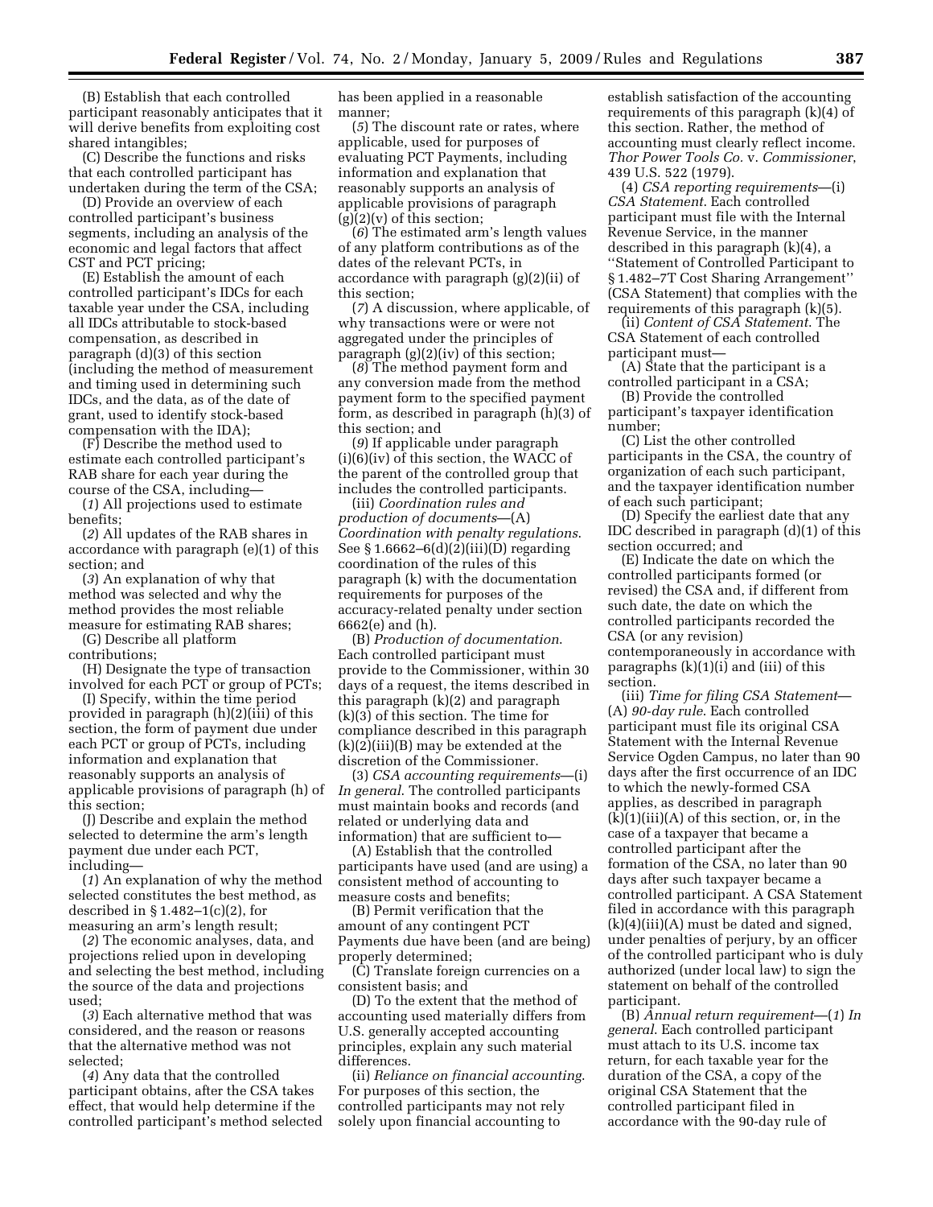(B) Establish that each controlled participant reasonably anticipates that it will derive benefits from exploiting cost shared intangibles;

(C) Describe the functions and risks that each controlled participant has undertaken during the term of the CSA;

(D) Provide an overview of each controlled participant's business segments, including an analysis of the economic and legal factors that affect CST and PCT pricing;

(E) Establish the amount of each controlled participant's IDCs for each taxable year under the CSA, including all IDCs attributable to stock-based compensation, as described in paragraph (d)(3) of this section (including the method of measurement and timing used in determining such IDCs, and the data, as of the date of grant, used to identify stock-based compensation with the IDA);

(F) Describe the method used to estimate each controlled participant's RAB share for each year during the course of the CSA, including—

(*1*) All projections used to estimate benefits;

(*2*) All updates of the RAB shares in accordance with paragraph (e)(1) of this section; and

(*3*) An explanation of why that method was selected and why the method provides the most reliable measure for estimating RAB shares;

(G) Describe all platform contributions;

(H) Designate the type of transaction involved for each PCT or group of PCTs;

(I) Specify, within the time period provided in paragraph (h)(2)(iii) of this section, the form of payment due under each PCT or group of PCTs, including information and explanation that reasonably supports an analysis of applicable provisions of paragraph (h) of this section;

(J) Describe and explain the method selected to determine the arm's length payment due under each PCT, including—

(*1*) An explanation of why the method selected constitutes the best method, as described in § 1.482–1(c)(2), for measuring an arm's length result;

(*2*) The economic analyses, data, and projections relied upon in developing and selecting the best method, including the source of the data and projections used;

(*3*) Each alternative method that was considered, and the reason or reasons that the alternative method was not selected;

(*4*) Any data that the controlled participant obtains, after the CSA takes effect, that would help determine if the controlled participant's method selected has been applied in a reasonable manner;

(*5*) The discount rate or rates, where applicable, used for purposes of evaluating PCT Payments, including information and explanation that reasonably supports an analysis of applicable provisions of paragraph (g)(2)(v) of this section;

(*6*) The estimated arm's length values of any platform contributions as of the dates of the relevant PCTs, in accordance with paragraph (g)(2)(ii) of this section;

(*7*) A discussion, where applicable, of why transactions were or were not aggregated under the principles of paragraph (g)(2)(iv) of this section;

(*8*) The method payment form and any conversion made from the method payment form to the specified payment form, as described in paragraph (h)(3) of this section; and

(*9*) If applicable under paragraph (i)(6)(iv) of this section, the WACC of the parent of the controlled group that includes the controlled participants.

(iii) *Coordination rules and production of documents*—(A) *Coordination with penalty regulations*. See § 1.6662–6(d)(2)(iii)(D) regarding coordination of the rules of this paragraph (k) with the documentation requirements for purposes of the accuracy-related penalty under section 6662(e) and (h).

(B) *Production of documentation*. Each controlled participant must provide to the Commissioner, within 30 days of a request, the items described in this paragraph (k)(2) and paragraph (k)(3) of this section. The time for compliance described in this paragraph (k)(2)(iii)(B) may be extended at the discretion of the Commissioner.

(3) *CSA accounting requirements*—(i) *In general*. The controlled participants must maintain books and records (and related or underlying data and information) that are sufficient to—

(A) Establish that the controlled participants have used (and are using) a consistent method of accounting to measure costs and benefits;

(B) Permit verification that the amount of any contingent PCT Payments due have been (and are being) properly determined;

(C) Translate foreign currencies on a consistent basis; and

(D) To the extent that the method of accounting used materially differs from U.S. generally accepted accounting principles, explain any such material differences.

(ii) *Reliance on financial accounting*. For purposes of this section, the controlled participants may not rely solely upon financial accounting to establish satisfaction of the accounting requirements of this paragraph (k)(4) of this section. Rather, the method of accounting must clearly reflect income. *Thor Power Tools Co.* v. *Commissioner*, 439 U.S. 522 (1979).

(4) *CSA reporting requirements*—(i) *CSA Statement*. Each controlled participant must file with the Internal Revenue Service, in the manner described in this paragraph (k)(4), a "Statement of Controlled Participant to § 1.482–7T Cost Sharing Arrangement" (CSA Statement) that complies with the requirements of this paragraph (k)(5).

(ii) *Content of CSA Statement*. The CSA Statement of each controlled participant must—

(A) State that the participant is a controlled participant in a CSA;

(B) Provide the controlled participant's taxpayer identification number;

(C) List the other controlled participants in the CSA, the country of organization of each such participant, and the taxpayer identification number of each such participant;

(D) Specify the earliest date that any IDC described in paragraph (d)(1) of this section occurred; and

(E) Indicate the date on which the controlled participants formed (or revised) the CSA and, if different from such date, the date on which the controlled participants recorded the CSA (or any revision) contemporaneously in accordance with paragraphs (k)(1)(i) and (iii) of this section.

(iii) *Time for filing CSA Statement*—(A) *90-day rule*. Each controlled participant must file its original CSA Statement with the Internal Revenue Service Ogden Campus, no later than 90 days after the first occurrence of an IDC to which the newly-formed CSA applies, as described in paragraph (k)(1)(iii)(A) of this section, or, in the case of a taxpayer that became a controlled participant after the formation of the CSA, no later than 90 days after such taxpayer became a controlled participant. A CSA Statement filed in accordance with this paragraph (k)(4)(iii)(A) must be dated and signed, under penalties of perjury, by an officer of the controlled participant who is duly authorized (under local law) to sign the statement on behalf of the controlled participant.

(B) *Annual return requirement*—(*1*) *In general*. Each controlled participant must attach to its U.S. income tax return, for each taxable year for the duration of the CSA, a copy of the original CSA Statement that the controlled participant filed in accordance with the 90-day rule of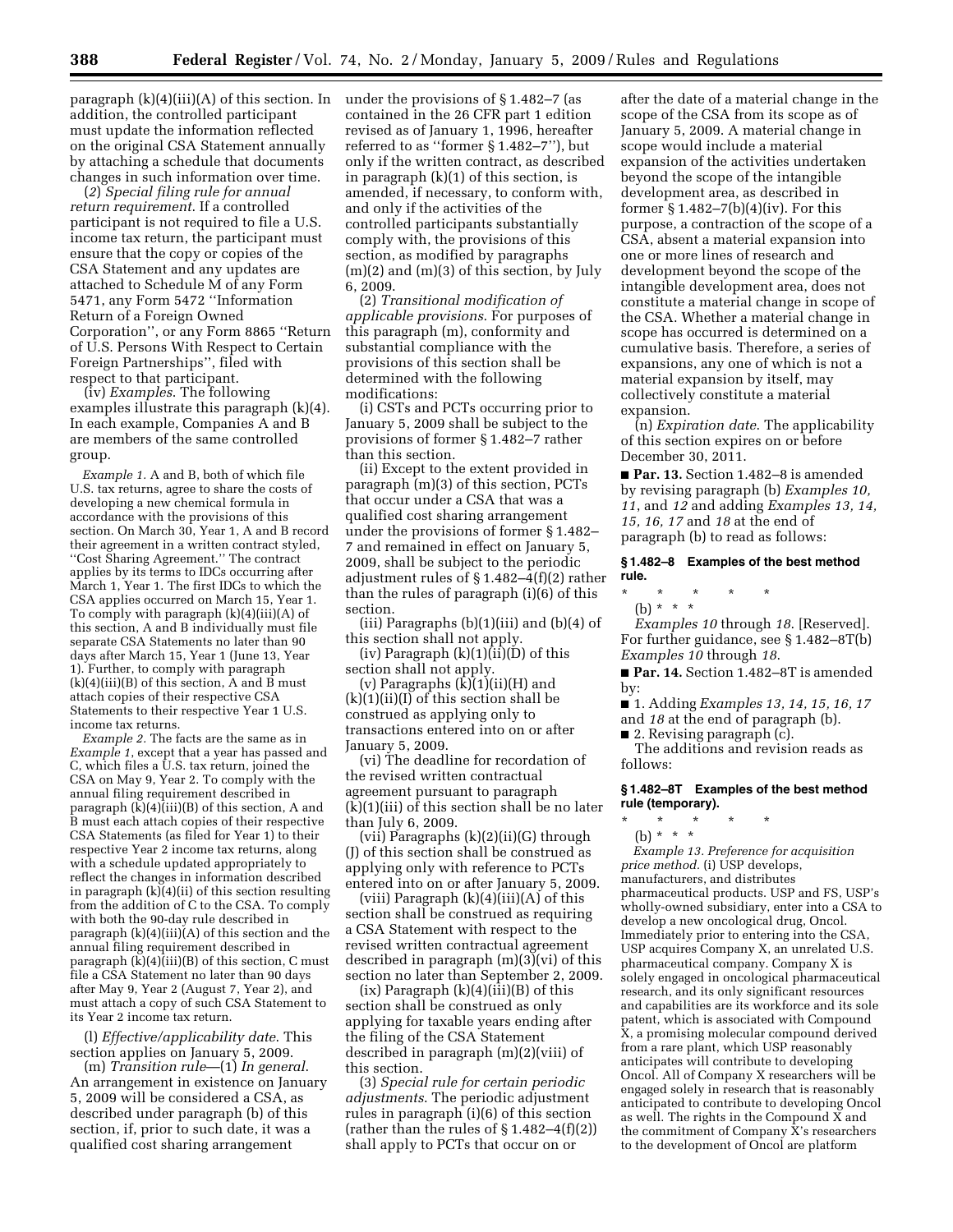paragraph (k)(4)(iii)(A) of this section. In addition, the controlled participant must update the information reflected on the original CSA Statement annually by attaching a schedule that documents changes in such information over time.

(*2*) *Special filing rule for annual return requirement.* If a controlled participant is not required to file a U.S. income tax return, the participant must ensure that the copy or copies of the CSA Statement and any updates are attached to Schedule M of any Form 5471, any Form 5472 ''Information Return of a Foreign Owned Corporation'', or any Form 8865 ''Return of U.S. Persons With Respect to Certain Foreign Partnerships'', filed with respect to that participant.

(iv) *Examples.* The following examples illustrate this paragraph (k)(4). In each example, Companies A and B are members of the same controlled group.

*Example 1.* A and B, both of which file U.S. tax returns, agree to share the costs of developing a new chemical formula in accordance with the provisions of this section. On March 30, Year 1, A and B record their agreement in a written contract styled, ''Cost Sharing Agreement.'' The contract applies by its terms to IDCs occurring after March 1, Year 1. The first IDCs to which the CSA applies occurred on March 15, Year 1. To comply with paragraph (k)(4)(iii)(A) of this section, A and B individually must file separate CSA Statements no later than 90 days after March 15, Year 1 (June 13, Year 1). Further, to comply with paragraph (k)(4)(iii)(B) of this section, A and B must attach copies of their respective CSA Statements to their respective Year 1 U.S. income tax returns.

*Example 2.* The facts are the same as in *Example 1*, except that a year has passed and C, which files a U.S. tax return, joined the CSA on May 9, Year 2. To comply with the annual filing requirement described in paragraph (k)(4)(iii)(B) of this section, A and B must each attach copies of their respective CSA Statements (as filed for Year 1) to their respective Year 2 income tax returns, along with a schedule updated appropriately to reflect the changes in information described in paragraph (k)(4)(ii) of this section resulting from the addition of C to the CSA. To comply with both the 90-day rule described in paragraph (k)(4)(iii)(A) of this section and the annual filing requirement described in paragraph (k)(4)(iii)(B) of this section, C must file a CSA Statement no later than 90 days after May 9, Year 2 (August 7, Year 2), and must attach a copy of such CSA Statement to its Year 2 income tax return.

(l) *Effective/applicability date.* This section applies on January 5, 2009.

(m) *Transition rule*—(1) *In general.* An arrangement in existence on January 5, 2009 will be considered a CSA, as described under paragraph (b) of this section, if, prior to such date, it was a qualified cost sharing arrangement under the provisions of § 1.482–7 (as contained in the 26 CFR part 1 edition revised as of January 1, 1996, hereafter referred to as ''former § 1.482–7''), but only if the written contract, as described in paragraph (k)(1) of this section, is amended, if necessary, to conform with, and only if the activities of the controlled participants substantially comply with, the provisions of this section, as modified by paragraphs (m)(2) and (m)(3) of this section, by July 6, 2009.

(2) *Transitional modification of applicable provisions.* For purposes of this paragraph (m), conformity and substantial compliance with the provisions of this section shall be determined with the following modifications:

(i) CSTs and PCTs occurring prior to January 5, 2009 shall be subject to the provisions of former § 1.482–7 rather than this section.

(ii) Except to the extent provided in paragraph (m)(3) of this section, PCTs that occur under a CSA that was a qualified cost sharing arrangement under the provisions of former § 1.482–7 and remained in effect on January 5, 2009, shall be subject to the periodic adjustment rules of § 1.482–4(f)(2) rather than the rules of paragraph (i)(6) of this section.

(iii) Paragraphs (b)(1)(iii) and (b)(4) of this section shall not apply.

(iv) Paragraph (k)(1)(ii)(D) of this section shall not apply.

(v) Paragraphs (k)(1)(ii)(H) and (k)(1)(ii)(I) of this section shall be construed as applying only to transactions entered into on or after January 5, 2009.

(vi) The deadline for recordation of the revised written contractual agreement pursuant to paragraph (k)(1)(iii) of this section shall be no later than July 6, 2009.

(vii) Paragraphs (k)(2)(ii)(G) through (J) of this section shall be construed as applying only with reference to PCTs entered into on or after January 5, 2009.

(viii) Paragraph (k)(4)(iii)(A) of this section shall be construed as requiring a CSA Statement with respect to the revised written contractual agreement described in paragraph (m)(3)(vi) of this section no later than September 2, 2009.

(ix) Paragraph (k)(4)(iii)(B) of this section shall be construed as only applying for taxable years ending after the filing of the CSA Statement described in paragraph (m)(2)(viii) of this section.

(3) *Special rule for certain periodic adjustments.* The periodic adjustment rules in paragraph (i)(6) of this section (rather than the rules of § 1.482–4(f)(2)) shall apply to PCTs that occur on or after the date of a material change in the scope of the CSA from its scope as of January 5, 2009. A material change in scope would include a material expansion of the activities undertaken beyond the scope of the intangible development area, as described in former § 1.482–7(b)(4)(iv). For this purpose, a contraction of the scope of a CSA, absent a material expansion into one or more lines of research and development beyond the scope of the intangible development area, does not constitute a material change in scope of the CSA. Whether a material change in scope has occurred is determined on a cumulative basis. Therefore, a series of expansions, any one of which is not a material expansion by itself, may collectively constitute a material expansion.

(n) *Expiration date.* The applicability of this section expires on or before December 30, 2011.

■ **Par. 13.** Section 1.482–8 is amended by revising paragraph (b) *Examples 10, 11*, and *12* and adding *Examples 13, 14, 15, 16, 17* and *18* at the end of paragraph (b) to read as follows:

**§ 1.482–8 Examples of the best method rule.**

\* \* \* \* \*

(b) \* \* \*

*Examples 10* through *18*. [Reserved]. For further guidance, see § 1.482–8T(b) *Examples 10* through *18*.

■ **Par. 14.** Section 1.482–8T is amended by:

■ 1. Adding *Examples 13, 14, 15, 16, 17* and *18* at the end of paragraph (b).

■ 2. Revising paragraph (c).

The additions and revision reads as follows:

**§ 1.482–8T Examples of the best method rule (temporary).**

\* \* \* \* \*

(b) \* \* \*

*Example 13. Preference for acquisition price method.* (i) USP develops, manufacturers, and distributes pharmaceutical products. USP and FS, USP's wholly-owned subsidiary, enter into a CSA to develop a new oncological drug, Oncol. Immediately prior to entering into the CSA, USP acquires Company X, an unrelated U.S. pharmaceutical company. Company X is solely engaged in oncological pharmaceutical research, and its only significant resources and capabilities are its workforce and its sole patent, which is associated with Compound X, a promising molecular compound derived from a rare plant, which USP reasonably anticipates will contribute to developing Oncol. All of Company X researchers will be engaged solely in research that is reasonably anticipated to contribute to developing Oncol as well. The rights in the Compound X and the commitment of Company X's researchers to the development of Oncol are platform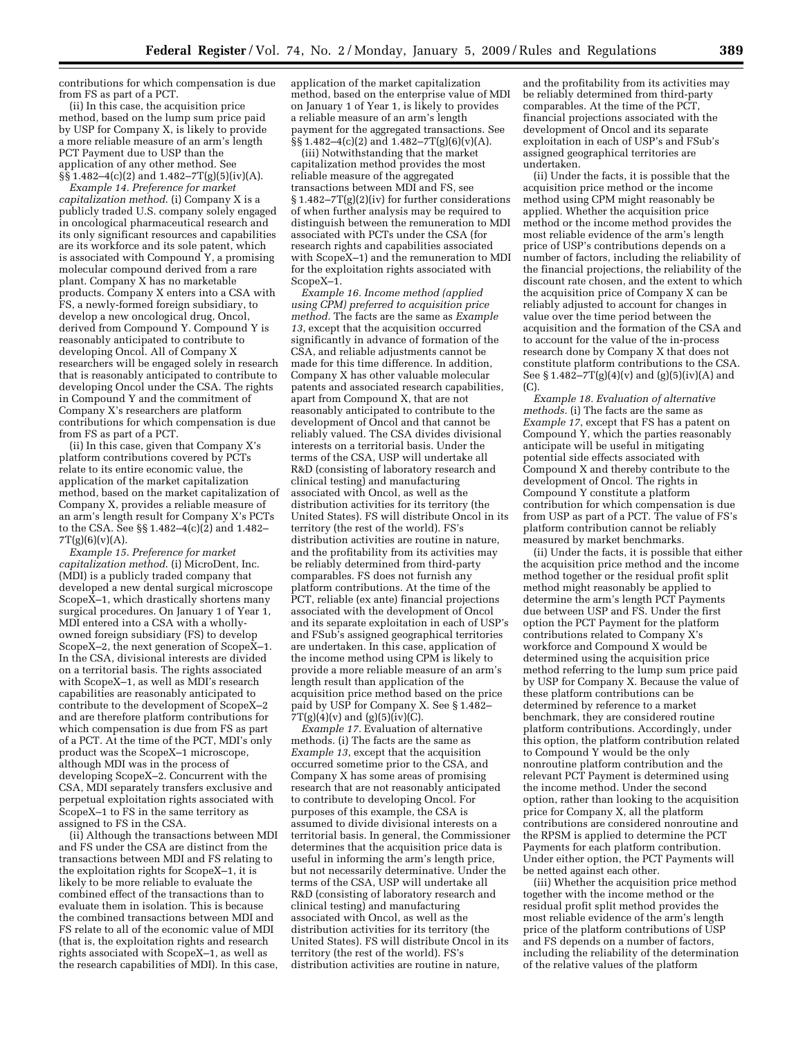contributions for which compensation is due from FS as part of a PCT.

(ii) In this case, the acquisition price method, based on the lump sum price paid by USP for Company X, is likely to provide a more reliable measure of an arm's length PCT Payment due to USP than the application of any other method. See §§ 1.482–4(c)(2) and 1.482–7T(g)(5)(iv)(A).

*Example 14. Preference for market capitalization method.* (i) Company X is a publicly traded U.S. company solely engaged in oncological pharmaceutical research and its only significant resources and capabilities are its workforce and its sole patent, which is associated with Compound Y, a promising molecular compound derived from a rare plant. Company X has no marketable products. Company X enters into a CSA with FS, a newly-formed foreign subsidiary, to develop a new oncological drug, Oncol, derived from Compound Y. Compound Y is reasonably anticipated to contribute to developing Oncol. All of Company X researchers will be engaged solely in research that is reasonably anticipated to contribute to developing Oncol under the CSA. The rights in Compound Y and the commitment of Company X's researchers are platform contributions for which compensation is due from FS as part of a PCT.

(ii) In this case, given that Company X's platform contributions covered by PCTs relate to its entire economic value, the application of the market capitalization method, based on the market capitalization of Company X, provides a reliable measure of an arm's length result for Company X's PCTs to the CSA. See §§ 1.482–4(c)(2) and 1.482–7T(g)(6)(v)(A).

*Example 15. Preference for market capitalization method.* (i) MicroDent, Inc. (MDI) is a publicly traded company that developed a new dental surgical microscope ScopeX–1, which drastically shortens many surgical procedures. On January 1 of Year 1, MDI entered into a CSA with a wholly-owned foreign subsidiary (FS) to develop ScopeX–2, the next generation of ScopeX–1. In the CSA, divisional interests are divided on a territorial basis. The rights associated with ScopeX–1, as well as MDI's research capabilities are reasonably anticipated to contribute to the development of ScopeX–2 and are therefore platform contributions for which compensation is due from FS as part of a PCT. At the time of the PCT, MDI's only product was the ScopeX–1 microscope, although MDI was in the process of developing ScopeX–2. Concurrent with the CSA, MDI separately transfers exclusive and perpetual exploitation rights associated with ScopeX–1 to FS in the same territory as assigned to FS in the CSA.

(ii) Although the transactions between MDI and FS under the CSA are distinct from the transactions between MDI and FS relating to the exploitation rights for ScopeX–1, it is likely to be more reliable to evaluate the combined effect of the transactions than to evaluate them in isolation. This is because the combined transactions between MDI and FS relate to all of the economic value of MDI (that is, the exploitation rights and research rights associated with ScopeX–1, as well as the research capabilities of MDI). In this case, application of the market capitalization method, based on the enterprise value of MDI on January 1 of Year 1, is likely to provides a reliable measure of an arm's length payment for the aggregated transactions. See §§ 1.482–4(c)(2) and 1.482–7T(g)(6)(v)(A).

(iii) Notwithstanding that the market capitalization method provides the most reliable measure of the aggregated transactions between MDI and FS, see § 1.482–7T(g)(2)(iv) for further considerations of when further analysis may be required to distinguish between the remuneration to MDI associated with PCTs under the CSA (for research rights and capabilities associated with ScopeX–1) and the remuneration to MDI for the exploitation rights associated with ScopeX–1.

*Example 16. Income method (applied using CPM) preferred to acquisition price method.* The facts are the same as *Example 13*, except that the acquisition occurred significantly in advance of formation of the CSA, and reliable adjustments cannot be made for this time difference. In addition, Company X has other valuable molecular patents and associated research capabilities, apart from Compound X, that are not reasonably anticipated to contribute to the development of Oncol and that cannot be reliably valued. The CSA divides divisional interests on a territorial basis. Under the terms of the CSA, USP will undertake all R&D (consisting of laboratory research and clinical testing) and manufacturing associated with Oncol, as well as the distribution activities for its territory (the United States). FS will distribute Oncol in its territory (the rest of the world). FS's distribution activities are routine in nature, and the profitability from its activities may be reliably determined from third-party comparables. FS does not furnish any platform contributions. At the time of the PCT, reliable (ex ante) financial projections associated with the development of Oncol and its separate exploitation in each of USP's and FSub's assigned geographical territories are undertaken. In this case, application of the income method using CPM is likely to provide a more reliable measure of an arm's length result than application of the acquisition price method based on the price paid by USP for Company X. See § 1.482–7T(g)(4)(v) and (g)(5)(iv)(C).

*Example 17.* Evaluation of alternative methods. (i) The facts are the same as *Example 13*, except that the acquisition occurred sometime prior to the CSA, and Company X has some areas of promising research that are not reasonably anticipated to contribute to developing Oncol. For purposes of this example, the CSA is assumed to divide divisional interests on a territorial basis. In general, the Commissioner determines that the acquisition price data is useful in informing the arm's length price, but not necessarily determinative. Under the terms of the CSA, USP will undertake all R&D (consisting of laboratory research and clinical testing) and manufacturing associated with Oncol, as well as the distribution activities for its territory (the United States). FS will distribute Oncol in its territory (the rest of the world). FS's distribution activities are routine in nature, and the profitability from its activities may be reliably determined from third-party comparables. At the time of the PCT, financial projections associated with the development of Oncol and its separate exploitation in each of USP's and FSub's assigned geographical territories are undertaken.

(ii) Under the facts, it is possible that the acquisition price method or the income method using CPM might reasonably be applied. Whether the acquisition price method or the income method provides the most reliable evidence of the arm's length price of USP's contributions depends on a number of factors, including the reliability of the financial projections, the reliability of the discount rate chosen, and the extent to which the acquisition price of Company X can be reliably adjusted to account for changes in value over the time period between the acquisition and the formation of the CSA and to account for the value of the in-process research done by Company X that does not constitute platform contributions to the CSA. See § 1.482–7T(g)(4)(v) and (g)(5)(iv)(A) and (C).

*Example 18. Evaluation of alternative methods.* (i) The facts are the same as *Example 17*, except that FS has a patent on Compound Y, which the parties reasonably anticipate will be useful in mitigating potential side effects associated with Compound X and thereby contribute to the development of Oncol. The rights in Compound Y constitute a platform contribution for which compensation is due from USP as part of a PCT. The value of FS's platform contribution cannot be reliably measured by market benchmarks.

(ii) Under the facts, it is possible that either the acquisition price method and the income method together or the residual profit split method might reasonably be applied to determine the arm's length PCT Payments due between USP and FS. Under the first option the PCT Payment for the platform contributions related to Company X's workforce and Compound X would be determined using the acquisition price method referring to the lump sum price paid by USP for Company X. Because the value of these platform contributions can be determined by reference to a market benchmark, they are considered routine platform contributions. Accordingly, under this option, the platform contribution related to Compound Y would be the only nonroutine platform contribution and the relevant PCT Payment is determined using the income method. Under the second option, rather than looking to the acquisition price for Company X, all the platform contributions are considered nonroutine and the RPSM is applied to determine the PCT Payments for each platform contribution. Under either option, the PCT Payments will be netted against each other.

(iii) Whether the acquisition price method together with the income method or the residual profit split method provides the most reliable evidence of the arm's length price of the platform contributions of USP and FS depends on a number of factors, including the reliability of the determination of the relative values of the platform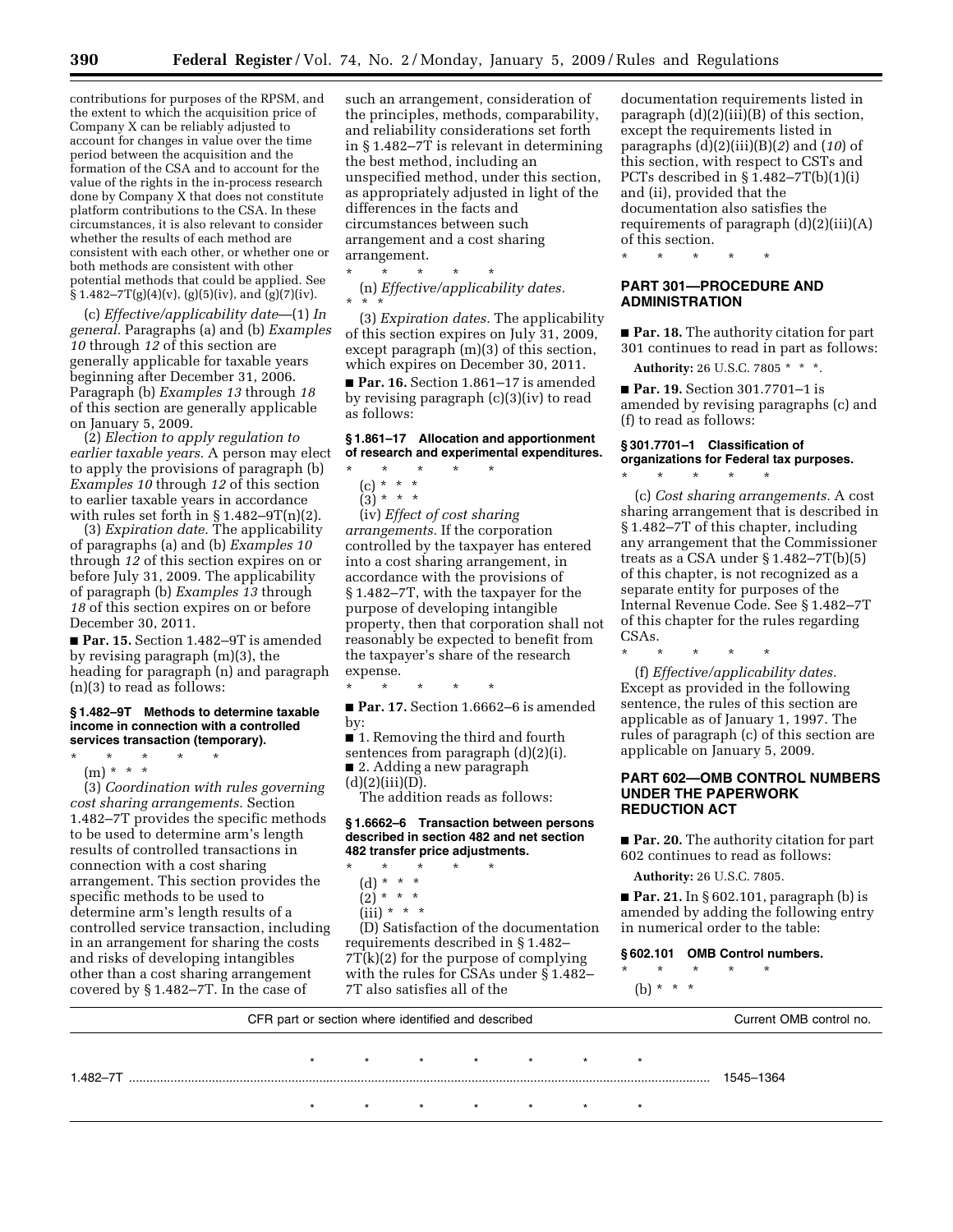contributions for purposes of the RPSM, and the extent to which the acquisition price of Company X can be reliably adjusted to account for changes in value over the time period between the acquisition and the formation of the CSA and to account for the value of the rights in the in-process research done by Company X that does not constitute platform contributions to the CSA. In these circumstances, it is also relevant to consider whether the results of each method are consistent with each other, or whether one or both methods are consistent with other potential methods that could be applied. See § 1.482–7T(g)(4)(v), (g)(5)(iv), and (g)(7)(iv).

(c) *Effective/applicability date*—(1) *In general.* Paragraphs (a) and (b) *Examples 10* through *12* of this section are generally applicable for taxable years beginning after December 31, 2006. Paragraph (b) *Examples 13* through *18* of this section are generally applicable on January 5, 2009.

(2) *Election to apply regulation to earlier taxable years.* A person may elect to apply the provisions of paragraph (b) *Examples 10* through *12* of this section to earlier taxable years in accordance with rules set forth in § 1.482–9T(n)(2).

(3) *Expiration date.* The applicability of paragraphs (a) and (b) *Examples 10* through *12* of this section expires on or before July 31, 2009. The applicability of paragraph (b) *Examples 13* through *18* of this section expires on or before December 30, 2011.

■ **Par. 15.** Section 1.482–9T is amended by revising paragraph (m)(3), the heading for paragraph (n) and paragraph (n)(3) to read as follows:

**§ 1.482–9T Methods to determine taxable income in connection with a controlled services transaction (temporary).**

\* \* \* \* \*

(m) \* \* \*

(3) *Coordination with rules governing cost sharing arrangements.* Section 1.482–7T provides the specific methods to be used to determine arm's length results of controlled transactions in connection with a cost sharing arrangement. This section provides the specific methods to be used to determine arm's length results of a controlled service transaction, including in an arrangement for sharing the costs and risks of developing intangibles other than a cost sharing arrangement covered by § 1.482–7T. In the case of such an arrangement, consideration of the principles, methods, comparability, and reliability considerations set forth in § 1.482–7T is relevant in determining the best method, including an unspecified method, under this section, as appropriately adjusted in light of the differences in the facts and circumstances between such arrangement and a cost sharing arrangement.

\* \* \* \* \*

(n) *Effective/applicability dates.*

\* \* \*

(3) *Expiration dates.* The applicability of this section expires on July 31, 2009, except paragraph (m)(3) of this section, which expires on December 30, 2011.

■ **Par. 16.** Section 1.861–17 is amended by revising paragraph (c)(3)(iv) to read as follows:

**§ 1.861–17 Allocation and apportionment of research and experimental expenditures.**

\* \* \* \* \*

(c) \* \* \*

(3) \* \* \*

(iv) *Effect of cost sharing arrangements.* If the corporation controlled by the taxpayer has entered into a cost sharing arrangement, in accordance with the provisions of § 1.482–7T, with the taxpayer for the purpose of developing intangible property, then that corporation shall not reasonably be expected to benefit from the taxpayer's share of the research expense.

\* \* \* \* \*

■ **Par. 17.** Section 1.6662–6 is amended by:

■ 1. Removing the third and fourth sentences from paragraph (d)(2)(i).

■ 2. Adding a new paragraph (d)(2)(iii)(D).

The addition reads as follows:

**§ 1.6662–6 Transaction between persons described in section 482 and net section 482 transfer price adjustments.**

\* \* \* \* \*

(d) \* \* \*

(2) \* \* \*

(iii) \* \* \*

(D) Satisfaction of the documentation requirements described in § 1.482–7T(k)(2) for the purpose of complying with the rules for CSAs under § 1.482–7T also satisfies all of the documentation requirements listed in paragraph (d)(2)(iii)(B) of this section, except the requirements listed in paragraphs (d)(2)(iii)(B)(*2*) and (*10*) of this section, with respect to CSTs and PCTs described in § 1.482–7T(b)(1)(i) and (ii), provided that the documentation also satisfies the requirements of paragraph (d)(2)(iii)(A) of this section.

\* \* \* \* \*

## PART 301—PROCEDURE AND ADMINISTRATION

■ **Par. 18.** The authority citation for part 301 continues to read in part as follows:

**Authority:** 26 U.S.C. 7805 \* \* \*.

■ **Par. 19.** Section 301.7701–1 is amended by revising paragraphs (c) and (f) to read as follows:

**§ 301.7701–1 Classification of organizations for Federal tax purposes.**

\* \* \* \* \*

(c) *Cost sharing arrangements.* A cost sharing arrangement that is described in § 1.482–7T of this chapter, including any arrangement that the Commissioner treats as a CSA under § 1.482–7T(b)(5) of this chapter, is not recognized as a separate entity for purposes of the Internal Revenue Code. See § 1.482–7T of this chapter for the rules regarding CSAs.

\* \* \* \* \*

(f) *Effective/applicability dates.* Except as provided in the following sentence, the rules of this section are applicable as of January 1, 1997. The rules of paragraph (c) of this section are applicable on January 5, 2009.

## PART 602—OMB CONTROL NUMBERS UNDER THE PAPERWORK REDUCTION ACT

■ **Par. 20.** The authority citation for part 602 continues to read as follows:

**Authority:** 26 U.S.C. 7805.

■ **Par. 21.** In § 602.101, paragraph (b) is amended by adding the following entry in numerical order to the table:

**§ 602.101 OMB Control numbers.**

\* \* \* \* \*

(b) \* \* \*

| CFR part or section where identified and described | Current OMB control no. |
|---|---|
| \* \* \* \* \* \* \* | |
| 1.482–7T | 1545–1364 |
| \* \* \* \* \* \* \* | |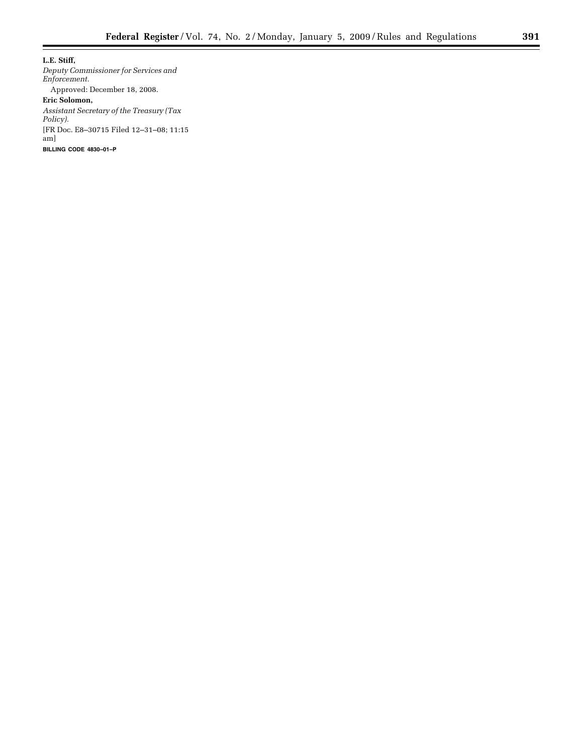**L.E. Stiff,**

*Deputy Commissioner for Services and Enforcement.*

Approved: December 18, 2008.

**Eric Solomon,**

*Assistant Secretary of the Treasury (Tax Policy).*

[FR Doc. E8–30715 Filed 12–31–08; 11:15 am]

**BILLING CODE 4830–01–P**